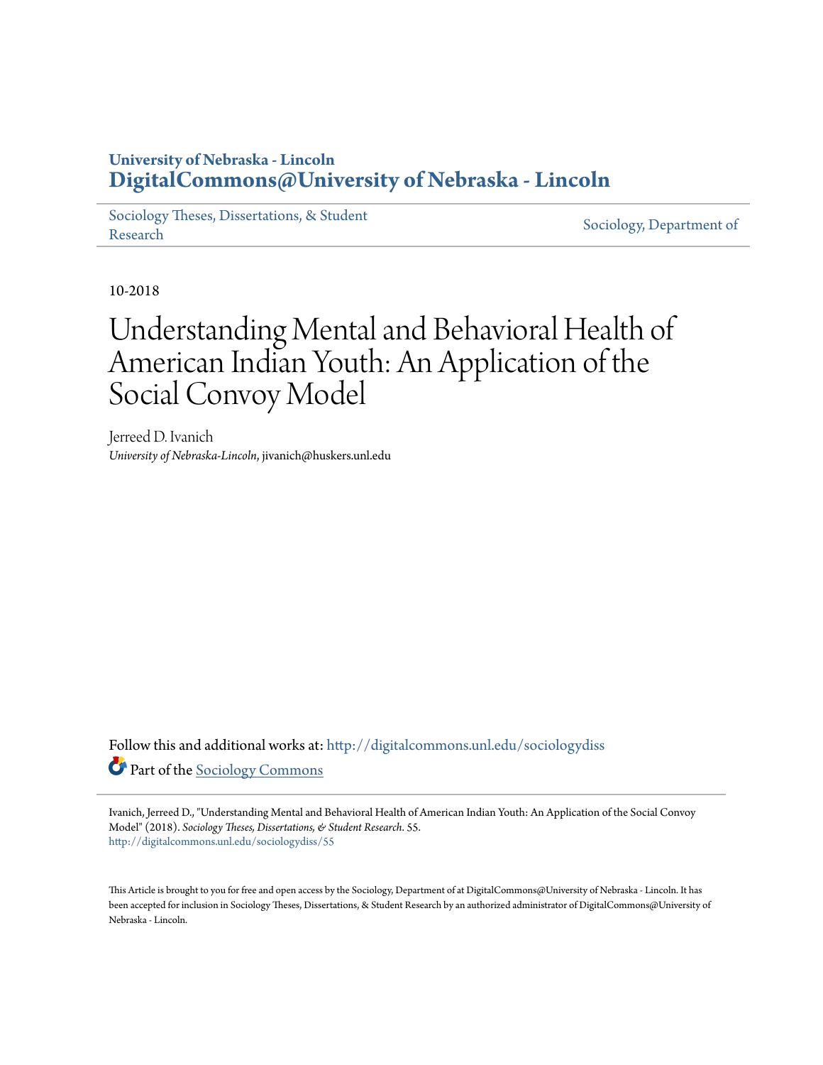University of Nebraska - Lincoln
**DigitalCommons@University of Nebraska - Lincoln**

Sociology Theses, Dissertations, & Student Research

Sociology, Department of

10-2018

# Understanding Mental and Behavioral Health of American Indian Youth: An Application of the Social Convoy Model

Jerreed D. Ivanich
*University of Nebraska-Lincoln*, jivanich@huskers.unl.edu

Follow this and additional works at: http://digitalcommons.unl.edu/sociologydiss

Part of the Sociology Commons

Ivanich, Jerreed D., "Understanding Mental and Behavioral Health of American Indian Youth: An Application of the Social Convoy Model" (2018). *Sociology Theses, Dissertations, & Student Research*. 55.
http://digitalcommons.unl.edu/sociologydiss/55

This Article is brought to you for free and open access by the Sociology, Department of at DigitalCommons@University of Nebraska - Lincoln. It has been accepted for inclusion in Sociology Theses, Dissertations, & Student Research by an authorized administrator of DigitalCommons@University of Nebraska - Lincoln.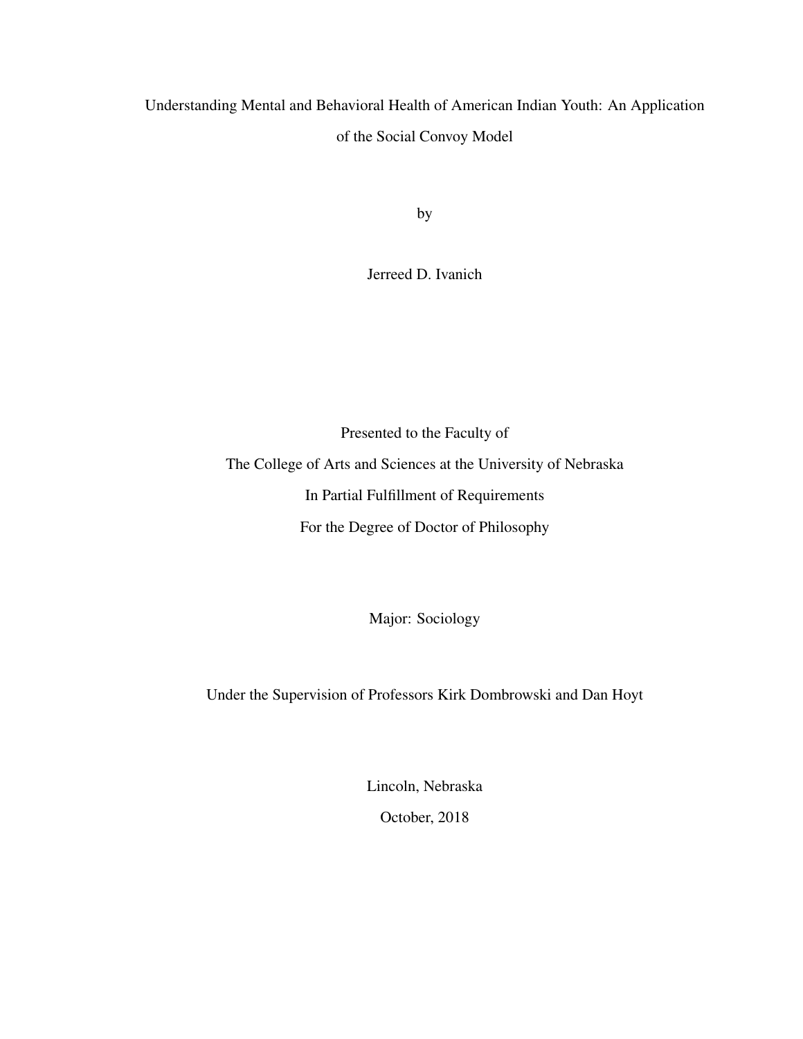# Understanding Mental and Behavioral Health of American Indian Youth: An Application of the Social Convoy Model

by

Jerreed D. Ivanich

Presented to the Faculty of

The College of Arts and Sciences at the University of Nebraska

In Partial Fulfillment of Requirements

For the Degree of Doctor of Philosophy

Major: Sociology

Under the Supervision of Professors Kirk Dombrowski and Dan Hoyt

Lincoln, Nebraska

October, 2018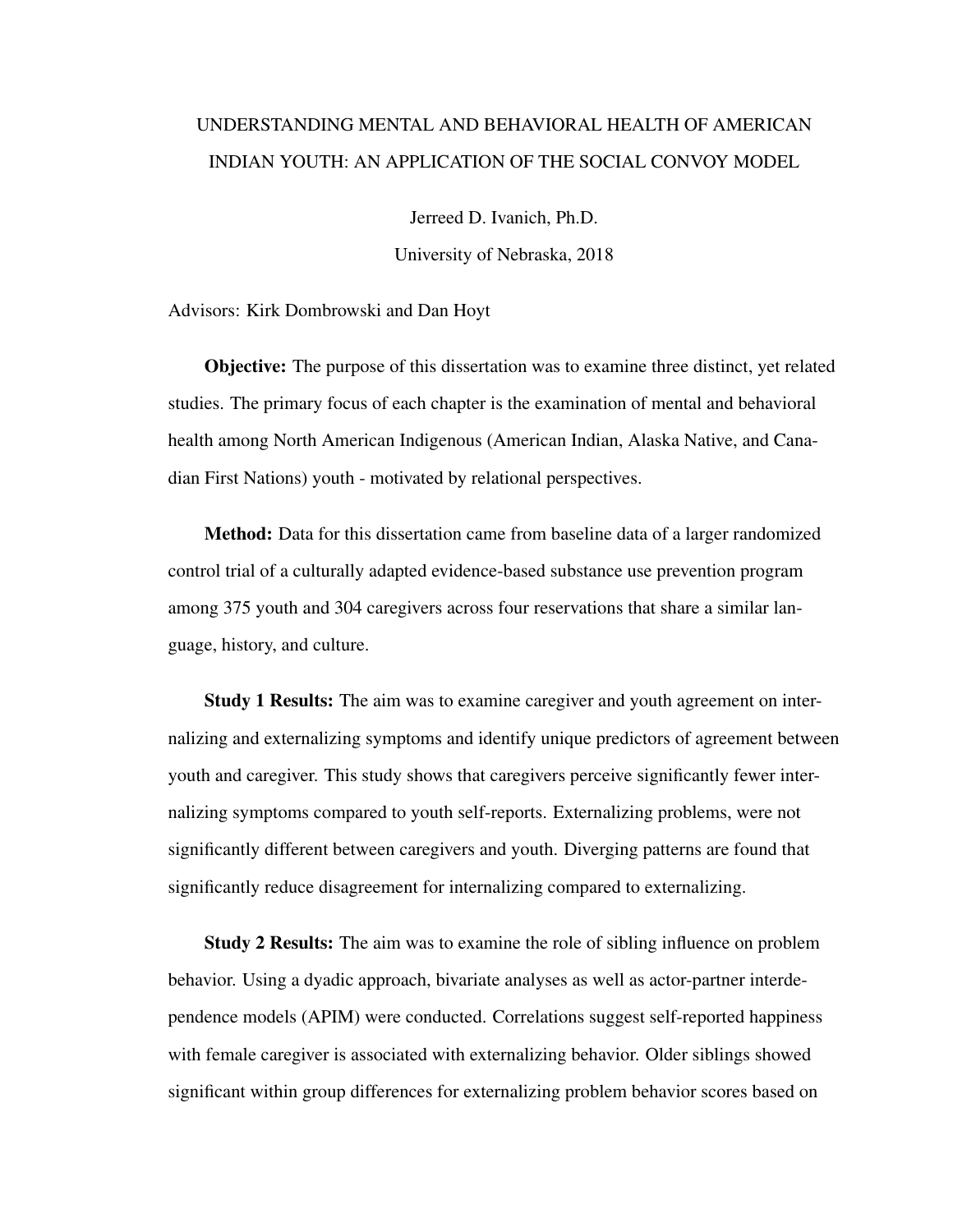# UNDERSTANDING MENTAL AND BEHAVIORAL HEALTH OF AMERICAN INDIAN YOUTH: AN APPLICATION OF THE SOCIAL CONVOY MODEL

Jerreed D. Ivanich, Ph.D.

University of Nebraska, 2018

Advisors: Kirk Dombrowski and Dan Hoyt

**Objective:** The purpose of this dissertation was to examine three distinct, yet related studies. The primary focus of each chapter is the examination of mental and behavioral health among North American Indigenous (American Indian, Alaska Native, and Canadian First Nations) youth - motivated by relational perspectives.

**Method:** Data for this dissertation came from baseline data of a larger randomized control trial of a culturally adapted evidence-based substance use prevention program among 375 youth and 304 caregivers across four reservations that share a similar language, history, and culture.

**Study 1 Results:** The aim was to examine caregiver and youth agreement on internalizing and externalizing symptoms and identify unique predictors of agreement between youth and caregiver. This study shows that caregivers perceive significantly fewer internalizing symptoms compared to youth self-reports. Externalizing problems, were not significantly different between caregivers and youth. Diverging patterns are found that significantly reduce disagreement for internalizing compared to externalizing.

**Study 2 Results:** The aim was to examine the role of sibling influence on problem behavior. Using a dyadic approach, bivariate analyses as well as actor-partner interdependence models (APIM) were conducted. Correlations suggest self-reported happiness with female caregiver is associated with externalizing behavior. Older siblings showed significant within group differences for externalizing problem behavior scores based on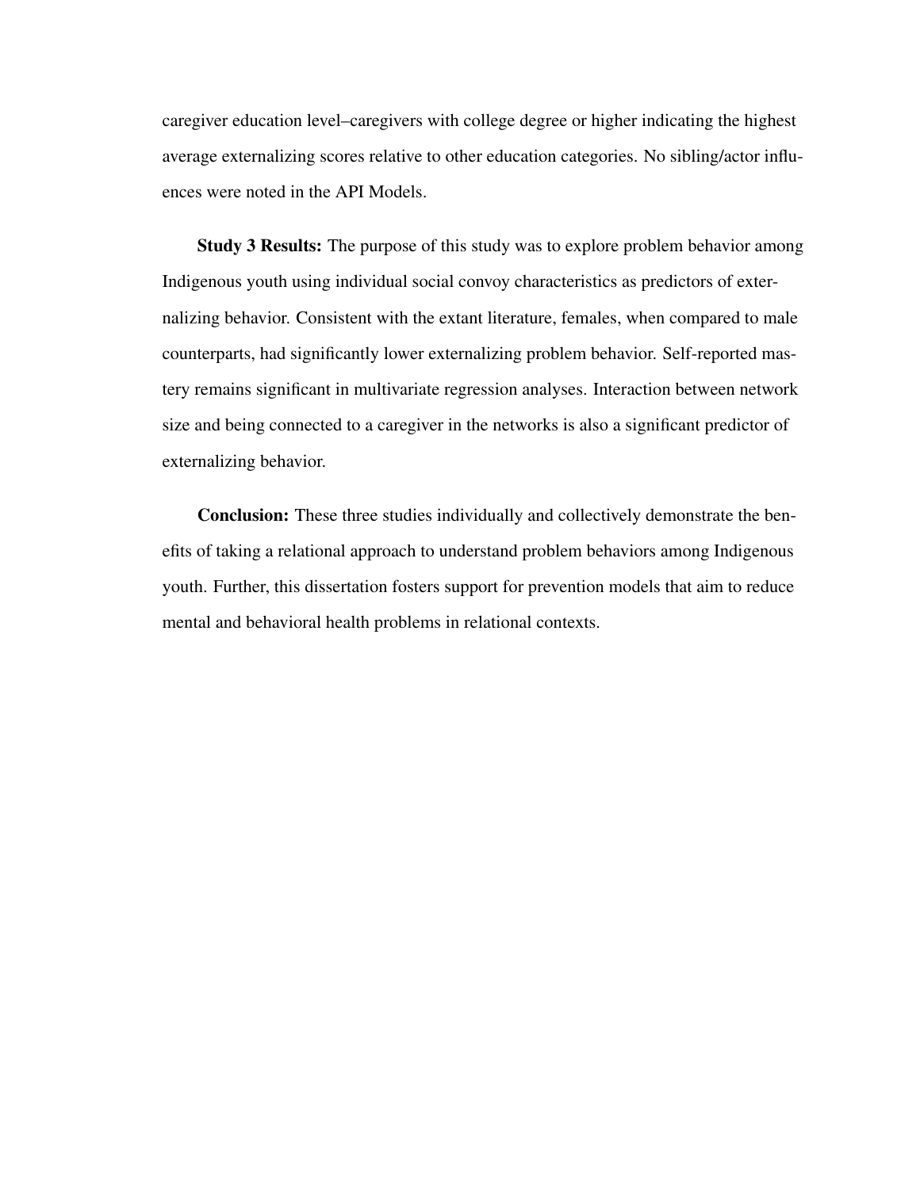caregiver education level–caregivers with college degree or higher indicating the highest average externalizing scores relative to other education categories. No sibling/actor influences were noted in the API Models.

**Study 3 Results:** The purpose of this study was to explore problem behavior among Indigenous youth using individual social convoy characteristics as predictors of externalizing behavior. Consistent with the extant literature, females, when compared to male counterparts, had significantly lower externalizing problem behavior. Self-reported mastery remains significant in multivariate regression analyses. Interaction between network size and being connected to a caregiver in the networks is also a significant predictor of externalizing behavior.

**Conclusion:** These three studies individually and collectively demonstrate the benefits of taking a relational approach to understand problem behaviors among Indigenous youth. Further, this dissertation fosters support for prevention models that aim to reduce mental and behavioral health problems in relational contexts.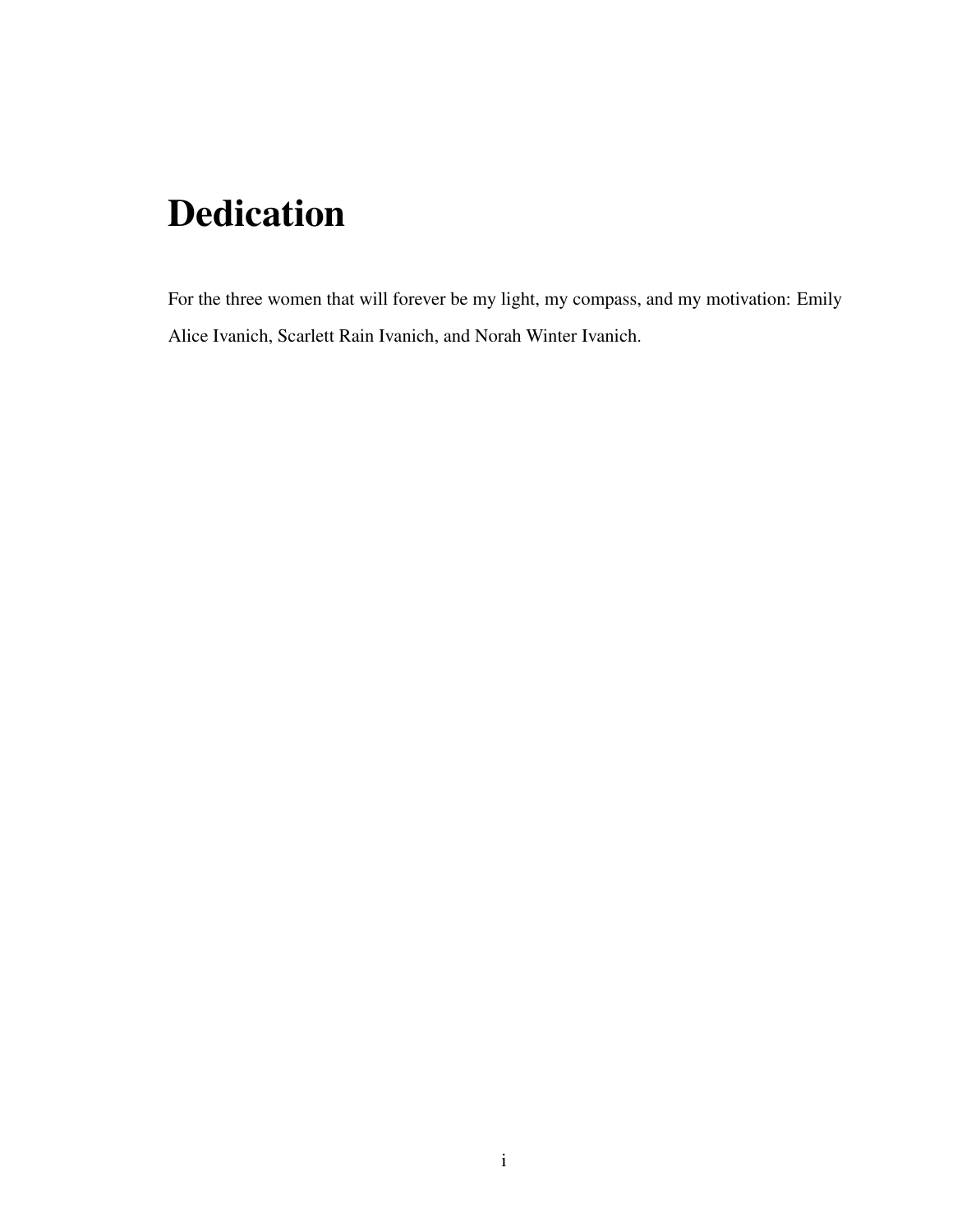# Dedication

For the three women that will forever be my light, my compass, and my motivation: Emily Alice Ivanich, Scarlett Rain Ivanich, and Norah Winter Ivanich.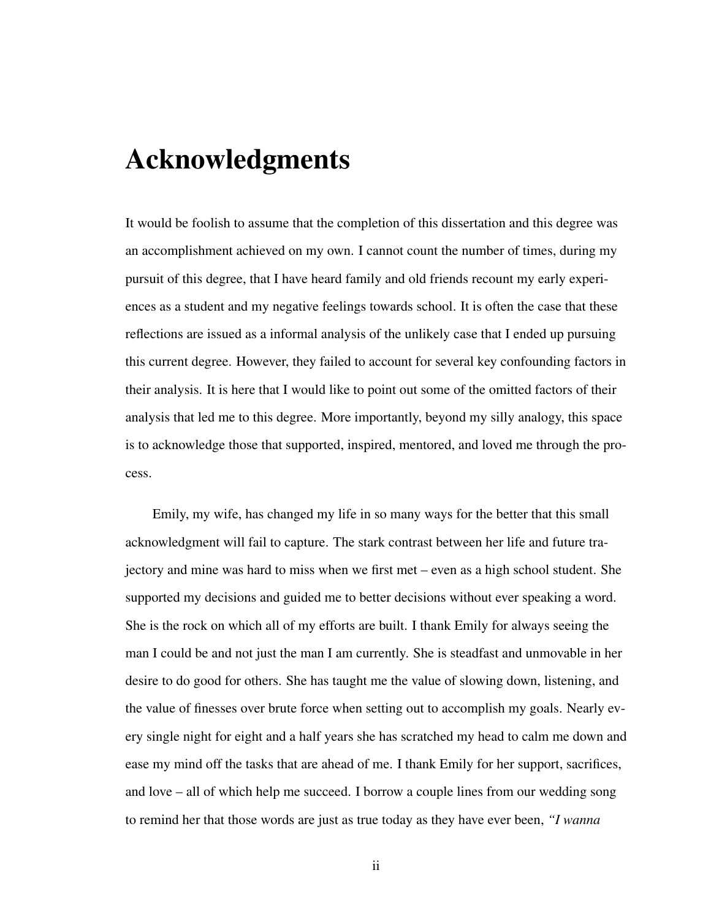# Acknowledgments

It would be foolish to assume that the completion of this dissertation and this degree was an accomplishment achieved on my own. I cannot count the number of times, during my pursuit of this degree, that I have heard family and old friends recount my early experiences as a student and my negative feelings towards school. It is often the case that these reflections are issued as a informal analysis of the unlikely case that I ended up pursuing this current degree. However, they failed to account for several key confounding factors in their analysis. It is here that I would like to point out some of the omitted factors of their analysis that led me to this degree. More importantly, beyond my silly analogy, this space is to acknowledge those that supported, inspired, mentored, and loved me through the process.

Emily, my wife, has changed my life in so many ways for the better that this small acknowledgment will fail to capture. The stark contrast between her life and future trajectory and mine was hard to miss when we first met – even as a high school student. She supported my decisions and guided me to better decisions without ever speaking a word. She is the rock on which all of my efforts are built. I thank Emily for always seeing the man I could be and not just the man I am currently. She is steadfast and unmovable in her desire to do good for others. She has taught me the value of slowing down, listening, and the value of finesses over brute force when setting out to accomplish my goals. Nearly every single night for eight and a half years she has scratched my head to calm me down and ease my mind off the tasks that are ahead of me. I thank Emily for her support, sacrifices, and love – all of which help me succeed. I borrow a couple lines from our wedding song to remind her that those words are just as true today as they have ever been, *"I wanna*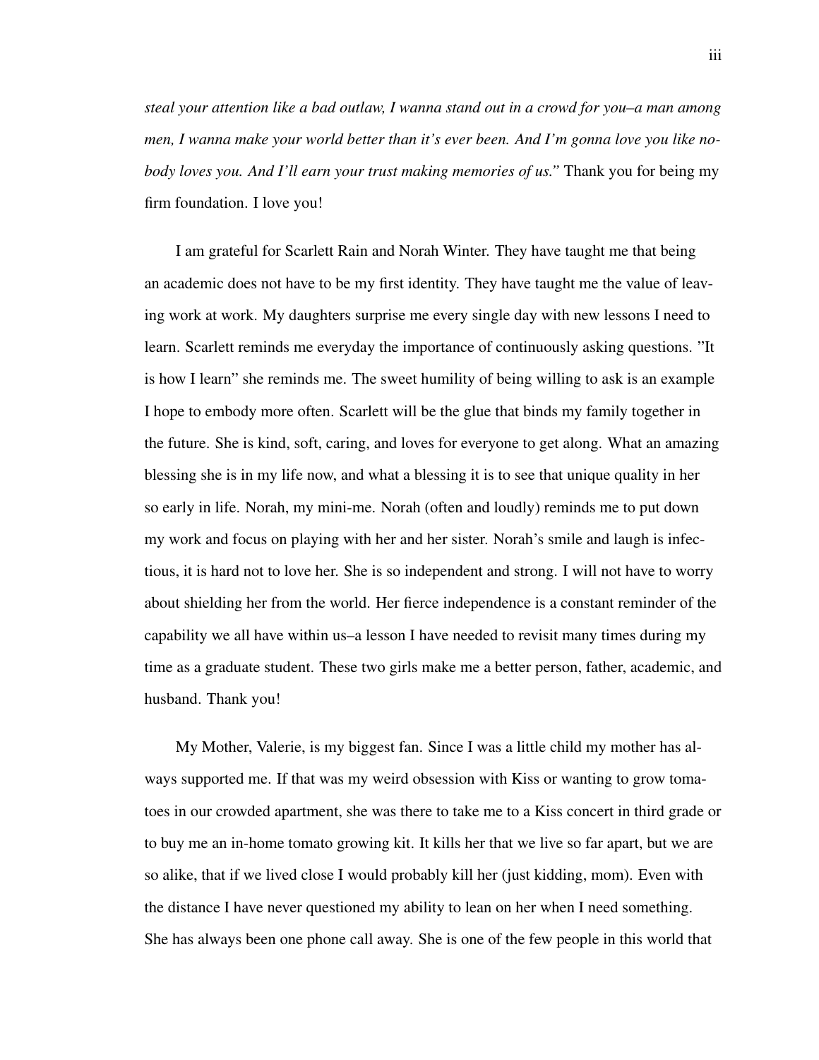*steal your attention like a bad outlaw, I wanna stand out in a crowd for you–a man among men, I wanna make your world better than it's ever been. And I'm gonna love you like nobody loves you. And I'll earn your trust making memories of us."* Thank you for being my firm foundation. I love you!

I am grateful for Scarlett Rain and Norah Winter. They have taught me that being an academic does not have to be my first identity. They have taught me the value of leaving work at work. My daughters surprise me every single day with new lessons I need to learn. Scarlett reminds me everyday the importance of continuously asking questions. "It is how I learn" she reminds me. The sweet humility of being willing to ask is an example I hope to embody more often. Scarlett will be the glue that binds my family together in the future. She is kind, soft, caring, and loves for everyone to get along. What an amazing blessing she is in my life now, and what a blessing it is to see that unique quality in her so early in life. Norah, my mini-me. Norah (often and loudly) reminds me to put down my work and focus on playing with her and her sister. Norah's smile and laugh is infectious, it is hard not to love her. She is so independent and strong. I will not have to worry about shielding her from the world. Her fierce independence is a constant reminder of the capability we all have within us–a lesson I have needed to revisit many times during my time as a graduate student. These two girls make me a better person, father, academic, and husband. Thank you!

My Mother, Valerie, is my biggest fan. Since I was a little child my mother has always supported me. If that was my weird obsession with Kiss or wanting to grow tomatoes in our crowded apartment, she was there to take me to a Kiss concert in third grade or to buy me an in-home tomato growing kit. It kills her that we live so far apart, but we are so alike, that if we lived close I would probably kill her (just kidding, mom). Even with the distance I have never questioned my ability to lean on her when I need something. She has always been one phone call away. She is one of the few people in this world that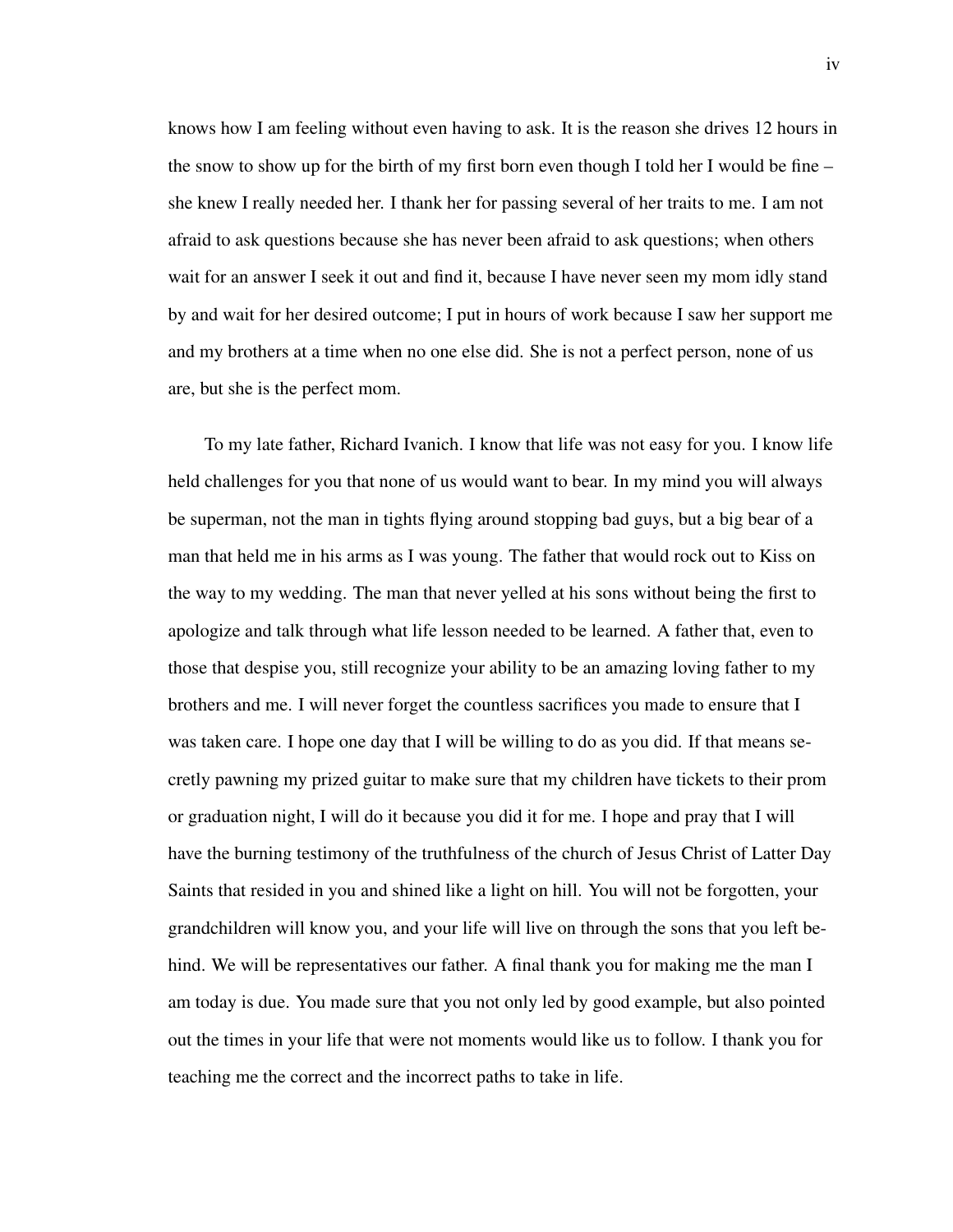knows how I am feeling without even having to ask. It is the reason she drives 12 hours in the snow to show up for the birth of my first born even though I told her I would be fine – she knew I really needed her. I thank her for passing several of her traits to me. I am not afraid to ask questions because she has never been afraid to ask questions; when others wait for an answer I seek it out and find it, because I have never seen my mom idly stand by and wait for her desired outcome; I put in hours of work because I saw her support me and my brothers at a time when no one else did. She is not a perfect person, none of us are, but she is the perfect mom.

To my late father, Richard Ivanich. I know that life was not easy for you. I know life held challenges for you that none of us would want to bear. In my mind you will always be superman, not the man in tights flying around stopping bad guys, but a big bear of a man that held me in his arms as I was young. The father that would rock out to Kiss on the way to my wedding. The man that never yelled at his sons without being the first to apologize and talk through what life lesson needed to be learned. A father that, even to those that despise you, still recognize your ability to be an amazing loving father to my brothers and me. I will never forget the countless sacrifices you made to ensure that I was taken care. I hope one day that I will be willing to do as you did. If that means secretly pawning my prized guitar to make sure that my children have tickets to their prom or graduation night, I will do it because you did it for me. I hope and pray that I will have the burning testimony of the truthfulness of the church of Jesus Christ of Latter Day Saints that resided in you and shined like a light on hill. You will not be forgotten, your grandchildren will know you, and your life will live on through the sons that you left behind. We will be representatives our father. A final thank you for making me the man I am today is due. You made sure that you not only led by good example, but also pointed out the times in your life that were not moments would like us to follow. I thank you for teaching me the correct and the incorrect paths to take in life.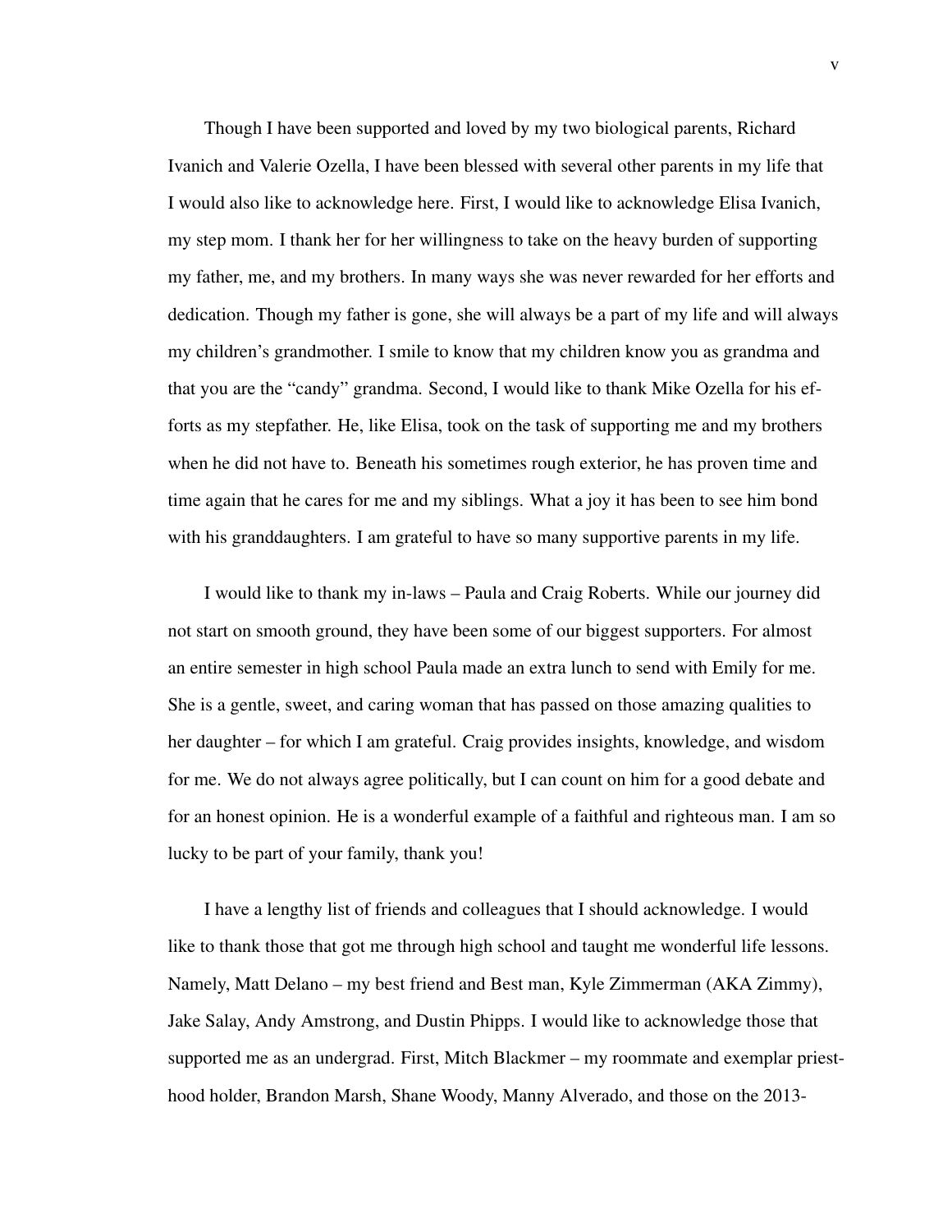Though I have been supported and loved by my two biological parents, Richard Ivanich and Valerie Ozella, I have been blessed with several other parents in my life that I would also like to acknowledge here. First, I would like to acknowledge Elisa Ivanich, my step mom. I thank her for her willingness to take on the heavy burden of supporting my father, me, and my brothers. In many ways she was never rewarded for her efforts and dedication. Though my father is gone, she will always be a part of my life and will always my children's grandmother. I smile to know that my children know you as grandma and that you are the "candy" grandma. Second, I would like to thank Mike Ozella for his efforts as my stepfather. He, like Elisa, took on the task of supporting me and my brothers when he did not have to. Beneath his sometimes rough exterior, he has proven time and time again that he cares for me and my siblings. What a joy it has been to see him bond with his granddaughters. I am grateful to have so many supportive parents in my life.

I would like to thank my in-laws – Paula and Craig Roberts. While our journey did not start on smooth ground, they have been some of our biggest supporters. For almost an entire semester in high school Paula made an extra lunch to send with Emily for me. She is a gentle, sweet, and caring woman that has passed on those amazing qualities to her daughter – for which I am grateful. Craig provides insights, knowledge, and wisdom for me. We do not always agree politically, but I can count on him for a good debate and for an honest opinion. He is a wonderful example of a faithful and righteous man. I am so lucky to be part of your family, thank you!

I have a lengthy list of friends and colleagues that I should acknowledge. I would like to thank those that got me through high school and taught me wonderful life lessons. Namely, Matt Delano – my best friend and Best man, Kyle Zimmerman (AKA Zimmy), Jake Salay, Andy Amstrong, and Dustin Phipps. I would like to acknowledge those that supported me as an undergrad. First, Mitch Blackmer – my roommate and exemplar priesthood holder, Brandon Marsh, Shane Woody, Manny Alverado, and those on the 2013-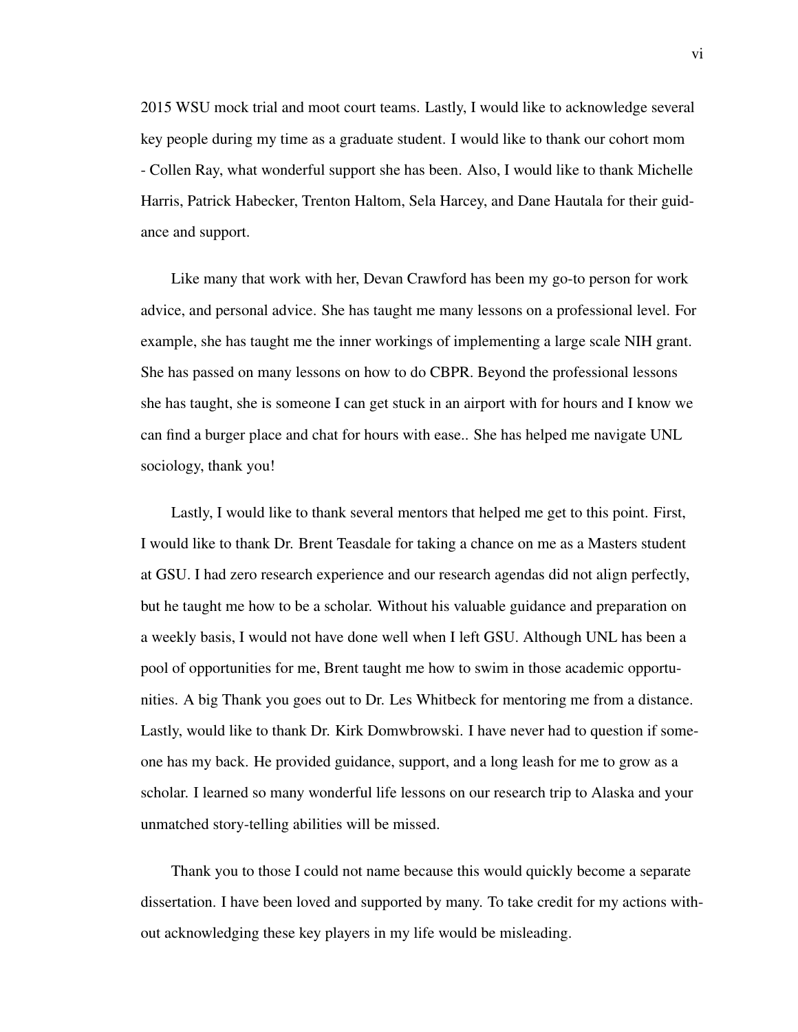2015 WSU mock trial and moot court teams. Lastly, I would like to acknowledge several key people during my time as a graduate student. I would like to thank our cohort mom - Collen Ray, what wonderful support she has been. Also, I would like to thank Michelle Harris, Patrick Habecker, Trenton Haltom, Sela Harcey, and Dane Hautala for their guidance and support.

Like many that work with her, Devan Crawford has been my go-to person for work advice, and personal advice. She has taught me many lessons on a professional level. For example, she has taught me the inner workings of implementing a large scale NIH grant. She has passed on many lessons on how to do CBPR. Beyond the professional lessons she has taught, she is someone I can get stuck in an airport with for hours and I know we can find a burger place and chat for hours with ease.. She has helped me navigate UNL sociology, thank you!

Lastly, I would like to thank several mentors that helped me get to this point. First, I would like to thank Dr. Brent Teasdale for taking a chance on me as a Masters student at GSU. I had zero research experience and our research agendas did not align perfectly, but he taught me how to be a scholar. Without his valuable guidance and preparation on a weekly basis, I would not have done well when I left GSU. Although UNL has been a pool of opportunities for me, Brent taught me how to swim in those academic opportunities. A big Thank you goes out to Dr. Les Whitbeck for mentoring me from a distance. Lastly, would like to thank Dr. Kirk Domwbrowski. I have never had to question if someone has my back. He provided guidance, support, and a long leash for me to grow as a scholar. I learned so many wonderful life lessons on our research trip to Alaska and your unmatched story-telling abilities will be missed.

Thank you to those I could not name because this would quickly become a separate dissertation. I have been loved and supported by many. To take credit for my actions without acknowledging these key players in my life would be misleading.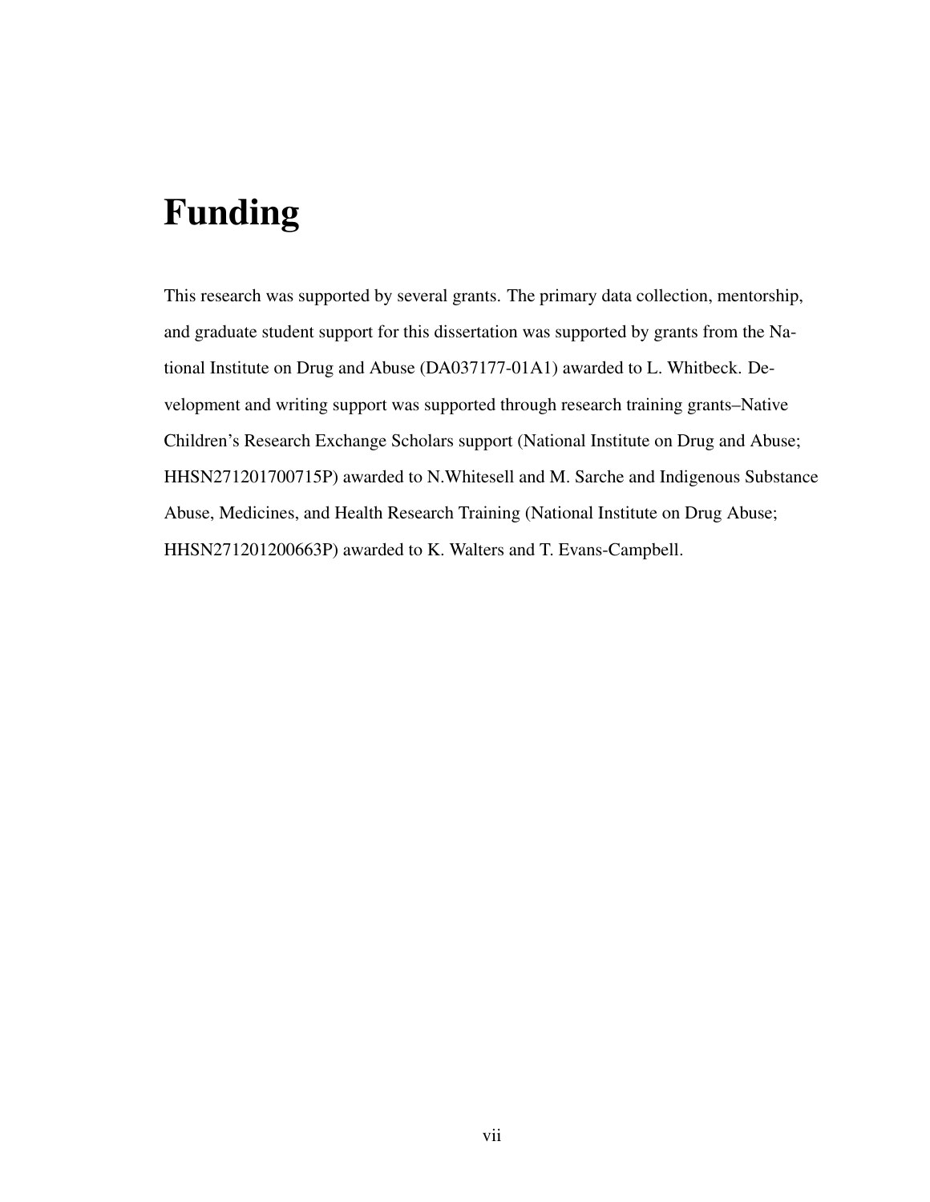# Funding

This research was supported by several grants. The primary data collection, mentorship, and graduate student support for this dissertation was supported by grants from the National Institute on Drug and Abuse (DA037177-01A1) awarded to L. Whitbeck. Development and writing support was supported through research training grants–Native Children's Research Exchange Scholars support (National Institute on Drug and Abuse; HHSN271201700715P) awarded to N.Whitesell and M. Sarche and Indigenous Substance Abuse, Medicines, and Health Research Training (National Institute on Drug Abuse; HHSN271201200663P) awarded to K. Walters and T. Evans-Campbell.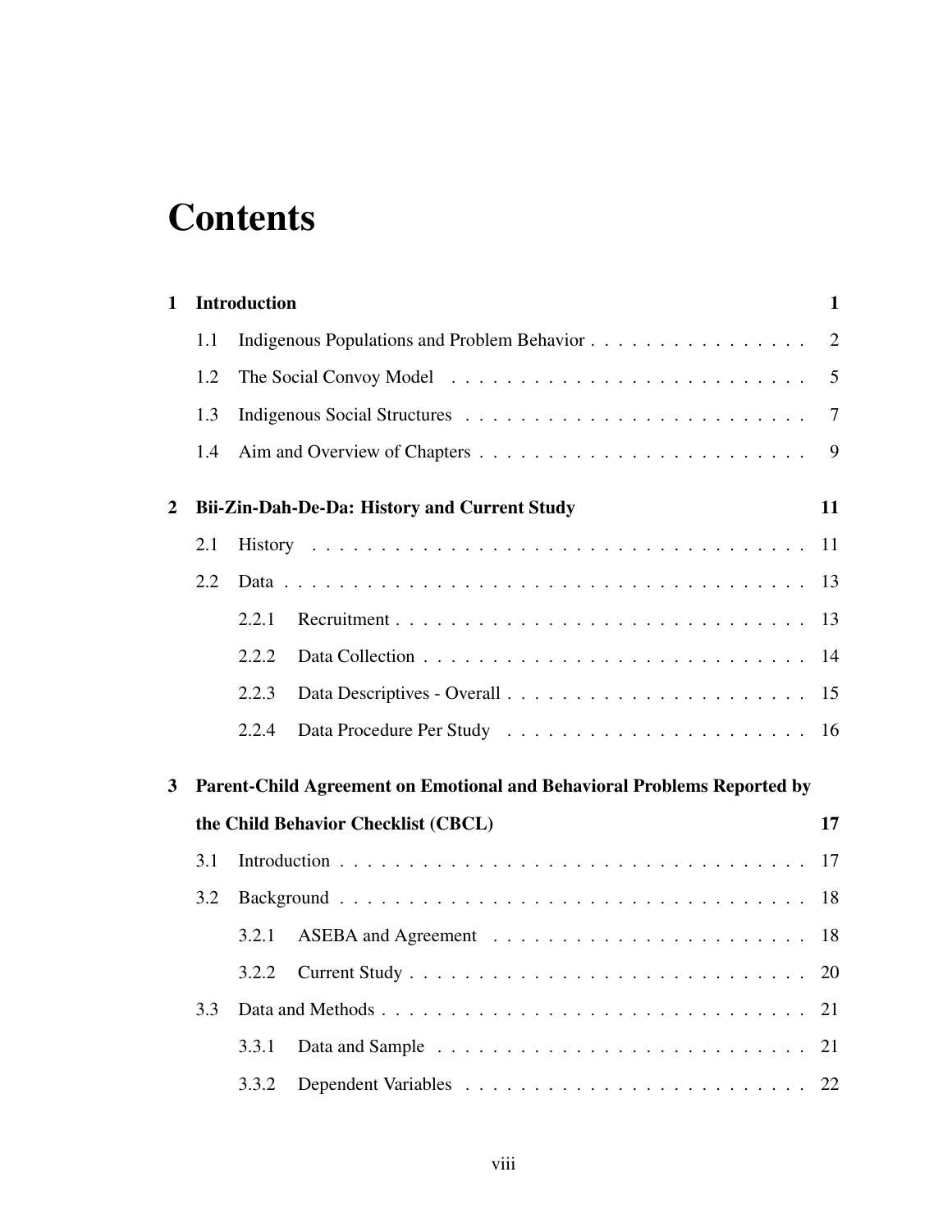# Contents

**1 Introduction** **1**

1.1 Indigenous Populations and Problem Behavior . . . . . . . . . . . . . . . . 2

1.2 The Social Convoy Model . . . . . . . . . . . . . . . . . . . . . . . . . . 5

1.3 Indigenous Social Structures . . . . . . . . . . . . . . . . . . . . . . . . . 7

1.4 Aim and Overview of Chapters . . . . . . . . . . . . . . . . . . . . . . . . 9

**2 Bii-Zin-Dah-De-Da: History and Current Study** **11**

2.1 History . . . . . . . . . . . . . . . . . . . . . . . . . . . . . . . . . . . . 11

2.2 Data . . . . . . . . . . . . . . . . . . . . . . . . . . . . . . . . . . . . . . 13

2.2.1 Recruitment . . . . . . . . . . . . . . . . . . . . . . . . . . . . . . 13

2.2.2 Data Collection . . . . . . . . . . . . . . . . . . . . . . . . . . . . 14

2.2.3 Data Descriptives - Overall . . . . . . . . . . . . . . . . . . . . . . 15

2.2.4 Data Procedure Per Study . . . . . . . . . . . . . . . . . . . . . . 16

**3 Parent-Child Agreement on Emotional and Behavioral Problems Reported by the Child Behavior Checklist (CBCL)** **17**

3.1 Introduction . . . . . . . . . . . . . . . . . . . . . . . . . . . . . . . . . . 17

3.2 Background . . . . . . . . . . . . . . . . . . . . . . . . . . . . . . . . . . 18

3.2.1 ASEBA and Agreement . . . . . . . . . . . . . . . . . . . . . . . 18

3.2.2 Current Study . . . . . . . . . . . . . . . . . . . . . . . . . . . . . 20

3.3 Data and Methods . . . . . . . . . . . . . . . . . . . . . . . . . . . . . . . 21

3.3.1 Data and Sample . . . . . . . . . . . . . . . . . . . . . . . . . . . 21

3.3.2 Dependent Variables . . . . . . . . . . . . . . . . . . . . . . . . . 22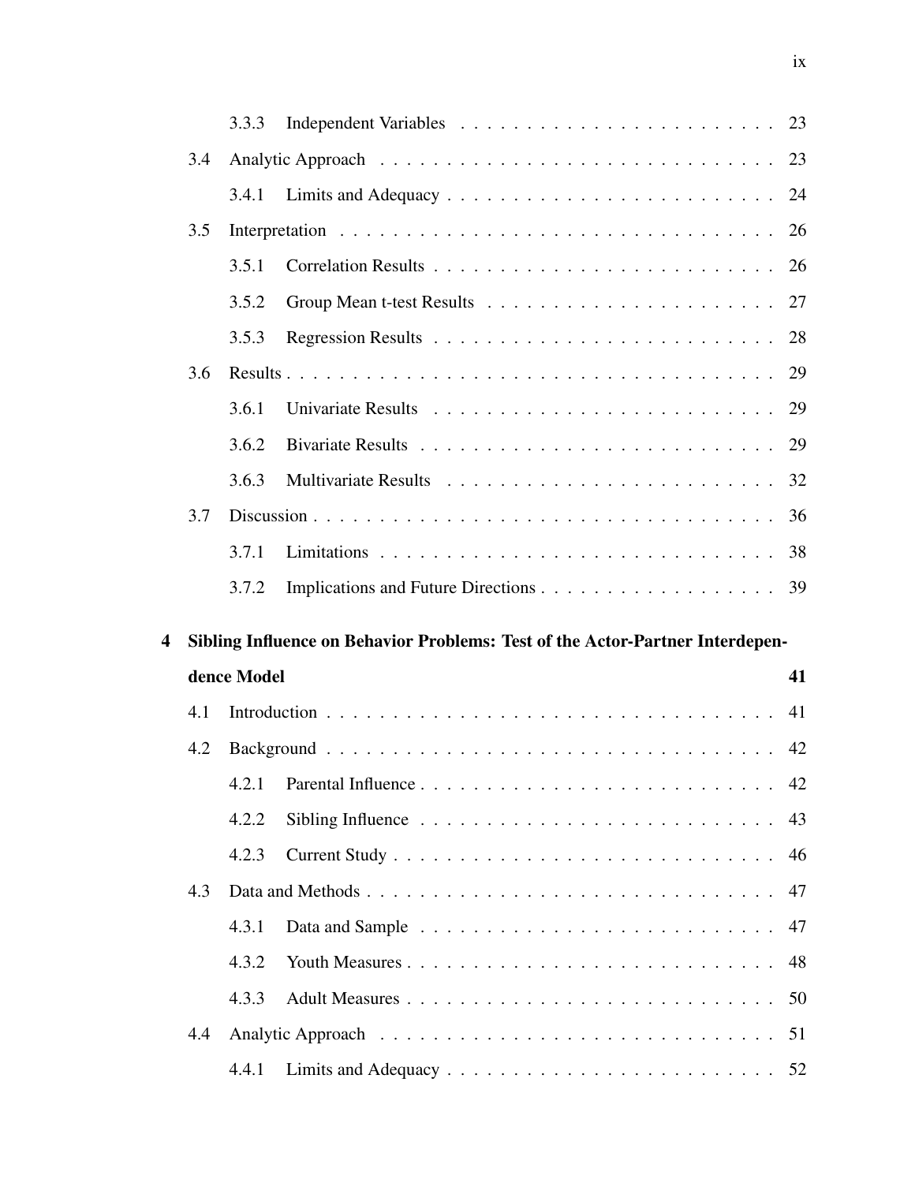3.3.3 Independent Variables . . . . . . . . . . . . . . . . . . . . . . . 23

3.4 Analytic Approach . . . . . . . . . . . . . . . . . . . . . . . . . . . . . 23

3.4.1 Limits and Adequacy . . . . . . . . . . . . . . . . . . . . . . . . 24

3.5 Interpretation . . . . . . . . . . . . . . . . . . . . . . . . . . . . . . . . 26

3.5.1 Correlation Results . . . . . . . . . . . . . . . . . . . . . . . . . 26

3.5.2 Group Mean t-test Results . . . . . . . . . . . . . . . . . . . . . 27

3.5.3 Regression Results . . . . . . . . . . . . . . . . . . . . . . . . . 28

3.6 Results . . . . . . . . . . . . . . . . . . . . . . . . . . . . . . . . . . . . 29

3.6.1 Univariate Results . . . . . . . . . . . . . . . . . . . . . . . . . 29

3.6.2 Bivariate Results . . . . . . . . . . . . . . . . . . . . . . . . . . 29

3.6.3 Multivariate Results . . . . . . . . . . . . . . . . . . . . . . . . 32

3.7 Discussion . . . . . . . . . . . . . . . . . . . . . . . . . . . . . . . . . . 36

3.7.1 Limitations . . . . . . . . . . . . . . . . . . . . . . . . . . . . . 38

3.7.2 Implications and Future Directions . . . . . . . . . . . . . . . . . 39

**4 Sibling Influence on Behavior Problems: Test of the Actor-Partner Interdependence Model 41**

4.1 Introduction . . . . . . . . . . . . . . . . . . . . . . . . . . . . . . . . . 41

4.2 Background . . . . . . . . . . . . . . . . . . . . . . . . . . . . . . . . . 42

4.2.1 Parental Influence . . . . . . . . . . . . . . . . . . . . . . . . . . 42

4.2.2 Sibling Influence . . . . . . . . . . . . . . . . . . . . . . . . . . 43

4.2.3 Current Study . . . . . . . . . . . . . . . . . . . . . . . . . . . . 46

4.3 Data and Methods . . . . . . . . . . . . . . . . . . . . . . . . . . . . . . 47

4.3.1 Data and Sample . . . . . . . . . . . . . . . . . . . . . . . . . . 47

4.3.2 Youth Measures . . . . . . . . . . . . . . . . . . . . . . . . . . . 48

4.3.3 Adult Measures . . . . . . . . . . . . . . . . . . . . . . . . . . . 50

4.4 Analytic Approach . . . . . . . . . . . . . . . . . . . . . . . . . . . . . 51

4.4.1 Limits and Adequacy . . . . . . . . . . . . . . . . . . . . . . . . 52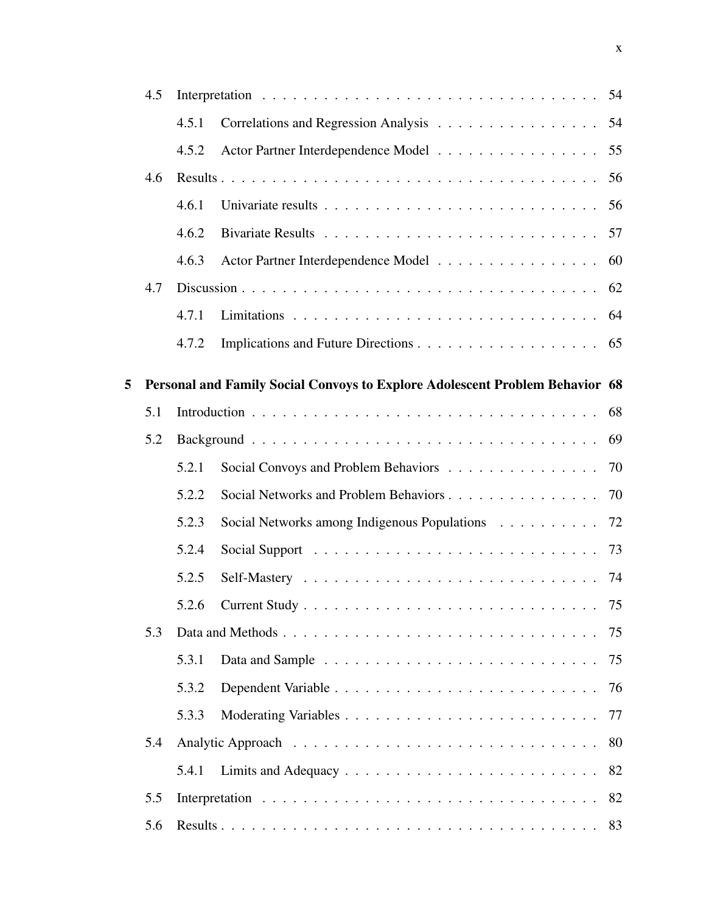- 4.5 Interpretation . . . . . . . . . . . . . . . . . . . . . . . . . . . . . . . . . 54
  - 4.5.1 Correlations and Regression Analysis . . . . . . . . . . . . . . . . 54
  - 4.5.2 Actor Partner Interdependence Model . . . . . . . . . . . . . . . . 55
- 4.6 Results . . . . . . . . . . . . . . . . . . . . . . . . . . . . . . . . . . . . 56
  - 4.6.1 Univariate results . . . . . . . . . . . . . . . . . . . . . . . . . . . 56
  - 4.6.2 Bivariate Results . . . . . . . . . . . . . . . . . . . . . . . . . . . 57
  - 4.6.3 Actor Partner Interdependence Model . . . . . . . . . . . . . . . . 60
- 4.7 Discussion . . . . . . . . . . . . . . . . . . . . . . . . . . . . . . . . . . 62
  - 4.7.1 Limitations . . . . . . . . . . . . . . . . . . . . . . . . . . . . . . 64
  - 4.7.2 Implications and Future Directions . . . . . . . . . . . . . . . . . . 65

**5 Personal and Family Social Convoys to Explore Adolescent Problem Behavior 68**

- 5.1 Introduction . . . . . . . . . . . . . . . . . . . . . . . . . . . . . . . . . 68
- 5.2 Background . . . . . . . . . . . . . . . . . . . . . . . . . . . . . . . . . . 69
  - 5.2.1 Social Convoys and Problem Behaviors . . . . . . . . . . . . . . . 70
  - 5.2.2 Social Networks and Problem Behaviors . . . . . . . . . . . . . . . 70
  - 5.2.3 Social Networks among Indigenous Populations . . . . . . . . . . 72
  - 5.2.4 Social Support . . . . . . . . . . . . . . . . . . . . . . . . . . . . 73
  - 5.2.5 Self-Mastery . . . . . . . . . . . . . . . . . . . . . . . . . . . . . 74
  - 5.2.6 Current Study . . . . . . . . . . . . . . . . . . . . . . . . . . . . . 75
- 5.3 Data and Methods . . . . . . . . . . . . . . . . . . . . . . . . . . . . . . 75
  - 5.3.1 Data and Sample . . . . . . . . . . . . . . . . . . . . . . . . . . . 75
  - 5.3.2 Dependent Variable . . . . . . . . . . . . . . . . . . . . . . . . . . 76
  - 5.3.3 Moderating Variables . . . . . . . . . . . . . . . . . . . . . . . . . 77
- 5.4 Analytic Approach . . . . . . . . . . . . . . . . . . . . . . . . . . . . . . 80
  - 5.4.1 Limits and Adequacy . . . . . . . . . . . . . . . . . . . . . . . . . 82
- 5.5 Interpretation . . . . . . . . . . . . . . . . . . . . . . . . . . . . . . . . . 82
- 5.6 Results . . . . . . . . . . . . . . . . . . . . . . . . . . . . . . . . . . . . 83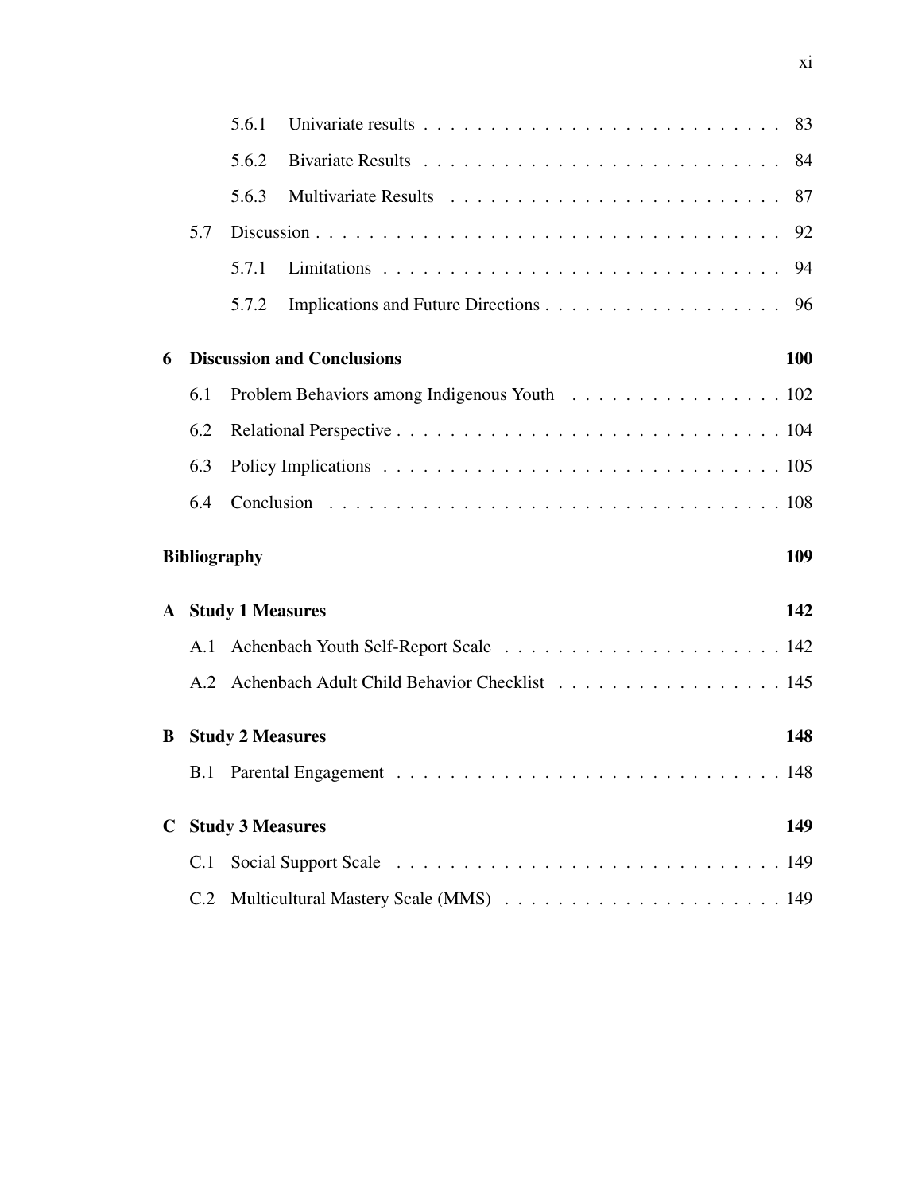5.6.1 Univariate results . . . . . . . . . . . . . . . . . . . . . . . . . . 83

5.6.2 Bivariate Results . . . . . . . . . . . . . . . . . . . . . . . . . . 84

5.6.3 Multivariate Results . . . . . . . . . . . . . . . . . . . . . . . . . 87

5.7 Discussion . . . . . . . . . . . . . . . . . . . . . . . . . . . . . . . . . . . 92

5.7.1 Limitations . . . . . . . . . . . . . . . . . . . . . . . . . . . . . . 94

5.7.2 Implications and Future Directions . . . . . . . . . . . . . . . . . . 96

**6 Discussion and Conclusions** **100**

6.1 Problem Behaviors among Indigenous Youth . . . . . . . . . . . . . . . . 102

6.2 Relational Perspective . . . . . . . . . . . . . . . . . . . . . . . . . . . . 104

6.3 Policy Implications . . . . . . . . . . . . . . . . . . . . . . . . . . . . . . 105

6.4 Conclusion . . . . . . . . . . . . . . . . . . . . . . . . . . . . . . . . . . 108

**Bibliography** **109**

**A Study 1 Measures** **142**

A.1 Achenbach Youth Self-Report Scale . . . . . . . . . . . . . . . . . . . . . 142

A.2 Achenbach Adult Child Behavior Checklist . . . . . . . . . . . . . . . . . 145

**B Study 2 Measures** **148**

B.1 Parental Engagement . . . . . . . . . . . . . . . . . . . . . . . . . . . . . 148

**C Study 3 Measures** **149**

C.1 Social Support Scale . . . . . . . . . . . . . . . . . . . . . . . . . . . . . 149

C.2 Multicultural Mastery Scale (MMS) . . . . . . . . . . . . . . . . . . . . . 149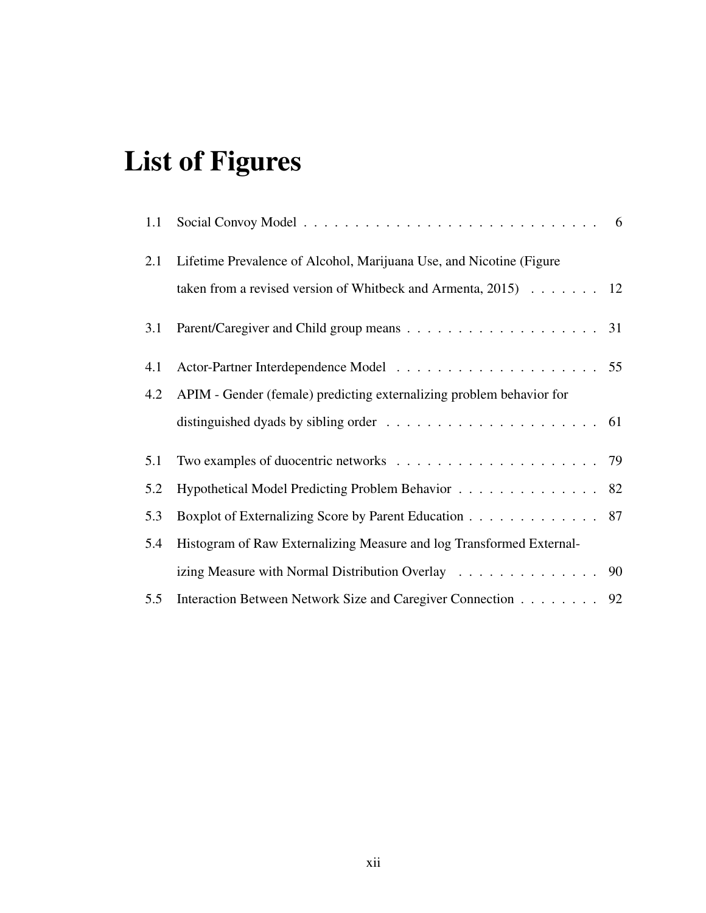# List of Figures

1.1 Social Convoy Model . . . . . . . . . . . . . . . . . . . . . . . . . . . . . 6

2.1 Lifetime Prevalence of Alcohol, Marijuana Use, and Nicotine (Figure taken from a revised version of Whitbeck and Armenta, 2015) . . . . . . . 12

3.1 Parent/Caregiver and Child group means . . . . . . . . . . . . . . . . . . . 31

4.1 Actor-Partner Interdependence Model . . . . . . . . . . . . . . . . . . . . 55

4.2 APIM - Gender (female) predicting externalizing problem behavior for distinguished dyads by sibling order . . . . . . . . . . . . . . . . . . . . . 61

5.1 Two examples of duocentric networks . . . . . . . . . . . . . . . . . . . . 79

5.2 Hypothetical Model Predicting Problem Behavior . . . . . . . . . . . . . . 82

5.3 Boxplot of Externalizing Score by Parent Education . . . . . . . . . . . . . 87

5.4 Histogram of Raw Externalizing Measure and log Transformed Externalizing Measure with Normal Distribution Overlay . . . . . . . . . . . . . . 90

5.5 Interaction Between Network Size and Caregiver Connection . . . . . . . . 92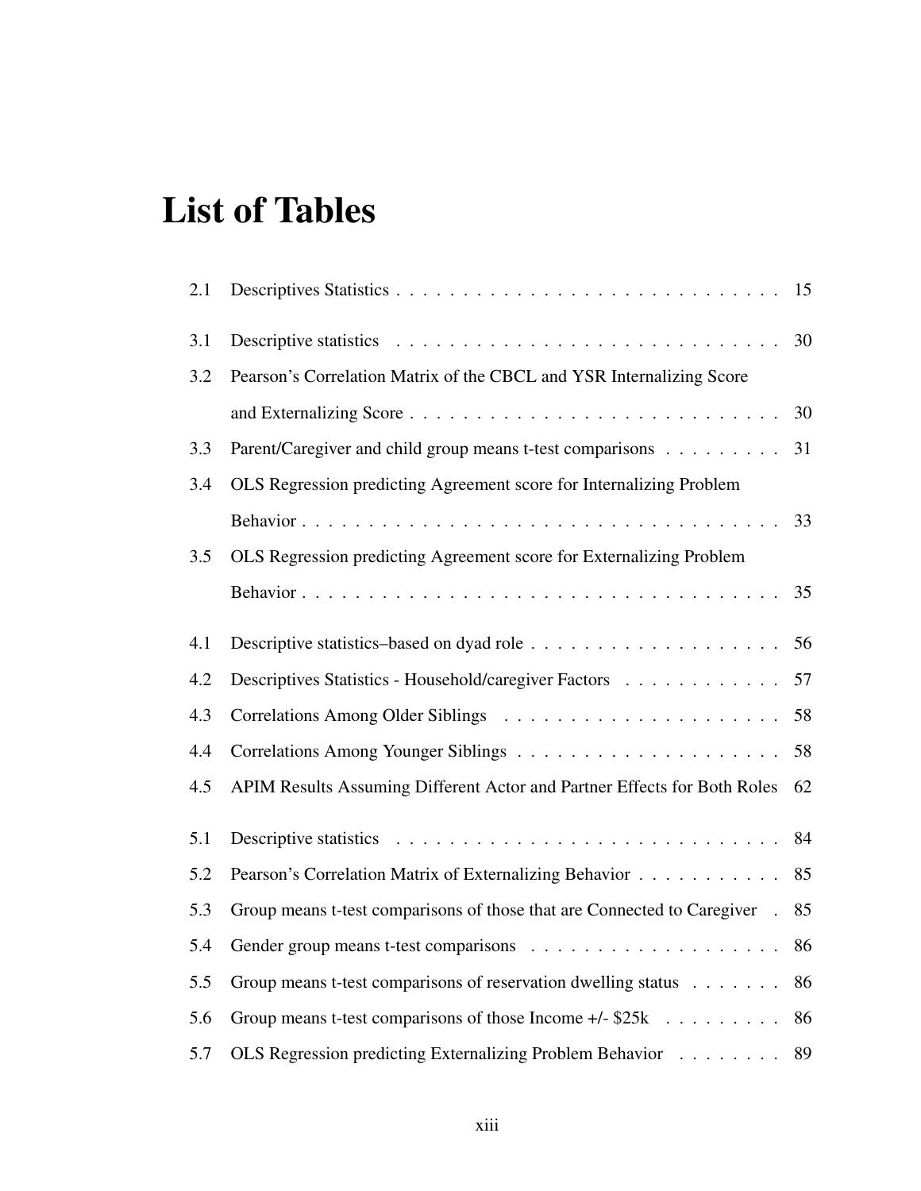# List of Tables

| | | |
|---|---|---|
| 2.1 | Descriptives Statistics | 15 |
| 3.1 | Descriptive statistics | 30 |
| 3.2 | Pearson's Correlation Matrix of the CBCL and YSR Internalizing Score and Externalizing Score | 30 |
| 3.3 | Parent/Caregiver and child group means t-test comparisons | 31 |
| 3.4 | OLS Regression predicting Agreement score for Internalizing Problem Behavior | 33 |
| 3.5 | OLS Regression predicting Agreement score for Externalizing Problem Behavior | 35 |
| 4.1 | Descriptive statistics–based on dyad role | 56 |
| 4.2 | Descriptives Statistics - Household/caregiver Factors | 57 |
| 4.3 | Correlations Among Older Siblings | 58 |
| 4.4 | Correlations Among Younger Siblings | 58 |
| 4.5 | APIM Results Assuming Different Actor and Partner Effects for Both Roles | 62 |
| 5.1 | Descriptive statistics | 84 |
| 5.2 | Pearson's Correlation Matrix of Externalizing Behavior | 85 |
| 5.3 | Group means t-test comparisons of those that are Connected to Caregiver | 85 |
| 5.4 | Gender group means t-test comparisons | 86 |
| 5.5 | Group means t-test comparisons of reservation dwelling status | 86 |
| 5.6 | Group means t-test comparisons of those Income +/- $25k | 86 |
| 5.7 | OLS Regression predicting Externalizing Problem Behavior | 89 |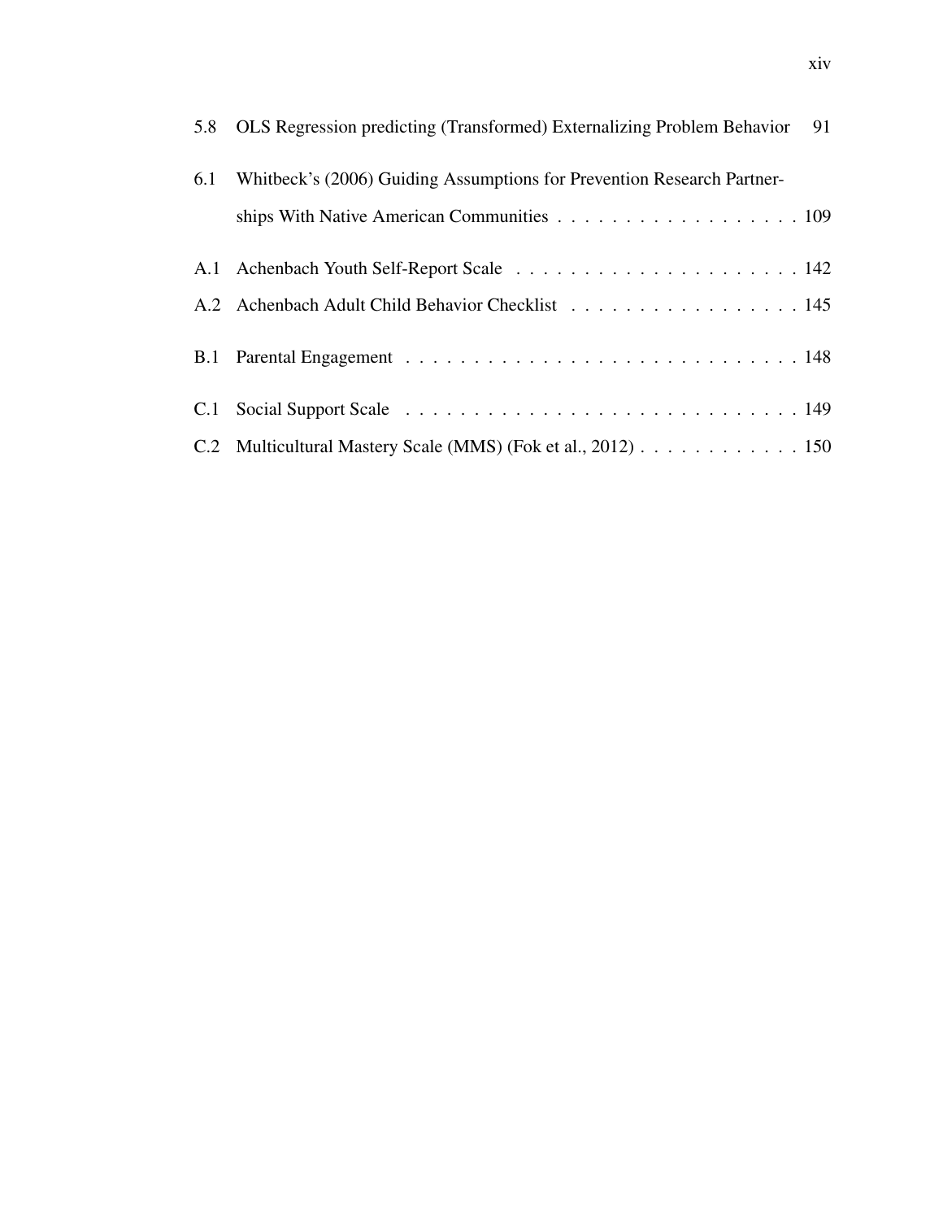5.8 OLS Regression predicting (Transformed) Externalizing Problem Behavior 91

6.1 Whitbeck's (2006) Guiding Assumptions for Prevention Research Partnerships With Native American Communities . . . . . . . . . . . . . . . . . . 109

A.1 Achenbach Youth Self-Report Scale . . . . . . . . . . . . . . . . . . . . . . 142

A.2 Achenbach Adult Child Behavior Checklist . . . . . . . . . . . . . . . . . 145

B.1 Parental Engagement . . . . . . . . . . . . . . . . . . . . . . . . . . . . . 148

C.1 Social Support Scale . . . . . . . . . . . . . . . . . . . . . . . . . . . . . 149

C.2 Multicultural Mastery Scale (MMS) (Fok et al., 2012) . . . . . . . . . . . . 150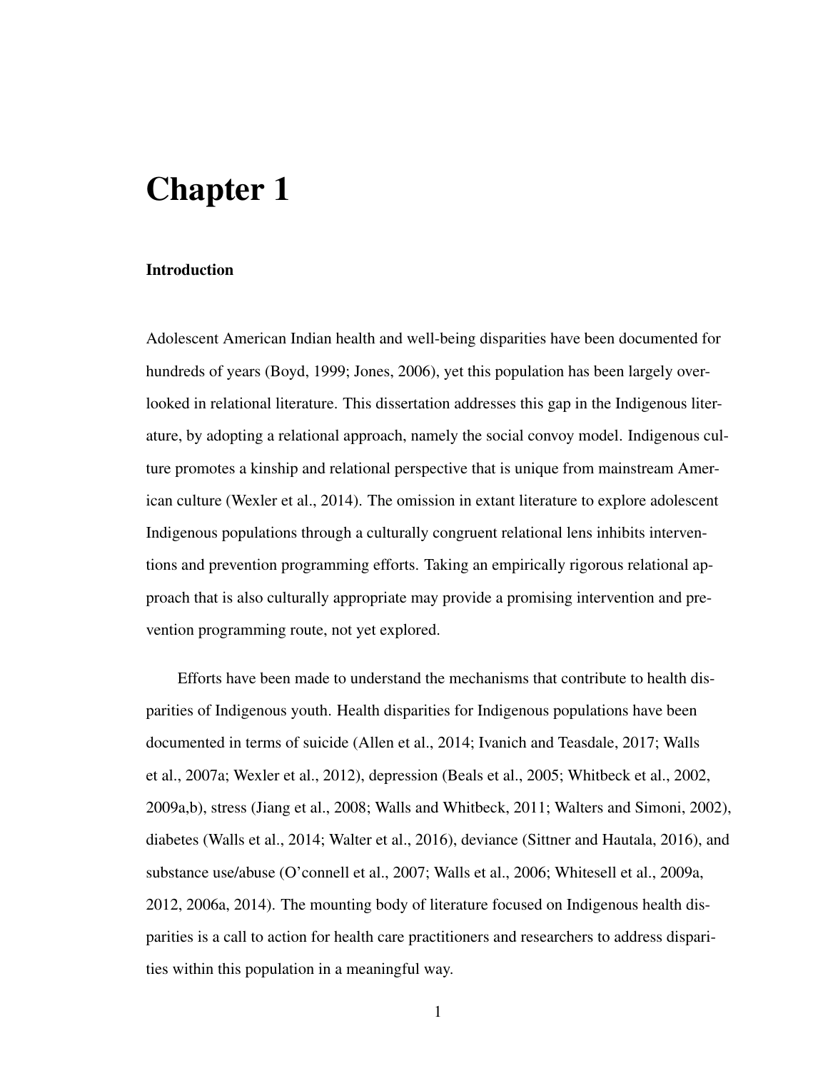# Chapter 1

## Introduction

Adolescent American Indian health and well-being disparities have been documented for hundreds of years (Boyd, 1999; Jones, 2006), yet this population has been largely overlooked in relational literature. This dissertation addresses this gap in the Indigenous literature, by adopting a relational approach, namely the social convoy model. Indigenous culture promotes a kinship and relational perspective that is unique from mainstream American culture (Wexler et al., 2014). The omission in extant literature to explore adolescent Indigenous populations through a culturally congruent relational lens inhibits interventions and prevention programming efforts. Taking an empirically rigorous relational approach that is also culturally appropriate may provide a promising intervention and prevention programming route, not yet explored.

Efforts have been made to understand the mechanisms that contribute to health disparities of Indigenous youth. Health disparities for Indigenous populations have been documented in terms of suicide (Allen et al., 2014; Ivanich and Teasdale, 2017; Walls et al., 2007a; Wexler et al., 2012), depression (Beals et al., 2005; Whitbeck et al., 2002, 2009a,b), stress (Jiang et al., 2008; Walls and Whitbeck, 2011; Walters and Simoni, 2002), diabetes (Walls et al., 2014; Walter et al., 2016), deviance (Sittner and Hautala, 2016), and substance use/abuse (O'connell et al., 2007; Walls et al., 2006; Whitesell et al., 2009a, 2012, 2006a, 2014). The mounting body of literature focused on Indigenous health disparities is a call to action for health care practitioners and researchers to address disparities within this population in a meaningful way.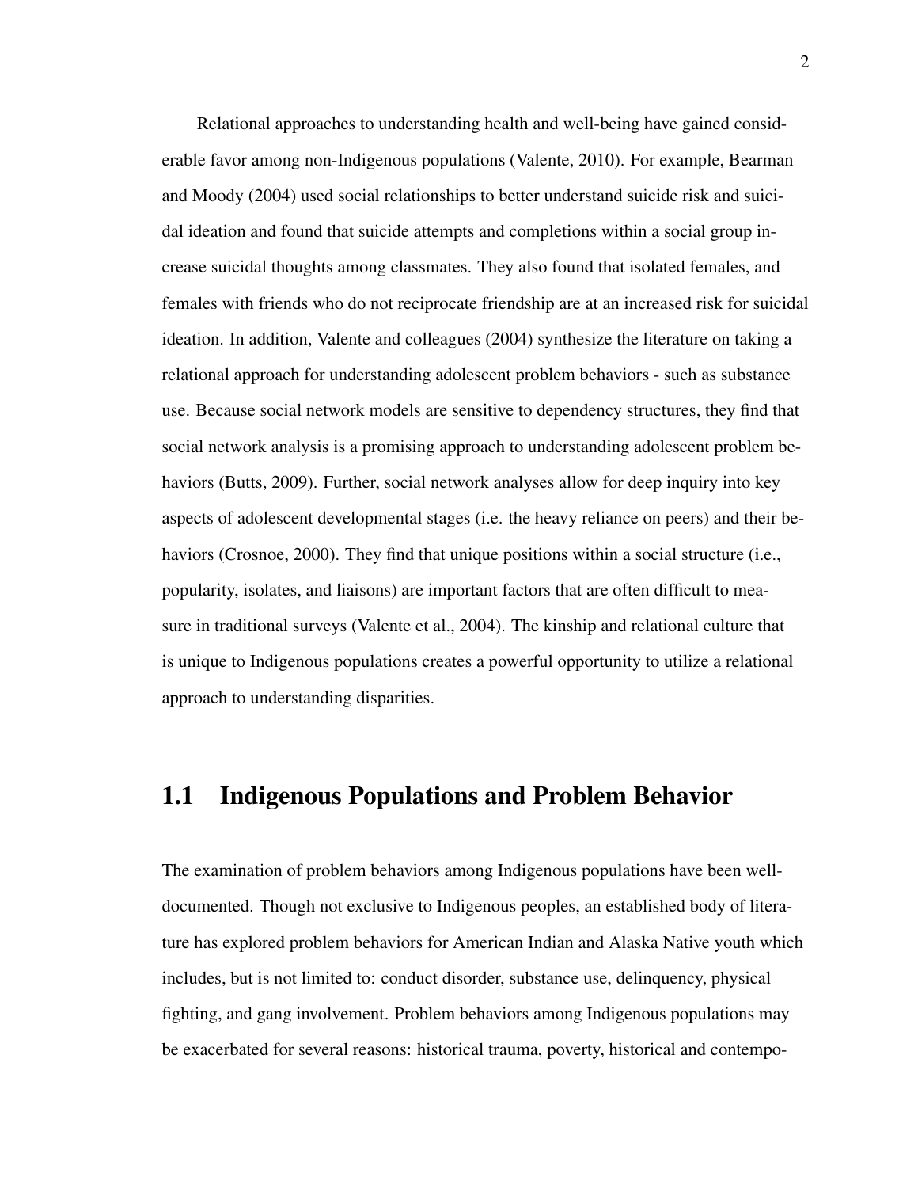Relational approaches to understanding health and well-being have gained considerable favor among non-Indigenous populations (Valente, 2010). For example, Bearman and Moody (2004) used social relationships to better understand suicide risk and suicidal ideation and found that suicide attempts and completions within a social group increase suicidal thoughts among classmates. They also found that isolated females, and females with friends who do not reciprocate friendship are at an increased risk for suicidal ideation. In addition, Valente and colleagues (2004) synthesize the literature on taking a relational approach for understanding adolescent problem behaviors - such as substance use. Because social network models are sensitive to dependency structures, they find that social network analysis is a promising approach to understanding adolescent problem behaviors (Butts, 2009). Further, social network analyses allow for deep inquiry into key aspects of adolescent developmental stages (i.e. the heavy reliance on peers) and their behaviors (Crosnoe, 2000). They find that unique positions within a social structure (i.e., popularity, isolates, and liaisons) are important factors that are often difficult to measure in traditional surveys (Valente et al., 2004). The kinship and relational culture that is unique to Indigenous populations creates a powerful opportunity to utilize a relational approach to understanding disparities.

## 1.1 Indigenous Populations and Problem Behavior

The examination of problem behaviors among Indigenous populations have been well-documented. Though not exclusive to Indigenous peoples, an established body of literature has explored problem behaviors for American Indian and Alaska Native youth which includes, but is not limited to: conduct disorder, substance use, delinquency, physical fighting, and gang involvement. Problem behaviors among Indigenous populations may be exacerbated for several reasons: historical trauma, poverty, historical and contempo-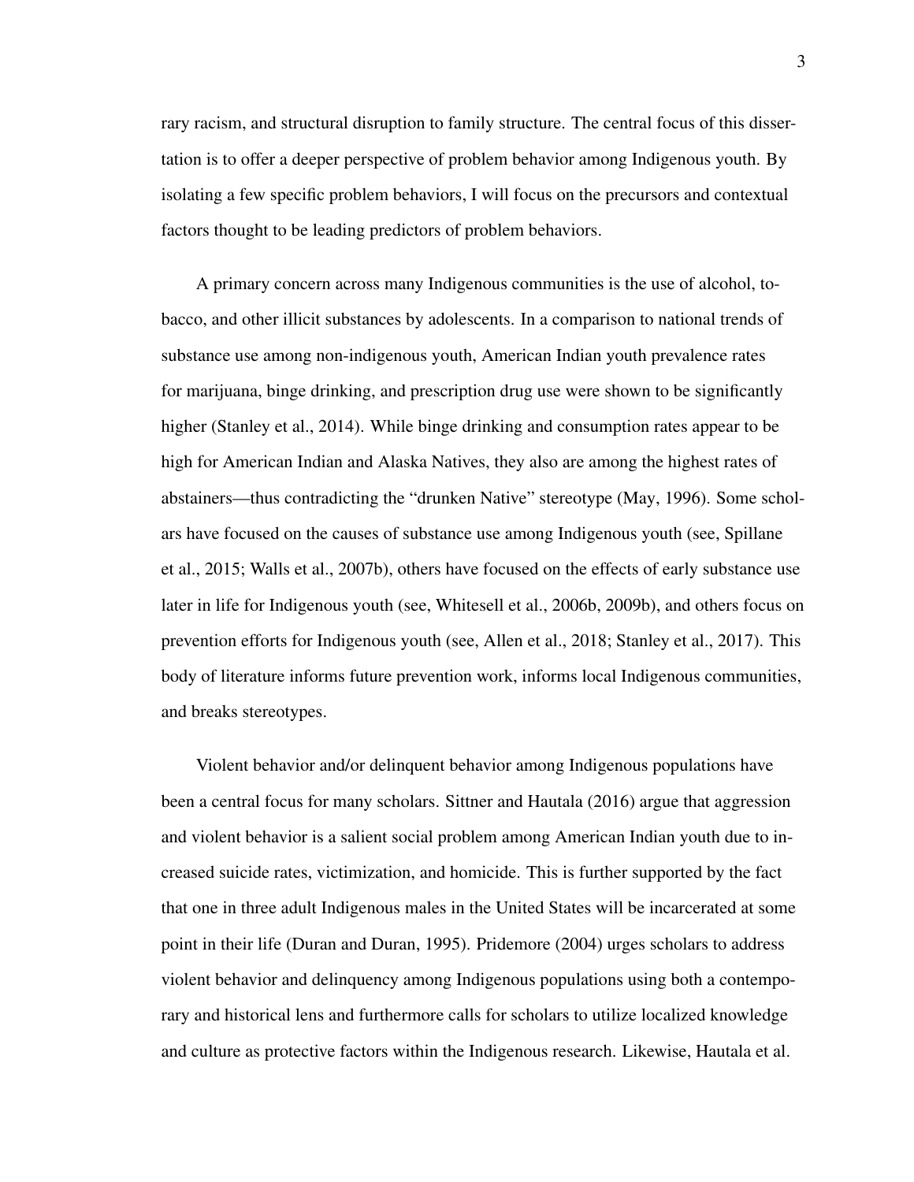rary racism, and structural disruption to family structure. The central focus of this dissertation is to offer a deeper perspective of problem behavior among Indigenous youth. By isolating a few specific problem behaviors, I will focus on the precursors and contextual factors thought to be leading predictors of problem behaviors.

A primary concern across many Indigenous communities is the use of alcohol, tobacco, and other illicit substances by adolescents. In a comparison to national trends of substance use among non-indigenous youth, American Indian youth prevalence rates for marijuana, binge drinking, and prescription drug use were shown to be significantly higher (Stanley et al., 2014). While binge drinking and consumption rates appear to be high for American Indian and Alaska Natives, they also are among the highest rates of abstainers—thus contradicting the "drunken Native" stereotype (May, 1996). Some scholars have focused on the causes of substance use among Indigenous youth (see, Spillane et al., 2015; Walls et al., 2007b), others have focused on the effects of early substance use later in life for Indigenous youth (see, Whitesell et al., 2006b, 2009b), and others focus on prevention efforts for Indigenous youth (see, Allen et al., 2018; Stanley et al., 2017). This body of literature informs future prevention work, informs local Indigenous communities, and breaks stereotypes.

Violent behavior and/or delinquent behavior among Indigenous populations have been a central focus for many scholars. Sittner and Hautala (2016) argue that aggression and violent behavior is a salient social problem among American Indian youth due to increased suicide rates, victimization, and homicide. This is further supported by the fact that one in three adult Indigenous males in the United States will be incarcerated at some point in their life (Duran and Duran, 1995). Pridemore (2004) urges scholars to address violent behavior and delinquency among Indigenous populations using both a contemporary and historical lens and furthermore calls for scholars to utilize localized knowledge and culture as protective factors within the Indigenous research. Likewise, Hautala et al.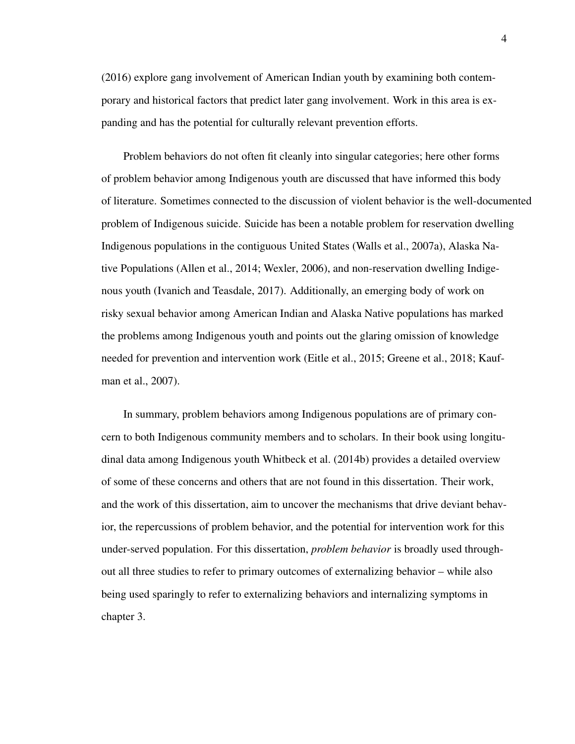(2016) explore gang involvement of American Indian youth by examining both contemporary and historical factors that predict later gang involvement. Work in this area is expanding and has the potential for culturally relevant prevention efforts.

Problem behaviors do not often fit cleanly into singular categories; here other forms of problem behavior among Indigenous youth are discussed that have informed this body of literature. Sometimes connected to the discussion of violent behavior is the well-documented problem of Indigenous suicide. Suicide has been a notable problem for reservation dwelling Indigenous populations in the contiguous United States (Walls et al., 2007a), Alaska Native Populations (Allen et al., 2014; Wexler, 2006), and non-reservation dwelling Indigenous youth (Ivanich and Teasdale, 2017). Additionally, an emerging body of work on risky sexual behavior among American Indian and Alaska Native populations has marked the problems among Indigenous youth and points out the glaring omission of knowledge needed for prevention and intervention work (Eitle et al., 2015; Greene et al., 2018; Kaufman et al., 2007).

In summary, problem behaviors among Indigenous populations are of primary concern to both Indigenous community members and to scholars. In their book using longitudinal data among Indigenous youth Whitbeck et al. (2014b) provides a detailed overview of some of these concerns and others that are not found in this dissertation. Their work, and the work of this dissertation, aim to uncover the mechanisms that drive deviant behavior, the repercussions of problem behavior, and the potential for intervention work for this under-served population. For this dissertation, *problem behavior* is broadly used throughout all three studies to refer to primary outcomes of externalizing behavior – while also being used sparingly to refer to externalizing behaviors and internalizing symptoms in chapter 3.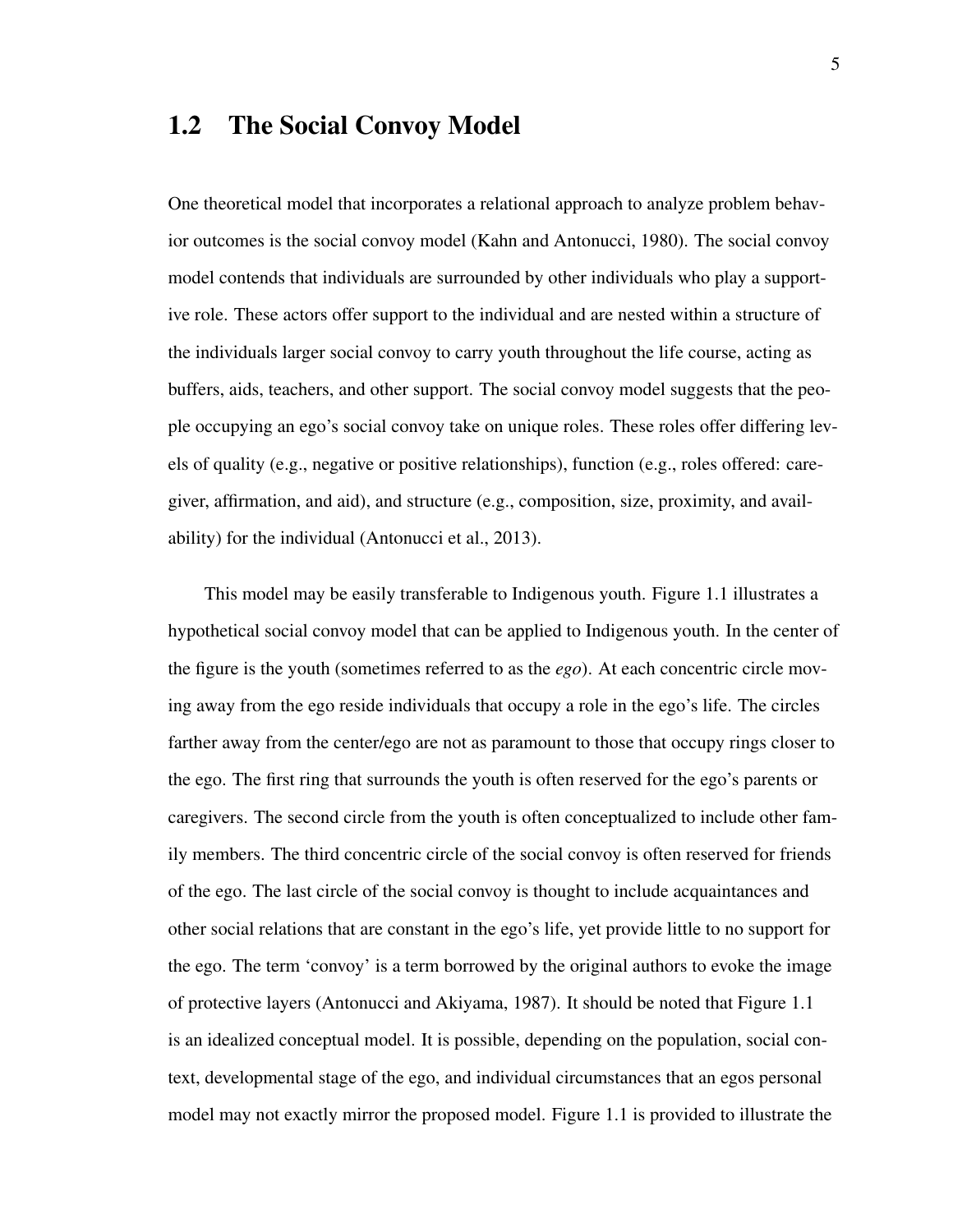## 1.2 The Social Convoy Model

One theoretical model that incorporates a relational approach to analyze problem behavior outcomes is the social convoy model (Kahn and Antonucci, 1980). The social convoy model contends that individuals are surrounded by other individuals who play a supportive role. These actors offer support to the individual and are nested within a structure of the individuals larger social convoy to carry youth throughout the life course, acting as buffers, aids, teachers, and other support. The social convoy model suggests that the people occupying an ego's social convoy take on unique roles. These roles offer differing levels of quality (e.g., negative or positive relationships), function (e.g., roles offered: caregiver, affirmation, and aid), and structure (e.g., composition, size, proximity, and availability) for the individual (Antonucci et al., 2013).

This model may be easily transferable to Indigenous youth. Figure 1.1 illustrates a hypothetical social convoy model that can be applied to Indigenous youth. In the center of the figure is the youth (sometimes referred to as the *ego*). At each concentric circle moving away from the ego reside individuals that occupy a role in the ego's life. The circles farther away from the center/ego are not as paramount to those that occupy rings closer to the ego. The first ring that surrounds the youth is often reserved for the ego's parents or caregivers. The second circle from the youth is often conceptualized to include other family members. The third concentric circle of the social convoy is often reserved for friends of the ego. The last circle of the social convoy is thought to include acquaintances and other social relations that are constant in the ego's life, yet provide little to no support for the ego. The term 'convoy' is a term borrowed by the original authors to evoke the image of protective layers (Antonucci and Akiyama, 1987). It should be noted that Figure 1.1 is an idealized conceptual model. It is possible, depending on the population, social context, developmental stage of the ego, and individual circumstances that an egos personal model may not exactly mirror the proposed model. Figure 1.1 is provided to illustrate the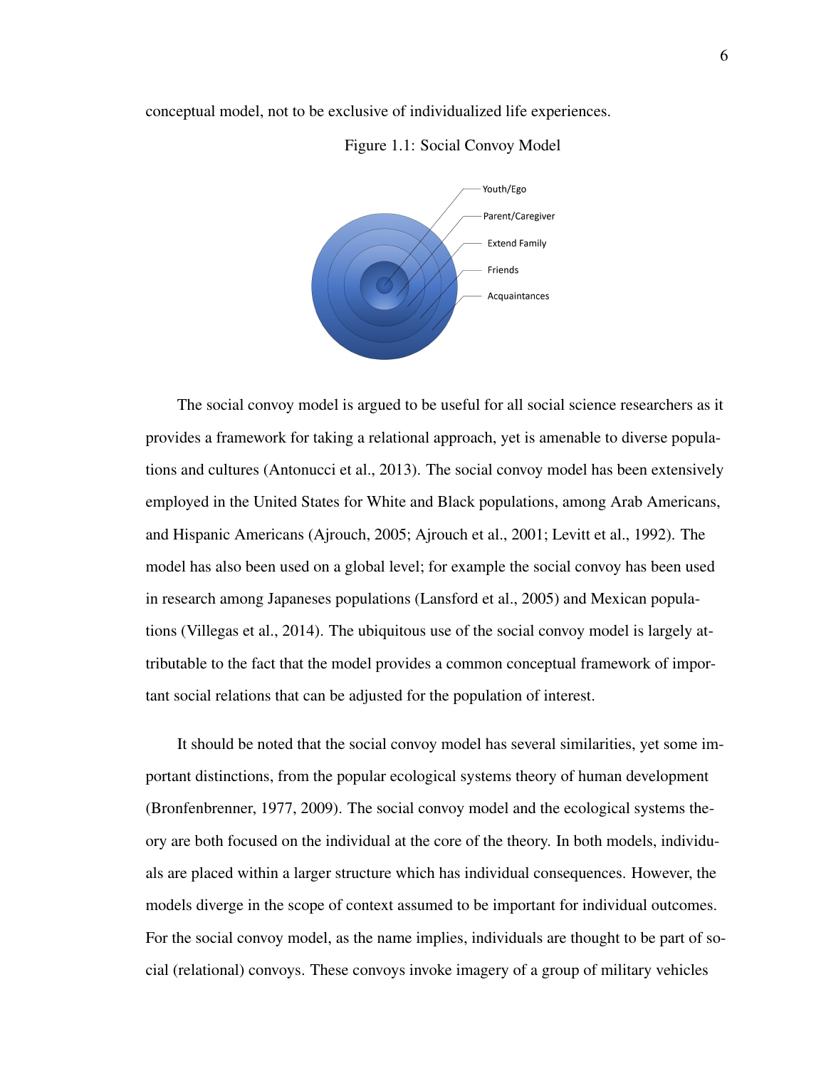conceptual model, not to be exclusive of individualized life experiences.

Figure 1.1: Social Convoy Model

Youth/Ego

Parent/Caregiver

Extend Family

Friends

Acquaintances

The social convoy model is argued to be useful for all social science researchers as it provides a framework for taking a relational approach, yet is amenable to diverse populations and cultures (Antonucci et al., 2013). The social convoy model has been extensively employed in the United States for White and Black populations, among Arab Americans, and Hispanic Americans (Ajrouch, 2005; Ajrouch et al., 2001; Levitt et al., 1992). The model has also been used on a global level; for example the social convoy has been used in research among Japaneses populations (Lansford et al., 2005) and Mexican populations (Villegas et al., 2014). The ubiquitous use of the social convoy model is largely attributable to the fact that the model provides a common conceptual framework of important social relations that can be adjusted for the population of interest.

It should be noted that the social convoy model has several similarities, yet some important distinctions, from the popular ecological systems theory of human development (Bronfenbrenner, 1977, 2009). The social convoy model and the ecological systems theory are both focused on the individual at the core of the theory. In both models, individuals are placed within a larger structure which has individual consequences. However, the models diverge in the scope of context assumed to be important for individual outcomes. For the social convoy model, as the name implies, individuals are thought to be part of social (relational) convoys. These convoys invoke imagery of a group of military vehicles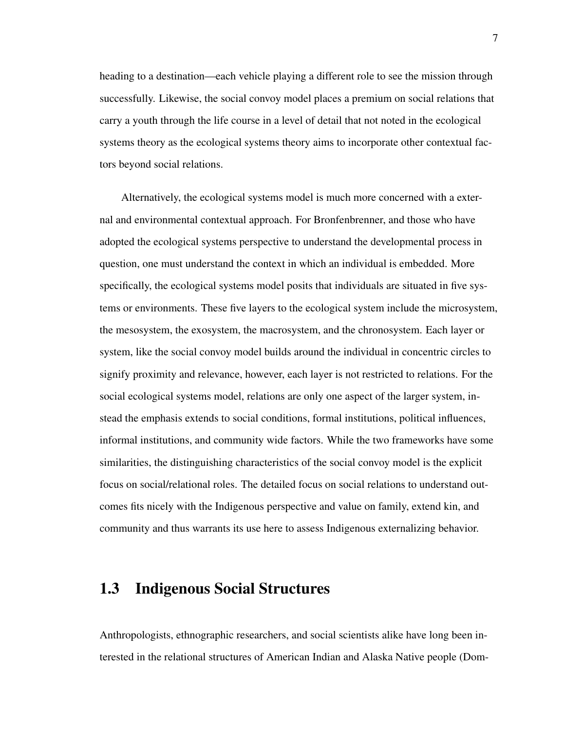heading to a destination—each vehicle playing a different role to see the mission through successfully. Likewise, the social convoy model places a premium on social relations that carry a youth through the life course in a level of detail that not noted in the ecological systems theory as the ecological systems theory aims to incorporate other contextual factors beyond social relations.

Alternatively, the ecological systems model is much more concerned with a external and environmental contextual approach. For Bronfenbrenner, and those who have adopted the ecological systems perspective to understand the developmental process in question, one must understand the context in which an individual is embedded. More specifically, the ecological systems model posits that individuals are situated in five systems or environments. These five layers to the ecological system include the microsystem, the mesosystem, the exosystem, the macrosystem, and the chronosystem. Each layer or system, like the social convoy model builds around the individual in concentric circles to signify proximity and relevance, however, each layer is not restricted to relations. For the social ecological systems model, relations are only one aspect of the larger system, instead the emphasis extends to social conditions, formal institutions, political influences, informal institutions, and community wide factors. While the two frameworks have some similarities, the distinguishing characteristics of the social convoy model is the explicit focus on social/relational roles. The detailed focus on social relations to understand outcomes fits nicely with the Indigenous perspective and value on family, extend kin, and community and thus warrants its use here to assess Indigenous externalizing behavior.

## 1.3 Indigenous Social Structures

Anthropologists, ethnographic researchers, and social scientists alike have long been interested in the relational structures of American Indian and Alaska Native people (Dom-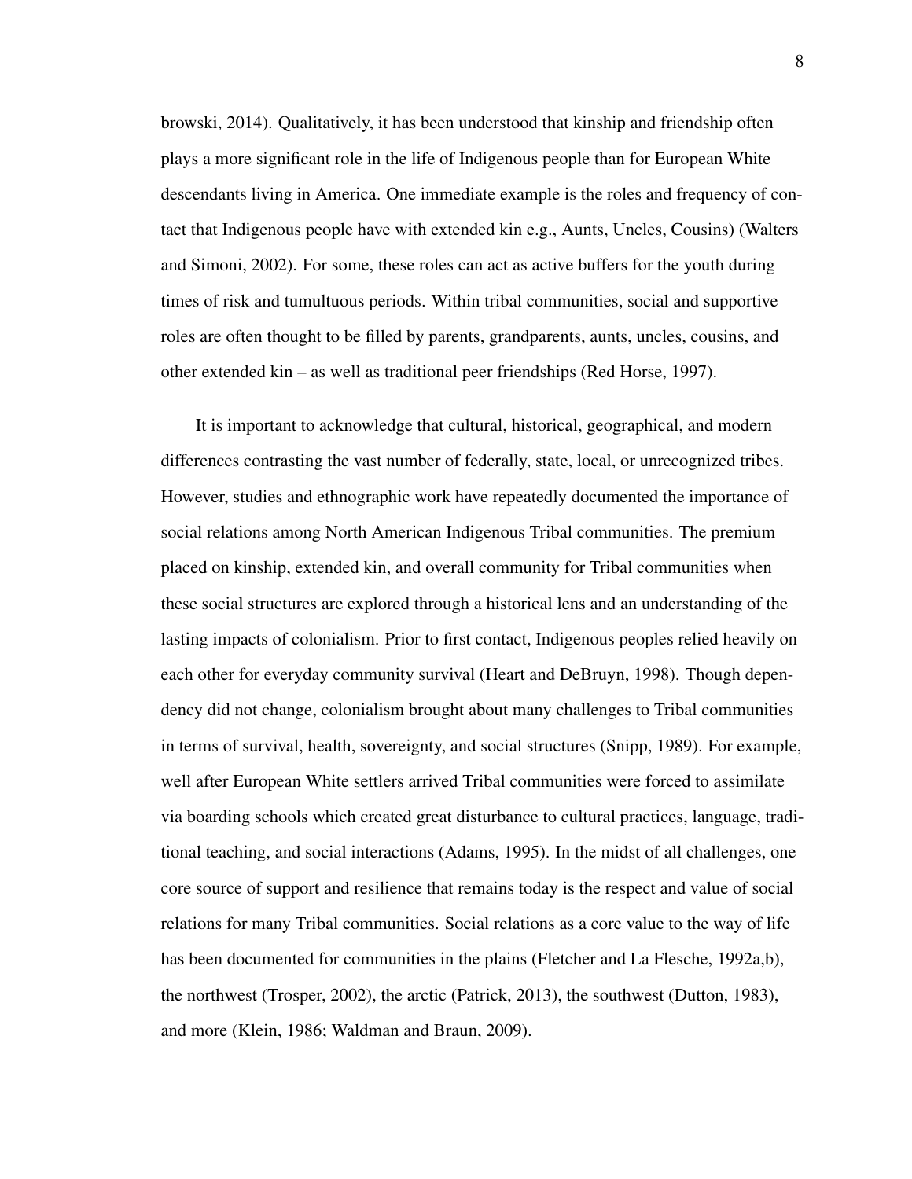browski, 2014). Qualitatively, it has been understood that kinship and friendship often plays a more significant role in the life of Indigenous people than for European White descendants living in America. One immediate example is the roles and frequency of contact that Indigenous people have with extended kin e.g., Aunts, Uncles, Cousins) (Walters and Simoni, 2002). For some, these roles can act as active buffers for the youth during times of risk and tumultuous periods. Within tribal communities, social and supportive roles are often thought to be filled by parents, grandparents, aunts, uncles, cousins, and other extended kin – as well as traditional peer friendships (Red Horse, 1997).

It is important to acknowledge that cultural, historical, geographical, and modern differences contrasting the vast number of federally, state, local, or unrecognized tribes. However, studies and ethnographic work have repeatedly documented the importance of social relations among North American Indigenous Tribal communities. The premium placed on kinship, extended kin, and overall community for Tribal communities when these social structures are explored through a historical lens and an understanding of the lasting impacts of colonialism. Prior to first contact, Indigenous peoples relied heavily on each other for everyday community survival (Heart and DeBruyn, 1998). Though dependency did not change, colonialism brought about many challenges to Tribal communities in terms of survival, health, sovereignty, and social structures (Snipp, 1989). For example, well after European White settlers arrived Tribal communities were forced to assimilate via boarding schools which created great disturbance to cultural practices, language, traditional teaching, and social interactions (Adams, 1995). In the midst of all challenges, one core source of support and resilience that remains today is the respect and value of social relations for many Tribal communities. Social relations as a core value to the way of life has been documented for communities in the plains (Fletcher and La Flesche, 1992a,b), the northwest (Trosper, 2002), the arctic (Patrick, 2013), the southwest (Dutton, 1983), and more (Klein, 1986; Waldman and Braun, 2009).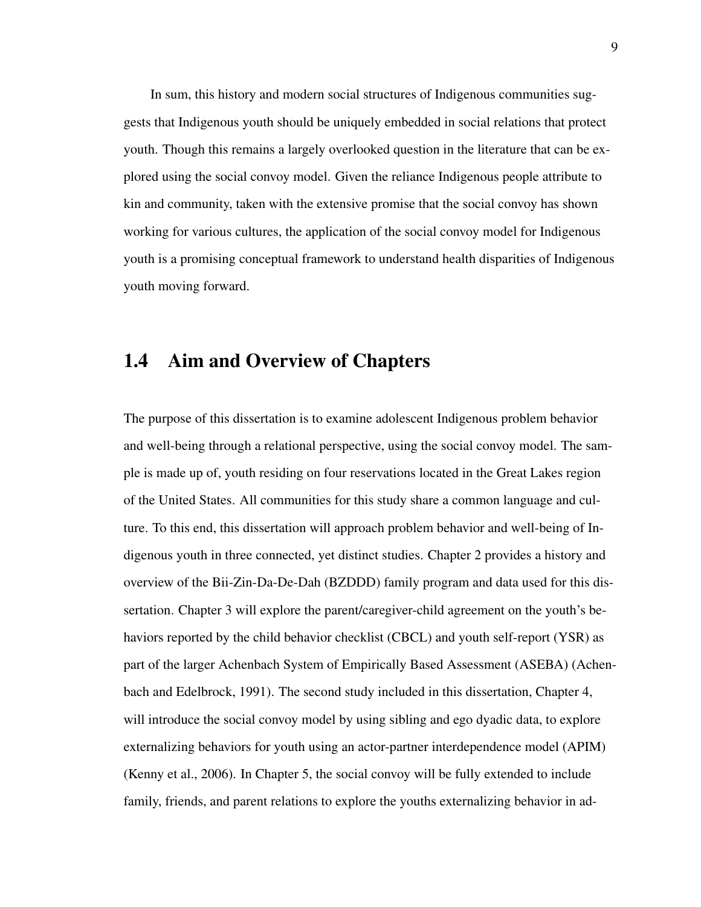In sum, this history and modern social structures of Indigenous communities suggests that Indigenous youth should be uniquely embedded in social relations that protect youth. Though this remains a largely overlooked question in the literature that can be explored using the social convoy model. Given the reliance Indigenous people attribute to kin and community, taken with the extensive promise that the social convoy has shown working for various cultures, the application of the social convoy model for Indigenous youth is a promising conceptual framework to understand health disparities of Indigenous youth moving forward.

## 1.4 Aim and Overview of Chapters

The purpose of this dissertation is to examine adolescent Indigenous problem behavior and well-being through a relational perspective, using the social convoy model. The sample is made up of, youth residing on four reservations located in the Great Lakes region of the United States. All communities for this study share a common language and culture. To this end, this dissertation will approach problem behavior and well-being of Indigenous youth in three connected, yet distinct studies. Chapter 2 provides a history and overview of the Bii-Zin-Da-De-Dah (BZDDD) family program and data used for this dissertation. Chapter 3 will explore the parent/caregiver-child agreement on the youth's behaviors reported by the child behavior checklist (CBCL) and youth self-report (YSR) as part of the larger Achenbach System of Empirically Based Assessment (ASEBA) (Achenbach and Edelbrock, 1991). The second study included in this dissertation, Chapter 4, will introduce the social convoy model by using sibling and ego dyadic data, to explore externalizing behaviors for youth using an actor-partner interdependence model (APIM) (Kenny et al., 2006). In Chapter 5, the social convoy will be fully extended to include family, friends, and parent relations to explore the youths externalizing behavior in ad-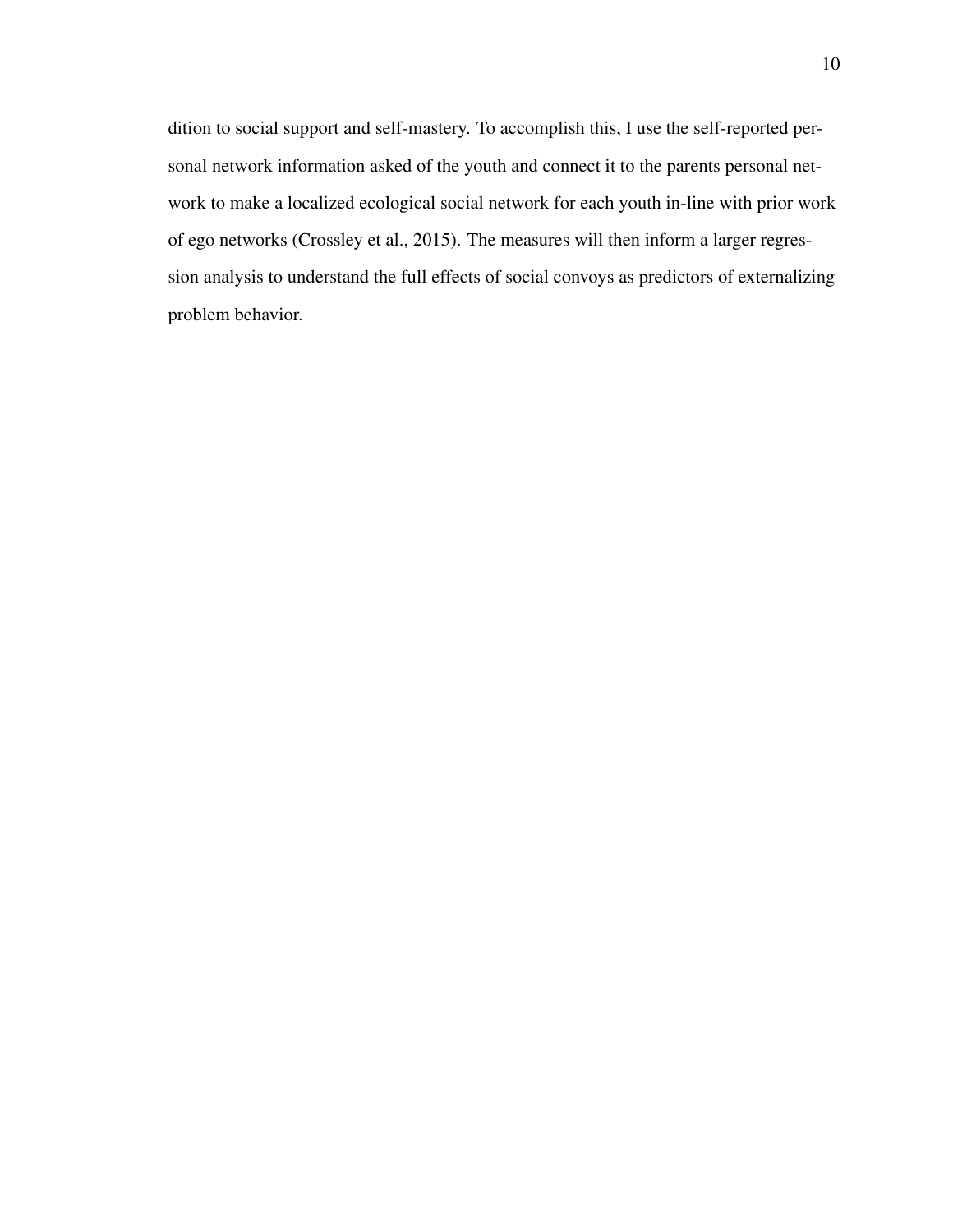dition to social support and self-mastery. To accomplish this, I use the self-reported personal network information asked of the youth and connect it to the parents personal network to make a localized ecological social network for each youth in-line with prior work of ego networks (Crossley et al., 2015). The measures will then inform a larger regression analysis to understand the full effects of social convoys as predictors of externalizing problem behavior.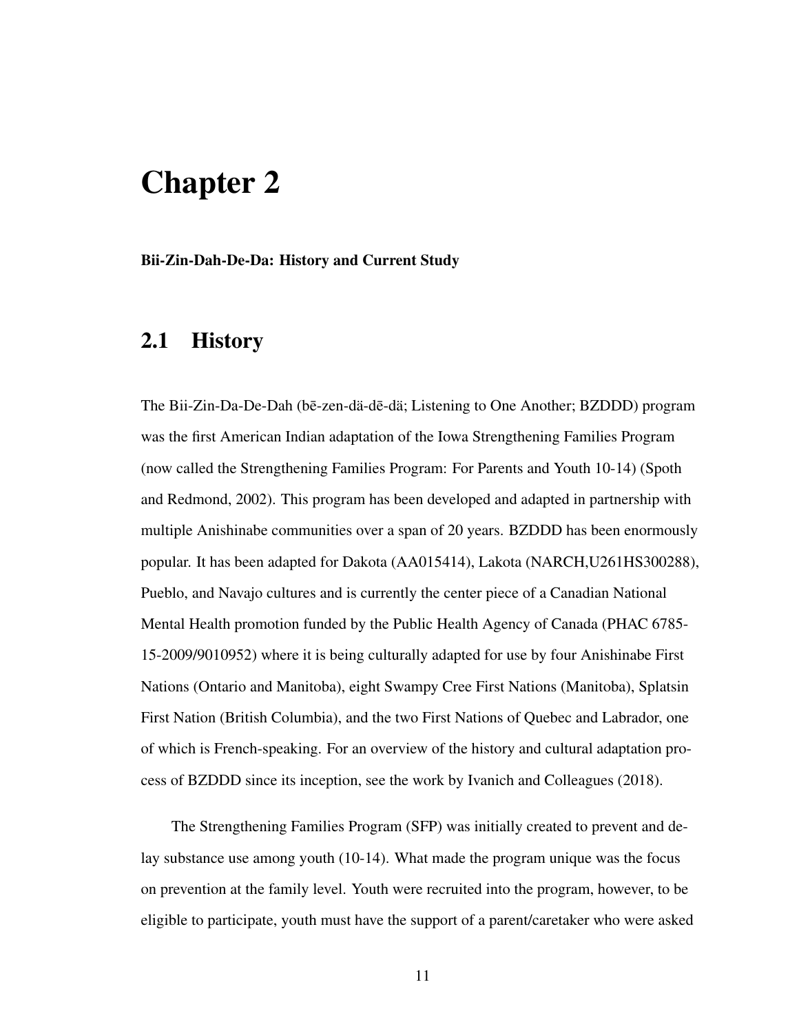# Chapter 2

**Bii-Zin-Dah-De-Da: History and Current Study**

## 2.1 History

The Bii-Zin-Da-De-Dah (bē-zen-dä-dē-dä; Listening to One Another; BZDDD) program was the first American Indian adaptation of the Iowa Strengthening Families Program (now called the Strengthening Families Program: For Parents and Youth 10-14) (Spoth and Redmond, 2002). This program has been developed and adapted in partnership with multiple Anishinabe communities over a span of 20 years. BZDDD has been enormously popular. It has been adapted for Dakota (AA015414), Lakota (NARCH,U261HS300288), Pueblo, and Navajo cultures and is currently the center piece of a Canadian National Mental Health promotion funded by the Public Health Agency of Canada (PHAC 6785-15-2009/9010952) where it is being culturally adapted for use by four Anishinabe First Nations (Ontario and Manitoba), eight Swampy Cree First Nations (Manitoba), Splatsin First Nation (British Columbia), and the two First Nations of Quebec and Labrador, one of which is French-speaking. For an overview of the history and cultural adaptation process of BZDDD since its inception, see the work by Ivanich and Colleagues (2018).

The Strengthening Families Program (SFP) was initially created to prevent and delay substance use among youth (10-14). What made the program unique was the focus on prevention at the family level. Youth were recruited into the program, however, to be eligible to participate, youth must have the support of a parent/caretaker who were asked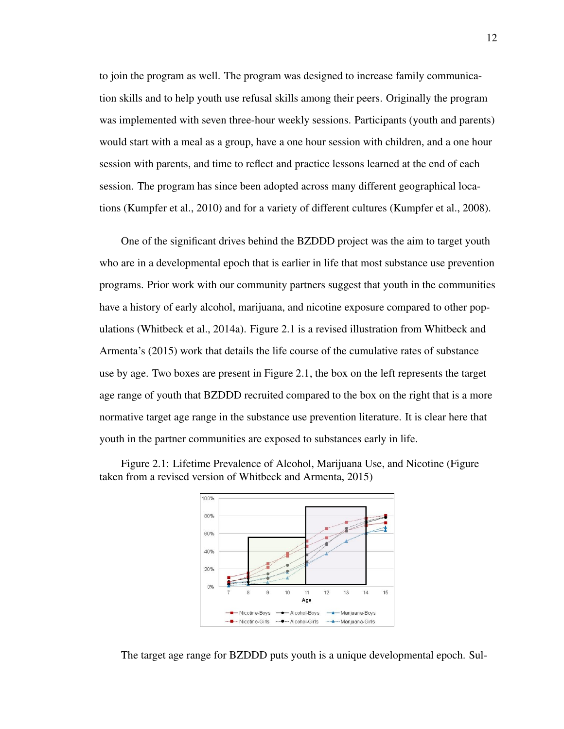to join the program as well. The program was designed to increase family communication skills and to help youth use refusal skills among their peers. Originally the program was implemented with seven three-hour weekly sessions. Participants (youth and parents) would start with a meal as a group, have a one hour session with children, and a one hour session with parents, and time to reflect and practice lessons learned at the end of each session. The program has since been adopted across many different geographical locations (Kumpfer et al., 2010) and for a variety of different cultures (Kumpfer et al., 2008).

One of the significant drives behind the BZDDD project was the aim to target youth who are in a developmental epoch that is earlier in life that most substance use prevention programs. Prior work with our community partners suggest that youth in the communities have a history of early alcohol, marijuana, and nicotine exposure compared to other populations (Whitbeck et al., 2014a). Figure 2.1 is a revised illustration from Whitbeck and Armenta's (2015) work that details the life course of the cumulative rates of substance use by age. Two boxes are present in Figure 2.1, the box on the left represents the target age range of youth that BZDDD recruited compared to the box on the right that is a more normative target age range in the substance use prevention literature. It is clear here that youth in the partner communities are exposed to substances early in life.

Figure 2.1: Lifetime Prevalence of Alcohol, Marijuana Use, and Nicotine (Figure taken from a revised version of Whitbeck and Armenta, 2015)

The target age range for BZDDD puts youth is a unique developmental epoch. Sul-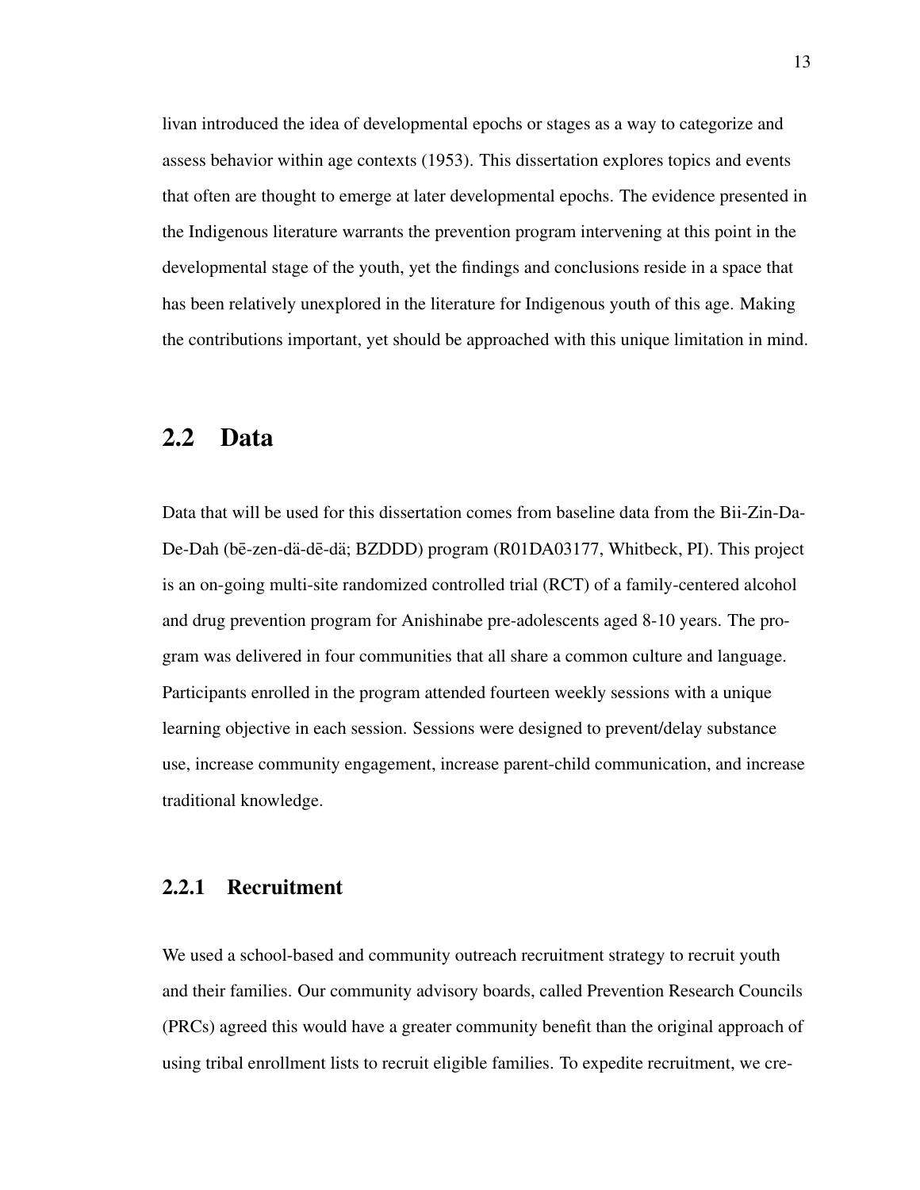livan introduced the idea of developmental epochs or stages as a way to categorize and assess behavior within age contexts (1953). This dissertation explores topics and events that often are thought to emerge at later developmental epochs. The evidence presented in the Indigenous literature warrants the prevention program intervening at this point in the developmental stage of the youth, yet the findings and conclusions reside in a space that has been relatively unexplored in the literature for Indigenous youth of this age. Making the contributions important, yet should be approached with this unique limitation in mind.

## 2.2 Data

Data that will be used for this dissertation comes from baseline data from the Bii-Zin-Da-De-Dah (bē-zen-dä-dē-dä; BZDDD) program (R01DA03177, Whitbeck, PI). This project is an on-going multi-site randomized controlled trial (RCT) of a family-centered alcohol and drug prevention program for Anishinabe pre-adolescents aged 8-10 years. The program was delivered in four communities that all share a common culture and language. Participants enrolled in the program attended fourteen weekly sessions with a unique learning objective in each session. Sessions were designed to prevent/delay substance use, increase community engagement, increase parent-child communication, and increase traditional knowledge.

### 2.2.1 Recruitment

We used a school-based and community outreach recruitment strategy to recruit youth and their families. Our community advisory boards, called Prevention Research Councils (PRCs) agreed this would have a greater community benefit than the original approach of using tribal enrollment lists to recruit eligible families. To expedite recruitment, we cre-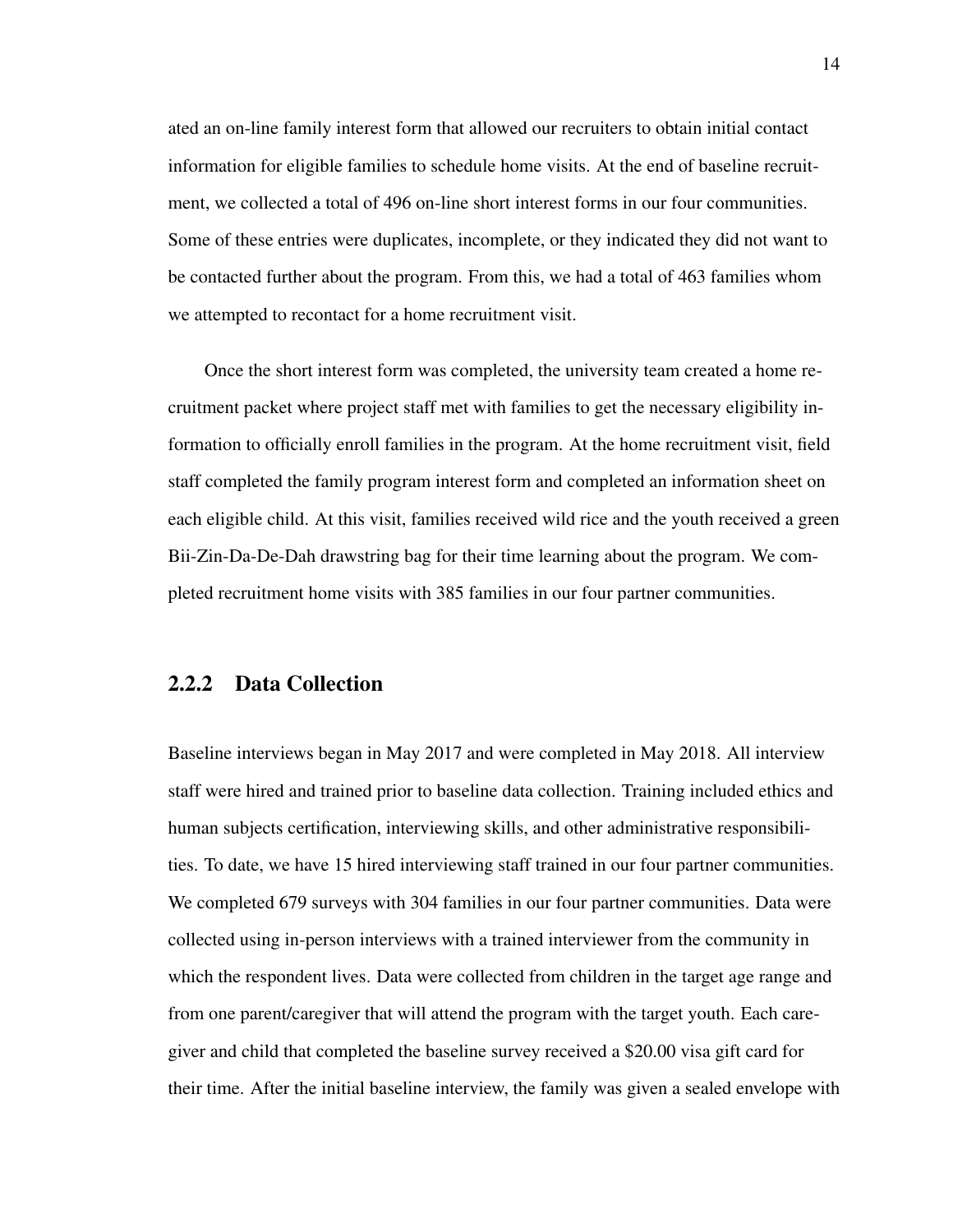ated an on-line family interest form that allowed our recruiters to obtain initial contact information for eligible families to schedule home visits. At the end of baseline recruitment, we collected a total of 496 on-line short interest forms in our four communities. Some of these entries were duplicates, incomplete, or they indicated they did not want to be contacted further about the program. From this, we had a total of 463 families whom we attempted to recontact for a home recruitment visit.

Once the short interest form was completed, the university team created a home recruitment packet where project staff met with families to get the necessary eligibility information to officially enroll families in the program. At the home recruitment visit, field staff completed the family program interest form and completed an information sheet on each eligible child. At this visit, families received wild rice and the youth received a green Bii-Zin-Da-De-Dah drawstring bag for their time learning about the program. We completed recruitment home visits with 385 families in our four partner communities.

### 2.2.2 Data Collection

Baseline interviews began in May 2017 and were completed in May 2018. All interview staff were hired and trained prior to baseline data collection. Training included ethics and human subjects certification, interviewing skills, and other administrative responsibilities. To date, we have 15 hired interviewing staff trained in our four partner communities. We completed 679 surveys with 304 families in our four partner communities. Data were collected using in-person interviews with a trained interviewer from the community in which the respondent lives. Data were collected from children in the target age range and from one parent/caregiver that will attend the program with the target youth. Each caregiver and child that completed the baseline survey received a $20.00 visa gift card for their time. After the initial baseline interview, the family was given a sealed envelope with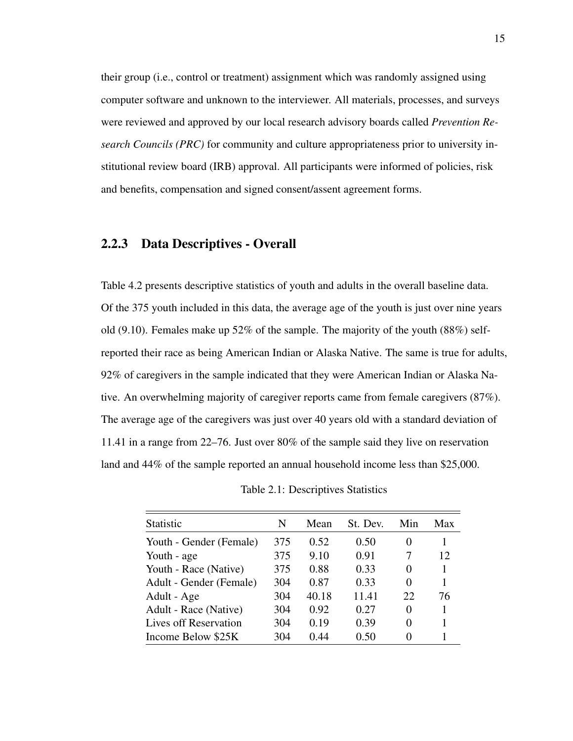their group (i.e., control or treatment) assignment which was randomly assigned using computer software and unknown to the interviewer. All materials, processes, and surveys were reviewed and approved by our local research advisory boards called *Prevention Research Councils (PRC)* for community and culture appropriateness prior to university institutional review board (IRB) approval. All participants were informed of policies, risk and benefits, compensation and signed consent/assent agreement forms.

### 2.2.3 Data Descriptives - Overall

Table 4.2 presents descriptive statistics of youth and adults in the overall baseline data. Of the 375 youth included in this data, the average age of the youth is just over nine years old (9.10). Females make up 52% of the sample. The majority of the youth (88%) self-reported their race as being American Indian or Alaska Native. The same is true for adults, 92% of caregivers in the sample indicated that they were American Indian or Alaska Native. An overwhelming majority of caregiver reports came from female caregivers (87%). The average age of the caregivers was just over 40 years old with a standard deviation of 11.41 in a range from 22–76. Just over 80% of the sample said they live on reservation land and 44% of the sample reported an annual household income less than $25,000.

Table 2.1: Descriptives Statistics

| Statistic | N | Mean | St. Dev. | Min | Max |
|---|---|---|---|---|---|
| Youth - Gender (Female) | 375 | 0.52 | 0.50 | 0 | 1 |
| Youth - age | 375 | 9.10 | 0.91 | 7 | 12 |
| Youth - Race (Native) | 375 | 0.88 | 0.33 | 0 | 1 |
| Adult - Gender (Female) | 304 | 0.87 | 0.33 | 0 | 1 |
| Adult - Age | 304 | 40.18 | 11.41 | 22 | 76 |
| Adult - Race (Native) | 304 | 0.92 | 0.27 | 0 | 1 |
| Lives off Reservation | 304 | 0.19 | 0.39 | 0 | 1 |
| Income Below $25K | 304 | 0.44 | 0.50 | 0 | 1 |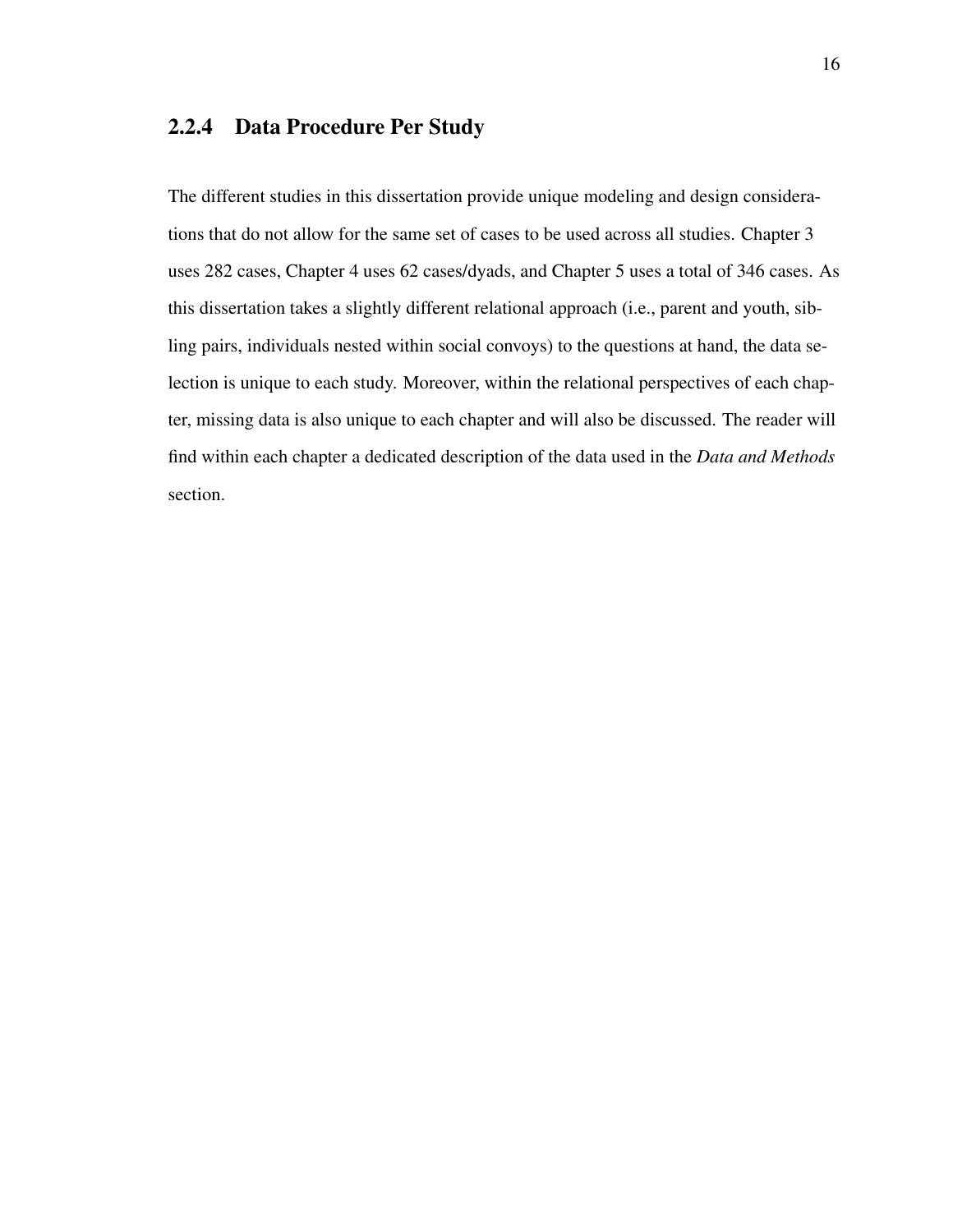### 2.2.4 Data Procedure Per Study

The different studies in this dissertation provide unique modeling and design considerations that do not allow for the same set of cases to be used across all studies. Chapter 3 uses 282 cases, Chapter 4 uses 62 cases/dyads, and Chapter 5 uses a total of 346 cases. As this dissertation takes a slightly different relational approach (i.e., parent and youth, sibling pairs, individuals nested within social convoys) to the questions at hand, the data selection is unique to each study. Moreover, within the relational perspectives of each chapter, missing data is also unique to each chapter and will also be discussed. The reader will find within each chapter a dedicated description of the data used in the *Data and Methods* section.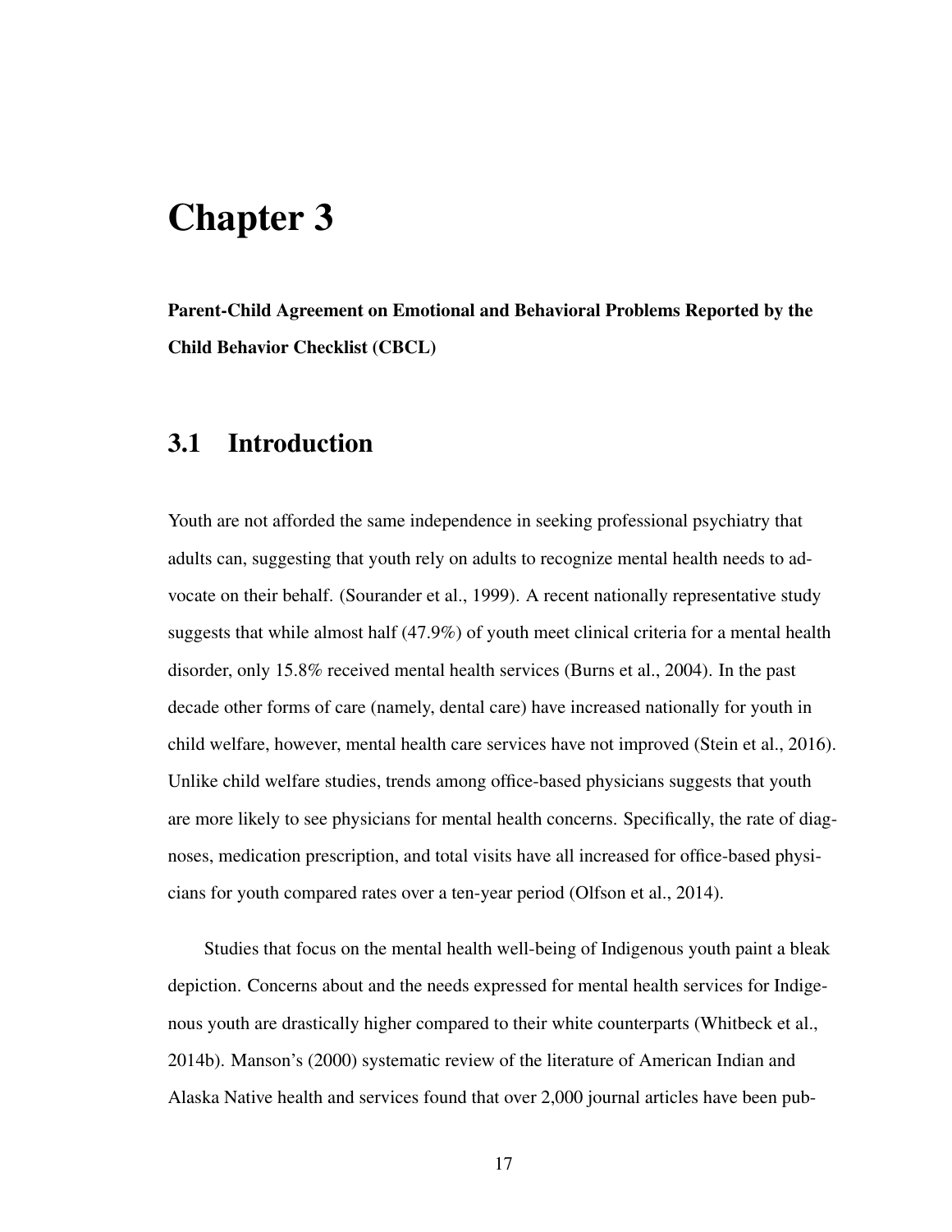# Chapter 3

**Parent-Child Agreement on Emotional and Behavioral Problems Reported by the Child Behavior Checklist (CBCL)**

## 3.1 Introduction

Youth are not afforded the same independence in seeking professional psychiatry that adults can, suggesting that youth rely on adults to recognize mental health needs to advocate on their behalf. (Sourander et al., 1999). A recent nationally representative study suggests that while almost half (47.9%) of youth meet clinical criteria for a mental health disorder, only 15.8% received mental health services (Burns et al., 2004). In the past decade other forms of care (namely, dental care) have increased nationally for youth in child welfare, however, mental health care services have not improved (Stein et al., 2016). Unlike child welfare studies, trends among office-based physicians suggests that youth are more likely to see physicians for mental health concerns. Specifically, the rate of diagnoses, medication prescription, and total visits have all increased for office-based physicians for youth compared rates over a ten-year period (Olfson et al., 2014).

Studies that focus on the mental health well-being of Indigenous youth paint a bleak depiction. Concerns about and the needs expressed for mental health services for Indigenous youth are drastically higher compared to their white counterparts (Whitbeck et al., 2014b). Manson's (2000) systematic review of the literature of American Indian and Alaska Native health and services found that over 2,000 journal articles have been pub-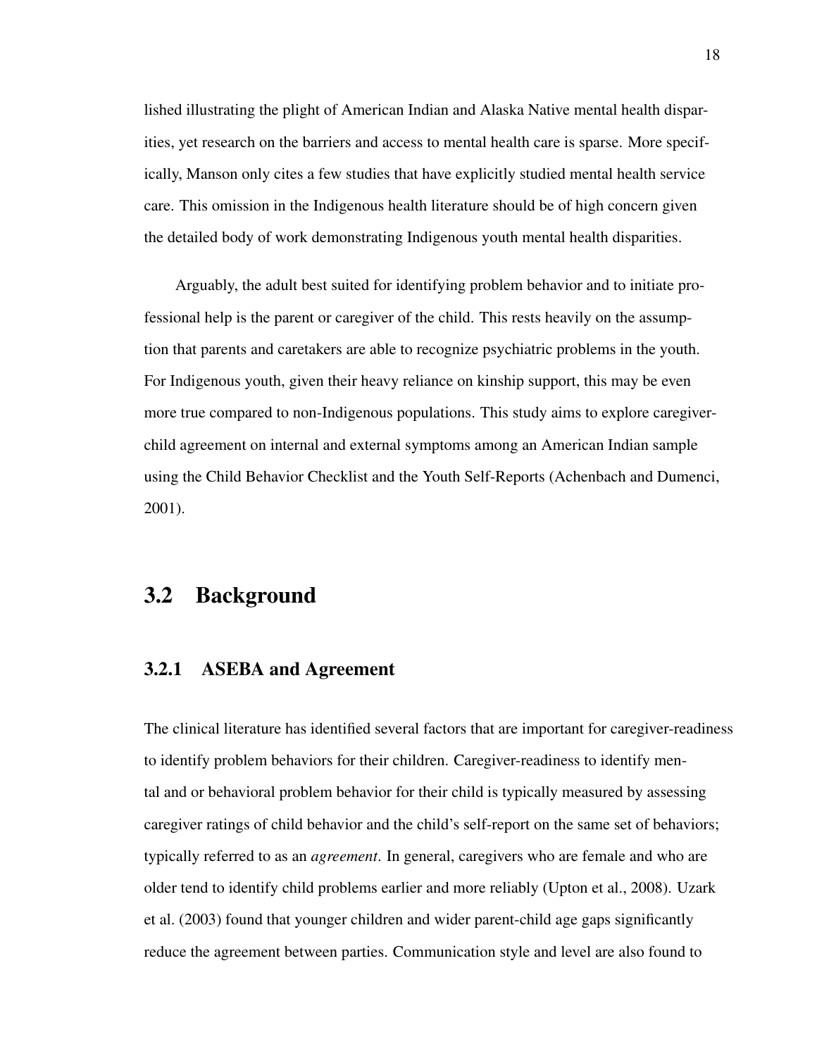lished illustrating the plight of American Indian and Alaska Native mental health disparities, yet research on the barriers and access to mental health care is sparse. More specifically, Manson only cites a few studies that have explicitly studied mental health service care. This omission in the Indigenous health literature should be of high concern given the detailed body of work demonstrating Indigenous youth mental health disparities.

Arguably, the adult best suited for identifying problem behavior and to initiate professional help is the parent or caregiver of the child. This rests heavily on the assumption that parents and caretakers are able to recognize psychiatric problems in the youth. For Indigenous youth, given their heavy reliance on kinship support, this may be even more true compared to non-Indigenous populations. This study aims to explore caregiver-child agreement on internal and external symptoms among an American Indian sample using the Child Behavior Checklist and the Youth Self-Reports (Achenbach and Dumenci, 2001).

## 3.2 Background

### 3.2.1 ASEBA and Agreement

The clinical literature has identified several factors that are important for caregiver-readiness to identify problem behaviors for their children. Caregiver-readiness to identify mental and or behavioral problem behavior for their child is typically measured by assessing caregiver ratings of child behavior and the child's self-report on the same set of behaviors; typically referred to as an *agreement*. In general, caregivers who are female and who are older tend to identify child problems earlier and more reliably (Upton et al., 2008). Uzark et al. (2003) found that younger children and wider parent-child age gaps significantly reduce the agreement between parties. Communication style and level are also found to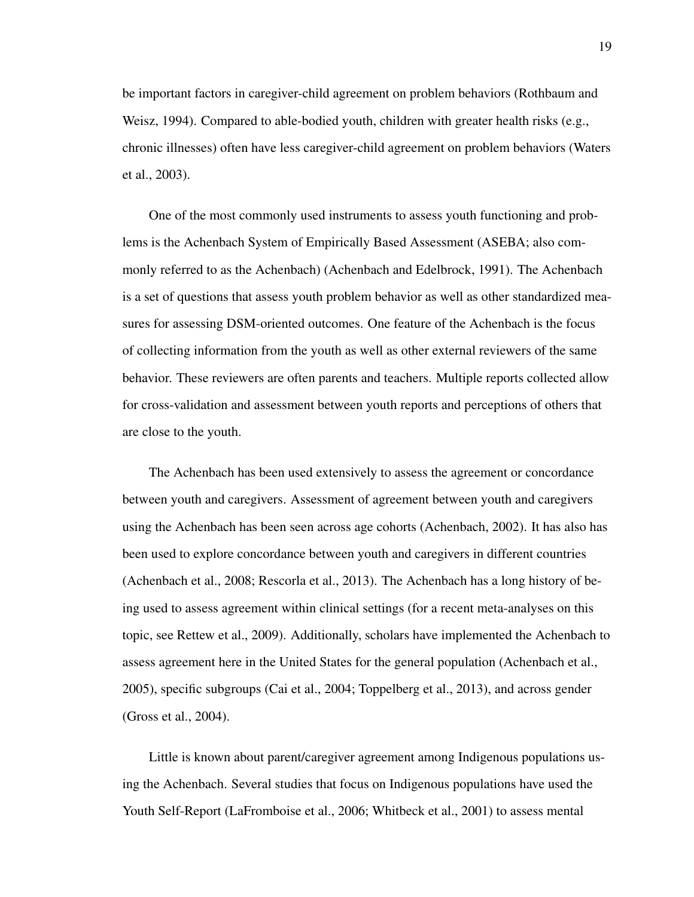be important factors in caregiver-child agreement on problem behaviors (Rothbaum and Weisz, 1994). Compared to able-bodied youth, children with greater health risks (e.g., chronic illnesses) often have less caregiver-child agreement on problem behaviors (Waters et al., 2003).

One of the most commonly used instruments to assess youth functioning and problems is the Achenbach System of Empirically Based Assessment (ASEBA; also commonly referred to as the Achenbach) (Achenbach and Edelbrock, 1991). The Achenbach is a set of questions that assess youth problem behavior as well as other standardized measures for assessing DSM-oriented outcomes. One feature of the Achenbach is the focus of collecting information from the youth as well as other external reviewers of the same behavior. These reviewers are often parents and teachers. Multiple reports collected allow for cross-validation and assessment between youth reports and perceptions of others that are close to the youth.

The Achenbach has been used extensively to assess the agreement or concordance between youth and caregivers. Assessment of agreement between youth and caregivers using the Achenbach has been seen across age cohorts (Achenbach, 2002). It has also has been used to explore concordance between youth and caregivers in different countries (Achenbach et al., 2008; Rescorla et al., 2013). The Achenbach has a long history of being used to assess agreement within clinical settings (for a recent meta-analyses on this topic, see Rettew et al., 2009). Additionally, scholars have implemented the Achenbach to assess agreement here in the United States for the general population (Achenbach et al., 2005), specific subgroups (Cai et al., 2004; Toppelberg et al., 2013), and across gender (Gross et al., 2004).

Little is known about parent/caregiver agreement among Indigenous populations using the Achenbach. Several studies that focus on Indigenous populations have used the Youth Self-Report (LaFromboise et al., 2006; Whitbeck et al., 2001) to assess mental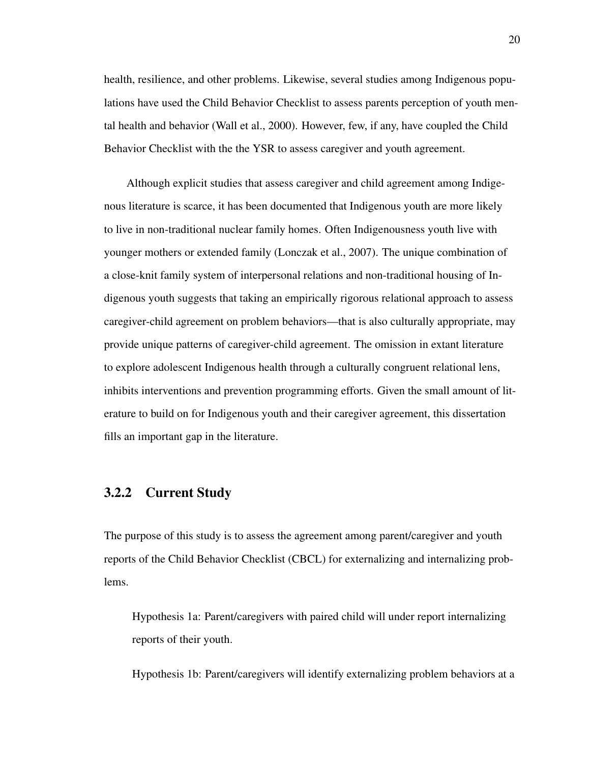health, resilience, and other problems. Likewise, several studies among Indigenous populations have used the Child Behavior Checklist to assess parents perception of youth mental health and behavior (Wall et al., 2000). However, few, if any, have coupled the Child Behavior Checklist with the the YSR to assess caregiver and youth agreement.

Although explicit studies that assess caregiver and child agreement among Indigenous literature is scarce, it has been documented that Indigenous youth are more likely to live in non-traditional nuclear family homes. Often Indigenousness youth live with younger mothers or extended family (Lonczak et al., 2007). The unique combination of a close-knit family system of interpersonal relations and non-traditional housing of Indigenous youth suggests that taking an empirically rigorous relational approach to assess caregiver-child agreement on problem behaviors—that is also culturally appropriate, may provide unique patterns of caregiver-child agreement. The omission in extant literature to explore adolescent Indigenous health through a culturally congruent relational lens, inhibits interventions and prevention programming efforts. Given the small amount of literature to build on for Indigenous youth and their caregiver agreement, this dissertation fills an important gap in the literature.

### 3.2.2 Current Study

The purpose of this study is to assess the agreement among parent/caregiver and youth reports of the Child Behavior Checklist (CBCL) for externalizing and internalizing problems.

Hypothesis 1a: Parent/caregivers with paired child will under report internalizing reports of their youth.

Hypothesis 1b: Parent/caregivers will identify externalizing problem behaviors at a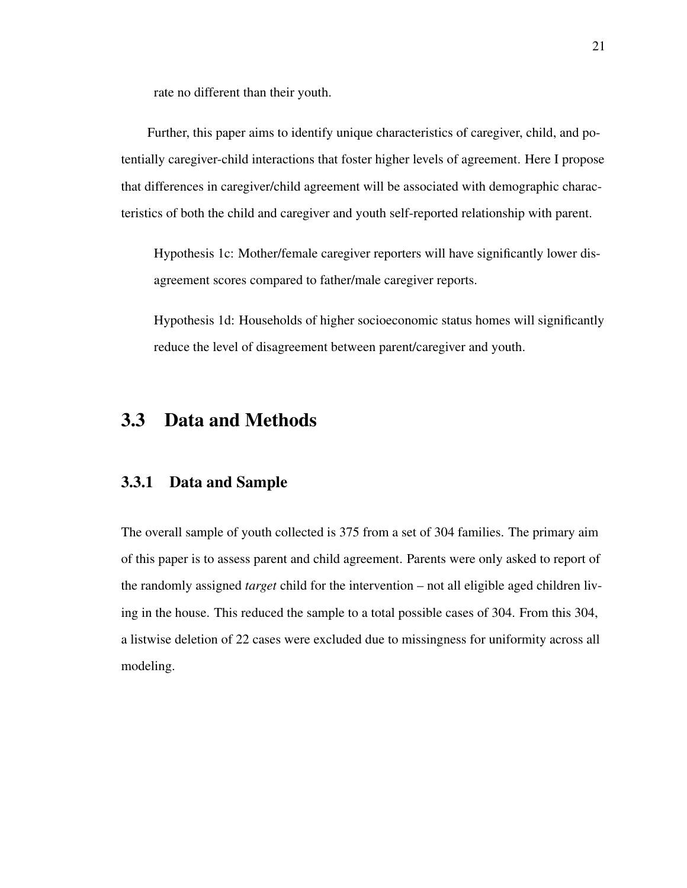rate no different than their youth.

Further, this paper aims to identify unique characteristics of caregiver, child, and potentially caregiver-child interactions that foster higher levels of agreement. Here I propose that differences in caregiver/child agreement will be associated with demographic characteristics of both the child and caregiver and youth self-reported relationship with parent.

Hypothesis 1c: Mother/female caregiver reporters will have significantly lower disagreement scores compared to father/male caregiver reports.

Hypothesis 1d: Households of higher socioeconomic status homes will significantly reduce the level of disagreement between parent/caregiver and youth.

## 3.3 Data and Methods

### 3.3.1 Data and Sample

The overall sample of youth collected is 375 from a set of 304 families. The primary aim of this paper is to assess parent and child agreement. Parents were only asked to report of the randomly assigned *target* child for the intervention – not all eligible aged children living in the house. This reduced the sample to a total possible cases of 304. From this 304, a listwise deletion of 22 cases were excluded due to missingness for uniformity across all modeling.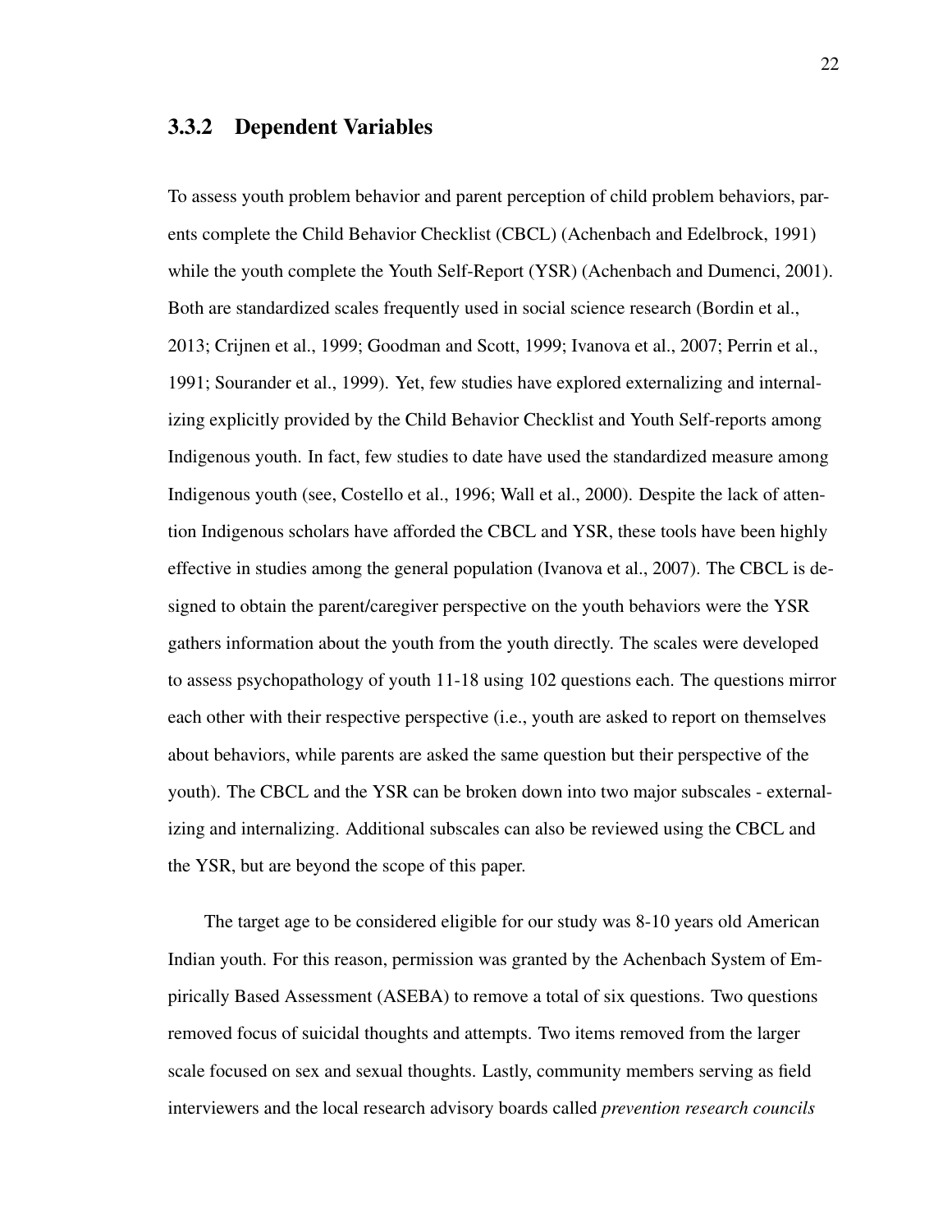### 3.3.2 Dependent Variables

To assess youth problem behavior and parent perception of child problem behaviors, parents complete the Child Behavior Checklist (CBCL) (Achenbach and Edelbrock, 1991) while the youth complete the Youth Self-Report (YSR) (Achenbach and Dumenci, 2001). Both are standardized scales frequently used in social science research (Bordin et al., 2013; Crijnen et al., 1999; Goodman and Scott, 1999; Ivanova et al., 2007; Perrin et al., 1991; Sourander et al., 1999). Yet, few studies have explored externalizing and internalizing explicitly provided by the Child Behavior Checklist and Youth Self-reports among Indigenous youth. In fact, few studies to date have used the standardized measure among Indigenous youth (see, Costello et al., 1996; Wall et al., 2000). Despite the lack of attention Indigenous scholars have afforded the CBCL and YSR, these tools have been highly effective in studies among the general population (Ivanova et al., 2007). The CBCL is designed to obtain the parent/caregiver perspective on the youth behaviors were the YSR gathers information about the youth from the youth directly. The scales were developed to assess psychopathology of youth 11-18 using 102 questions each. The questions mirror each other with their respective perspective (i.e., youth are asked to report on themselves about behaviors, while parents are asked the same question but their perspective of the youth). The CBCL and the YSR can be broken down into two major subscales - externalizing and internalizing. Additional subscales can also be reviewed using the CBCL and the YSR, but are beyond the scope of this paper.

The target age to be considered eligible for our study was 8-10 years old American Indian youth. For this reason, permission was granted by the Achenbach System of Empirically Based Assessment (ASEBA) to remove a total of six questions. Two questions removed focus of suicidal thoughts and attempts. Two items removed from the larger scale focused on sex and sexual thoughts. Lastly, community members serving as field interviewers and the local research advisory boards called *prevention research councils*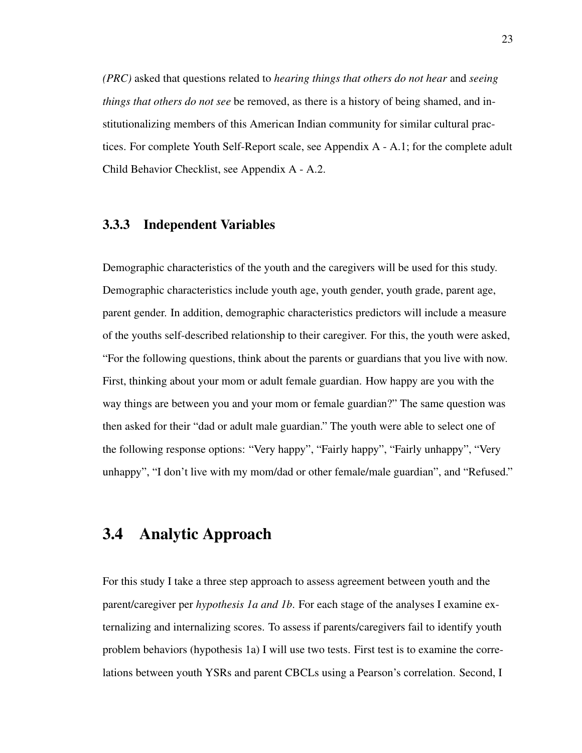*(PRC)* asked that questions related to *hearing things that others do not hear* and *seeing things that others do not see* be removed, as there is a history of being shamed, and institutionalizing members of this American Indian community for similar cultural practices. For complete Youth Self-Report scale, see Appendix A - A.1; for the complete adult Child Behavior Checklist, see Appendix A - A.2.

### 3.3.3 Independent Variables

Demographic characteristics of the youth and the caregivers will be used for this study. Demographic characteristics include youth age, youth gender, youth grade, parent age, parent gender. In addition, demographic characteristics predictors will include a measure of the youths self-described relationship to their caregiver. For this, the youth were asked, "For the following questions, think about the parents or guardians that you live with now. First, thinking about your mom or adult female guardian. How happy are you with the way things are between you and your mom or female guardian?" The same question was then asked for their "dad or adult male guardian." The youth were able to select one of the following response options: "Very happy", "Fairly happy", "Fairly unhappy", "Very unhappy", "I don't live with my mom/dad or other female/male guardian", and "Refused."

## 3.4 Analytic Approach

For this study I take a three step approach to assess agreement between youth and the parent/caregiver per *hypothesis 1a and 1b*. For each stage of the analyses I examine externalizing and internalizing scores. To assess if parents/caregivers fail to identify youth problem behaviors (hypothesis 1a) I will use two tests. First test is to examine the correlations between youth YSRs and parent CBCLs using a Pearson's correlation. Second, I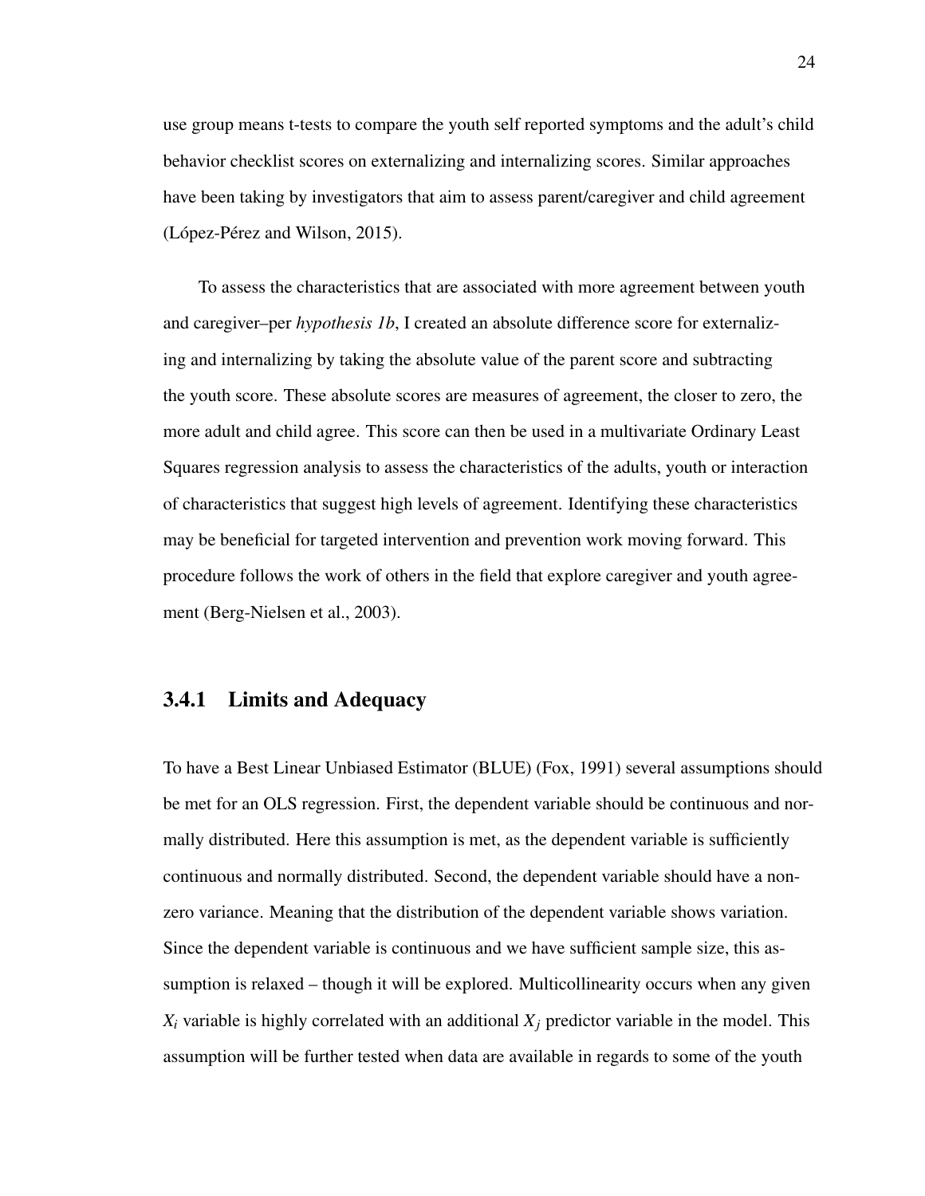use group means t-tests to compare the youth self reported symptoms and the adult's child behavior checklist scores on externalizing and internalizing scores. Similar approaches have been taking by investigators that aim to assess parent/caregiver and child agreement (López-Pérez and Wilson, 2015).

To assess the characteristics that are associated with more agreement between youth and caregiver–per *hypothesis 1b*, I created an absolute difference score for externalizing and internalizing by taking the absolute value of the parent score and subtracting the youth score. These absolute scores are measures of agreement, the closer to zero, the more adult and child agree. This score can then be used in a multivariate Ordinary Least Squares regression analysis to assess the characteristics of the adults, youth or interaction of characteristics that suggest high levels of agreement. Identifying these characteristics may be beneficial for targeted intervention and prevention work moving forward. This procedure follows the work of others in the field that explore caregiver and youth agreement (Berg-Nielsen et al., 2003).

### 3.4.1 Limits and Adequacy

To have a Best Linear Unbiased Estimator (BLUE) (Fox, 1991) several assumptions should be met for an OLS regression. First, the dependent variable should be continuous and normally distributed. Here this assumption is met, as the dependent variable is sufficiently continuous and normally distributed. Second, the dependent variable should have a non-zero variance. Meaning that the distribution of the dependent variable shows variation. Since the dependent variable is continuous and we have sufficient sample size, this assumption is relaxed – though it will be explored. Multicollinearity occurs when any given $X_i$ variable is highly correlated with an additional $X_j$ predictor variable in the model. This assumption will be further tested when data are available in regards to some of the youth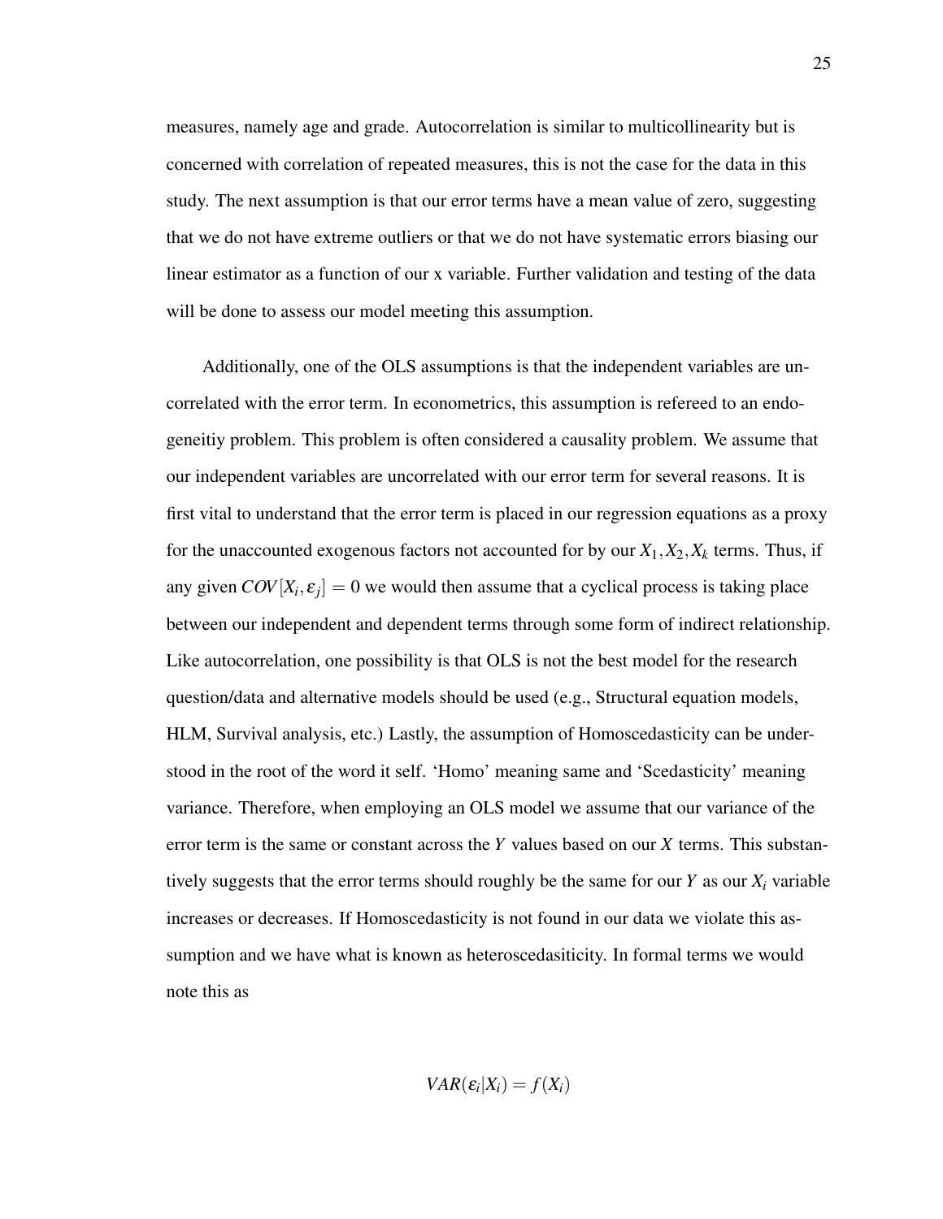measures, namely age and grade. Autocorrelation is similar to multicollinearity but is concerned with correlation of repeated measures, this is not the case for the data in this study. The next assumption is that our error terms have a mean value of zero, suggesting that we do not have extreme outliers or that we do not have systematic errors biasing our linear estimator as a function of our x variable. Further validation and testing of the data will be done to assess our model meeting this assumption.

Additionally, one of the OLS assumptions is that the independent variables are uncorrelated with the error term. In econometrics, this assumption is refereed to an endogeneitiy problem. This problem is often considered a causality problem. We assume that our independent variables are uncorrelated with our error term for several reasons. It is first vital to understand that the error term is placed in our regression equations as a proxy for the unaccounted exogenous factors not accounted for by our $X_1, X_2, X_k$ terms. Thus, if any given $COV[X_i, \varepsilon_j] = 0$ we would then assume that a cyclical process is taking place between our independent and dependent terms through some form of indirect relationship. Like autocorrelation, one possibility is that OLS is not the best model for the research question/data and alternative models should be used (e.g., Structural equation models, HLM, Survival analysis, etc.) Lastly, the assumption of Homoscedasticity can be understood in the root of the word it self. 'Homo' meaning same and 'Scedasticity' meaning variance. Therefore, when employing an OLS model we assume that our variance of the error term is the same or constant across the $Y$ values based on our $X$ terms. This substantively suggests that the error terms should roughly be the same for our $Y$ as our $X_i$ variable increases or decreases. If Homoscedasticity is not found in our data we violate this assumption and we have what is known as heteroscedasiticity. In formal terms we would note this as

$$VAR(\varepsilon_i | X_i) = f(X_i)$$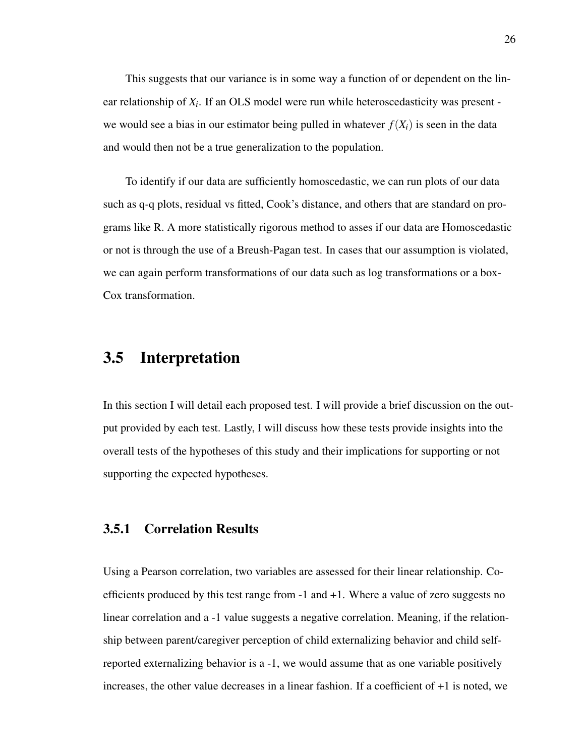This suggests that our variance is in some way a function of or dependent on the linear relationship of $X_i$. If an OLS model were run while heteroscedasticity was present - we would see a bias in our estimator being pulled in whatever $f(X_i)$ is seen in the data and would then not be a true generalization to the population.

To identify if our data are sufficiently homoscedastic, we can run plots of our data such as q-q plots, residual vs fitted, Cook's distance, and others that are standard on programs like R. A more statistically rigorous method to asses if our data are Homoscedastic or not is through the use of a Breush-Pagan test. In cases that our assumption is violated, we can again perform transformations of our data such as log transformations or a box-Cox transformation.

## 3.5 Interpretation

In this section I will detail each proposed test. I will provide a brief discussion on the output provided by each test. Lastly, I will discuss how these tests provide insights into the overall tests of the hypotheses of this study and their implications for supporting or not supporting the expected hypotheses.

### 3.5.1 Correlation Results

Using a Pearson correlation, two variables are assessed for their linear relationship. Coefficients produced by this test range from -1 and +1. Where a value of zero suggests no linear correlation and a -1 value suggests a negative correlation. Meaning, if the relationship between parent/caregiver perception of child externalizing behavior and child self-reported externalizing behavior is a -1, we would assume that as one variable positively increases, the other value decreases in a linear fashion. If a coefficient of +1 is noted, we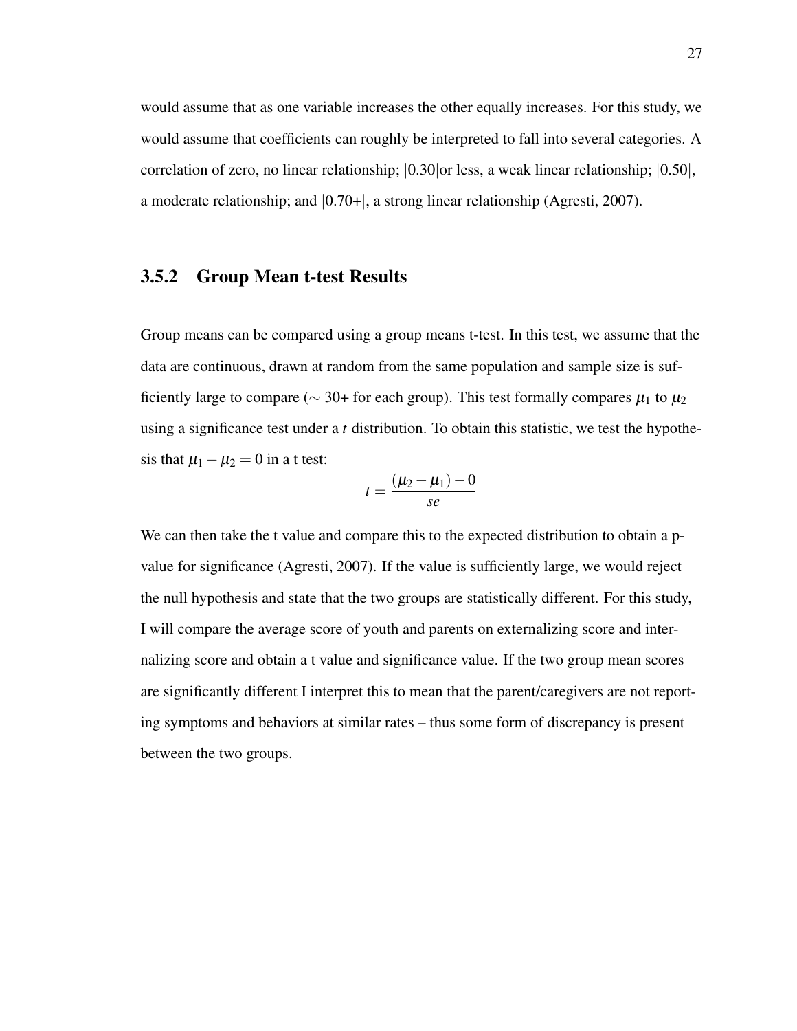would assume that as one variable increases the other equally increases. For this study, we would assume that coefficients can roughly be interpreted to fall into several categories. A correlation of zero, no linear relationship; |0.30|or less, a weak linear relationship; |0.50|, a moderate relationship; and |0.70+|, a strong linear relationship (Agresti, 2007).

### 3.5.2 Group Mean t-test Results

Group means can be compared using a group means t-test. In this test, we assume that the data are continuous, drawn at random from the same population and sample size is sufficiently large to compare ($\sim$ 30+ for each group). This test formally compares $\mu_1$ to $\mu_2$ using a significance test under a *t* distribution. To obtain this statistic, we test the hypothesis that $\mu_1 - \mu_2 = 0$ in a t test:

$$t = \frac{(\mu_2 - \mu_1) - 0}{se}$$

We can then take the t value and compare this to the expected distribution to obtain a p-value for significance (Agresti, 2007). If the value is sufficiently large, we would reject the null hypothesis and state that the two groups are statistically different. For this study, I will compare the average score of youth and parents on externalizing score and internalizing score and obtain a t value and significance value. If the two group mean scores are significantly different I interpret this to mean that the parent/caregivers are not reporting symptoms and behaviors at similar rates – thus some form of discrepancy is present between the two groups.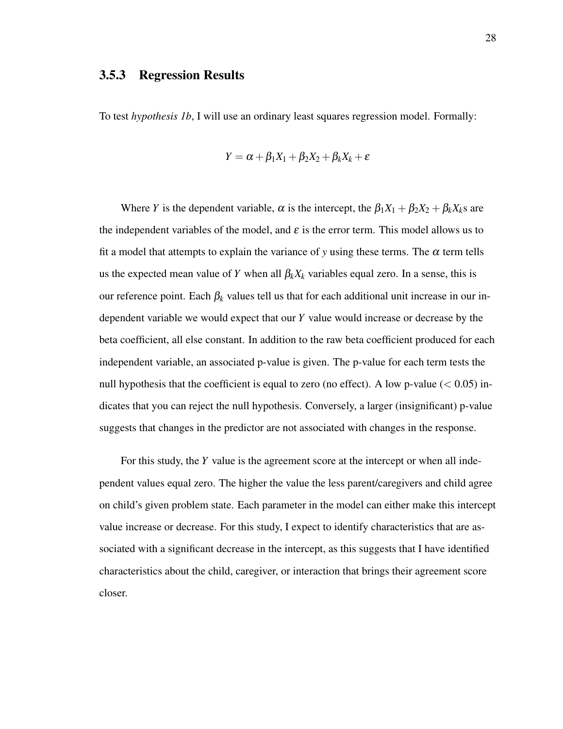### 3.5.3 Regression Results

To test *hypothesis 1b*, I will use an ordinary least squares regression model. Formally:

$$Y = \alpha + \beta_1 X_1 + \beta_2 X_2 + \beta_k X_k + \varepsilon$$

Where $Y$ is the dependent variable, $\alpha$ is the intercept, the $\beta_1 X_1 + \beta_2 X_2 + \beta_k X_k$s are the independent variables of the model, and $\varepsilon$ is the error term. This model allows us to fit a model that attempts to explain the variance of $y$ using these terms. The $\alpha$ term tells us the expected mean value of $Y$ when all $\beta_k X_k$ variables equal zero. In a sense, this is our reference point. Each $\beta_k$ values tell us that for each additional unit increase in our independent variable we would expect that our $Y$ value would increase or decrease by the beta coefficient, all else constant. In addition to the raw beta coefficient produced for each independent variable, an associated p-value is given. The p-value for each term tests the null hypothesis that the coefficient is equal to zero (no effect). A low p-value ($< 0.05$) indicates that you can reject the null hypothesis. Conversely, a larger (insignificant) p-value suggests that changes in the predictor are not associated with changes in the response.

For this study, the $Y$ value is the agreement score at the intercept or when all independent values equal zero. The higher the value the less parent/caregivers and child agree on child's given problem state. Each parameter in the model can either make this intercept value increase or decrease. For this study, I expect to identify characteristics that are associated with a significant decrease in the intercept, as this suggests that I have identified characteristics about the child, caregiver, or interaction that brings their agreement score closer.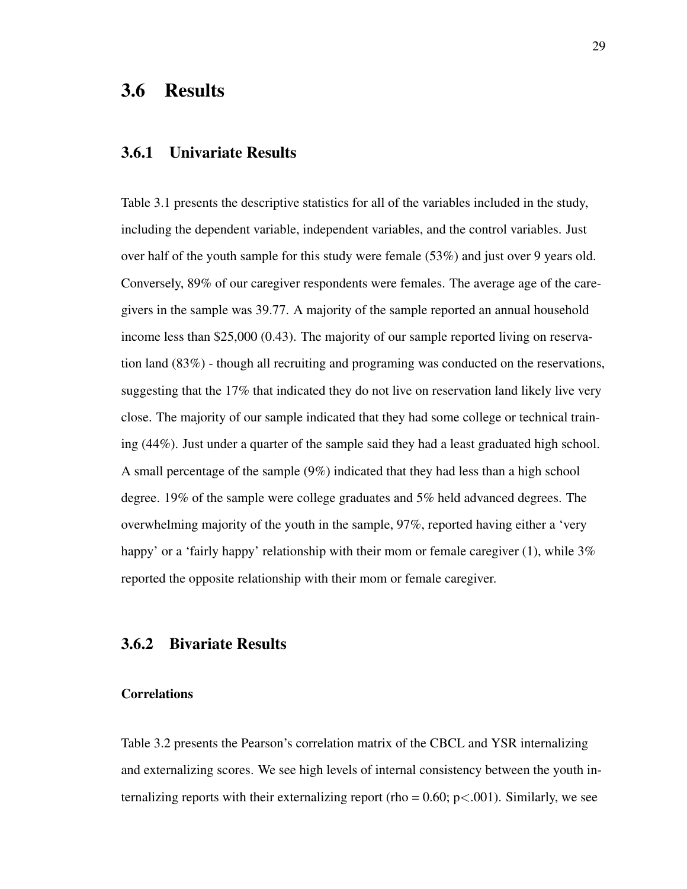## 3.6 Results

### 3.6.1 Univariate Results

Table 3.1 presents the descriptive statistics for all of the variables included in the study, including the dependent variable, independent variables, and the control variables. Just over half of the youth sample for this study were female (53%) and just over 9 years old. Conversely, 89% of our caregiver respondents were females. The average age of the caregivers in the sample was 39.77. A majority of the sample reported an annual household income less than $25,000 (0.43). The majority of our sample reported living on reservation land (83%) - though all recruiting and programing was conducted on the reservations, suggesting that the 17% that indicated they do not live on reservation land likely live very close. The majority of our sample indicated that they had some college or technical training (44%). Just under a quarter of the sample said they had a least graduated high school. A small percentage of the sample (9%) indicated that they had less than a high school degree. 19% of the sample were college graduates and 5% held advanced degrees. The overwhelming majority of the youth in the sample, 97%, reported having either a 'very happy' or a 'fairly happy' relationship with their mom or female caregiver (1), while 3% reported the opposite relationship with their mom or female caregiver.

### 3.6.2 Bivariate Results

#### Correlations

Table 3.2 presents the Pearson's correlation matrix of the CBCL and YSR internalizing and externalizing scores. We see high levels of internal consistency between the youth internalizing reports with their externalizing report (rho = 0.60; $p < .001$). Similarly, we see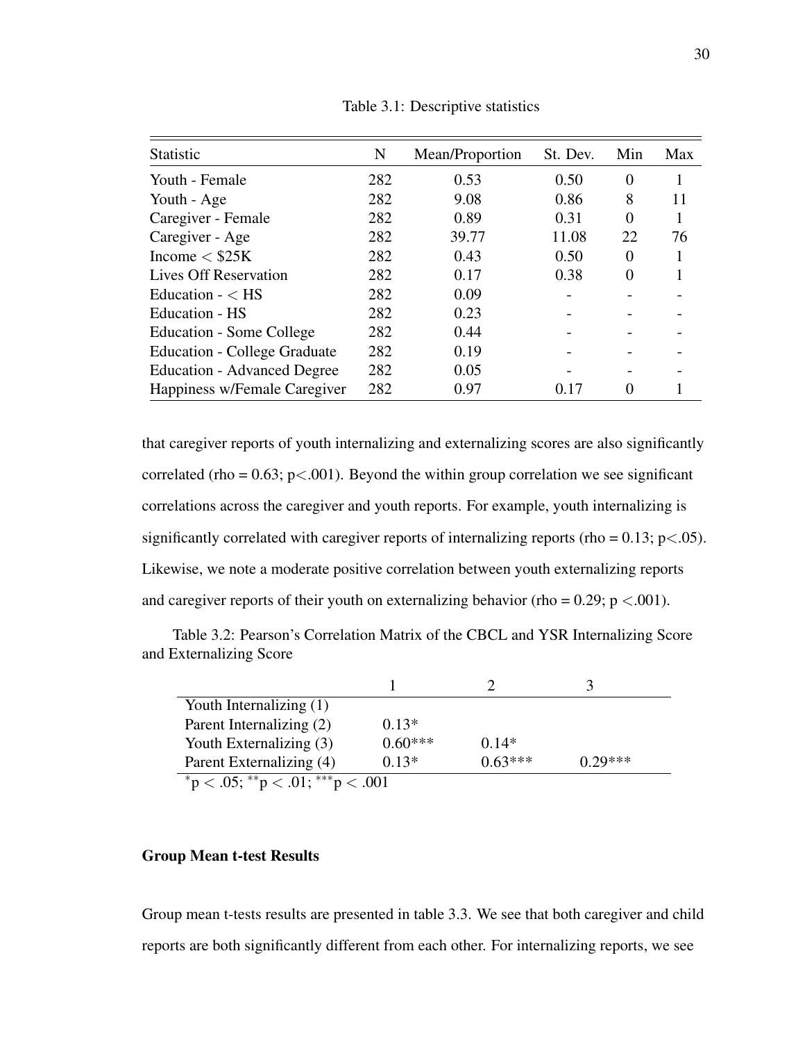Table 3.1: Descriptive statistics

| Statistic | N | Mean/Proportion | St. Dev. | Min | Max |
|---|---|---|---|---|---|
| Youth - Female | 282 | 0.53 | 0.50 | 0 | 1 |
| Youth - Age | 282 | 9.08 | 0.86 | 8 | 11 |
| Caregiver - Female | 282 | 0.89 | 0.31 | 0 | 1 |
| Caregiver - Age | 282 | 39.77 | 11.08 | 22 | 76 |
| Income < $25K | 282 | 0.43 | 0.50 | 0 | 1 |
| Lives Off Reservation | 282 | 0.17 | 0.38 | 0 | 1 |
| Education - < HS | 282 | 0.09 | - | - | - |
| Education - HS | 282 | 0.23 | - | - | - |
| Education - Some College | 282 | 0.44 | - | - | - |
| Education - College Graduate | 282 | 0.19 | - | - | - |
| Education - Advanced Degree | 282 | 0.05 | - | - | - |
| Happiness w/Female Caregiver | 282 | 0.97 | 0.17 | 0 | 1 |

that caregiver reports of youth internalizing and externalizing scores are also significantly correlated (rho = 0.63; $p<.001$). Beyond the within group correlation we see significant correlations across the caregiver and youth reports. For example, youth internalizing is significantly correlated with caregiver reports of internalizing reports (rho = 0.13; $p<.05$). Likewise, we note a moderate positive correlation between youth externalizing reports and caregiver reports of their youth on externalizing behavior (rho = 0.29; $p<.001$).

Table 3.2: Pearson's Correlation Matrix of the CBCL and YSR Internalizing Score and Externalizing Score

| | 1 | 2 | 3 |
|---|---|---|---|
| Youth Internalizing (1) | | | |
| Parent Internalizing (2) | 0.13* | | |
| Youth Externalizing (3) | 0.60*** | 0.14* | |
| Parent Externalizing (4) | 0.13* | 0.63*** | 0.29*** |

*p < .05; **p < .01; ***p < .001

**Group Mean t-test Results**

Group mean t-tests results are presented in table 3.3. We see that both caregiver and child reports are both significantly different from each other. For internalizing reports, we see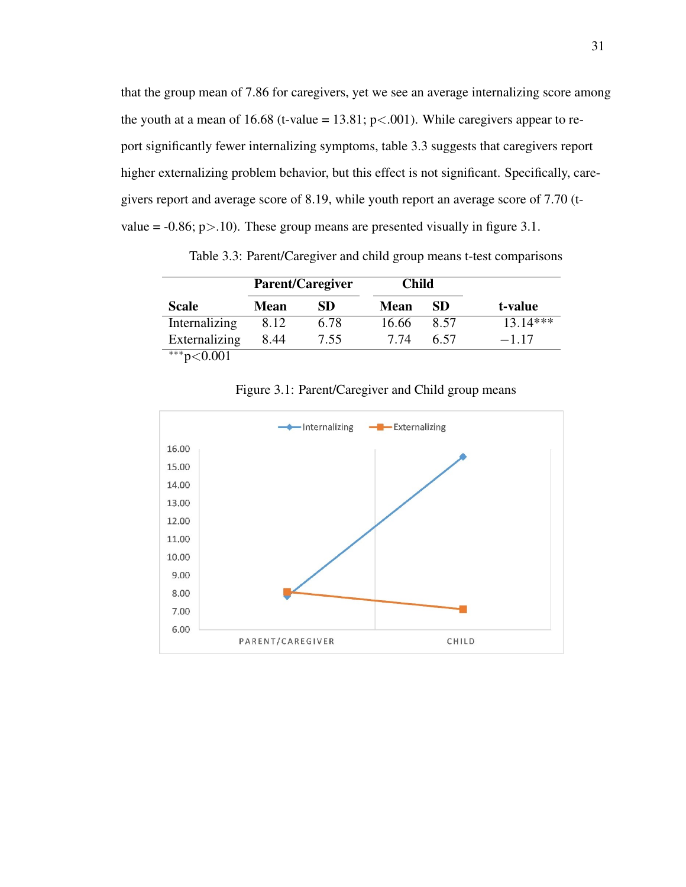that the group mean of 7.86 for caregivers, yet we see an average internalizing score among the youth at a mean of 16.68 (t-value = 13.81; p<.001). While caregivers appear to report significantly fewer internalizing symptoms, table 3.3 suggests that caregivers report higher externalizing problem behavior, but this effect is not significant. Specifically, caregivers report and average score of 8.19, while youth report an average score of 7.70 (t-value = -0.86; p>.10). These group means are presented visually in figure 3.1.

Table 3.3: Parent/Caregiver and child group means t-test comparisons

| | Parent/Caregiver | | Child | | |
|---|---|---|---|---|---|
| **Scale** | **Mean** | **SD** | **Mean** | **SD** | **t-value** |
| Internalizing | 8.12 | 6.78 | 16.66 | 8.57 | 13.14*** |
| Externalizing | 8.44 | 7.55 | 7.74 | 6.57 | $-1.17$ |

***p<0.001

Figure 3.1: Parent/Caregiver and Child group means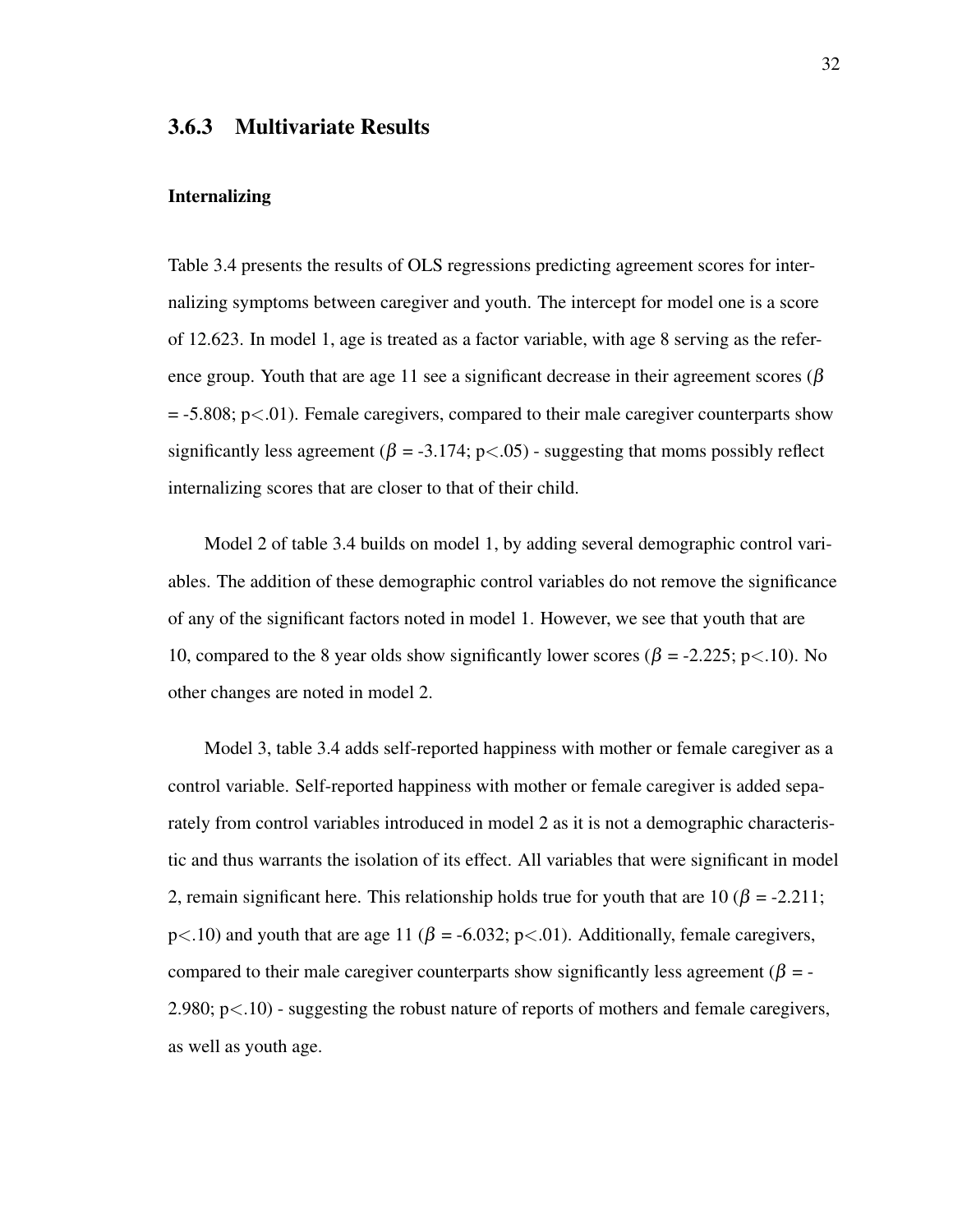### 3.6.3 Multivariate Results

#### Internalizing

Table 3.4 presents the results of OLS regressions predicting agreement scores for internalizing symptoms between caregiver and youth. The intercept for model one is a score of 12.623. In model 1, age is treated as a factor variable, with age 8 serving as the reference group. Youth that are age 11 see a significant decrease in their agreement scores ($\beta$ = -5.808; p<.01). Female caregivers, compared to their male caregiver counterparts show significantly less agreement ($\beta$ = -3.174; p<.05) - suggesting that moms possibly reflect internalizing scores that are closer to that of their child.

Model 2 of table 3.4 builds on model 1, by adding several demographic control variables. The addition of these demographic control variables do not remove the significance of any of the significant factors noted in model 1. However, we see that youth that are 10, compared to the 8 year olds show significantly lower scores ($\beta$ = -2.225; p<.10). No other changes are noted in model 2.

Model 3, table 3.4 adds self-reported happiness with mother or female caregiver as a control variable. Self-reported happiness with mother or female caregiver is added separately from control variables introduced in model 2 as it is not a demographic characteristic and thus warrants the isolation of its effect. All variables that were significant in model 2, remain significant here. This relationship holds true for youth that are 10 ($\beta$ = -2.211; p<.10) and youth that are age 11 ($\beta$ = -6.032; p<.01). Additionally, female caregivers, compared to their male caregiver counterparts show significantly less agreement ($\beta$ = -2.980; p<.10) - suggesting the robust nature of reports of mothers and female caregivers, as well as youth age.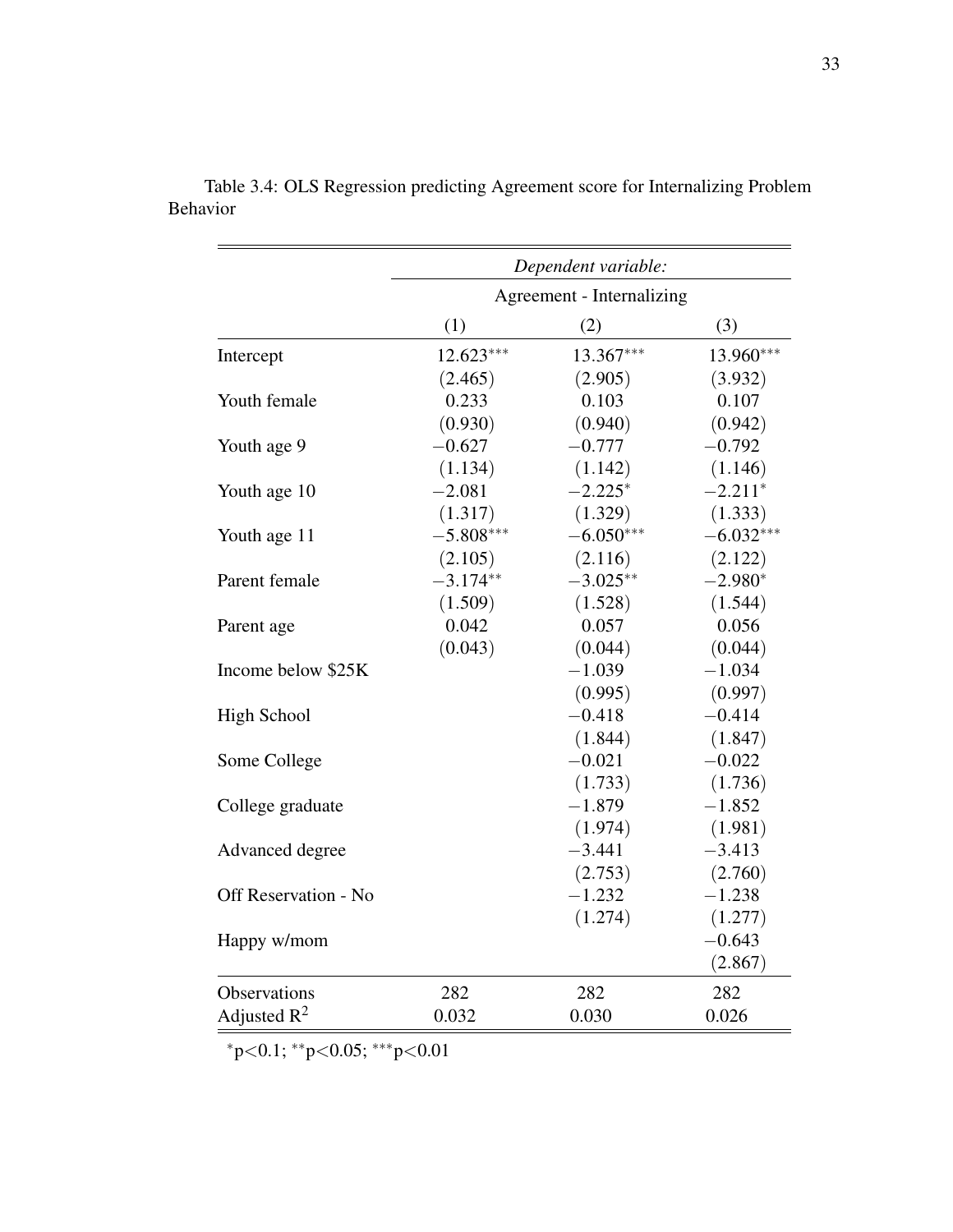Table 3.4: OLS Regression predicting Agreement score for Internalizing Problem Behavior

| | *Dependent variable:* | | |
|---|---|---|---|
| | Agreement - Internalizing | | |
| | (1) | (2) | (3) |
| Intercept | 12.623*** | 13.367*** | 13.960*** |
| | (2.465) | (2.905) | (3.932) |
| Youth female | 0.233 | 0.103 | 0.107 |
| | (0.930) | (0.940) | (0.942) |
| Youth age 9 | −0.627 | −0.777 | −0.792 |
| | (1.134) | (1.142) | (1.146) |
| Youth age 10 | −2.081 | −2.225* | −2.211* |
| | (1.317) | (1.329) | (1.333) |
| Youth age 11 | −5.808*** | −6.050*** | −6.032*** |
| | (2.105) | (2.116) | (2.122) |
| Parent female | −3.174** | −3.025** | −2.980* |
| | (1.509) | (1.528) | (1.544) |
| Parent age | 0.042 | 0.057 | 0.056 |
| | (0.043) | (0.044) | (0.044) |
| Income below $25K | | −1.039 | −1.034 |
| | | (0.995) | (0.997) |
| High School | | −0.418 | −0.414 |
| | | (1.844) | (1.847) |
| Some College | | −0.021 | −0.022 |
| | | (1.733) | (1.736) |
| College graduate | | −1.879 | −1.852 |
| | | (1.974) | (1.981) |
| Advanced degree | | −3.441 | −3.413 |
| | | (2.753) | (2.760) |
| Off Reservation - No | | −1.232 | −1.238 |
| | | (1.274) | (1.277) |
| Happy w/mom | | | −0.643 |
| | | | (2.867) |
| Observations | 282 | 282 | 282 |
| Adjusted $R^2$ | 0.032 | 0.030 | 0.026 |

*p<0.1; **p<0.05; ***p<0.01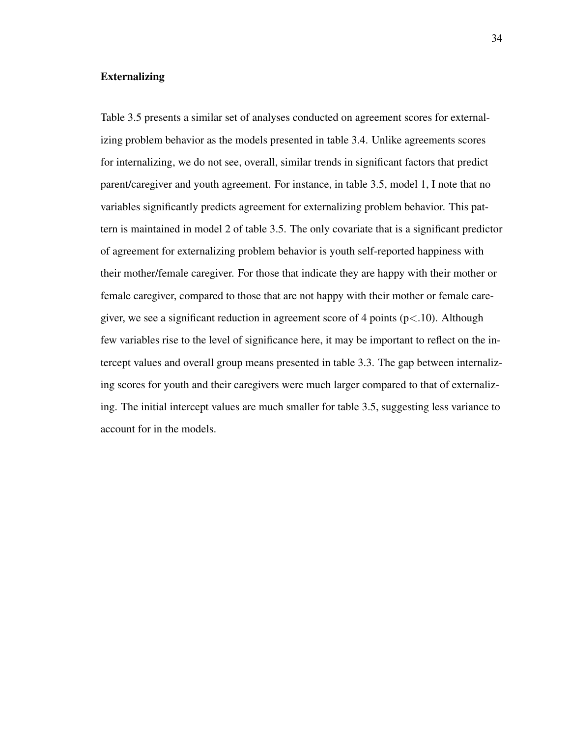### Externalizing

Table 3.5 presents a similar set of analyses conducted on agreement scores for externalizing problem behavior as the models presented in table 3.4. Unlike agreements scores for internalizing, we do not see, overall, similar trends in significant factors that predict parent/caregiver and youth agreement. For instance, in table 3.5, model 1, I note that no variables significantly predicts agreement for externalizing problem behavior. This pattern is maintained in model 2 of table 3.5. The only covariate that is a significant predictor of agreement for externalizing problem behavior is youth self-reported happiness with their mother/female caregiver. For those that indicate they are happy with their mother or female caregiver, compared to those that are not happy with their mother or female caregiver, we see a significant reduction in agreement score of 4 points ($p < .10$). Although few variables rise to the level of significance here, it may be important to reflect on the intercept values and overall group means presented in table 3.3. The gap between internalizing scores for youth and their caregivers were much larger compared to that of externalizing. The initial intercept values are much smaller for table 3.5, suggesting less variance to account for in the models.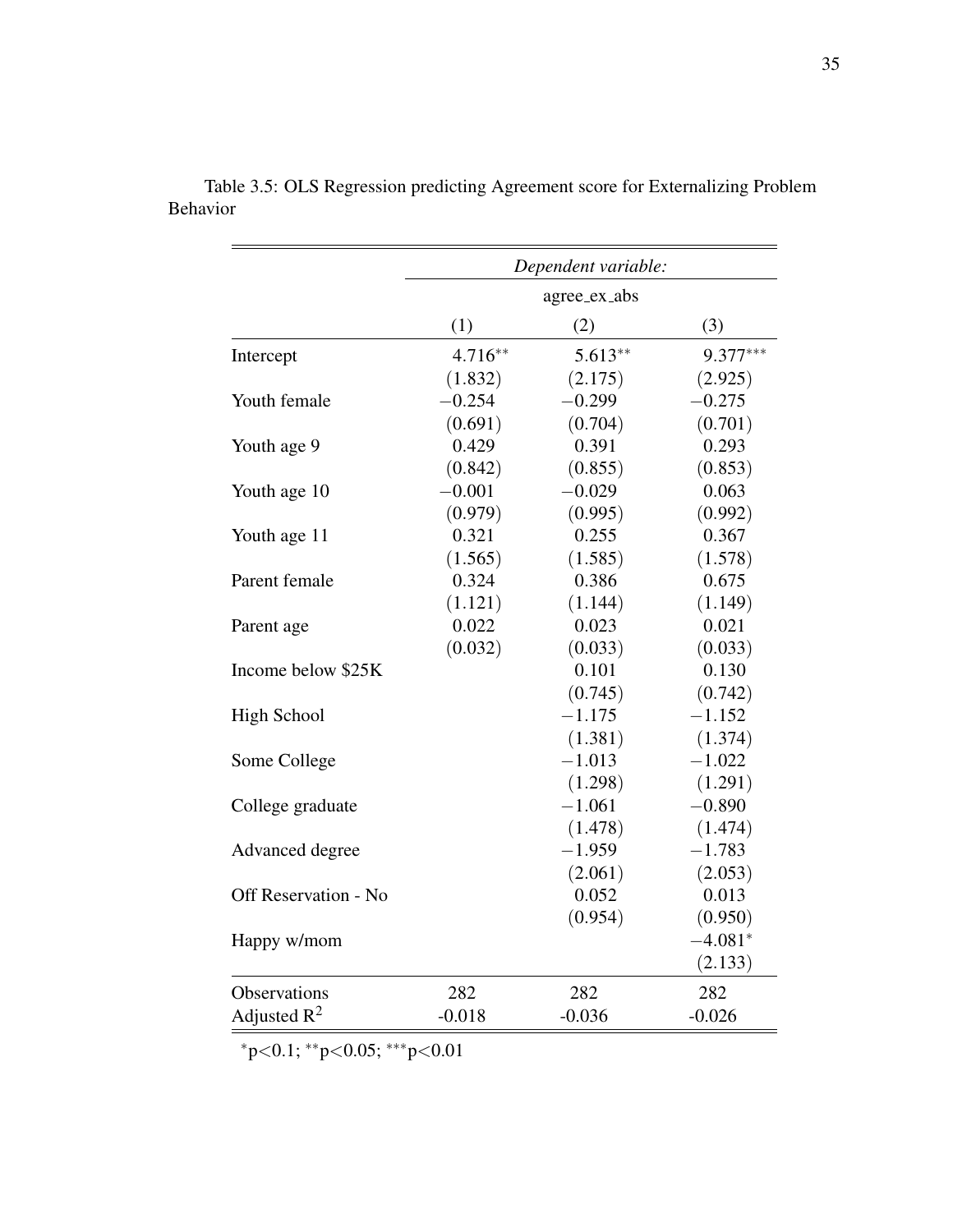Table 3.5: OLS Regression predicting Agreement score for Externalizing Problem Behavior

| | *Dependent variable:* | | |
|---|---|---|---|
| | agree_ex_abs | | |
| | (1) | (2) | (3) |
| Intercept | 4.716** | 5.613** | 9.377*** |
| | (1.832) | (2.175) | (2.925) |
| Youth female | −0.254 | −0.299 | −0.275 |
| | (0.691) | (0.704) | (0.701) |
| Youth age 9 | 0.429 | 0.391 | 0.293 |
| | (0.842) | (0.855) | (0.853) |
| Youth age 10 | −0.001 | −0.029 | 0.063 |
| | (0.979) | (0.995) | (0.992) |
| Youth age 11 | 0.321 | 0.255 | 0.367 |
| | (1.565) | (1.585) | (1.578) |
| Parent female | 0.324 | 0.386 | 0.675 |
| | (1.121) | (1.144) | (1.149) |
| Parent age | 0.022 | 0.023 | 0.021 |
| | (0.032) | (0.033) | (0.033) |
| Income below $25K | | 0.101 | 0.130 |
| | | (0.745) | (0.742) |
| High School | | −1.175 | −1.152 |
| | | (1.381) | (1.374) |
| Some College | | −1.013 | −1.022 |
| | | (1.298) | (1.291) |
| College graduate | | −1.061 | −0.890 |
| | | (1.478) | (1.474) |
| Advanced degree | | −1.959 | −1.783 |
| | | (2.061) | (2.053) |
| Off Reservation - No | | 0.052 | 0.013 |
| | | (0.954) | (0.950) |
| Happy w/mom | | | −4.081* |
| | | | (2.133) |
| Observations | 282 | 282 | 282 |
| Adjusted $R^2$ | -0.018 | -0.036 | -0.026 |

*p<0.1; **p<0.05; ***p<0.01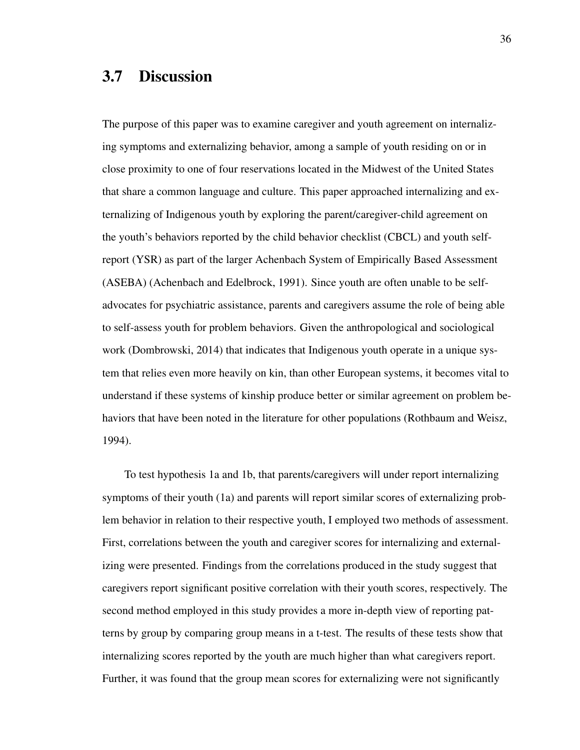## 3.7 Discussion

The purpose of this paper was to examine caregiver and youth agreement on internalizing symptoms and externalizing behavior, among a sample of youth residing on or in close proximity to one of four reservations located in the Midwest of the United States that share a common language and culture. This paper approached internalizing and externalizing of Indigenous youth by exploring the parent/caregiver-child agreement on the youth's behaviors reported by the child behavior checklist (CBCL) and youth self-report (YSR) as part of the larger Achenbach System of Empirically Based Assessment (ASEBA) (Achenbach and Edelbrock, 1991). Since youth are often unable to be self-advocates for psychiatric assistance, parents and caregivers assume the role of being able to self-assess youth for problem behaviors. Given the anthropological and sociological work (Dombrowski, 2014) that indicates that Indigenous youth operate in a unique system that relies even more heavily on kin, than other European systems, it becomes vital to understand if these systems of kinship produce better or similar agreement on problem behaviors that have been noted in the literature for other populations (Rothbaum and Weisz, 1994).

To test hypothesis 1a and 1b, that parents/caregivers will under report internalizing symptoms of their youth (1a) and parents will report similar scores of externalizing problem behavior in relation to their respective youth, I employed two methods of assessment. First, correlations between the youth and caregiver scores for internalizing and externalizing were presented. Findings from the correlations produced in the study suggest that caregivers report significant positive correlation with their youth scores, respectively. The second method employed in this study provides a more in-depth view of reporting patterns by group by comparing group means in a t-test. The results of these tests show that internalizing scores reported by the youth are much higher than what caregivers report. Further, it was found that the group mean scores for externalizing were not significantly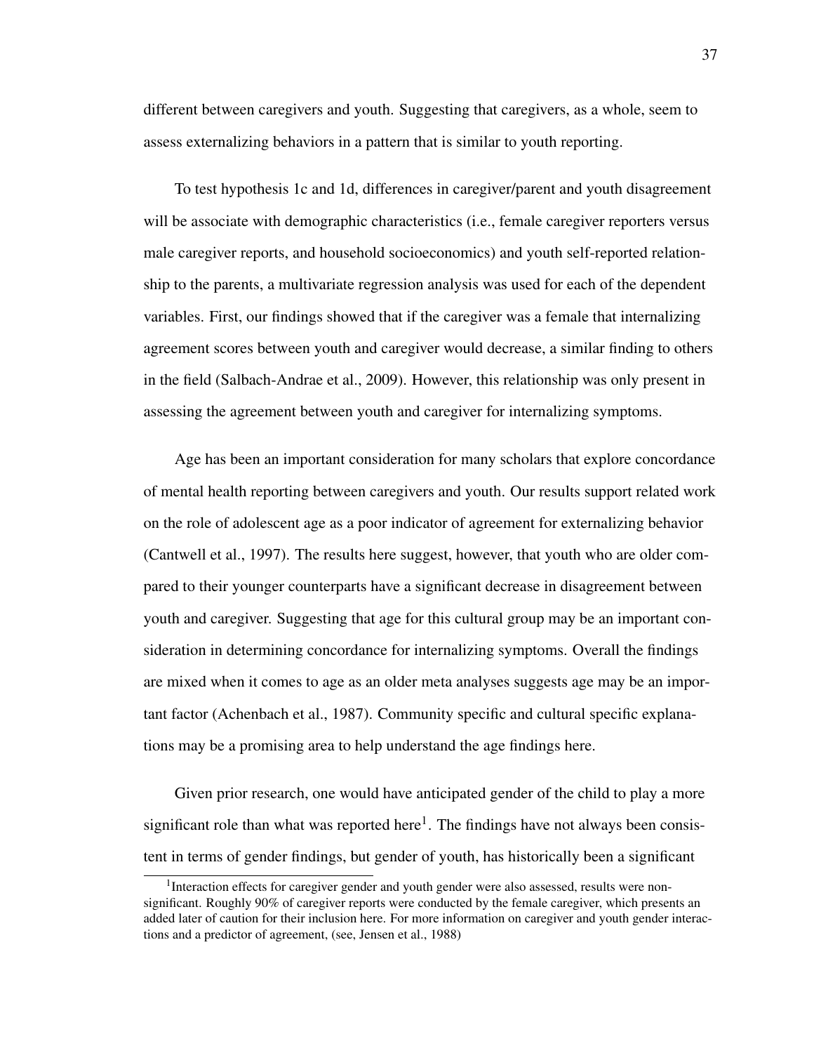different between caregivers and youth. Suggesting that caregivers, as a whole, seem to assess externalizing behaviors in a pattern that is similar to youth reporting.

To test hypothesis 1c and 1d, differences in caregiver/parent and youth disagreement will be associate with demographic characteristics (i.e., female caregiver reporters versus male caregiver reports, and household socioeconomics) and youth self-reported relationship to the parents, a multivariate regression analysis was used for each of the dependent variables. First, our findings showed that if the caregiver was a female that internalizing agreement scores between youth and caregiver would decrease, a similar finding to others in the field (Salbach-Andrae et al., 2009). However, this relationship was only present in assessing the agreement between youth and caregiver for internalizing symptoms.

Age has been an important consideration for many scholars that explore concordance of mental health reporting between caregivers and youth. Our results support related work on the role of adolescent age as a poor indicator of agreement for externalizing behavior (Cantwell et al., 1997). The results here suggest, however, that youth who are older compared to their younger counterparts have a significant decrease in disagreement between youth and caregiver. Suggesting that age for this cultural group may be an important consideration in determining concordance for internalizing symptoms. Overall the findings are mixed when it comes to age as an older meta analyses suggests age may be an important factor (Achenbach et al., 1987). Community specific and cultural specific explanations may be a promising area to help understand the age findings here.

Given prior research, one would have anticipated gender of the child to play a more significant role than what was reported here[1]. The findings have not always been consistent in terms of gender findings, but gender of youth, has historically been a significant

[1] Interaction effects for caregiver gender and youth gender were also assessed, results were non-significant. Roughly 90% of caregiver reports were conducted by the female caregiver, which presents an added later of caution for their inclusion here. For more information on caregiver and youth gender interactions and a predictor of agreement, (see, Jensen et al., 1988)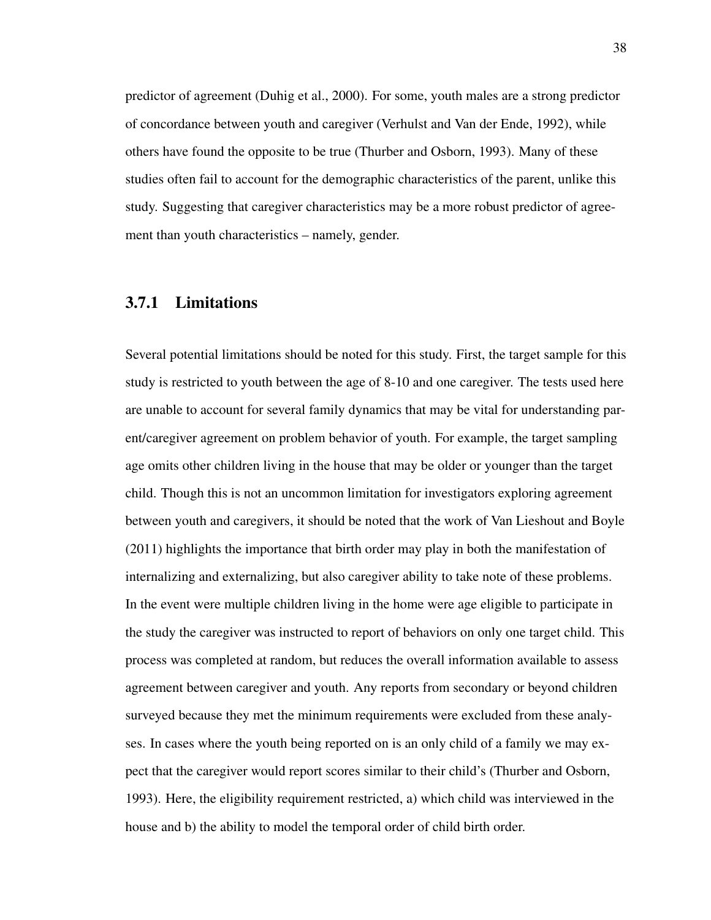predictor of agreement (Duhig et al., 2000). For some, youth males are a strong predictor of concordance between youth and caregiver (Verhulst and Van der Ende, 1992), while others have found the opposite to be true (Thurber and Osborn, 1993). Many of these studies often fail to account for the demographic characteristics of the parent, unlike this study. Suggesting that caregiver characteristics may be a more robust predictor of agreement than youth characteristics – namely, gender.

### 3.7.1 Limitations

Several potential limitations should be noted for this study. First, the target sample for this study is restricted to youth between the age of 8-10 and one caregiver. The tests used here are unable to account for several family dynamics that may be vital for understanding parent/caregiver agreement on problem behavior of youth. For example, the target sampling age omits other children living in the house that may be older or younger than the target child. Though this is not an uncommon limitation for investigators exploring agreement between youth and caregivers, it should be noted that the work of Van Lieshout and Boyle (2011) highlights the importance that birth order may play in both the manifestation of internalizing and externalizing, but also caregiver ability to take note of these problems. In the event were multiple children living in the home were age eligible to participate in the study the caregiver was instructed to report of behaviors on only one target child. This process was completed at random, but reduces the overall information available to assess agreement between caregiver and youth. Any reports from secondary or beyond children surveyed because they met the minimum requirements were excluded from these analyses. In cases where the youth being reported on is an only child of a family we may expect that the caregiver would report scores similar to their child's (Thurber and Osborn, 1993). Here, the eligibility requirement restricted, a) which child was interviewed in the house and b) the ability to model the temporal order of child birth order.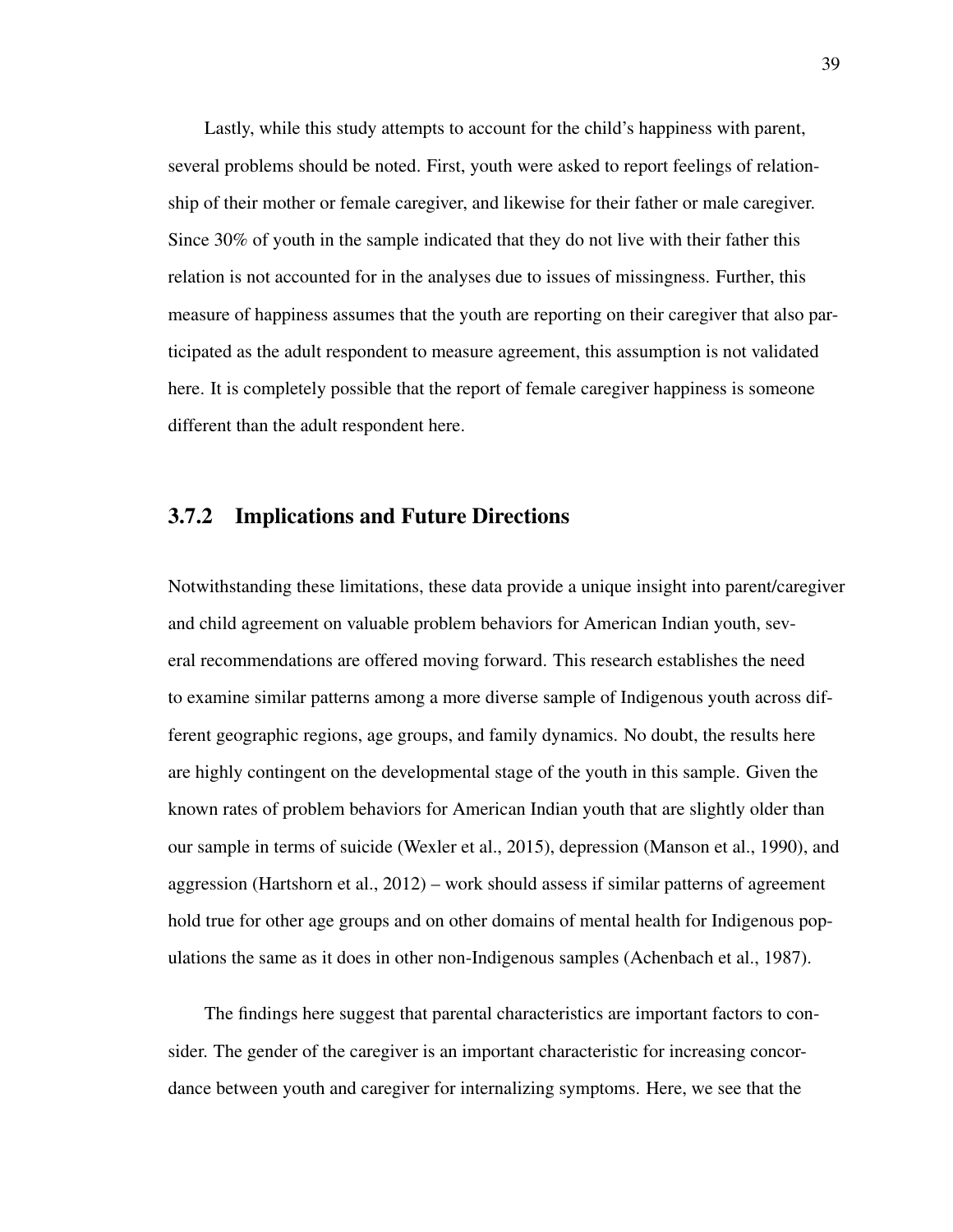Lastly, while this study attempts to account for the child's happiness with parent, several problems should be noted. First, youth were asked to report feelings of relationship of their mother or female caregiver, and likewise for their father or male caregiver. Since 30% of youth in the sample indicated that they do not live with their father this relation is not accounted for in the analyses due to issues of missingness. Further, this measure of happiness assumes that the youth are reporting on their caregiver that also participated as the adult respondent to measure agreement, this assumption is not validated here. It is completely possible that the report of female caregiver happiness is someone different than the adult respondent here.

### 3.7.2 Implications and Future Directions

Notwithstanding these limitations, these data provide a unique insight into parent/caregiver and child agreement on valuable problem behaviors for American Indian youth, several recommendations are offered moving forward. This research establishes the need to examine similar patterns among a more diverse sample of Indigenous youth across different geographic regions, age groups, and family dynamics. No doubt, the results here are highly contingent on the developmental stage of the youth in this sample. Given the known rates of problem behaviors for American Indian youth that are slightly older than our sample in terms of suicide (Wexler et al., 2015), depression (Manson et al., 1990), and aggression (Hartshorn et al., 2012) – work should assess if similar patterns of agreement hold true for other age groups and on other domains of mental health for Indigenous populations the same as it does in other non-Indigenous samples (Achenbach et al., 1987).

The findings here suggest that parental characteristics are important factors to consider. The gender of the caregiver is an important characteristic for increasing concordance between youth and caregiver for internalizing symptoms. Here, we see that the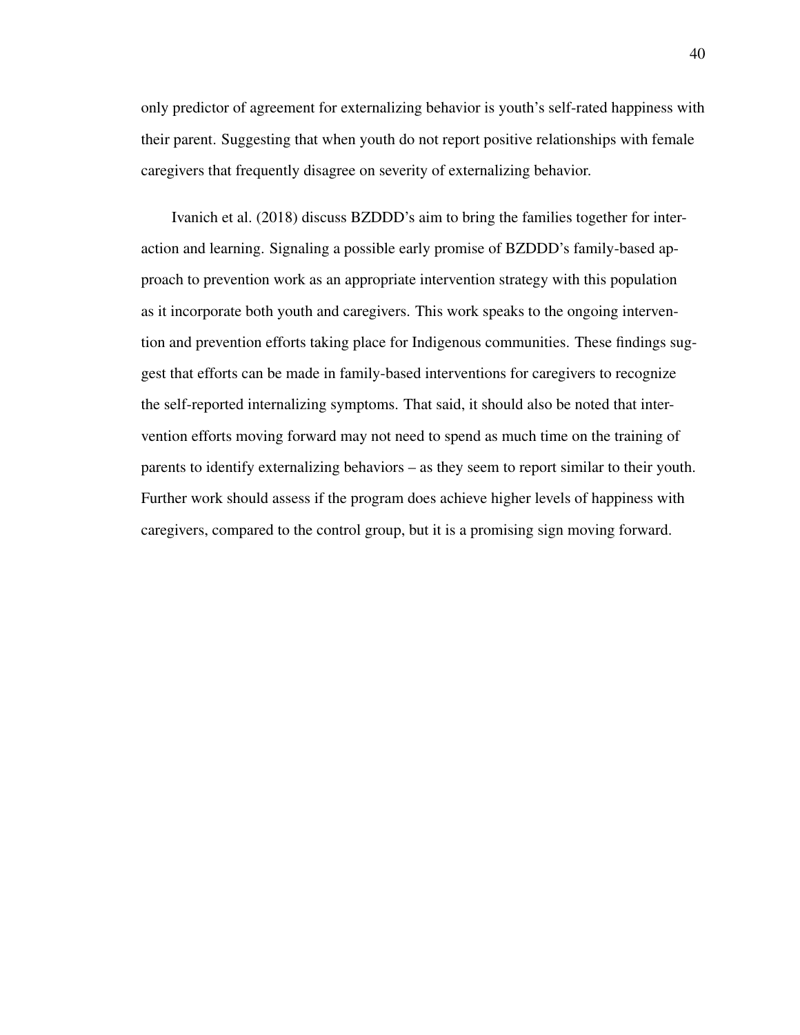only predictor of agreement for externalizing behavior is youth's self-rated happiness with their parent. Suggesting that when youth do not report positive relationships with female caregivers that frequently disagree on severity of externalizing behavior.

Ivanich et al. (2018) discuss BZDDD's aim to bring the families together for interaction and learning. Signaling a possible early promise of BZDDD's family-based approach to prevention work as an appropriate intervention strategy with this population as it incorporate both youth and caregivers. This work speaks to the ongoing intervention and prevention efforts taking place for Indigenous communities. These findings suggest that efforts can be made in family-based interventions for caregivers to recognize the self-reported internalizing symptoms. That said, it should also be noted that intervention efforts moving forward may not need to spend as much time on the training of parents to identify externalizing behaviors – as they seem to report similar to their youth. Further work should assess if the program does achieve higher levels of happiness with caregivers, compared to the control group, but it is a promising sign moving forward.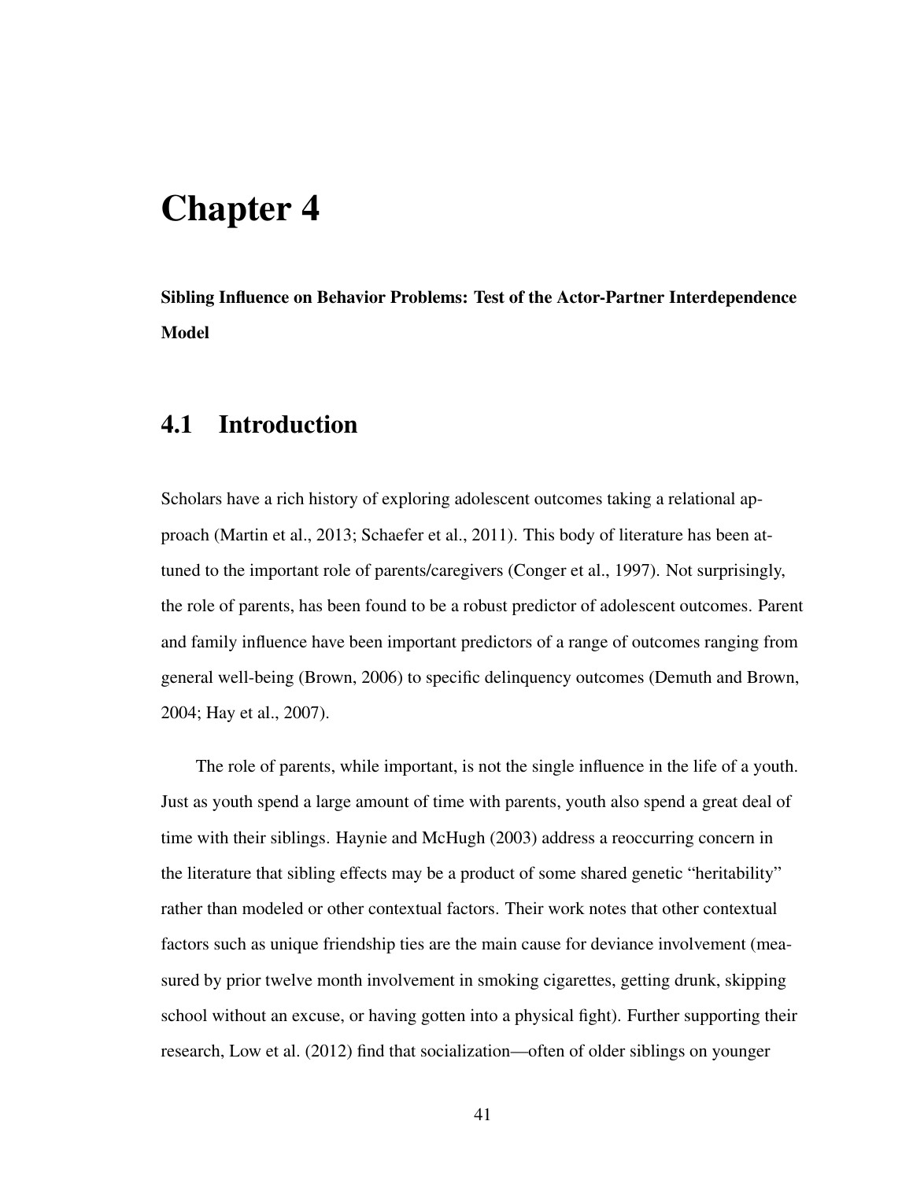# Chapter 4

**Sibling Influence on Behavior Problems: Test of the Actor-Partner Interdependence Model**

## 4.1 Introduction

Scholars have a rich history of exploring adolescent outcomes taking a relational approach (Martin et al., 2013; Schaefer et al., 2011). This body of literature has been attuned to the important role of parents/caregivers (Conger et al., 1997). Not surprisingly, the role of parents, has been found to be a robust predictor of adolescent outcomes. Parent and family influence have been important predictors of a range of outcomes ranging from general well-being (Brown, 2006) to specific delinquency outcomes (Demuth and Brown, 2004; Hay et al., 2007).

The role of parents, while important, is not the single influence in the life of a youth. Just as youth spend a large amount of time with parents, youth also spend a great deal of time with their siblings. Haynie and McHugh (2003) address a reoccurring concern in the literature that sibling effects may be a product of some shared genetic "heritability" rather than modeled or other contextual factors. Their work notes that other contextual factors such as unique friendship ties are the main cause for deviance involvement (measured by prior twelve month involvement in smoking cigarettes, getting drunk, skipping school without an excuse, or having gotten into a physical fight). Further supporting their research, Low et al. (2012) find that socialization—often of older siblings on younger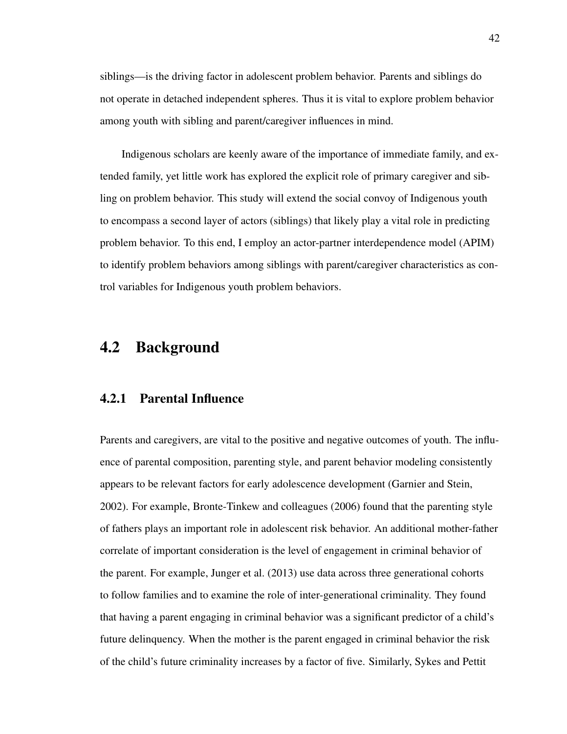siblings—is the driving factor in adolescent problem behavior. Parents and siblings do not operate in detached independent spheres. Thus it is vital to explore problem behavior among youth with sibling and parent/caregiver influences in mind.

Indigenous scholars are keenly aware of the importance of immediate family, and extended family, yet little work has explored the explicit role of primary caregiver and sibling on problem behavior. This study will extend the social convoy of Indigenous youth to encompass a second layer of actors (siblings) that likely play a vital role in predicting problem behavior. To this end, I employ an actor-partner interdependence model (APIM) to identify problem behaviors among siblings with parent/caregiver characteristics as control variables for Indigenous youth problem behaviors.

## 4.2 Background

### 4.2.1 Parental Influence

Parents and caregivers, are vital to the positive and negative outcomes of youth. The influence of parental composition, parenting style, and parent behavior modeling consistently appears to be relevant factors for early adolescence development (Garnier and Stein, 2002). For example, Bronte-Tinkew and colleagues (2006) found that the parenting style of fathers plays an important role in adolescent risk behavior. An additional mother-father correlate of important consideration is the level of engagement in criminal behavior of the parent. For example, Junger et al. (2013) use data across three generational cohorts to follow families and to examine the role of inter-generational criminality. They found that having a parent engaging in criminal behavior was a significant predictor of a child's future delinquency. When the mother is the parent engaged in criminal behavior the risk of the child's future criminality increases by a factor of five. Similarly, Sykes and Pettit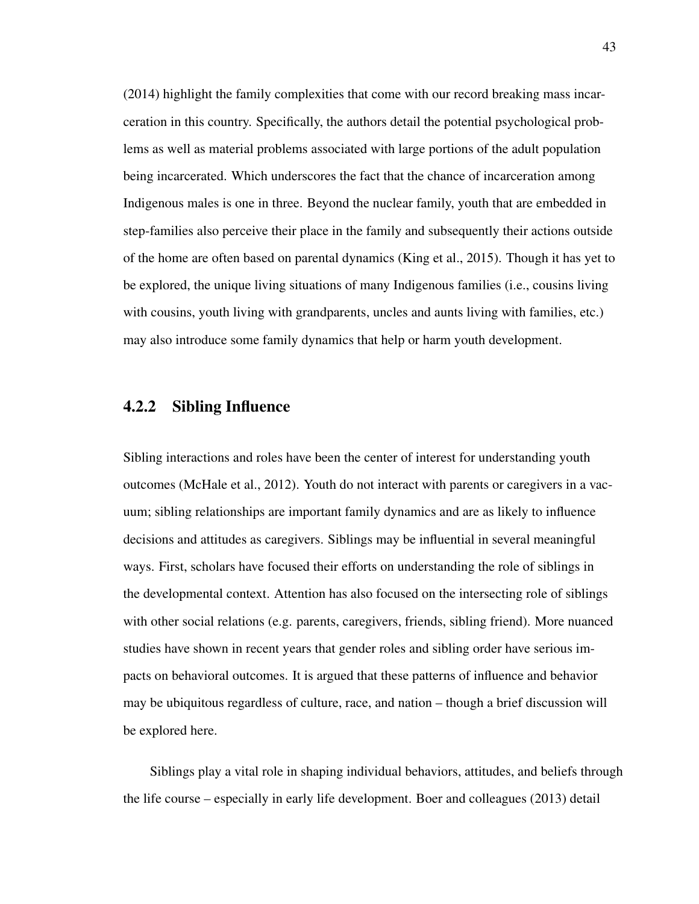(2014) highlight the family complexities that come with our record breaking mass incarceration in this country. Specifically, the authors detail the potential psychological problems as well as material problems associated with large portions of the adult population being incarcerated. Which underscores the fact that the chance of incarceration among Indigenous males is one in three. Beyond the nuclear family, youth that are embedded in step-families also perceive their place in the family and subsequently their actions outside of the home are often based on parental dynamics (King et al., 2015). Though it has yet to be explored, the unique living situations of many Indigenous families (i.e., cousins living with cousins, youth living with grandparents, uncles and aunts living with families, etc.) may also introduce some family dynamics that help or harm youth development.

### 4.2.2 Sibling Influence

Sibling interactions and roles have been the center of interest for understanding youth outcomes (McHale et al., 2012). Youth do not interact with parents or caregivers in a vacuum; sibling relationships are important family dynamics and are as likely to influence decisions and attitudes as caregivers. Siblings may be influential in several meaningful ways. First, scholars have focused their efforts on understanding the role of siblings in the developmental context. Attention has also focused on the intersecting role of siblings with other social relations (e.g. parents, caregivers, friends, sibling friend). More nuanced studies have shown in recent years that gender roles and sibling order have serious impacts on behavioral outcomes. It is argued that these patterns of influence and behavior may be ubiquitous regardless of culture, race, and nation – though a brief discussion will be explored here.

Siblings play a vital role in shaping individual behaviors, attitudes, and beliefs through the life course – especially in early life development. Boer and colleagues (2013) detail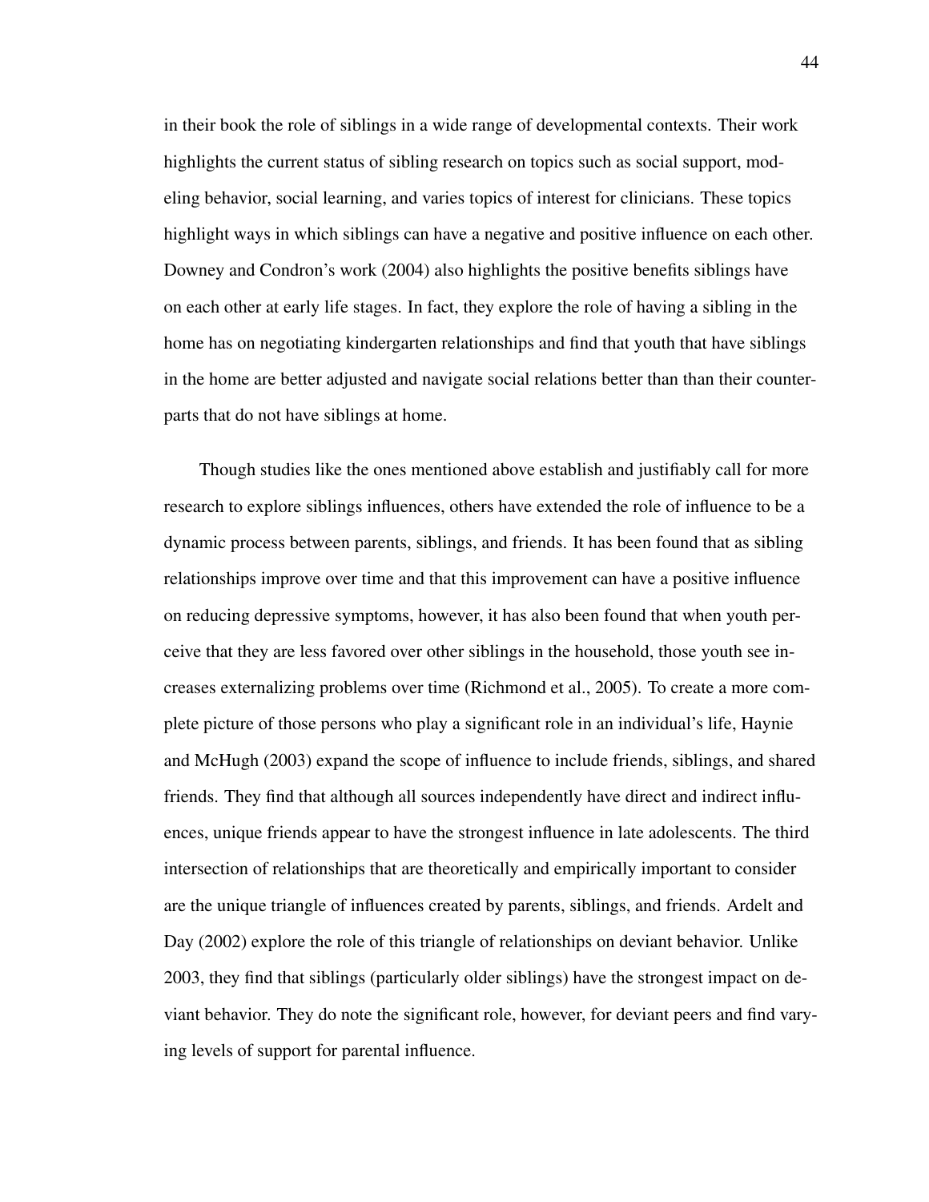in their book the role of siblings in a wide range of developmental contexts. Their work highlights the current status of sibling research on topics such as social support, modeling behavior, social learning, and varies topics of interest for clinicians. These topics highlight ways in which siblings can have a negative and positive influence on each other. Downey and Condron's work (2004) also highlights the positive benefits siblings have on each other at early life stages. In fact, they explore the role of having a sibling in the home has on negotiating kindergarten relationships and find that youth that have siblings in the home are better adjusted and navigate social relations better than than their counterparts that do not have siblings at home.

Though studies like the ones mentioned above establish and justifiably call for more research to explore siblings influences, others have extended the role of influence to be a dynamic process between parents, siblings, and friends. It has been found that as sibling relationships improve over time and that this improvement can have a positive influence on reducing depressive symptoms, however, it has also been found that when youth perceive that they are less favored over other siblings in the household, those youth see increases externalizing problems over time (Richmond et al., 2005). To create a more complete picture of those persons who play a significant role in an individual's life, Haynie and McHugh (2003) expand the scope of influence to include friends, siblings, and shared friends. They find that although all sources independently have direct and indirect influences, unique friends appear to have the strongest influence in late adolescents. The third intersection of relationships that are theoretically and empirically important to consider are the unique triangle of influences created by parents, siblings, and friends. Ardelt and Day (2002) explore the role of this triangle of relationships on deviant behavior. Unlike 2003, they find that siblings (particularly older siblings) have the strongest impact on deviant behavior. They do note the significant role, however, for deviant peers and find varying levels of support for parental influence.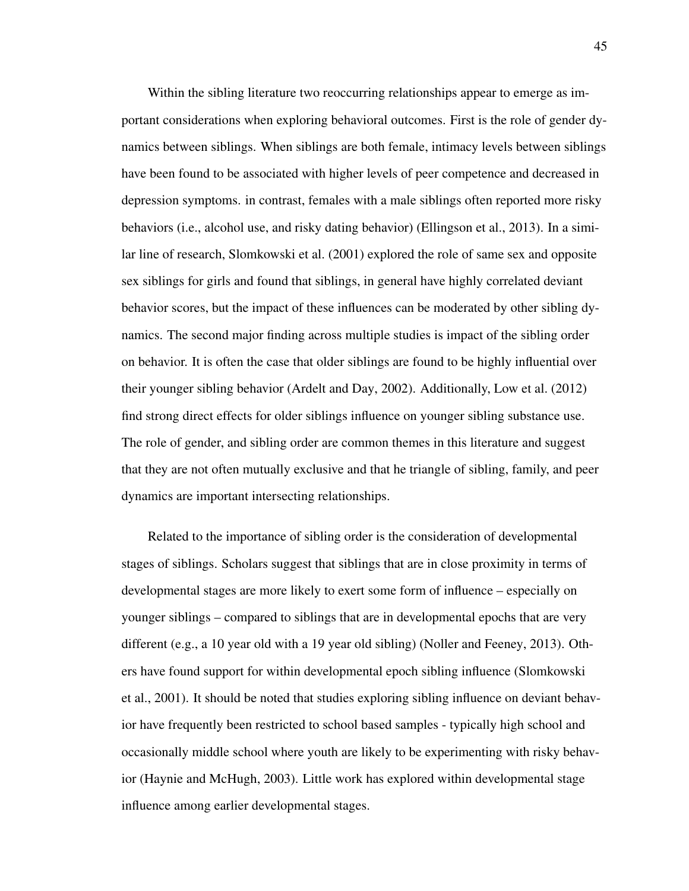Within the sibling literature two reoccurring relationships appear to emerge as important considerations when exploring behavioral outcomes. First is the role of gender dynamics between siblings. When siblings are both female, intimacy levels between siblings have been found to be associated with higher levels of peer competence and decreased in depression symptoms. in contrast, females with a male siblings often reported more risky behaviors (i.e., alcohol use, and risky dating behavior) (Ellingson et al., 2013). In a similar line of research, Slomkowski et al. (2001) explored the role of same sex and opposite sex siblings for girls and found that siblings, in general have highly correlated deviant behavior scores, but the impact of these influences can be moderated by other sibling dynamics. The second major finding across multiple studies is impact of the sibling order on behavior. It is often the case that older siblings are found to be highly influential over their younger sibling behavior (Ardelt and Day, 2002). Additionally, Low et al. (2012) find strong direct effects for older siblings influence on younger sibling substance use. The role of gender, and sibling order are common themes in this literature and suggest that they are not often mutually exclusive and that he triangle of sibling, family, and peer dynamics are important intersecting relationships.

Related to the importance of sibling order is the consideration of developmental stages of siblings. Scholars suggest that siblings that are in close proximity in terms of developmental stages are more likely to exert some form of influence – especially on younger siblings – compared to siblings that are in developmental epochs that are very different (e.g., a 10 year old with a 19 year old sibling) (Noller and Feeney, 2013). Others have found support for within developmental epoch sibling influence (Slomkowski et al., 2001). It should be noted that studies exploring sibling influence on deviant behavior have frequently been restricted to school based samples - typically high school and occasionally middle school where youth are likely to be experimenting with risky behavior (Haynie and McHugh, 2003). Little work has explored within developmental stage influence among earlier developmental stages.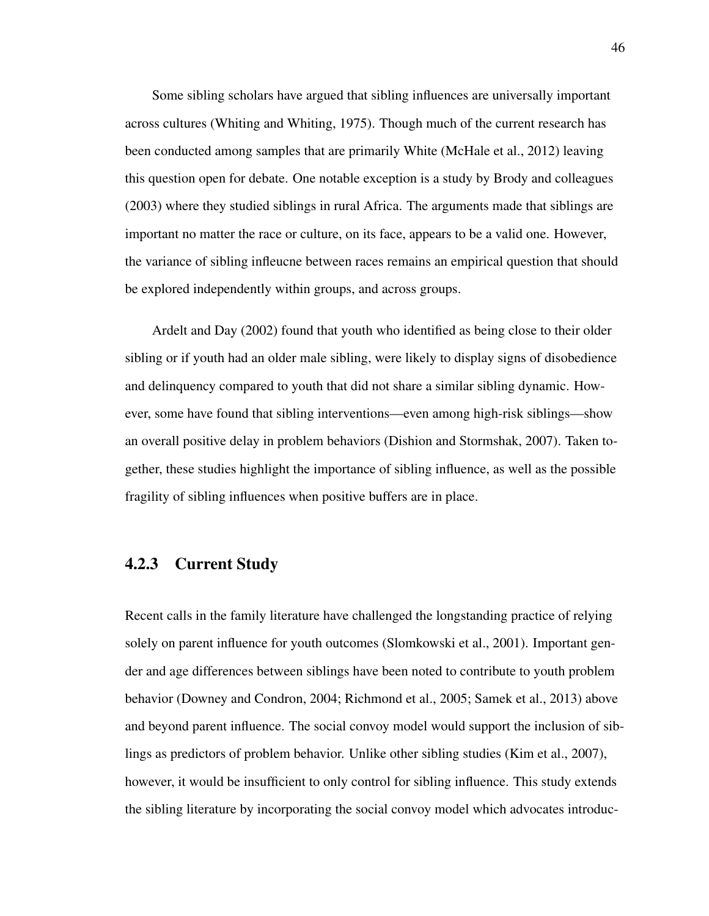Some sibling scholars have argued that sibling influences are universally important across cultures (Whiting and Whiting, 1975). Though much of the current research has been conducted among samples that are primarily White (McHale et al., 2012) leaving this question open for debate. One notable exception is a study by Brody and colleagues (2003) where they studied siblings in rural Africa. The arguments made that siblings are important no matter the race or culture, on its face, appears to be a valid one. However, the variance of sibling infleucne between races remains an empirical question that should be explored independently within groups, and across groups.

Ardelt and Day (2002) found that youth who identified as being close to their older sibling or if youth had an older male sibling, were likely to display signs of disobedience and delinquency compared to youth that did not share a similar sibling dynamic. However, some have found that sibling interventions—even among high-risk siblings—show an overall positive delay in problem behaviors (Dishion and Stormshak, 2007). Taken together, these studies highlight the importance of sibling influence, as well as the possible fragility of sibling influences when positive buffers are in place.

### 4.2.3 Current Study

Recent calls in the family literature have challenged the longstanding practice of relying solely on parent influence for youth outcomes (Slomkowski et al., 2001). Important gender and age differences between siblings have been noted to contribute to youth problem behavior (Downey and Condron, 2004; Richmond et al., 2005; Samek et al., 2013) above and beyond parent influence. The social convoy model would support the inclusion of siblings as predictors of problem behavior. Unlike other sibling studies (Kim et al., 2007), however, it would be insufficient to only control for sibling influence. This study extends the sibling literature by incorporating the social convoy model which advocates introduc-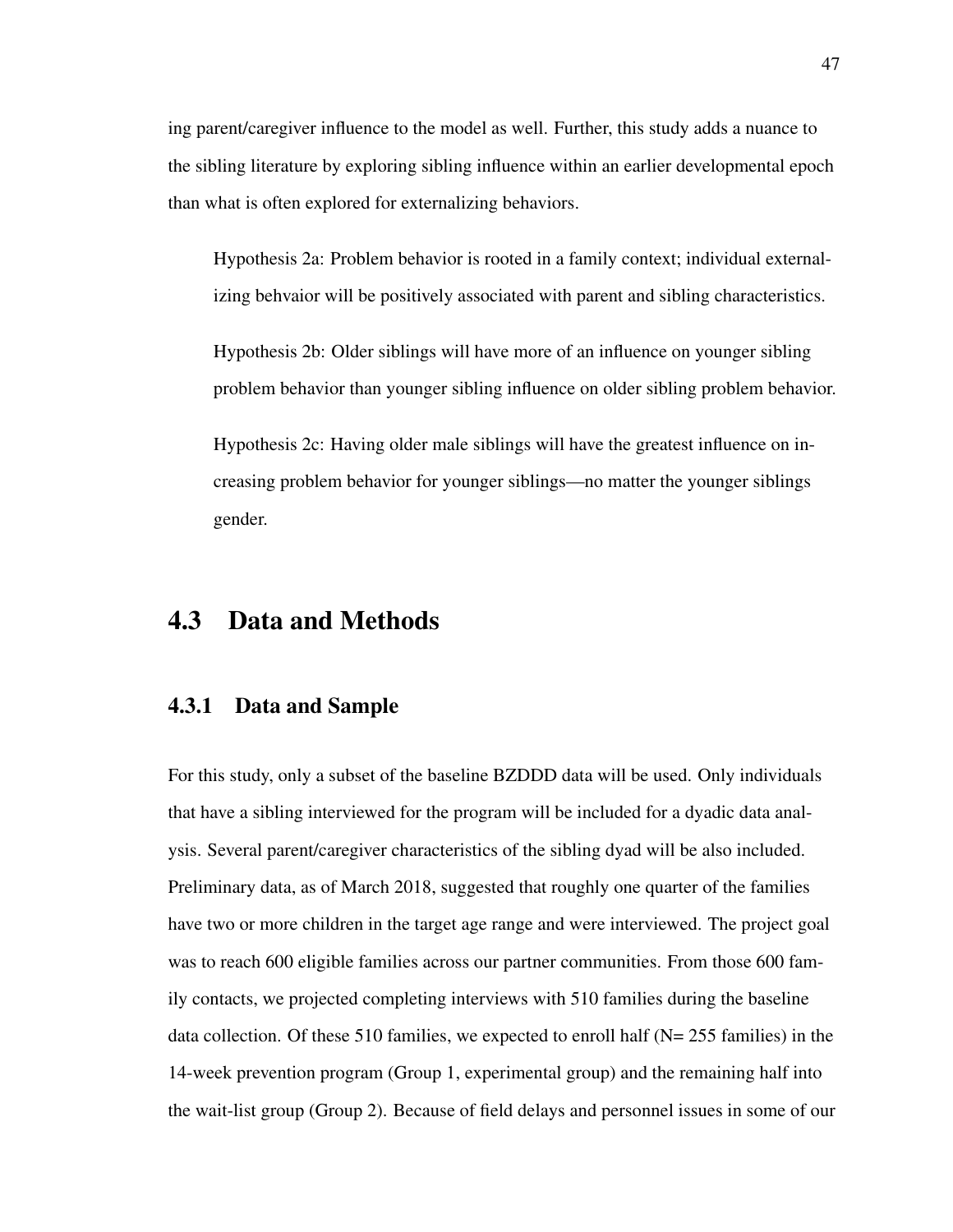ing parent/caregiver influence to the model as well. Further, this study adds a nuance to the sibling literature by exploring sibling influence within an earlier developmental epoch than what is often explored for externalizing behaviors.

> Hypothesis 2a: Problem behavior is rooted in a family context; individual externalizing behvaior will be positively associated with parent and sibling characteristics.
>
> Hypothesis 2b: Older siblings will have more of an influence on younger sibling problem behavior than younger sibling influence on older sibling problem behavior.
>
> Hypothesis 2c: Having older male siblings will have the greatest influence on increasing problem behavior for younger siblings—no matter the younger siblings gender.

## 4.3 Data and Methods

### 4.3.1 Data and Sample

For this study, only a subset of the baseline BZDDD data will be used. Only individuals that have a sibling interviewed for the program will be included for a dyadic data analysis. Several parent/caregiver characteristics of the sibling dyad will be also included. Preliminary data, as of March 2018, suggested that roughly one quarter of the families have two or more children in the target age range and were interviewed. The project goal was to reach 600 eligible families across our partner communities. From those 600 family contacts, we projected completing interviews with 510 families during the baseline data collection. Of these 510 families, we expected to enroll half (N= 255 families) in the 14-week prevention program (Group 1, experimental group) and the remaining half into the wait-list group (Group 2). Because of field delays and personnel issues in some of our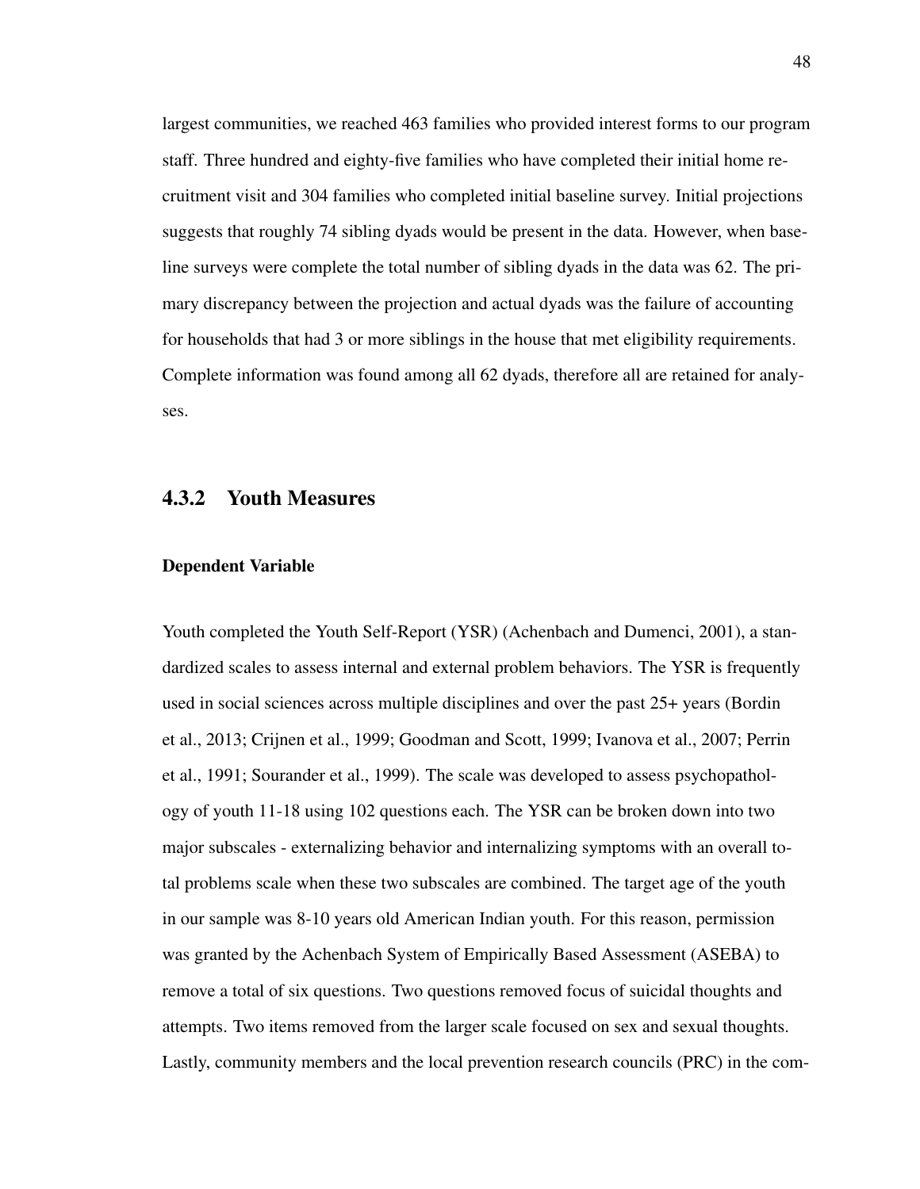largest communities, we reached 463 families who provided interest forms to our program staff. Three hundred and eighty-five families who have completed their initial home recruitment visit and 304 families who completed initial baseline survey. Initial projections suggests that roughly 74 sibling dyads would be present in the data. However, when baseline surveys were complete the total number of sibling dyads in the data was 62. The primary discrepancy between the projection and actual dyads was the failure of accounting for households that had 3 or more siblings in the house that met eligibility requirements. Complete information was found among all 62 dyads, therefore all are retained for analyses.

### 4.3.2 Youth Measures

#### Dependent Variable

Youth completed the Youth Self-Report (YSR) (Achenbach and Dumenci, 2001), a standardized scales to assess internal and external problem behaviors. The YSR is frequently used in social sciences across multiple disciplines and over the past 25+ years (Bordin et al., 2013; Crijnen et al., 1999; Goodman and Scott, 1999; Ivanova et al., 2007; Perrin et al., 1991; Sourander et al., 1999). The scale was developed to assess psychopathology of youth 11-18 using 102 questions each. The YSR can be broken down into two major subscales - externalizing behavior and internalizing symptoms with an overall total problems scale when these two subscales are combined. The target age of the youth in our sample was 8-10 years old American Indian youth. For this reason, permission was granted by the Achenbach System of Empirically Based Assessment (ASEBA) to remove a total of six questions. Two questions removed focus of suicidal thoughts and attempts. Two items removed from the larger scale focused on sex and sexual thoughts. Lastly, community members and the local prevention research councils (PRC) in the com-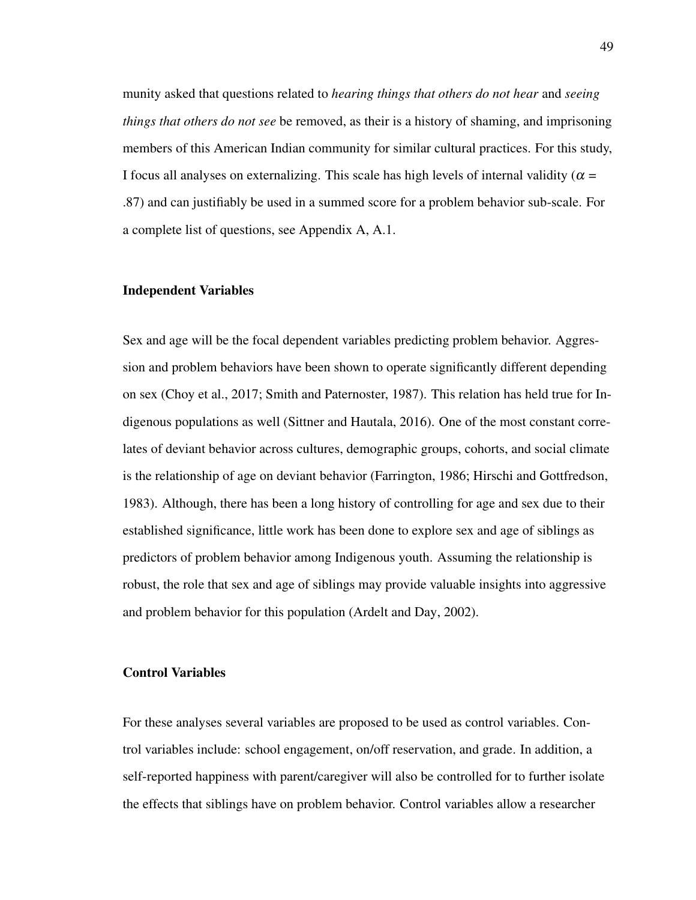munity asked that questions related to *hearing things that others do not hear* and *seeing things that others do not see* be removed, as their is a history of shaming, and imprisoning members of this American Indian community for similar cultural practices. For this study, I focus all analyses on externalizing. This scale has high levels of internal validity ($\alpha$ = .87) and can justifiably be used in a summed score for a problem behavior sub-scale. For a complete list of questions, see Appendix A, A.1.

### Independent Variables

Sex and age will be the focal dependent variables predicting problem behavior. Aggression and problem behaviors have been shown to operate significantly different depending on sex (Choy et al., 2017; Smith and Paternoster, 1987). This relation has held true for Indigenous populations as well (Sittner and Hautala, 2016). One of the most constant correlates of deviant behavior across cultures, demographic groups, cohorts, and social climate is the relationship of age on deviant behavior (Farrington, 1986; Hirschi and Gottfredson, 1983). Although, there has been a long history of controlling for age and sex due to their established significance, little work has been done to explore sex and age of siblings as predictors of problem behavior among Indigenous youth. Assuming the relationship is robust, the role that sex and age of siblings may provide valuable insights into aggressive and problem behavior for this population (Ardelt and Day, 2002).

### Control Variables

For these analyses several variables are proposed to be used as control variables. Control variables include: school engagement, on/off reservation, and grade. In addition, a self-reported happiness with parent/caregiver will also be controlled for to further isolate the effects that siblings have on problem behavior. Control variables allow a researcher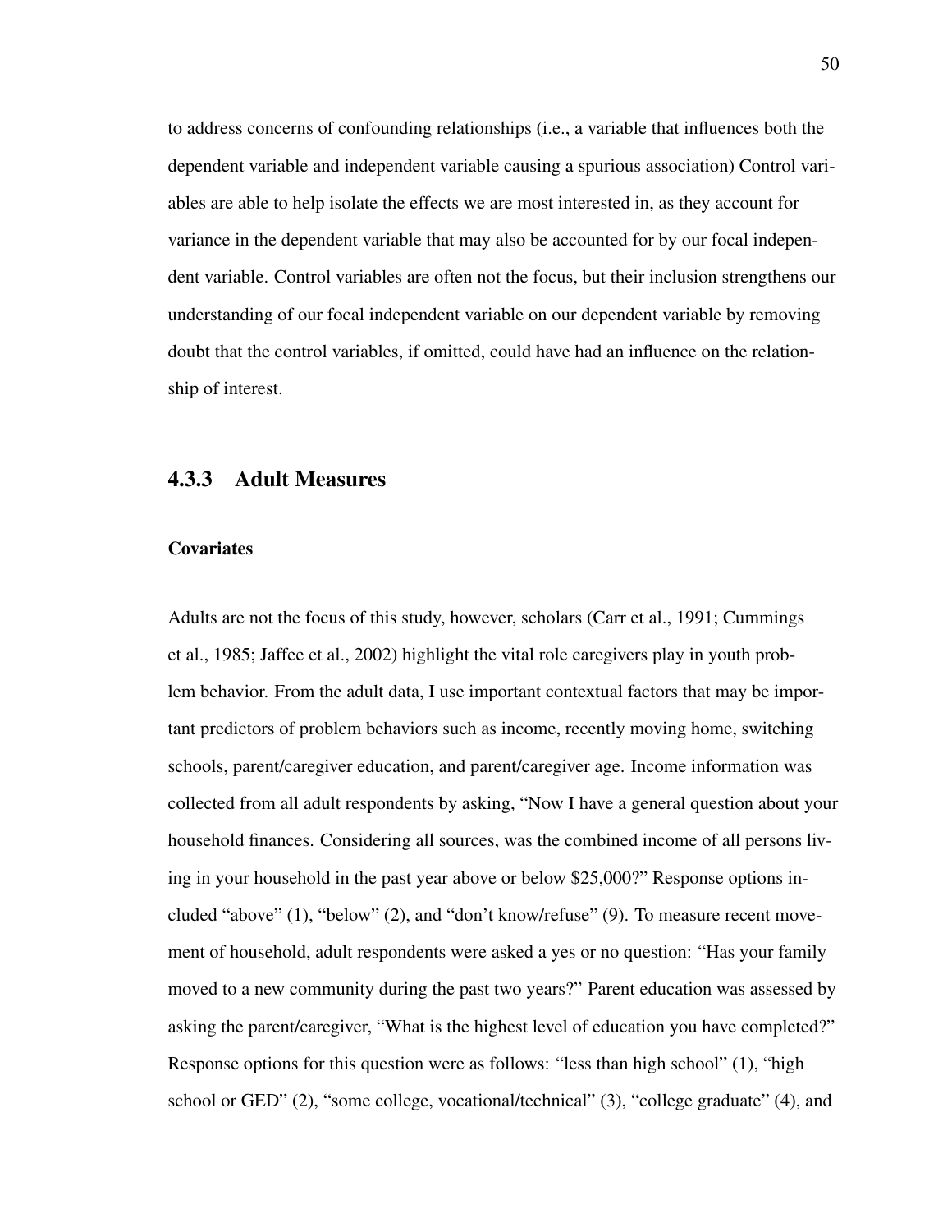to address concerns of confounding relationships (i.e., a variable that influences both the dependent variable and independent variable causing a spurious association) Control variables are able to help isolate the effects we are most interested in, as they account for variance in the dependent variable that may also be accounted for by our focal independent variable. Control variables are often not the focus, but their inclusion strengthens our understanding of our focal independent variable on our dependent variable by removing doubt that the control variables, if omitted, could have had an influence on the relationship of interest.

### 4.3.3 Adult Measures

#### Covariates

Adults are not the focus of this study, however, scholars (Carr et al., 1991; Cummings et al., 1985; Jaffee et al., 2002) highlight the vital role caregivers play in youth problem behavior. From the adult data, I use important contextual factors that may be important predictors of problem behaviors such as income, recently moving home, switching schools, parent/caregiver education, and parent/caregiver age. Income information was collected from all adult respondents by asking, "Now I have a general question about your household finances. Considering all sources, was the combined income of all persons living in your household in the past year above or below $25,000?" Response options included "above" (1), "below" (2), and "don't know/refuse" (9). To measure recent movement of household, adult respondents were asked a yes or no question: "Has your family moved to a new community during the past two years?" Parent education was assessed by asking the parent/caregiver, "What is the highest level of education you have completed?" Response options for this question were as follows: "less than high school" (1), "high school or GED" (2), "some college, vocational/technical" (3), "college graduate" (4), and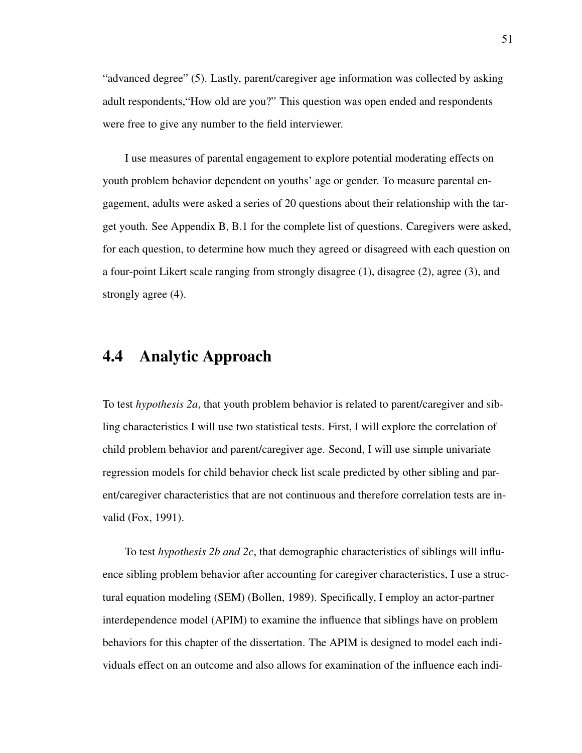"advanced degree" (5). Lastly, parent/caregiver age information was collected by asking adult respondents,"How old are you?" This question was open ended and respondents were free to give any number to the field interviewer.

I use measures of parental engagement to explore potential moderating effects on youth problem behavior dependent on youths' age or gender. To measure parental engagement, adults were asked a series of 20 questions about their relationship with the target youth. See Appendix B, B.1 for the complete list of questions. Caregivers were asked, for each question, to determine how much they agreed or disagreed with each question on a four-point Likert scale ranging from strongly disagree (1), disagree (2), agree (3), and strongly agree (4).

## 4.4 Analytic Approach

To test *hypothesis 2a*, that youth problem behavior is related to parent/caregiver and sibling characteristics I will use two statistical tests. First, I will explore the correlation of child problem behavior and parent/caregiver age. Second, I will use simple univariate regression models for child behavior check list scale predicted by other sibling and parent/caregiver characteristics that are not continuous and therefore correlation tests are invalid (Fox, 1991).

To test *hypothesis 2b and 2c*, that demographic characteristics of siblings will influence sibling problem behavior after accounting for caregiver characteristics, I use a structural equation modeling (SEM) (Bollen, 1989). Specifically, I employ an actor-partner interdependence model (APIM) to examine the influence that siblings have on problem behaviors for this chapter of the dissertation. The APIM is designed to model each individuals effect on an outcome and also allows for examination of the influence each indi-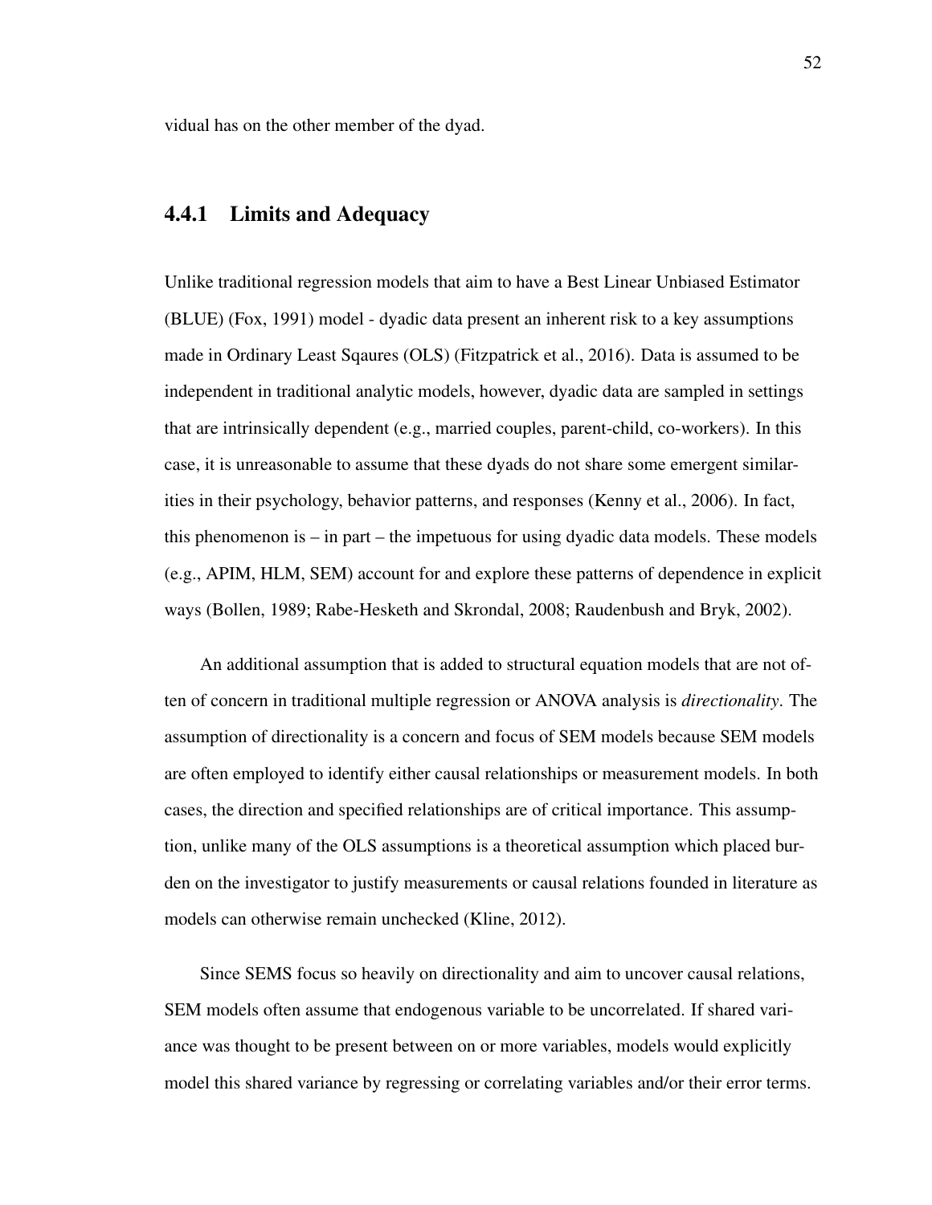vidual has on the other member of the dyad.

### 4.4.1 Limits and Adequacy

Unlike traditional regression models that aim to have a Best Linear Unbiased Estimator (BLUE) (Fox, 1991) model - dyadic data present an inherent risk to a key assumptions made in Ordinary Least Sqaures (OLS) (Fitzpatrick et al., 2016). Data is assumed to be independent in traditional analytic models, however, dyadic data are sampled in settings that are intrinsically dependent (e.g., married couples, parent-child, co-workers). In this case, it is unreasonable to assume that these dyads do not share some emergent similarities in their psychology, behavior patterns, and responses (Kenny et al., 2006). In fact, this phenomenon is – in part – the impetuous for using dyadic data models. These models (e.g., APIM, HLM, SEM) account for and explore these patterns of dependence in explicit ways (Bollen, 1989; Rabe-Hesketh and Skrondal, 2008; Raudenbush and Bryk, 2002).

An additional assumption that is added to structural equation models that are not often of concern in traditional multiple regression or ANOVA analysis is *directionality*. The assumption of directionality is a concern and focus of SEM models because SEM models are often employed to identify either causal relationships or measurement models. In both cases, the direction and specified relationships are of critical importance. This assumption, unlike many of the OLS assumptions is a theoretical assumption which placed burden on the investigator to justify measurements or causal relations founded in literature as models can otherwise remain unchecked (Kline, 2012).

Since SEMS focus so heavily on directionality and aim to uncover causal relations, SEM models often assume that endogenous variable to be uncorrelated. If shared variance was thought to be present between on or more variables, models would explicitly model this shared variance by regressing or correlating variables and/or their error terms.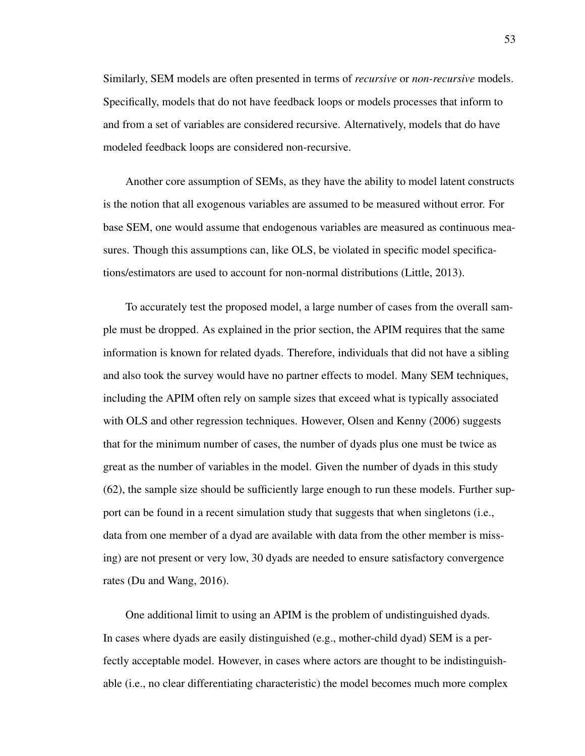Similarly, SEM models are often presented in terms of *recursive* or *non-recursive* models. Specifically, models that do not have feedback loops or models processes that inform to and from a set of variables are considered recursive. Alternatively, models that do have modeled feedback loops are considered non-recursive.

Another core assumption of SEMs, as they have the ability to model latent constructs is the notion that all exogenous variables are assumed to be measured without error. For base SEM, one would assume that endogenous variables are measured as continuous measures. Though this assumptions can, like OLS, be violated in specific model specifications/estimators are used to account for non-normal distributions (Little, 2013).

To accurately test the proposed model, a large number of cases from the overall sample must be dropped. As explained in the prior section, the APIM requires that the same information is known for related dyads. Therefore, individuals that did not have a sibling and also took the survey would have no partner effects to model. Many SEM techniques, including the APIM often rely on sample sizes that exceed what is typically associated with OLS and other regression techniques. However, Olsen and Kenny (2006) suggests that for the minimum number of cases, the number of dyads plus one must be twice as great as the number of variables in the model. Given the number of dyads in this study (62), the sample size should be sufficiently large enough to run these models. Further support can be found in a recent simulation study that suggests that when singletons (i.e., data from one member of a dyad are available with data from the other member is missing) are not present or very low, 30 dyads are needed to ensure satisfactory convergence rates (Du and Wang, 2016).

One additional limit to using an APIM is the problem of undistinguished dyads. In cases where dyads are easily distinguished (e.g., mother-child dyad) SEM is a perfectly acceptable model. However, in cases where actors are thought to be indistinguishable (i.e., no clear differentiating characteristic) the model becomes much more complex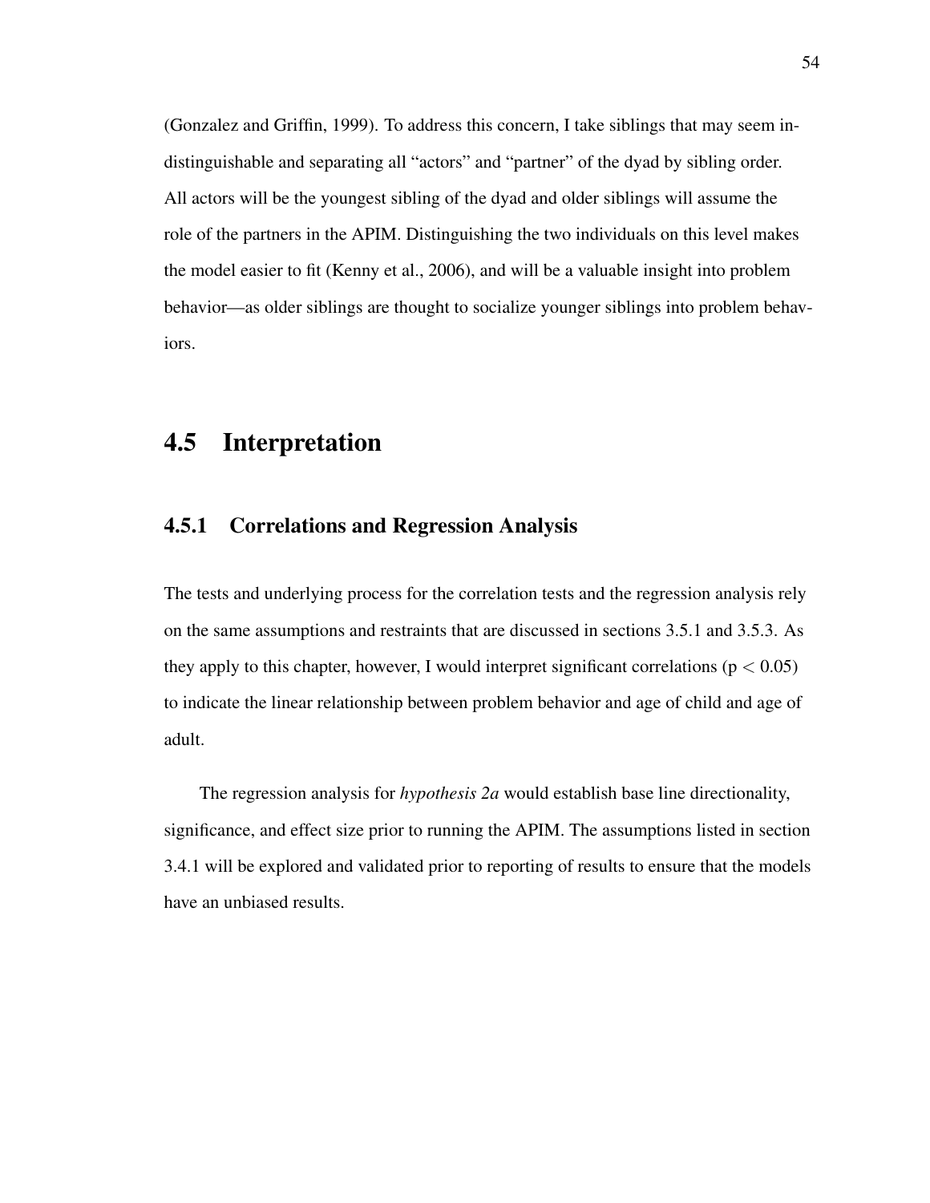(Gonzalez and Griffin, 1999). To address this concern, I take siblings that may seem indistinguishable and separating all "actors" and "partner" of the dyad by sibling order. All actors will be the youngest sibling of the dyad and older siblings will assume the role of the partners in the APIM. Distinguishing the two individuals on this level makes the model easier to fit (Kenny et al., 2006), and will be a valuable insight into problem behavior—as older siblings are thought to socialize younger siblings into problem behaviors.

## 4.5 Interpretation

### 4.5.1 Correlations and Regression Analysis

The tests and underlying process for the correlation tests and the regression analysis rely on the same assumptions and restraints that are discussed in sections 3.5.1 and 3.5.3. As they apply to this chapter, however, I would interpret significant correlations ($p < 0.05$) to indicate the linear relationship between problem behavior and age of child and age of adult.

The regression analysis for *hypothesis 2a* would establish base line directionality, significance, and effect size prior to running the APIM. The assumptions listed in section 3.4.1 will be explored and validated prior to reporting of results to ensure that the models have an unbiased results.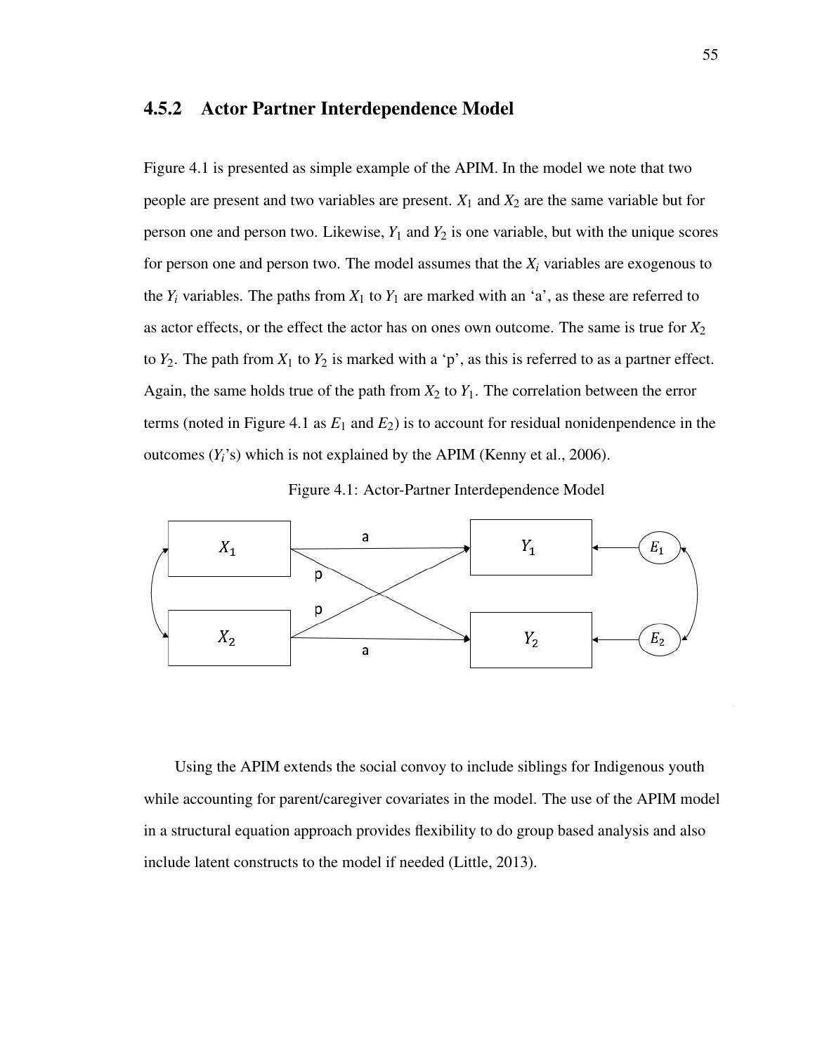### 4.5.2 Actor Partner Interdependence Model

Figure 4.1 is presented as simple example of the APIM. In the model we note that two people are present and two variables are present. $X_1$ and $X_2$ are the same variable but for person one and person two. Likewise, $Y_1$ and $Y_2$ is one variable, but with the unique scores for person one and person two. The model assumes that the $X_i$ variables are exogenous to the $Y_i$ variables. The paths from $X_1$ to $Y_1$ are marked with an 'a', as these are referred to as actor effects, or the effect the actor has on ones own outcome. The same is true for $X_2$ to $Y_2$. The path from $X_1$ to $Y_2$ is marked with a 'p', as this is referred to as a partner effect. Again, the same holds true of the path from $X_2$ to $Y_1$. The correlation between the error terms (noted in Figure 4.1 as $E_1$ and $E_2$) is to account for residual nonidenpendence in the outcomes ($Y_i$'s) which is not explained by the APIM (Kenny et al., 2006).

Figure 4.1: Actor-Partner Interdependence Model

Using the APIM extends the social convoy to include siblings for Indigenous youth while accounting for parent/caregiver covariates in the model. The use of the APIM model in a structural equation approach provides flexibility to do group based analysis and also include latent constructs to the model if needed (Little, 2013).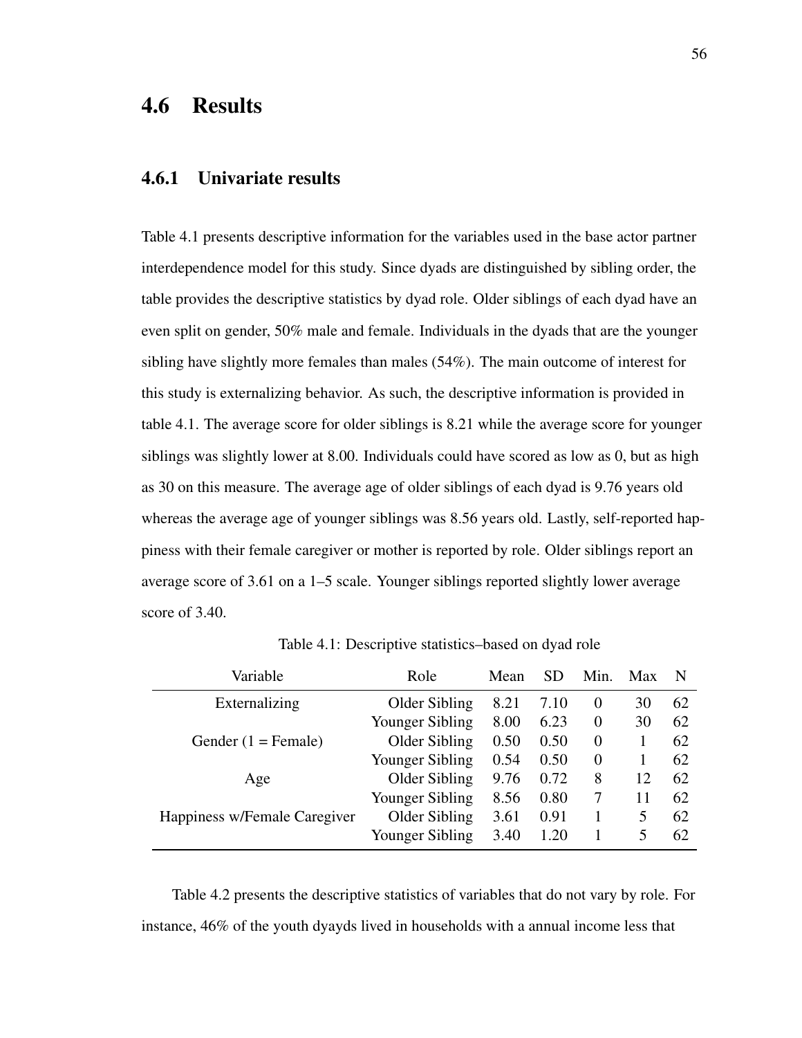## 4.6 Results

### 4.6.1 Univariate results

Table 4.1 presents descriptive information for the variables used in the base actor partner interdependence model for this study. Since dyads are distinguished by sibling order, the table provides the descriptive statistics by dyad role. Older siblings of each dyad have an even split on gender, 50% male and female. Individuals in the dyads that are the younger sibling have slightly more females than males (54%). The main outcome of interest for this study is externalizing behavior. As such, the descriptive information is provided in table 4.1. The average score for older siblings is 8.21 while the average score for younger siblings was slightly lower at 8.00. Individuals could have scored as low as 0, but as high as 30 on this measure. The average age of older siblings of each dyad is 9.76 years old whereas the average age of younger siblings was 8.56 years old. Lastly, self-reported happiness with their female caregiver or mother is reported by role. Older siblings report an average score of 3.61 on a 1–5 scale. Younger siblings reported slightly lower average score of 3.40.

Table 4.1: Descriptive statistics–based on dyad role

| Variable | Role | Mean | SD | Min. | Max | N |
|---|---|---|---|---|---|---|
| Externalizing | Older Sibling | 8.21 | 7.10 | 0 | 30 | 62 |
| | Younger Sibling | 8.00 | 6.23 | 0 | 30 | 62 |
| Gender (1 = Female) | Older Sibling | 0.50 | 0.50 | 0 | 1 | 62 |
| | Younger Sibling | 0.54 | 0.50 | 0 | 1 | 62 |
| Age | Older Sibling | 9.76 | 0.72 | 8 | 12 | 62 |
| | Younger Sibling | 8.56 | 0.80 | 7 | 11 | 62 |
| Happiness w/Female Caregiver | Older Sibling | 3.61 | 0.91 | 1 | 5 | 62 |
| | Younger Sibling | 3.40 | 1.20 | 1 | 5 | 62 |

Table 4.2 presents the descriptive statistics of variables that do not vary by role. For instance, 46% of the youth dyayds lived in households with a annual income less that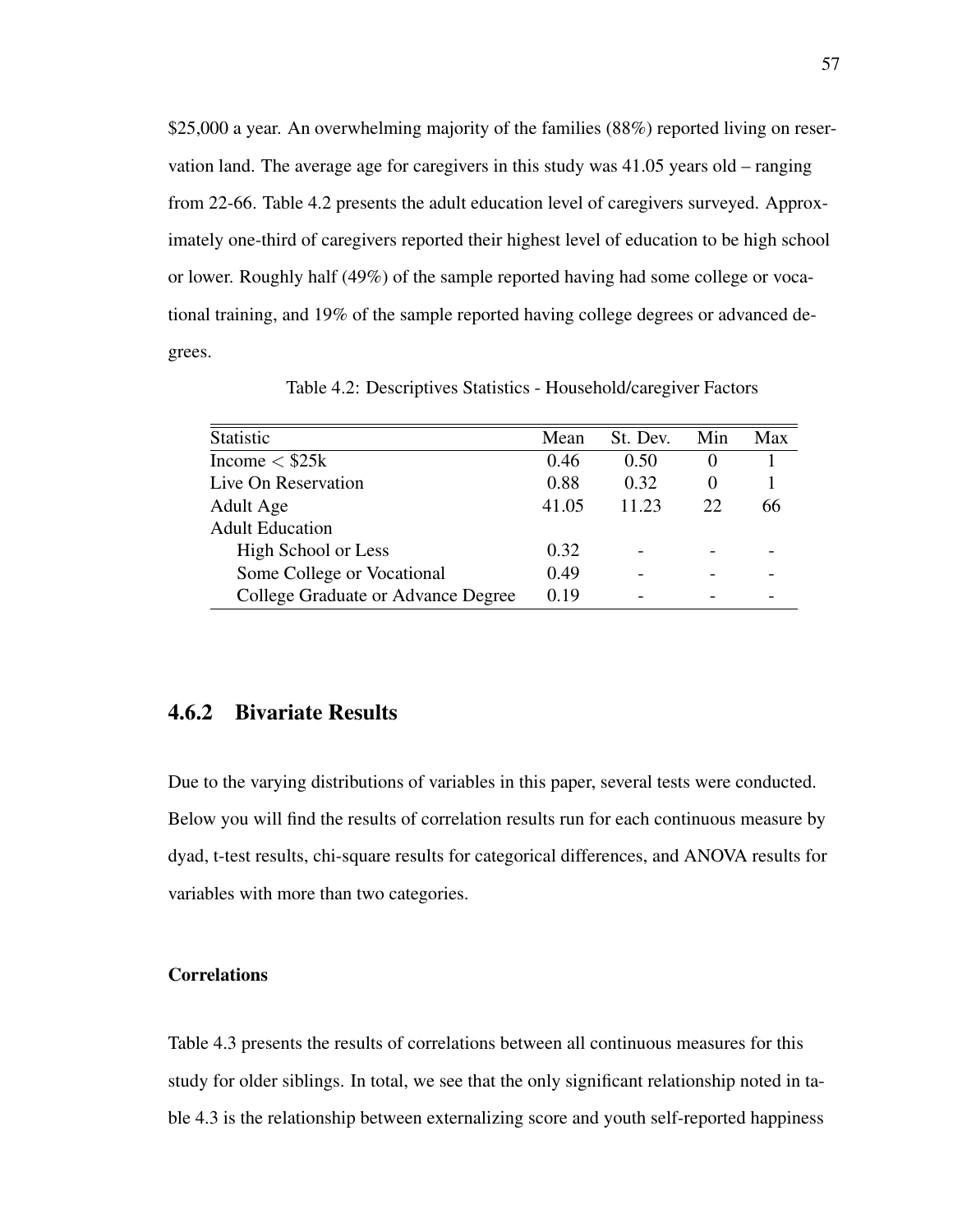\$25,000 a year. An overwhelming majority of the families (88%) reported living on reservation land. The average age for caregivers in this study was 41.05 years old – ranging from 22-66. Table 4.2 presents the adult education level of caregivers surveyed. Approximately one-third of caregivers reported their highest level of education to be high school or lower. Roughly half (49%) of the sample reported having had some college or vocational training, and 19% of the sample reported having college degrees or advanced degrees.

Table 4.2: Descriptives Statistics - Household/caregiver Factors

| Statistic | Mean | St. Dev. | Min | Max |
|---|---|---|---|---|
| Income < $25k | 0.46 | 0.50 | 0 | 1 |
| Live On Reservation | 0.88 | 0.32 | 0 | 1 |
| Adult Age | 41.05 | 11.23 | 22 | 66 |
| Adult Education | | | | |
| High School or Less | 0.32 | - | - | - |
| Some College or Vocational | 0.49 | - | - | - |
| College Graduate or Advance Degree | 0.19 | - | - | - |

### 4.6.2 Bivariate Results

Due to the varying distributions of variables in this paper, several tests were conducted. Below you will find the results of correlation results run for each continuous measure by dyad, t-test results, chi-square results for categorical differences, and ANOVA results for variables with more than two categories.

#### Correlations

Table 4.3 presents the results of correlations between all continuous measures for this study for older siblings. In total, we see that the only significant relationship noted in table 4.3 is the relationship between externalizing score and youth self-reported happiness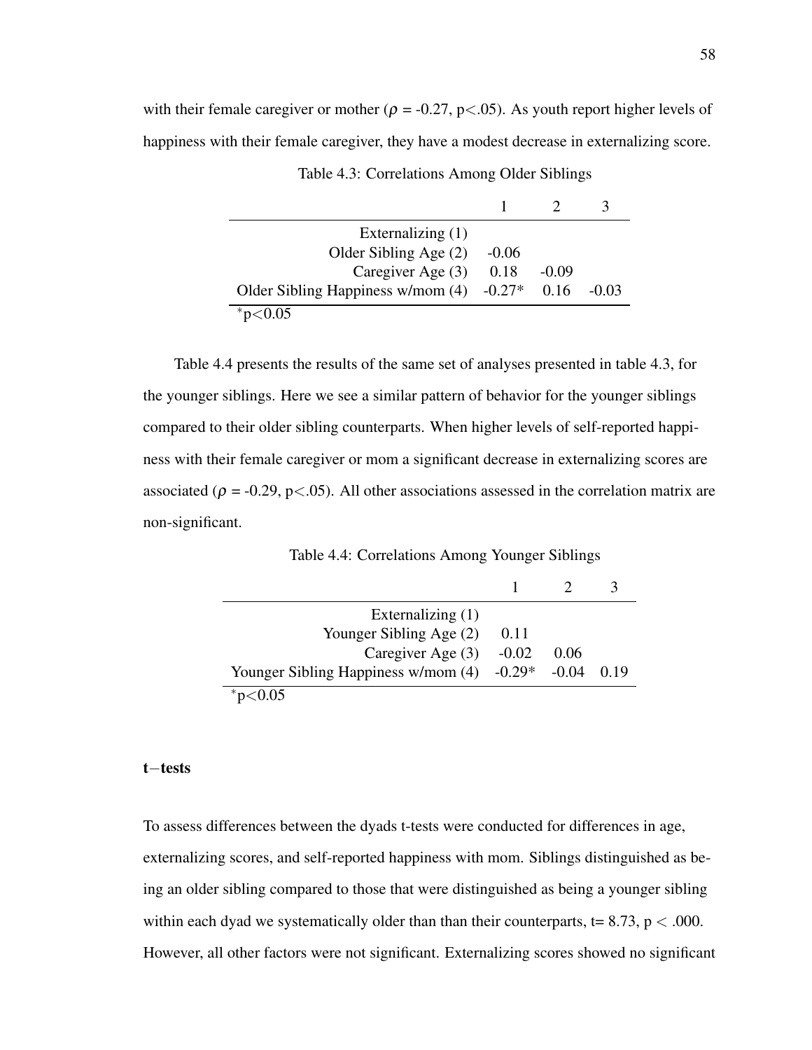with their female caregiver or mother ($\rho$ = -0.27, p<.05). As youth report higher levels of happiness with their female caregiver, they have a modest decrease in externalizing score.

Table 4.3: Correlations Among Older Siblings

| | 1 | 2 | 3 |
|---|---|---|---|
| Externalizing (1) | | | |
| Older Sibling Age (2) | -0.06 | | |
| Caregiver Age (3) | 0.18 | -0.09 | |
| Older Sibling Happiness w/mom (4) | -0.27* | 0.16 | -0.03 |

*p<0.05

Table 4.4 presents the results of the same set of analyses presented in table 4.3, for the younger siblings. Here we see a similar pattern of behavior for the younger siblings compared to their older sibling counterparts. When higher levels of self-reported happiness with their female caregiver or mom a significant decrease in externalizing scores are associated ($\rho$ = -0.29, p<.05). All other associations assessed in the correlation matrix are non-significant.

Table 4.4: Correlations Among Younger Siblings

| | 1 | 2 | 3 |
|---|---|---|---|
| Externalizing (1) | | | |
| Younger Sibling Age (2) | 0.11 | | |
| Caregiver Age (3) | -0.02 | 0.06 | |
| Younger Sibling Happiness w/mom (4) | -0.29* | -0.04 | 0.19 |

*p<0.05

**t−tests**

To assess differences between the dyads t-tests were conducted for differences in age, externalizing scores, and self-reported happiness with mom. Siblings distinguished as being an older sibling compared to those that were distinguished as being a younger sibling within each dyad we systematically older than than their counterparts, t= 8.73, $p < .000$. However, all other factors were not significant. Externalizing scores showed no significant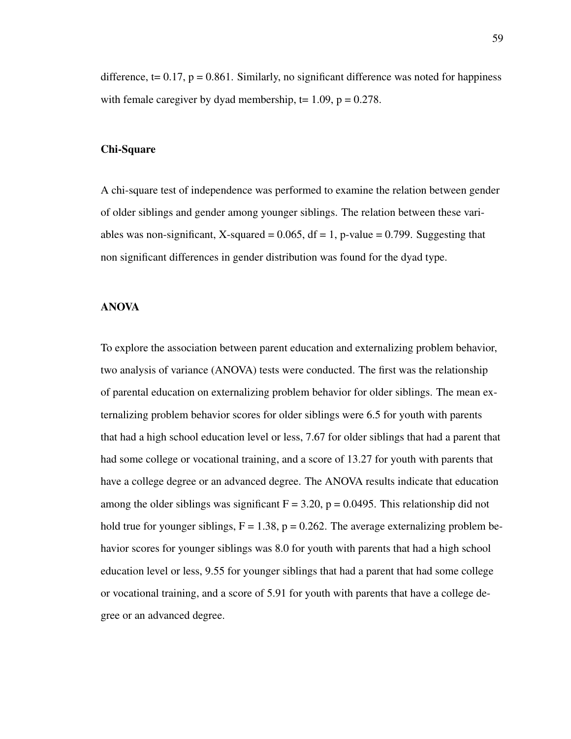difference, $t= 0.17$, $p = 0.861$. Similarly, no significant difference was noted for happiness with female caregiver by dyad membership, $t= 1.09$, $p = 0.278$.

## Chi-Square

A chi-square test of independence was performed to examine the relation between gender of older siblings and gender among younger siblings. The relation between these variables was non-significant, X-squared = 0.065, df = 1, p-value = 0.799. Suggesting that non significant differences in gender distribution was found for the dyad type.

## ANOVA

To explore the association between parent education and externalizing problem behavior, two analysis of variance (ANOVA) tests were conducted. The first was the relationship of parental education on externalizing problem behavior for older siblings. The mean externalizing problem behavior scores for older siblings were 6.5 for youth with parents that had a high school education level or less, 7.67 for older siblings that had a parent that had some college or vocational training, and a score of 13.27 for youth with parents that have a college degree or an advanced degree. The ANOVA results indicate that education among the older siblings was significant $F = 3.20$, $p = 0.0495$. This relationship did not hold true for younger siblings, $F = 1.38$, $p = 0.262$. The average externalizing problem behavior scores for younger siblings was 8.0 for youth with parents that had a high school education level or less, 9.55 for younger siblings that had a parent that had some college or vocational training, and a score of 5.91 for youth with parents that have a college degree or an advanced degree.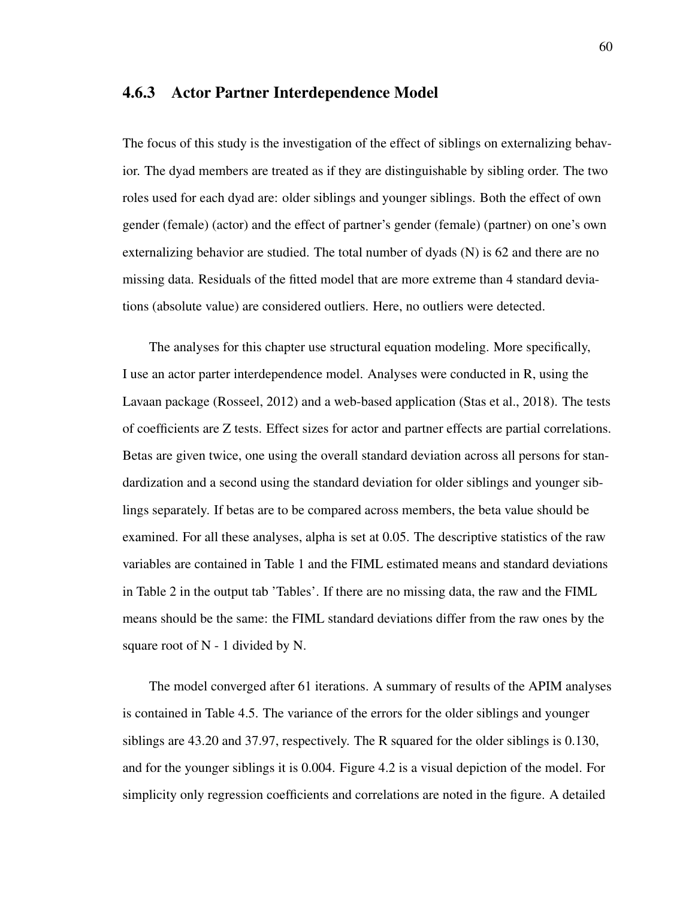### 4.6.3 Actor Partner Interdependence Model

The focus of this study is the investigation of the effect of siblings on externalizing behavior. The dyad members are treated as if they are distinguishable by sibling order. The two roles used for each dyad are: older siblings and younger siblings. Both the effect of own gender (female) (actor) and the effect of partner's gender (female) (partner) on one's own externalizing behavior are studied. The total number of dyads (N) is 62 and there are no missing data. Residuals of the fitted model that are more extreme than 4 standard deviations (absolute value) are considered outliers. Here, no outliers were detected.

The analyses for this chapter use structural equation modeling. More specifically, I use an actor parter interdependence model. Analyses were conducted in R, using the Lavaan package (Rosseel, 2012) and a web-based application (Stas et al., 2018). The tests of coefficients are Z tests. Effect sizes for actor and partner effects are partial correlations. Betas are given twice, one using the overall standard deviation across all persons for standardization and a second using the standard deviation for older siblings and younger siblings separately. If betas are to be compared across members, the beta value should be examined. For all these analyses, alpha is set at 0.05. The descriptive statistics of the raw variables are contained in Table 1 and the FIML estimated means and standard deviations in Table 2 in the output tab 'Tables'. If there are no missing data, the raw and the FIML means should be the same: the FIML standard deviations differ from the raw ones by the square root of N - 1 divided by N.

The model converged after 61 iterations. A summary of results of the APIM analyses is contained in Table 4.5. The variance of the errors for the older siblings and younger siblings are 43.20 and 37.97, respectively. The R squared for the older siblings is 0.130, and for the younger siblings it is 0.004. Figure 4.2 is a visual depiction of the model. For simplicity only regression coefficients and correlations are noted in the figure. A detailed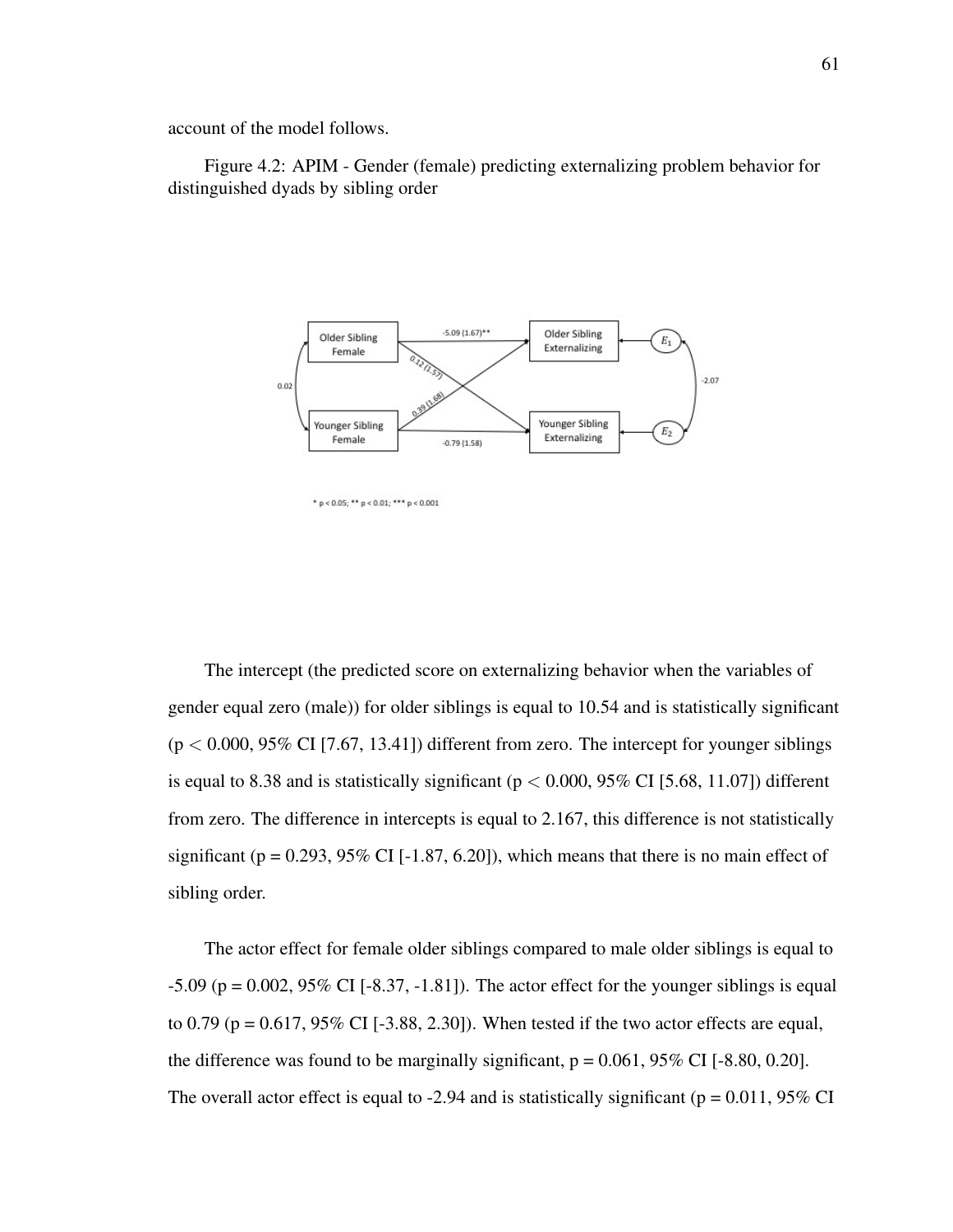account of the model follows.

Figure 4.2: APIM - Gender (female) predicting externalizing problem behavior for distinguished dyads by sibling order

The intercept (the predicted score on externalizing behavior when the variables of gender equal zero (male)) for older siblings is equal to 10.54 and is statistically significant ($p < 0.000$, 95% CI [7.67, 13.41]) different from zero. The intercept for younger siblings is equal to 8.38 and is statistically significant ($p < 0.000$, 95% CI [5.68, 11.07]) different from zero. The difference in intercepts is equal to 2.167, this difference is not statistically significant ($p = 0.293$, 95% CI [-1.87, 6.20]), which means that there is no main effect of sibling order.

The actor effect for female older siblings compared to male older siblings is equal to -5.09 ($p = 0.002$, 95% CI [-8.37, -1.81]). The actor effect for the younger siblings is equal to 0.79 ($p = 0.617$, 95% CI [-3.88, 2.30]). When tested if the two actor effects are equal, the difference was found to be marginally significant, $p = 0.061$, 95% CI [-8.80, 0.20]. The overall actor effect is equal to -2.94 and is statistically significant ($p = 0.011$, 95% CI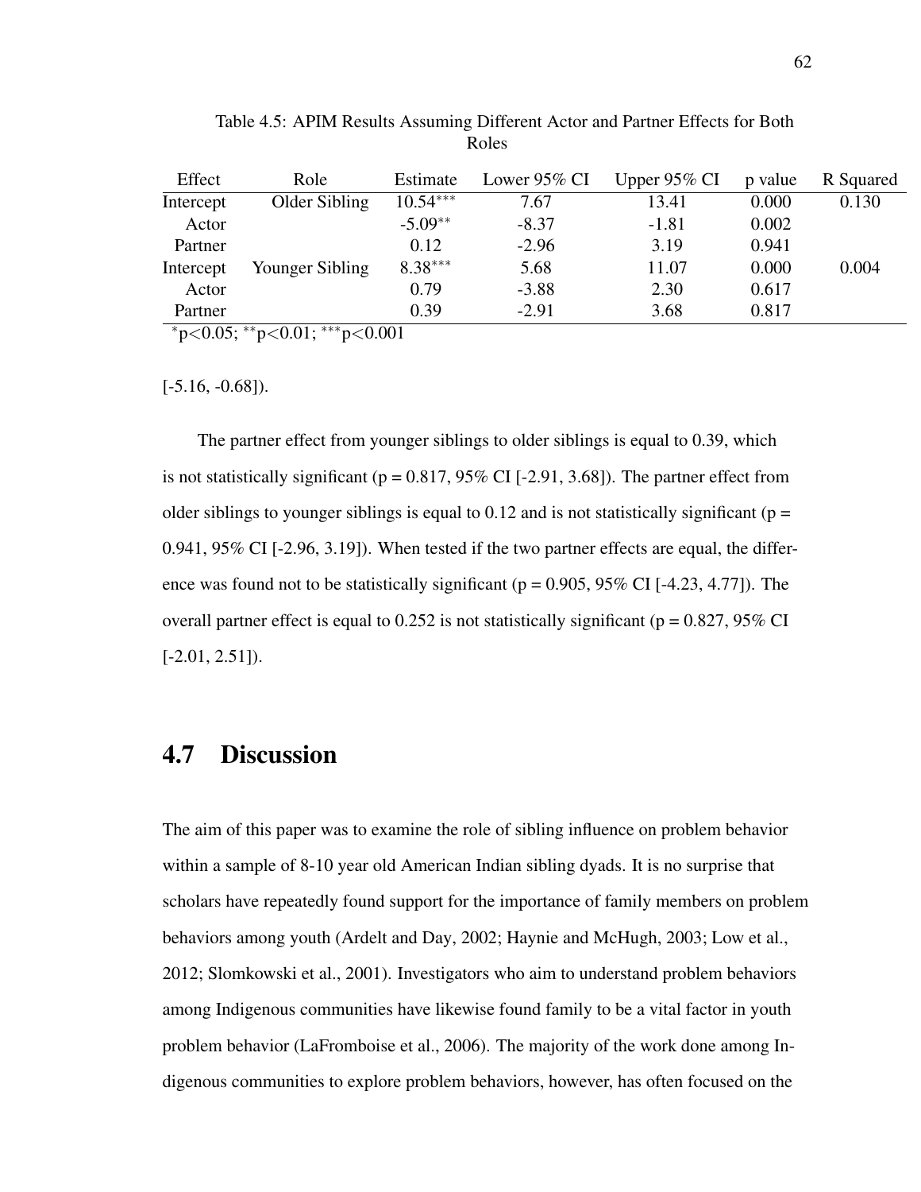Table 4.5: APIM Results Assuming Different Actor and Partner Effects for Both Roles

| Effect | Role | Estimate | Lower 95% CI | Upper 95% CI | p value | R Squared |
|---|---|---|---|---|---|---|
| Intercept | Older Sibling | $10.54^{***}$ | 7.67 | 13.41 | 0.000 | 0.130 |
| Actor | | $-5.09^{**}$ | -8.37 | -1.81 | 0.002 | |
| Partner | | 0.12 | -2.96 | 3.19 | 0.941 | |
| Intercept | Younger Sibling | $8.38^{***}$ | 5.68 | 11.07 | 0.000 | 0.004 |
| Actor | | 0.79 | -3.88 | 2.30 | 0.617 | |
| Partner | | 0.39 | -2.91 | 3.68 | 0.817 | |

$^{*}p<0.05$; $^{**}p<0.01$; $^{***}p<0.001$

[-5.16, -0.68]).

The partner effect from younger siblings to older siblings is equal to 0.39, which is not statistically significant (p = 0.817, 95% CI [-2.91, 3.68]). The partner effect from older siblings to younger siblings is equal to 0.12 and is not statistically significant (p = 0.941, 95% CI [-2.96, 3.19]). When tested if the two partner effects are equal, the difference was found not to be statistically significant (p = 0.905, 95% CI [-4.23, 4.77]). The overall partner effect is equal to 0.252 is not statistically significant (p = 0.827, 95% CI [-2.01, 2.51]).

## 4.7 Discussion

The aim of this paper was to examine the role of sibling influence on problem behavior within a sample of 8-10 year old American Indian sibling dyads. It is no surprise that scholars have repeatedly found support for the importance of family members on problem behaviors among youth (Ardelt and Day, 2002; Haynie and McHugh, 2003; Low et al., 2012; Slomkowski et al., 2001). Investigators who aim to understand problem behaviors among Indigenous communities have likewise found family to be a vital factor in youth problem behavior (LaFromboise et al., 2006). The majority of the work done among Indigenous communities to explore problem behaviors, however, has often focused on the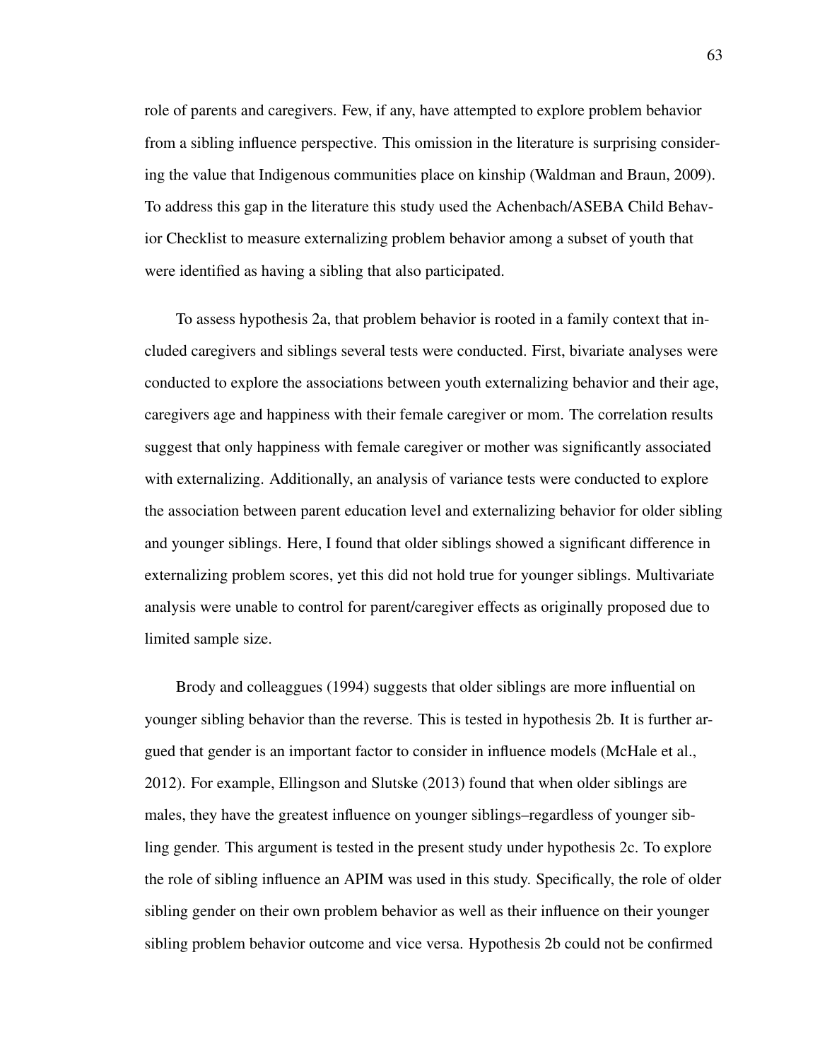role of parents and caregivers. Few, if any, have attempted to explore problem behavior from a sibling influence perspective. This omission in the literature is surprising considering the value that Indigenous communities place on kinship (Waldman and Braun, 2009). To address this gap in the literature this study used the Achenbach/ASEBA Child Behavior Checklist to measure externalizing problem behavior among a subset of youth that were identified as having a sibling that also participated.

To assess hypothesis 2a, that problem behavior is rooted in a family context that included caregivers and siblings several tests were conducted. First, bivariate analyses were conducted to explore the associations between youth externalizing behavior and their age, caregivers age and happiness with their female caregiver or mom. The correlation results suggest that only happiness with female caregiver or mother was significantly associated with externalizing. Additionally, an analysis of variance tests were conducted to explore the association between parent education level and externalizing behavior for older sibling and younger siblings. Here, I found that older siblings showed a significant difference in externalizing problem scores, yet this did not hold true for younger siblings. Multivariate analysis were unable to control for parent/caregiver effects as originally proposed due to limited sample size.

Brody and colleaggues (1994) suggests that older siblings are more influential on younger sibling behavior than the reverse. This is tested in hypothesis 2b. It is further argued that gender is an important factor to consider in influence models (McHale et al., 2012). For example, Ellingson and Slutske (2013) found that when older siblings are males, they have the greatest influence on younger siblings–regardless of younger sibling gender. This argument is tested in the present study under hypothesis 2c. To explore the role of sibling influence an APIM was used in this study. Specifically, the role of older sibling gender on their own problem behavior as well as their influence on their younger sibling problem behavior outcome and vice versa. Hypothesis 2b could not be confirmed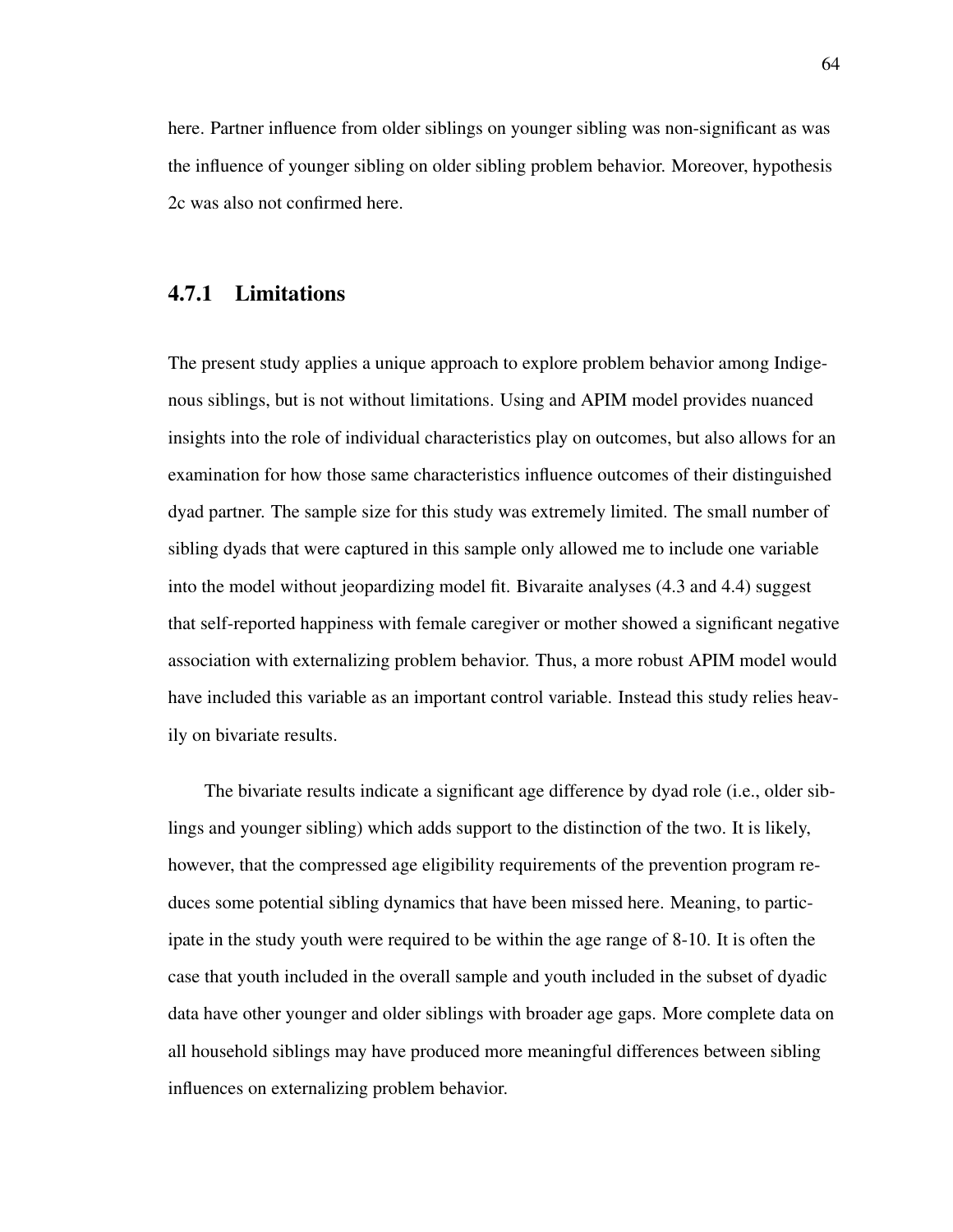here. Partner influence from older siblings on younger sibling was non-significant as was the influence of younger sibling on older sibling problem behavior. Moreover, hypothesis 2c was also not confirmed here.

### 4.7.1 Limitations

The present study applies a unique approach to explore problem behavior among Indigenous siblings, but is not without limitations. Using and APIM model provides nuanced insights into the role of individual characteristics play on outcomes, but also allows for an examination for how those same characteristics influence outcomes of their distinguished dyad partner. The sample size for this study was extremely limited. The small number of sibling dyads that were captured in this sample only allowed me to include one variable into the model without jeopardizing model fit. Bivaraite analyses (4.3 and 4.4) suggest that self-reported happiness with female caregiver or mother showed a significant negative association with externalizing problem behavior. Thus, a more robust APIM model would have included this variable as an important control variable. Instead this study relies heavily on bivariate results.

The bivariate results indicate a significant age difference by dyad role (i.e., older siblings and younger sibling) which adds support to the distinction of the two. It is likely, however, that the compressed age eligibility requirements of the prevention program reduces some potential sibling dynamics that have been missed here. Meaning, to participate in the study youth were required to be within the age range of 8-10. It is often the case that youth included in the overall sample and youth included in the subset of dyadic data have other younger and older siblings with broader age gaps. More complete data on all household siblings may have produced more meaningful differences between sibling influences on externalizing problem behavior.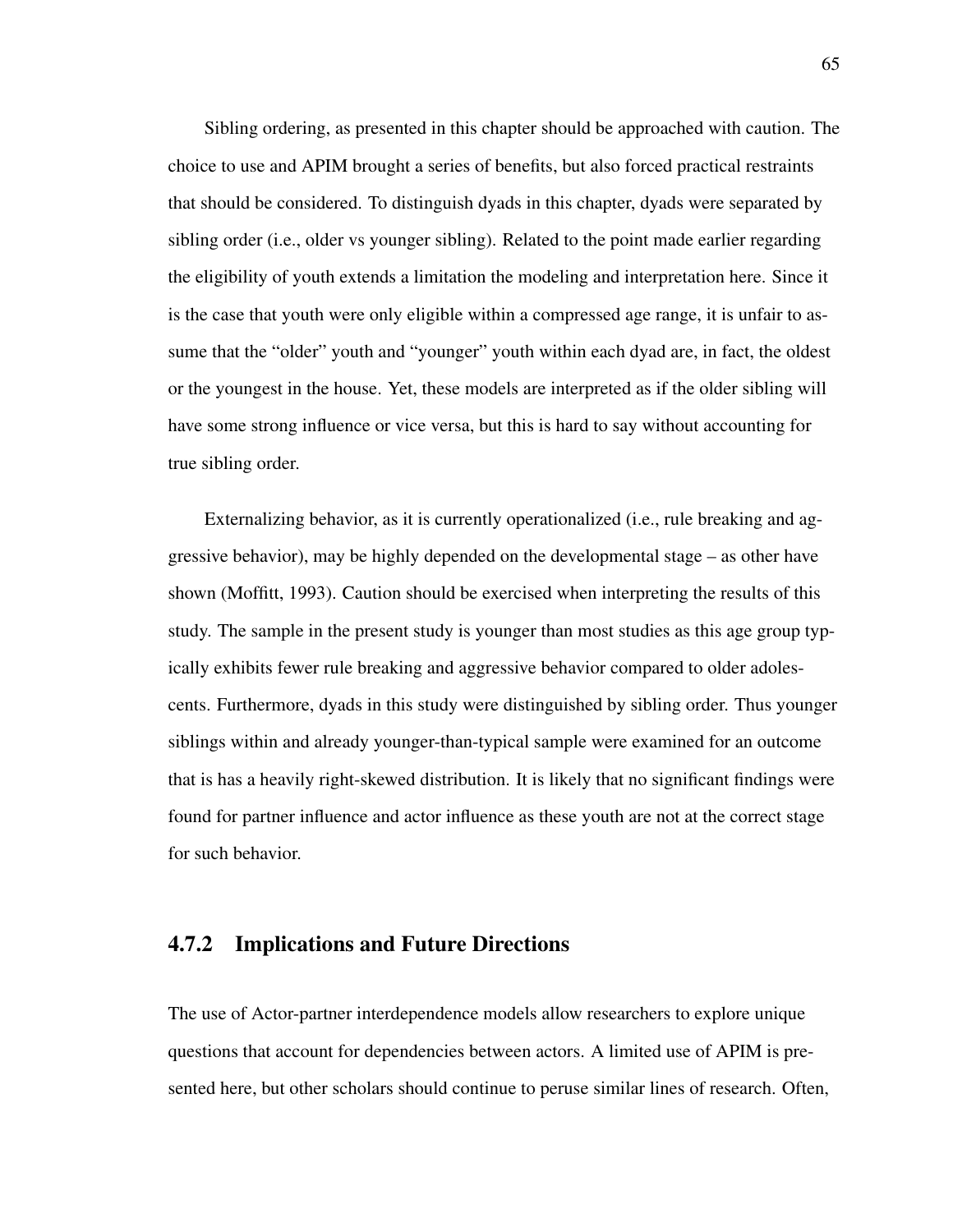Sibling ordering, as presented in this chapter should be approached with caution. The choice to use and APIM brought a series of benefits, but also forced practical restraints that should be considered. To distinguish dyads in this chapter, dyads were separated by sibling order (i.e., older vs younger sibling). Related to the point made earlier regarding the eligibility of youth extends a limitation the modeling and interpretation here. Since it is the case that youth were only eligible within a compressed age range, it is unfair to assume that the "older" youth and "younger" youth within each dyad are, in fact, the oldest or the youngest in the house. Yet, these models are interpreted as if the older sibling will have some strong influence or vice versa, but this is hard to say without accounting for true sibling order.

Externalizing behavior, as it is currently operationalized (i.e., rule breaking and aggressive behavior), may be highly depended on the developmental stage – as other have shown (Moffitt, 1993). Caution should be exercised when interpreting the results of this study. The sample in the present study is younger than most studies as this age group typically exhibits fewer rule breaking and aggressive behavior compared to older adolescents. Furthermore, dyads in this study were distinguished by sibling order. Thus younger siblings within and already younger-than-typical sample were examined for an outcome that is has a heavily right-skewed distribution. It is likely that no significant findings were found for partner influence and actor influence as these youth are not at the correct stage for such behavior.

### 4.7.2 Implications and Future Directions

The use of Actor-partner interdependence models allow researchers to explore unique questions that account for dependencies between actors. A limited use of APIM is presented here, but other scholars should continue to peruse similar lines of research. Often,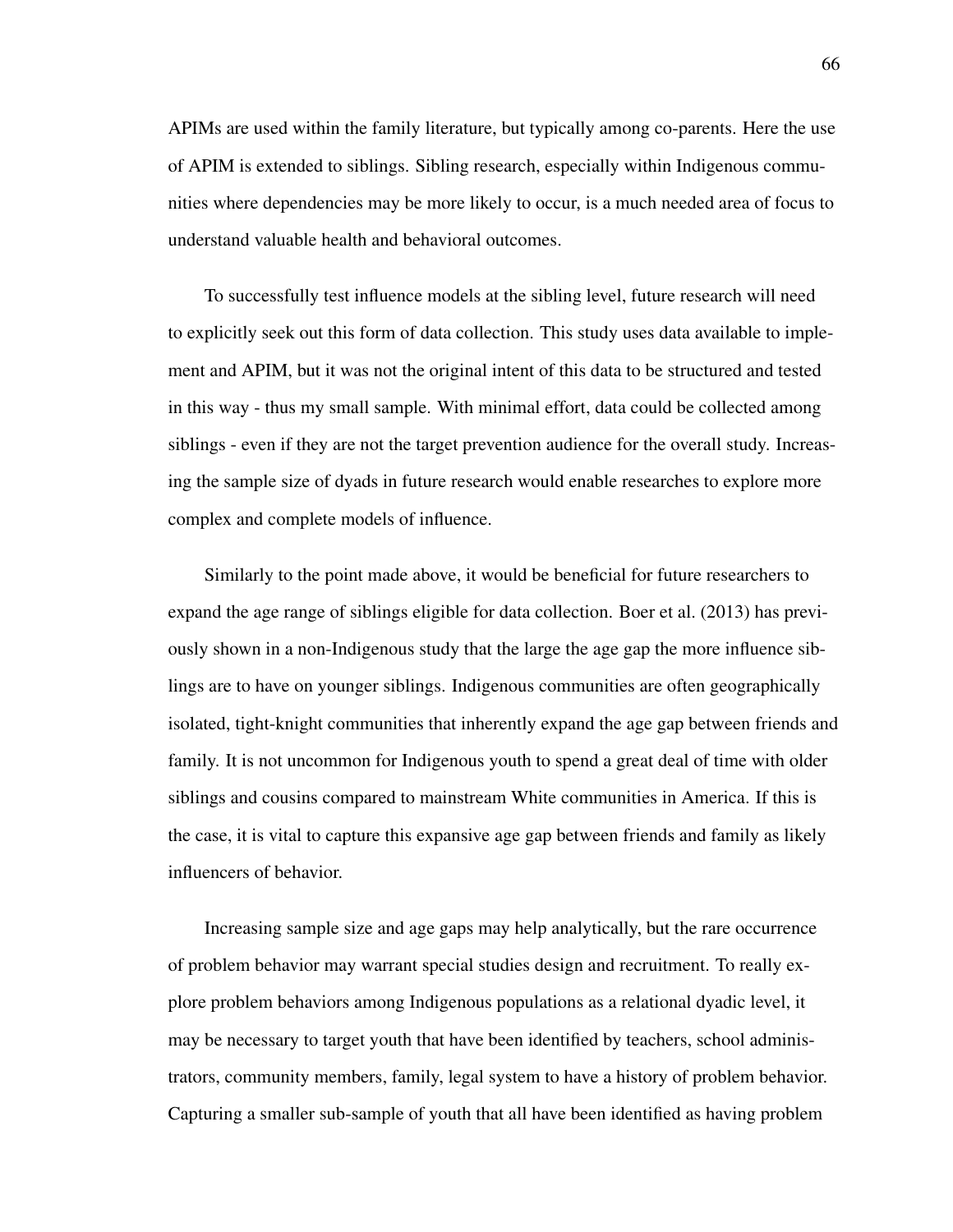APIMs are used within the family literature, but typically among co-parents. Here the use of APIM is extended to siblings. Sibling research, especially within Indigenous communities where dependencies may be more likely to occur, is a much needed area of focus to understand valuable health and behavioral outcomes.

To successfully test influence models at the sibling level, future research will need to explicitly seek out this form of data collection. This study uses data available to implement and APIM, but it was not the original intent of this data to be structured and tested in this way - thus my small sample. With minimal effort, data could be collected among siblings - even if they are not the target prevention audience for the overall study. Increasing the sample size of dyads in future research would enable researches to explore more complex and complete models of influence.

Similarly to the point made above, it would be beneficial for future researchers to expand the age range of siblings eligible for data collection. Boer et al. (2013) has previously shown in a non-Indigenous study that the large the age gap the more influence siblings are to have on younger siblings. Indigenous communities are often geographically isolated, tight-knight communities that inherently expand the age gap between friends and family. It is not uncommon for Indigenous youth to spend a great deal of time with older siblings and cousins compared to mainstream White communities in America. If this is the case, it is vital to capture this expansive age gap between friends and family as likely influencers of behavior.

Increasing sample size and age gaps may help analytically, but the rare occurrence of problem behavior may warrant special studies design and recruitment. To really explore problem behaviors among Indigenous populations as a relational dyadic level, it may be necessary to target youth that have been identified by teachers, school administrators, community members, family, legal system to have a history of problem behavior. Capturing a smaller sub-sample of youth that all have been identified as having problem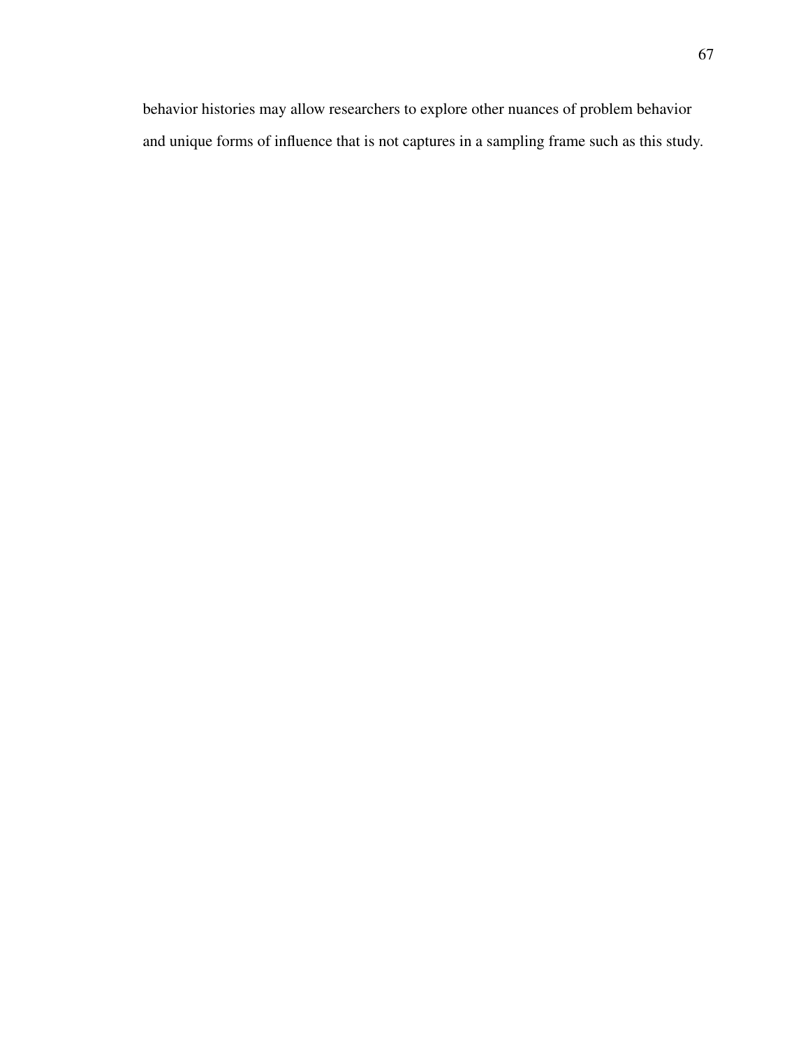behavior histories may allow researchers to explore other nuances of problem behavior and unique forms of influence that is not captures in a sampling frame such as this study.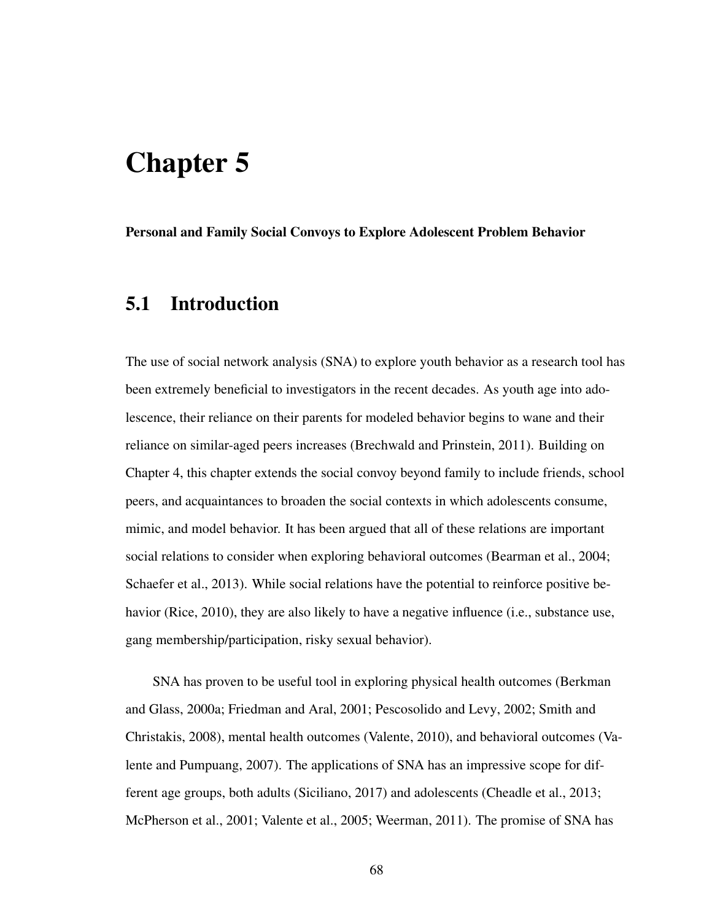# Chapter 5

**Personal and Family Social Convoys to Explore Adolescent Problem Behavior**

## 5.1 Introduction

The use of social network analysis (SNA) to explore youth behavior as a research tool has been extremely beneficial to investigators in the recent decades. As youth age into adolescence, their reliance on their parents for modeled behavior begins to wane and their reliance on similar-aged peers increases (Brechwald and Prinstein, 2011). Building on Chapter 4, this chapter extends the social convoy beyond family to include friends, school peers, and acquaintances to broaden the social contexts in which adolescents consume, mimic, and model behavior. It has been argued that all of these relations are important social relations to consider when exploring behavioral outcomes (Bearman et al., 2004; Schaefer et al., 2013). While social relations have the potential to reinforce positive behavior (Rice, 2010), they are also likely to have a negative influence (i.e., substance use, gang membership/participation, risky sexual behavior).

SNA has proven to be useful tool in exploring physical health outcomes (Berkman and Glass, 2000a; Friedman and Aral, 2001; Pescosolido and Levy, 2002; Smith and Christakis, 2008), mental health outcomes (Valente, 2010), and behavioral outcomes (Valente and Pumpuang, 2007). The applications of SNA has an impressive scope for different age groups, both adults (Siciliano, 2017) and adolescents (Cheadle et al., 2013; McPherson et al., 2001; Valente et al., 2005; Weerman, 2011). The promise of SNA has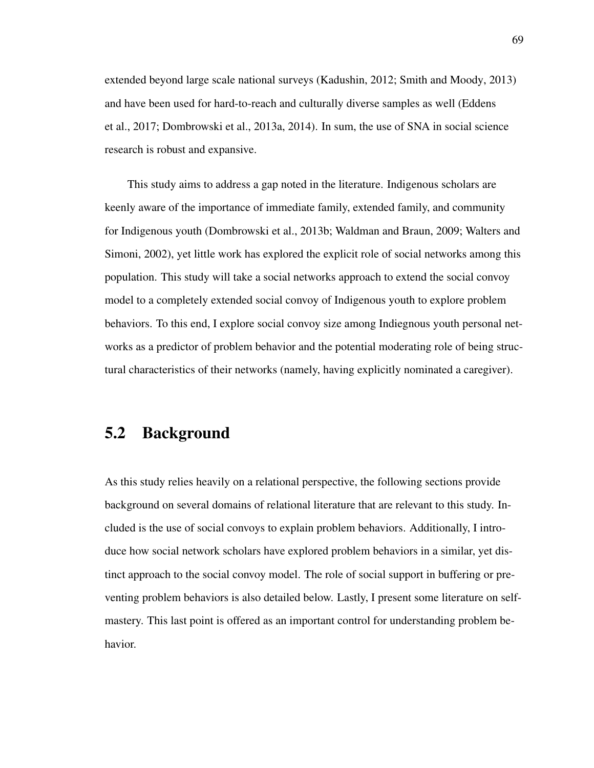extended beyond large scale national surveys (Kadushin, 2012; Smith and Moody, 2013) and have been used for hard-to-reach and culturally diverse samples as well (Eddens et al., 2017; Dombrowski et al., 2013a, 2014). In sum, the use of SNA in social science research is robust and expansive.

This study aims to address a gap noted in the literature. Indigenous scholars are keenly aware of the importance of immediate family, extended family, and community for Indigenous youth (Dombrowski et al., 2013b; Waldman and Braun, 2009; Walters and Simoni, 2002), yet little work has explored the explicit role of social networks among this population. This study will take a social networks approach to extend the social convoy model to a completely extended social convoy of Indigenous youth to explore problem behaviors. To this end, I explore social convoy size among Indiegnous youth personal networks as a predictor of problem behavior and the potential moderating role of being structural characteristics of their networks (namely, having explicitly nominated a caregiver).

## 5.2 Background

As this study relies heavily on a relational perspective, the following sections provide background on several domains of relational literature that are relevant to this study. Included is the use of social convoys to explain problem behaviors. Additionally, I introduce how social network scholars have explored problem behaviors in a similar, yet distinct approach to the social convoy model. The role of social support in buffering or preventing problem behaviors is also detailed below. Lastly, I present some literature on self-mastery. This last point is offered as an important control for understanding problem behavior.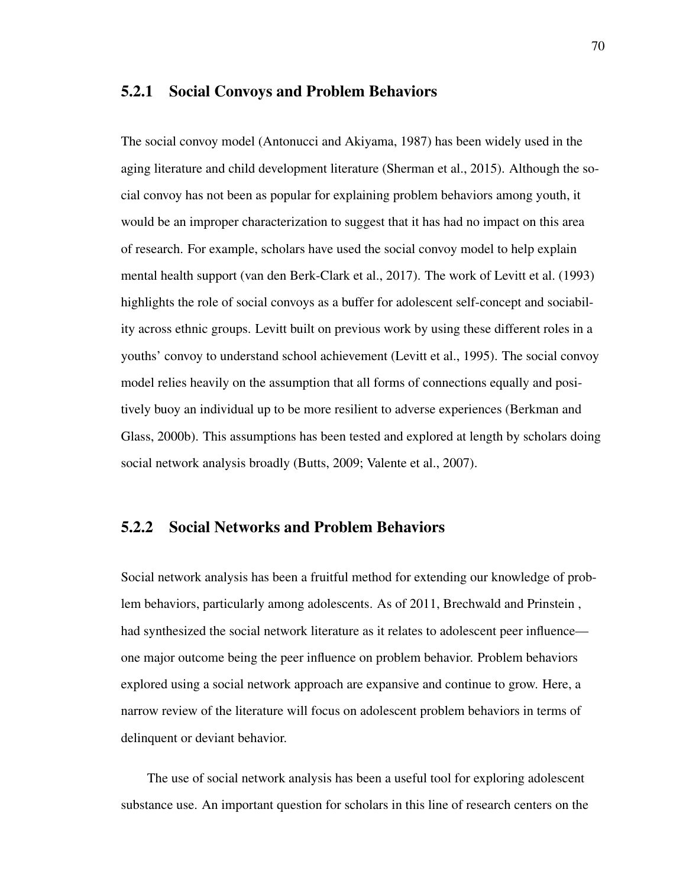### 5.2.1 Social Convoys and Problem Behaviors

The social convoy model (Antonucci and Akiyama, 1987) has been widely used in the aging literature and child development literature (Sherman et al., 2015). Although the social convoy has not been as popular for explaining problem behaviors among youth, it would be an improper characterization to suggest that it has had no impact on this area of research. For example, scholars have used the social convoy model to help explain mental health support (van den Berk-Clark et al., 2017). The work of Levitt et al. (1993) highlights the role of social convoys as a buffer for adolescent self-concept and sociability across ethnic groups. Levitt built on previous work by using these different roles in a youths' convoy to understand school achievement (Levitt et al., 1995). The social convoy model relies heavily on the assumption that all forms of connections equally and positively buoy an individual up to be more resilient to adverse experiences (Berkman and Glass, 2000b). This assumptions has been tested and explored at length by scholars doing social network analysis broadly (Butts, 2009; Valente et al., 2007).

### 5.2.2 Social Networks and Problem Behaviors

Social network analysis has been a fruitful method for extending our knowledge of problem behaviors, particularly among adolescents. As of 2011, Brechwald and Prinstein , had synthesized the social network literature as it relates to adolescent peer influence—one major outcome being the peer influence on problem behavior. Problem behaviors explored using a social network approach are expansive and continue to grow. Here, a narrow review of the literature will focus on adolescent problem behaviors in terms of delinquent or deviant behavior.

The use of social network analysis has been a useful tool for exploring adolescent substance use. An important question for scholars in this line of research centers on the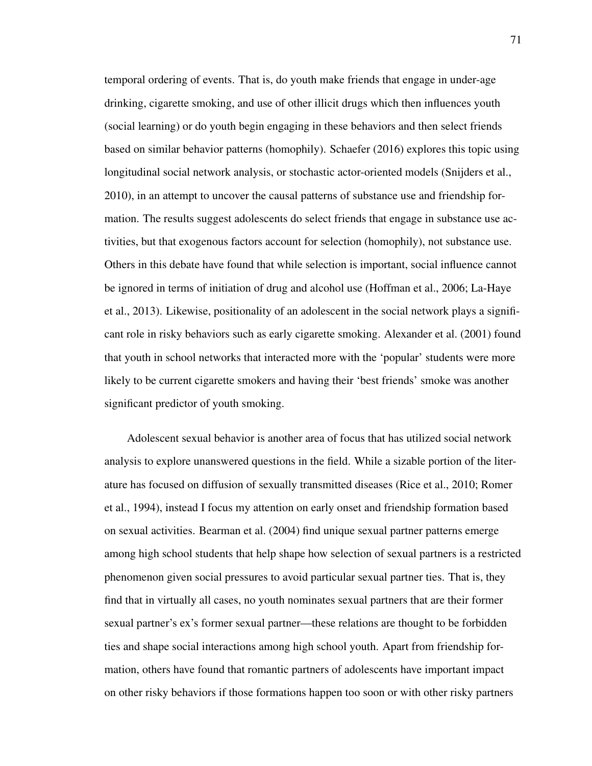temporal ordering of events. That is, do youth make friends that engage in under-age drinking, cigarette smoking, and use of other illicit drugs which then influences youth (social learning) or do youth begin engaging in these behaviors and then select friends based on similar behavior patterns (homophily). Schaefer (2016) explores this topic using longitudinal social network analysis, or stochastic actor-oriented models (Snijders et al., 2010), in an attempt to uncover the causal patterns of substance use and friendship formation. The results suggest adolescents do select friends that engage in substance use activities, but that exogenous factors account for selection (homophily), not substance use. Others in this debate have found that while selection is important, social influence cannot be ignored in terms of initiation of drug and alcohol use (Hoffman et al., 2006; La-Haye et al., 2013). Likewise, positionality of an adolescent in the social network plays a significant role in risky behaviors such as early cigarette smoking. Alexander et al. (2001) found that youth in school networks that interacted more with the 'popular' students were more likely to be current cigarette smokers and having their 'best friends' smoke was another significant predictor of youth smoking.

Adolescent sexual behavior is another area of focus that has utilized social network analysis to explore unanswered questions in the field. While a sizable portion of the literature has focused on diffusion of sexually transmitted diseases (Rice et al., 2010; Romer et al., 1994), instead I focus my attention on early onset and friendship formation based on sexual activities. Bearman et al. (2004) find unique sexual partner patterns emerge among high school students that help shape how selection of sexual partners is a restricted phenomenon given social pressures to avoid particular sexual partner ties. That is, they find that in virtually all cases, no youth nominates sexual partners that are their former sexual partner's ex's former sexual partner—these relations are thought to be forbidden ties and shape social interactions among high school youth. Apart from friendship formation, others have found that romantic partners of adolescents have important impact on other risky behaviors if those formations happen too soon or with other risky partners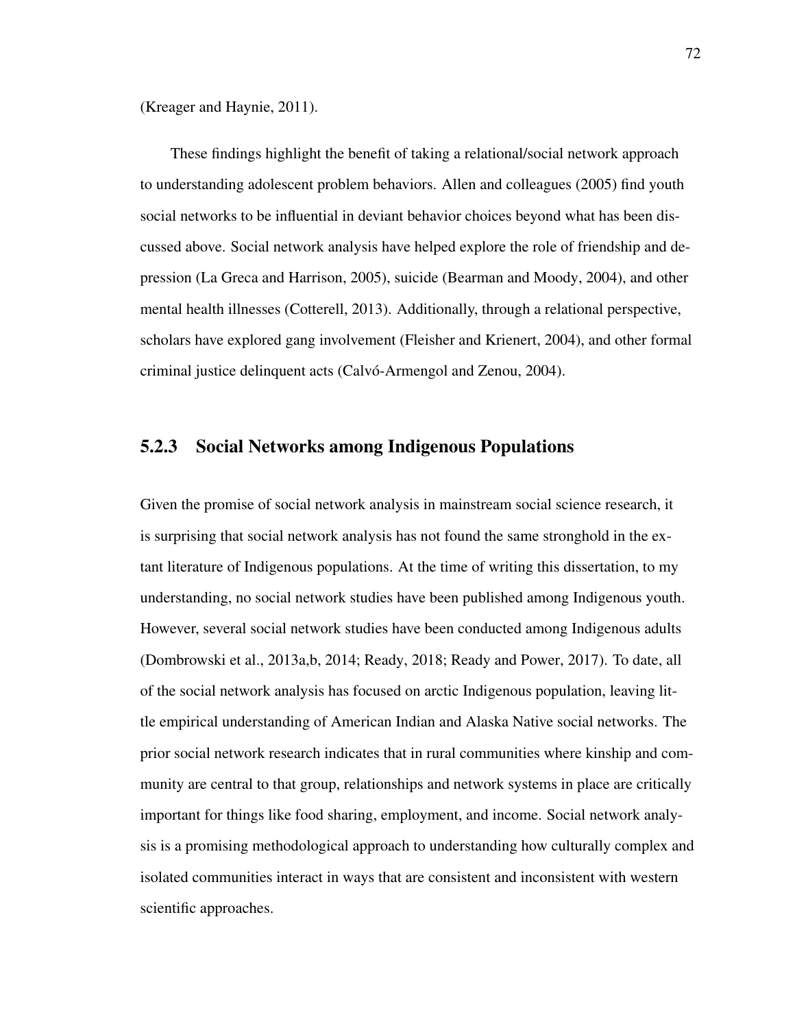(Kreager and Haynie, 2011).

These findings highlight the benefit of taking a relational/social network approach to understanding adolescent problem behaviors. Allen and colleagues (2005) find youth social networks to be influential in deviant behavior choices beyond what has been discussed above. Social network analysis have helped explore the role of friendship and depression (La Greca and Harrison, 2005), suicide (Bearman and Moody, 2004), and other mental health illnesses (Cotterell, 2013). Additionally, through a relational perspective, scholars have explored gang involvement (Fleisher and Krienert, 2004), and other formal criminal justice delinquent acts (Calvó-Armengol and Zenou, 2004).

### 5.2.3 Social Networks among Indigenous Populations

Given the promise of social network analysis in mainstream social science research, it is surprising that social network analysis has not found the same stronghold in the extant literature of Indigenous populations. At the time of writing this dissertation, to my understanding, no social network studies have been published among Indigenous youth. However, several social network studies have been conducted among Indigenous adults (Dombrowski et al., 2013a,b, 2014; Ready, 2018; Ready and Power, 2017). To date, all of the social network analysis has focused on arctic Indigenous population, leaving little empirical understanding of American Indian and Alaska Native social networks. The prior social network research indicates that in rural communities where kinship and community are central to that group, relationships and network systems in place are critically important for things like food sharing, employment, and income. Social network analysis is a promising methodological approach to understanding how culturally complex and isolated communities interact in ways that are consistent and inconsistent with western scientific approaches.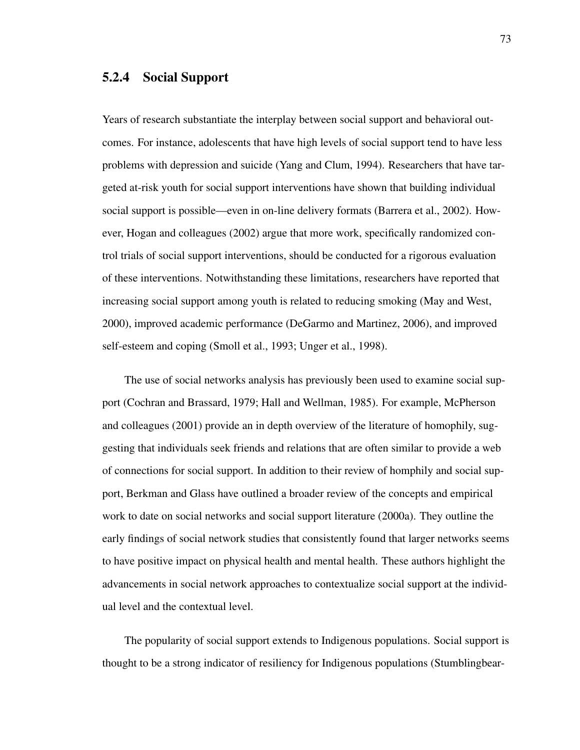### 5.2.4 Social Support

Years of research substantiate the interplay between social support and behavioral outcomes. For instance, adolescents that have high levels of social support tend to have less problems with depression and suicide (Yang and Clum, 1994). Researchers that have targeted at-risk youth for social support interventions have shown that building individual social support is possible—even in on-line delivery formats (Barrera et al., 2002). However, Hogan and colleagues (2002) argue that more work, specifically randomized control trials of social support interventions, should be conducted for a rigorous evaluation of these interventions. Notwithstanding these limitations, researchers have reported that increasing social support among youth is related to reducing smoking (May and West, 2000), improved academic performance (DeGarmo and Martinez, 2006), and improved self-esteem and coping (Smoll et al., 1993; Unger et al., 1998).

The use of social networks analysis has previously been used to examine social support (Cochran and Brassard, 1979; Hall and Wellman, 1985). For example, McPherson and colleagues (2001) provide an in depth overview of the literature of homophily, suggesting that individuals seek friends and relations that are often similar to provide a web of connections for social support. In addition to their review of homphily and social support, Berkman and Glass have outlined a broader review of the concepts and empirical work to date on social networks and social support literature (2000a). They outline the early findings of social network studies that consistently found that larger networks seems to have positive impact on physical health and mental health. These authors highlight the advancements in social network approaches to contextualize social support at the individual level and the contextual level.

The popularity of social support extends to Indigenous populations. Social support is thought to be a strong indicator of resiliency for Indigenous populations (Stumblingbear-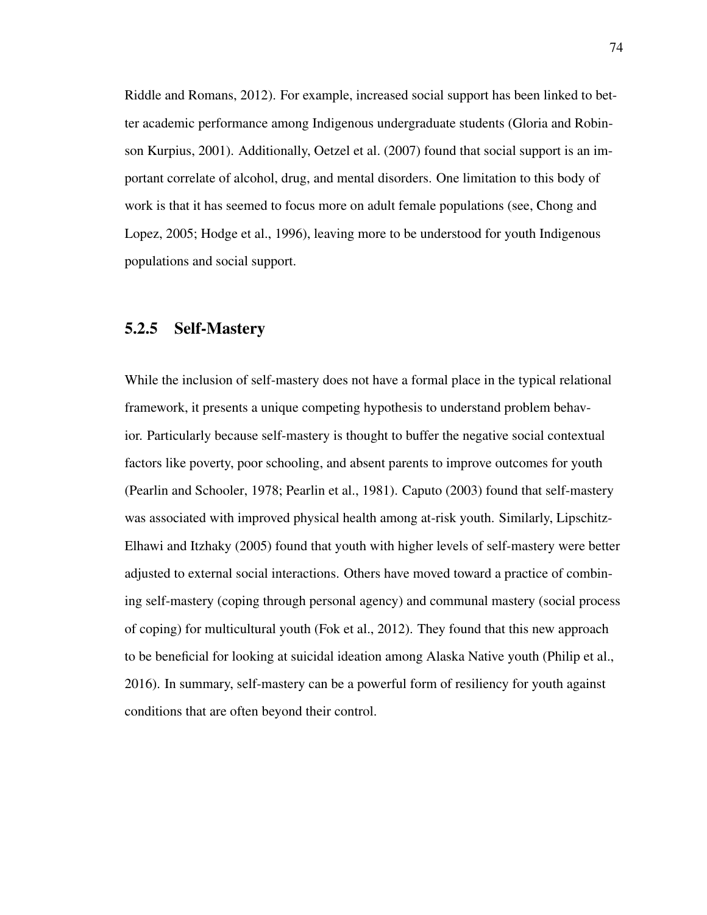Riddle and Romans, 2012). For example, increased social support has been linked to better academic performance among Indigenous undergraduate students (Gloria and Robinson Kurpius, 2001). Additionally, Oetzel et al. (2007) found that social support is an important correlate of alcohol, drug, and mental disorders. One limitation to this body of work is that it has seemed to focus more on adult female populations (see, Chong and Lopez, 2005; Hodge et al., 1996), leaving more to be understood for youth Indigenous populations and social support.

### 5.2.5 Self-Mastery

While the inclusion of self-mastery does not have a formal place in the typical relational framework, it presents a unique competing hypothesis to understand problem behavior. Particularly because self-mastery is thought to buffer the negative social contextual factors like poverty, poor schooling, and absent parents to improve outcomes for youth (Pearlin and Schooler, 1978; Pearlin et al., 1981). Caputo (2003) found that self-mastery was associated with improved physical health among at-risk youth. Similarly, Lipschitz-Elhawi and Itzhaky (2005) found that youth with higher levels of self-mastery were better adjusted to external social interactions. Others have moved toward a practice of combining self-mastery (coping through personal agency) and communal mastery (social process of coping) for multicultural youth (Fok et al., 2012). They found that this new approach to be beneficial for looking at suicidal ideation among Alaska Native youth (Philip et al., 2016). In summary, self-mastery can be a powerful form of resiliency for youth against conditions that are often beyond their control.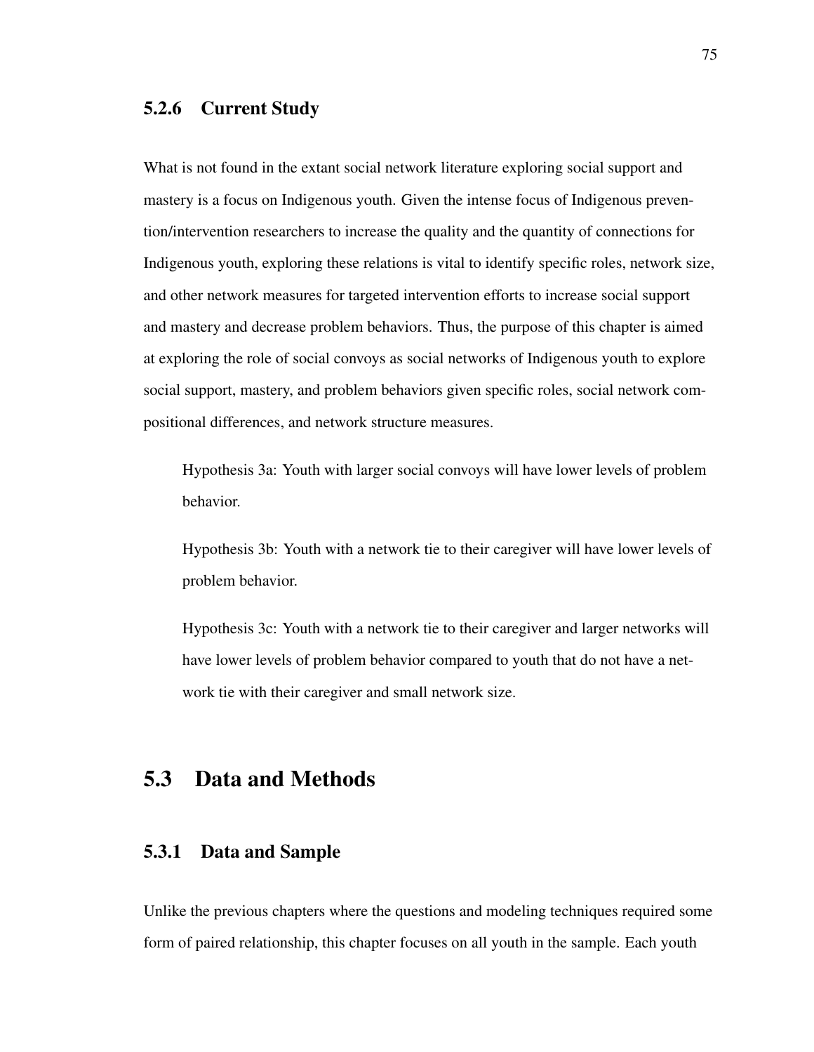### 5.2.6 Current Study

What is not found in the extant social network literature exploring social support and mastery is a focus on Indigenous youth. Given the intense focus of Indigenous prevention/intervention researchers to increase the quality and the quantity of connections for Indigenous youth, exploring these relations is vital to identify specific roles, network size, and other network measures for targeted intervention efforts to increase social support and mastery and decrease problem behaviors. Thus, the purpose of this chapter is aimed at exploring the role of social convoys as social networks of Indigenous youth to explore social support, mastery, and problem behaviors given specific roles, social network compositional differences, and network structure measures.

> Hypothesis 3a: Youth with larger social convoys will have lower levels of problem behavior.
>
> Hypothesis 3b: Youth with a network tie to their caregiver will have lower levels of problem behavior.
>
> Hypothesis 3c: Youth with a network tie to their caregiver and larger networks will have lower levels of problem behavior compared to youth that do not have a network tie with their caregiver and small network size.

## 5.3 Data and Methods

### 5.3.1 Data and Sample

Unlike the previous chapters where the questions and modeling techniques required some form of paired relationship, this chapter focuses on all youth in the sample. Each youth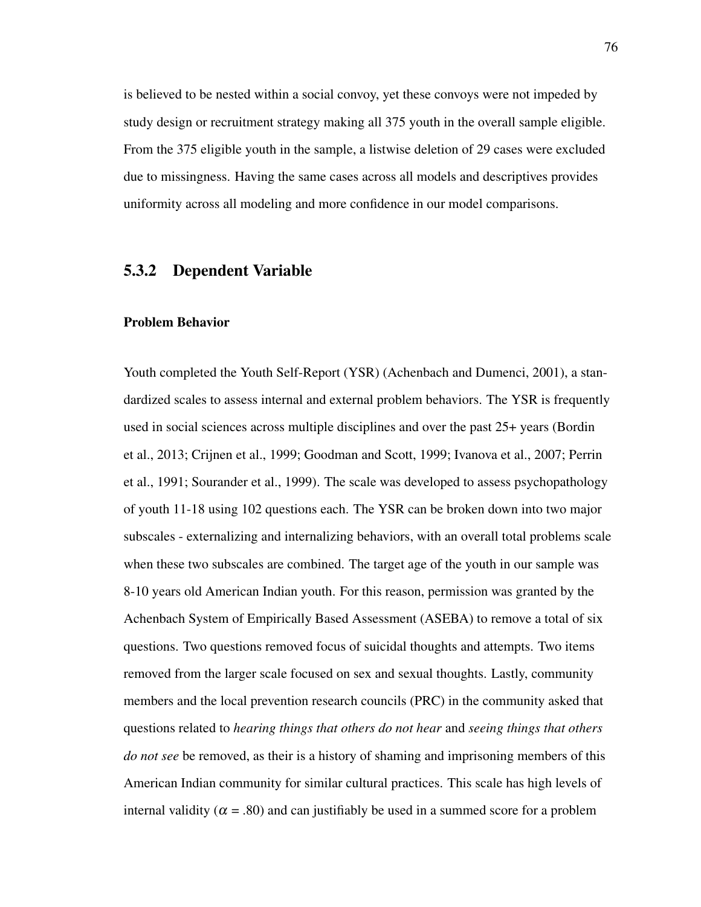is believed to be nested within a social convoy, yet these convoys were not impeded by study design or recruitment strategy making all 375 youth in the overall sample eligible. From the 375 eligible youth in the sample, a listwise deletion of 29 cases were excluded due to missingness. Having the same cases across all models and descriptives provides uniformity across all modeling and more confidence in our model comparisons.

### 5.3.2 Dependent Variable

**Problem Behavior**

Youth completed the Youth Self-Report (YSR) (Achenbach and Dumenci, 2001), a standardized scales to assess internal and external problem behaviors. The YSR is frequently used in social sciences across multiple disciplines and over the past 25+ years (Bordin et al., 2013; Crijnen et al., 1999; Goodman and Scott, 1999; Ivanova et al., 2007; Perrin et al., 1991; Sourander et al., 1999). The scale was developed to assess psychopathology of youth 11-18 using 102 questions each. The YSR can be broken down into two major subscales - externalizing and internalizing behaviors, with an overall total problems scale when these two subscales are combined. The target age of the youth in our sample was 8-10 years old American Indian youth. For this reason, permission was granted by the Achenbach System of Empirically Based Assessment (ASEBA) to remove a total of six questions. Two questions removed focus of suicidal thoughts and attempts. Two items removed from the larger scale focused on sex and sexual thoughts. Lastly, community members and the local prevention research councils (PRC) in the community asked that questions related to *hearing things that others do not hear* and *seeing things that others do not see* be removed, as their is a history of shaming and imprisoning members of this American Indian community for similar cultural practices. This scale has high levels of internal validity ($\alpha$ = .80) and can justifiably be used in a summed score for a problem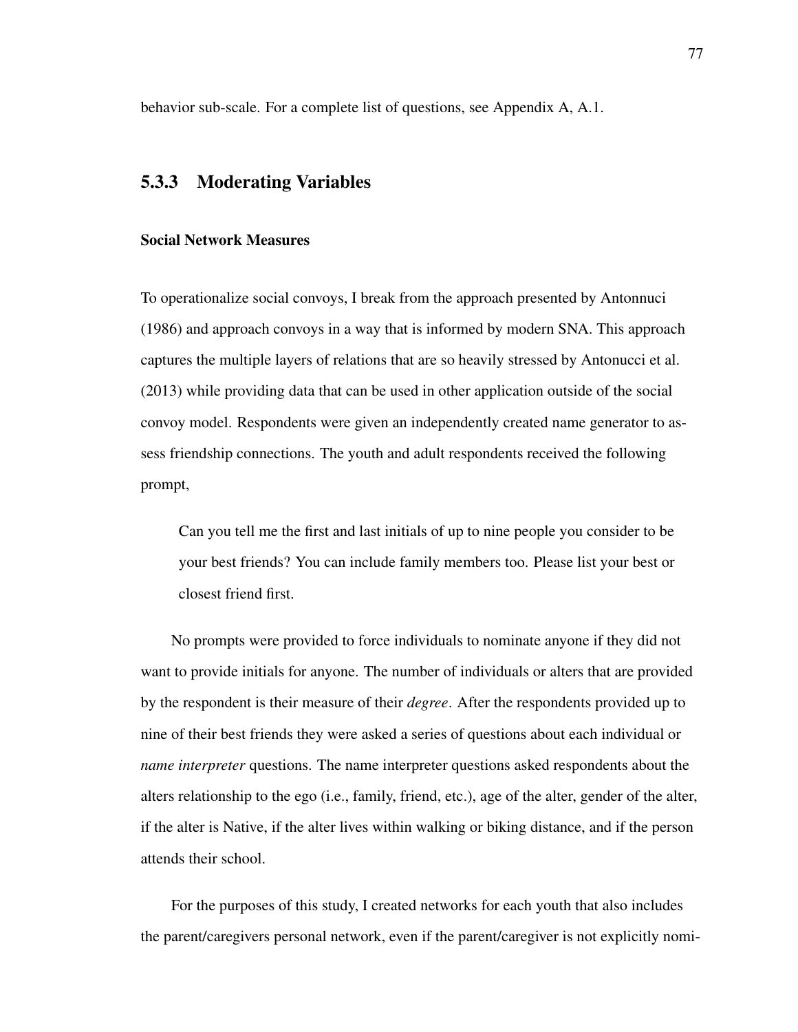behavior sub-scale. For a complete list of questions, see Appendix A, A.1.

### 5.3.3 Moderating Variables

#### Social Network Measures

To operationalize social convoys, I break from the approach presented by Antonnuci (1986) and approach convoys in a way that is informed by modern SNA. This approach captures the multiple layers of relations that are so heavily stressed by Antonucci et al. (2013) while providing data that can be used in other application outside of the social convoy model. Respondents were given an independently created name generator to assess friendship connections. The youth and adult respondents received the following prompt,

> Can you tell me the first and last initials of up to nine people you consider to be your best friends? You can include family members too. Please list your best or closest friend first.

No prompts were provided to force individuals to nominate anyone if they did not want to provide initials for anyone. The number of individuals or alters that are provided by the respondent is their measure of their *degree*. After the respondents provided up to nine of their best friends they were asked a series of questions about each individual or *name interpreter* questions. The name interpreter questions asked respondents about the alters relationship to the ego (i.e., family, friend, etc.), age of the alter, gender of the alter, if the alter is Native, if the alter lives within walking or biking distance, and if the person attends their school.

For the purposes of this study, I created networks for each youth that also includes the parent/caregivers personal network, even if the parent/caregiver is not explicitly nomi-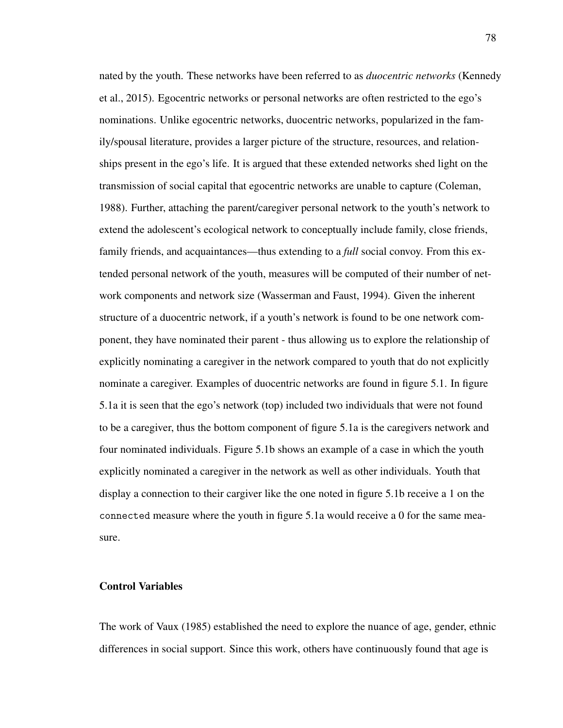nated by the youth. These networks have been referred to as *duocentric networks* (Kennedy et al., 2015). Egocentric networks or personal networks are often restricted to the ego's nominations. Unlike egocentric networks, duocentric networks, popularized in the family/spousal literature, provides a larger picture of the structure, resources, and relationships present in the ego's life. It is argued that these extended networks shed light on the transmission of social capital that egocentric networks are unable to capture (Coleman, 1988). Further, attaching the parent/caregiver personal network to the youth's network to extend the adolescent's ecological network to conceptually include family, close friends, family friends, and acquaintances—thus extending to a *full* social convoy. From this extended personal network of the youth, measures will be computed of their number of network components and network size (Wasserman and Faust, 1994). Given the inherent structure of a duocentric network, if a youth's network is found to be one network component, they have nominated their parent - thus allowing us to explore the relationship of explicitly nominating a caregiver in the network compared to youth that do not explicitly nominate a caregiver. Examples of duocentric networks are found in figure 5.1. In figure 5.1a it is seen that the ego's network (top) included two individuals that were not found to be a caregiver, thus the bottom component of figure 5.1a is the caregivers network and four nominated individuals. Figure 5.1b shows an example of a case in which the youth explicitly nominated a caregiver in the network as well as other individuals. Youth that display a connection to their cargiver like the one noted in figure 5.1b receive a 1 on the `connected` measure where the youth in figure 5.1a would receive a 0 for the same measure.

### Control Variables

The work of Vaux (1985) established the need to explore the nuance of age, gender, ethnic differences in social support. Since this work, others have continuously found that age is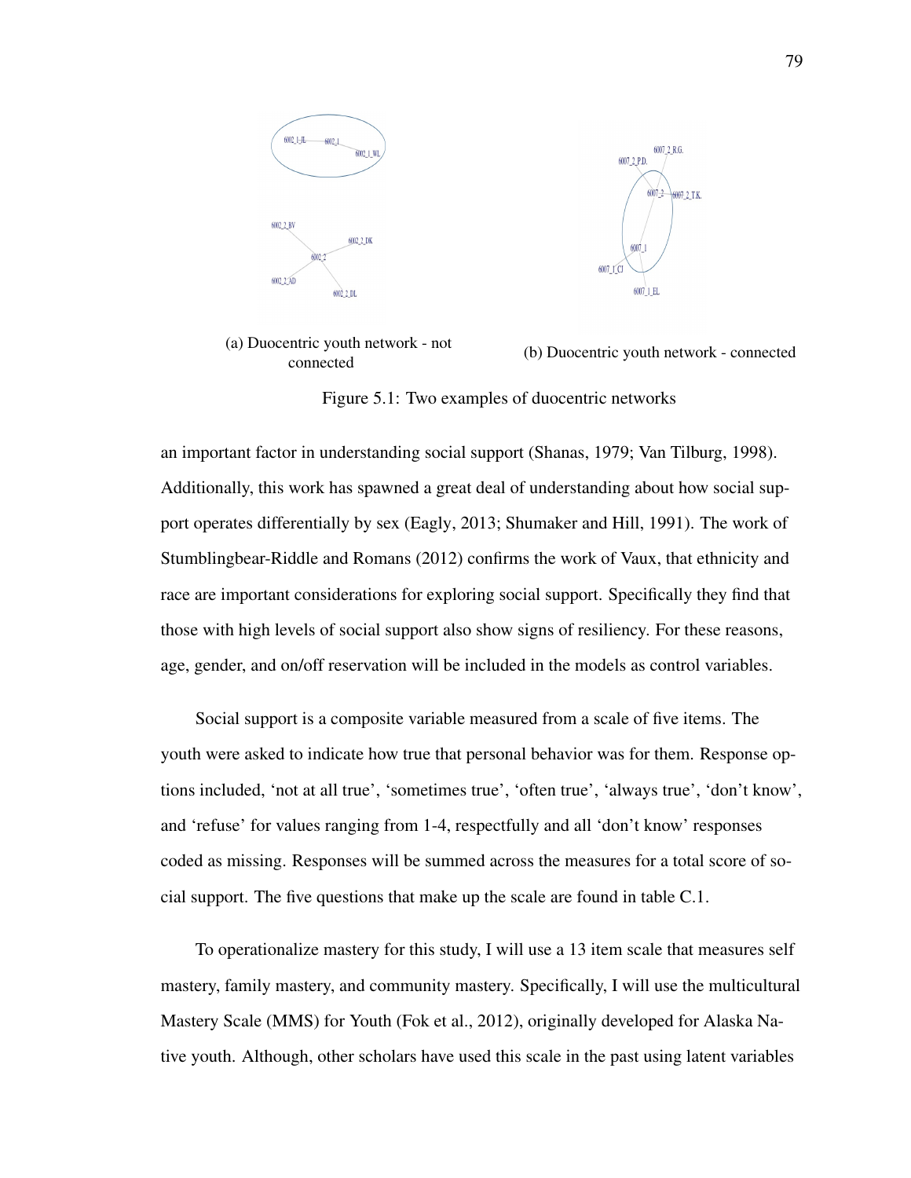(a) Duocentric youth network - not connected

(b) Duocentric youth network - connected

Figure 5.1: Two examples of duocentric networks

an important factor in understanding social support (Shanas, 1979; Van Tilburg, 1998). Additionally, this work has spawned a great deal of understanding about how social support operates differentially by sex (Eagly, 2013; Shumaker and Hill, 1991). The work of Stumblingbear-Riddle and Romans (2012) confirms the work of Vaux, that ethnicity and race are important considerations for exploring social support. Specifically they find that those with high levels of social support also show signs of resiliency. For these reasons, age, gender, and on/off reservation will be included in the models as control variables.

Social support is a composite variable measured from a scale of five items. The youth were asked to indicate how true that personal behavior was for them. Response options included, 'not at all true', 'sometimes true', 'often true', 'always true', 'don't know', and 'refuse' for values ranging from 1-4, respectfully and all 'don't know' responses coded as missing. Responses will be summed across the measures for a total score of social support. The five questions that make up the scale are found in table C.1.

To operationalize mastery for this study, I will use a 13 item scale that measures self mastery, family mastery, and community mastery. Specifically, I will use the multicultural Mastery Scale (MMS) for Youth (Fok et al., 2012), originally developed for Alaska Native youth. Although, other scholars have used this scale in the past using latent variables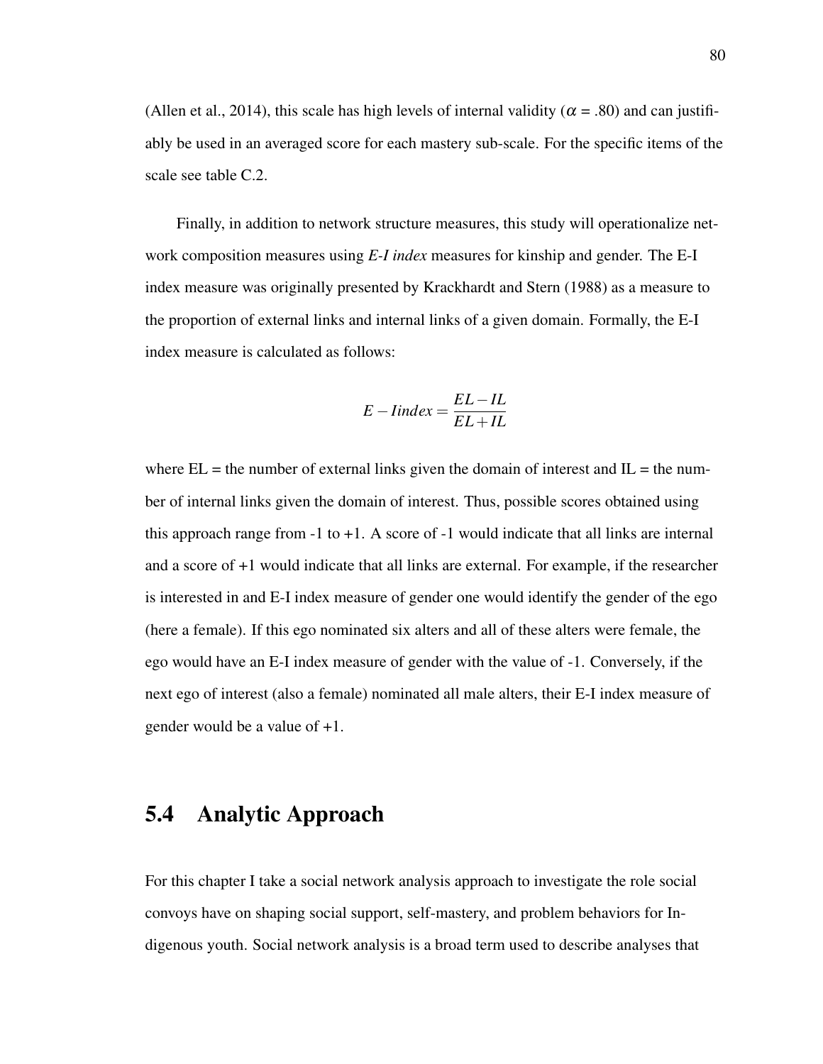(Allen et al., 2014), this scale has high levels of internal validity ($\alpha$ = .80) and can justifiably be used in an averaged score for each mastery sub-scale. For the specific items of the scale see table C.2.

Finally, in addition to network structure measures, this study will operationalize network composition measures using *E-I index* measures for kinship and gender. The E-I index measure was originally presented by Krackhardt and Stern (1988) as a measure to the proportion of external links and internal links of a given domain. Formally, the E-I index measure is calculated as follows:

$$E - Iindex = \frac{EL - IL}{EL + IL}$$

where EL = the number of external links given the domain of interest and IL = the number of internal links given the domain of interest. Thus, possible scores obtained using this approach range from -1 to +1. A score of -1 would indicate that all links are internal and a score of +1 would indicate that all links are external. For example, if the researcher is interested in and E-I index measure of gender one would identify the gender of the ego (here a female). If this ego nominated six alters and all of these alters were female, the ego would have an E-I index measure of gender with the value of -1. Conversely, if the next ego of interest (also a female) nominated all male alters, their E-I index measure of gender would be a value of +1.

## 5.4 Analytic Approach

For this chapter I take a social network analysis approach to investigate the role social convoys have on shaping social support, self-mastery, and problem behaviors for Indigenous youth. Social network analysis is a broad term used to describe analyses that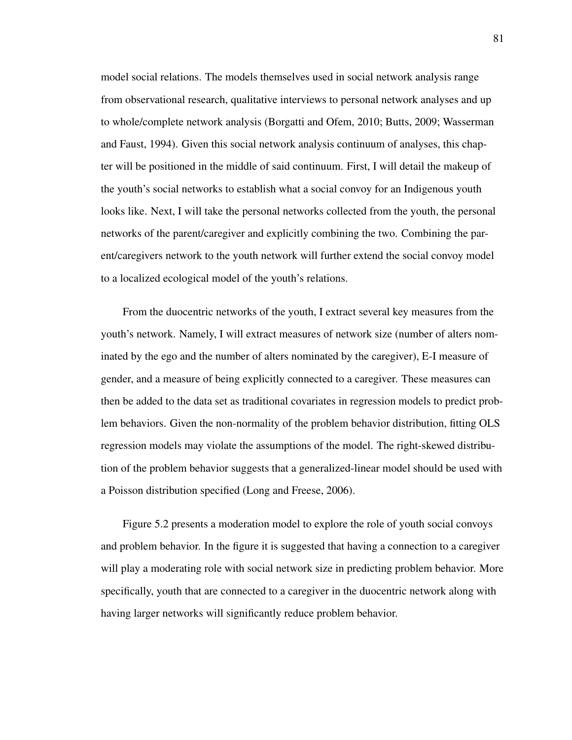model social relations. The models themselves used in social network analysis range from observational research, qualitative interviews to personal network analyses and up to whole/complete network analysis (Borgatti and Ofem, 2010; Butts, 2009; Wasserman and Faust, 1994). Given this social network analysis continuum of analyses, this chapter will be positioned in the middle of said continuum. First, I will detail the makeup of the youth's social networks to establish what a social convoy for an Indigenous youth looks like. Next, I will take the personal networks collected from the youth, the personal networks of the parent/caregiver and explicitly combining the two. Combining the parent/caregivers network to the youth network will further extend the social convoy model to a localized ecological model of the youth's relations.

From the duocentric networks of the youth, I extract several key measures from the youth's network. Namely, I will extract measures of network size (number of alters nominated by the ego and the number of alters nominated by the caregiver), E-I measure of gender, and a measure of being explicitly connected to a caregiver. These measures can then be added to the data set as traditional covariates in regression models to predict problem behaviors. Given the non-normality of the problem behavior distribution, fitting OLS regression models may violate the assumptions of the model. The right-skewed distribution of the problem behavior suggests that a generalized-linear model should be used with a Poisson distribution specified (Long and Freese, 2006).

Figure 5.2 presents a moderation model to explore the role of youth social convoys and problem behavior. In the figure it is suggested that having a connection to a caregiver will play a moderating role with social network size in predicting problem behavior. More specifically, youth that are connected to a caregiver in the duocentric network along with having larger networks will significantly reduce problem behavior.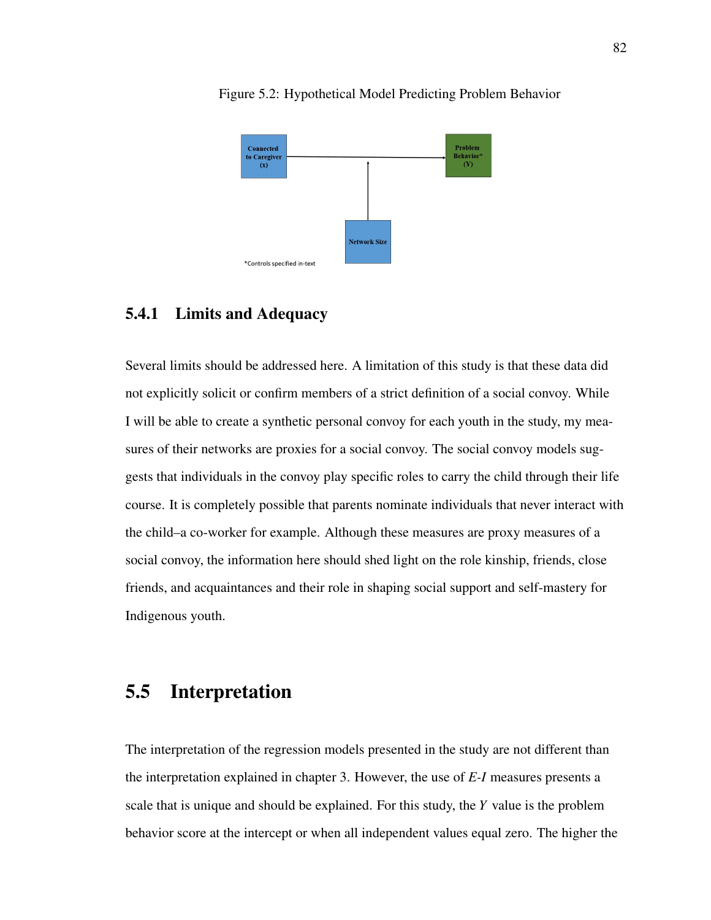Figure 5.2: Hypothetical Model Predicting Problem Behavior

Connected to Caregiver (x)

Problem Behavior* (Y)

Network Size

*Controls specified in-text

### 5.4.1 Limits and Adequacy

Several limits should be addressed here. A limitation of this study is that these data did not explicitly solicit or confirm members of a strict definition of a social convoy. While I will be able to create a synthetic personal convoy for each youth in the study, my measures of their networks are proxies for a social convoy. The social convoy models suggests that individuals in the convoy play specific roles to carry the child through their life course. It is completely possible that parents nominate individuals that never interact with the child–a co-worker for example. Although these measures are proxy measures of a social convoy, the information here should shed light on the role kinship, friends, close friends, and acquaintances and their role in shaping social support and self-mastery for Indigenous youth.

## 5.5 Interpretation

The interpretation of the regression models presented in the study are not different than the interpretation explained in chapter 3. However, the use of *E-I* measures presents a scale that is unique and should be explained. For this study, the $Y$ value is the problem behavior score at the intercept or when all independent values equal zero. The higher the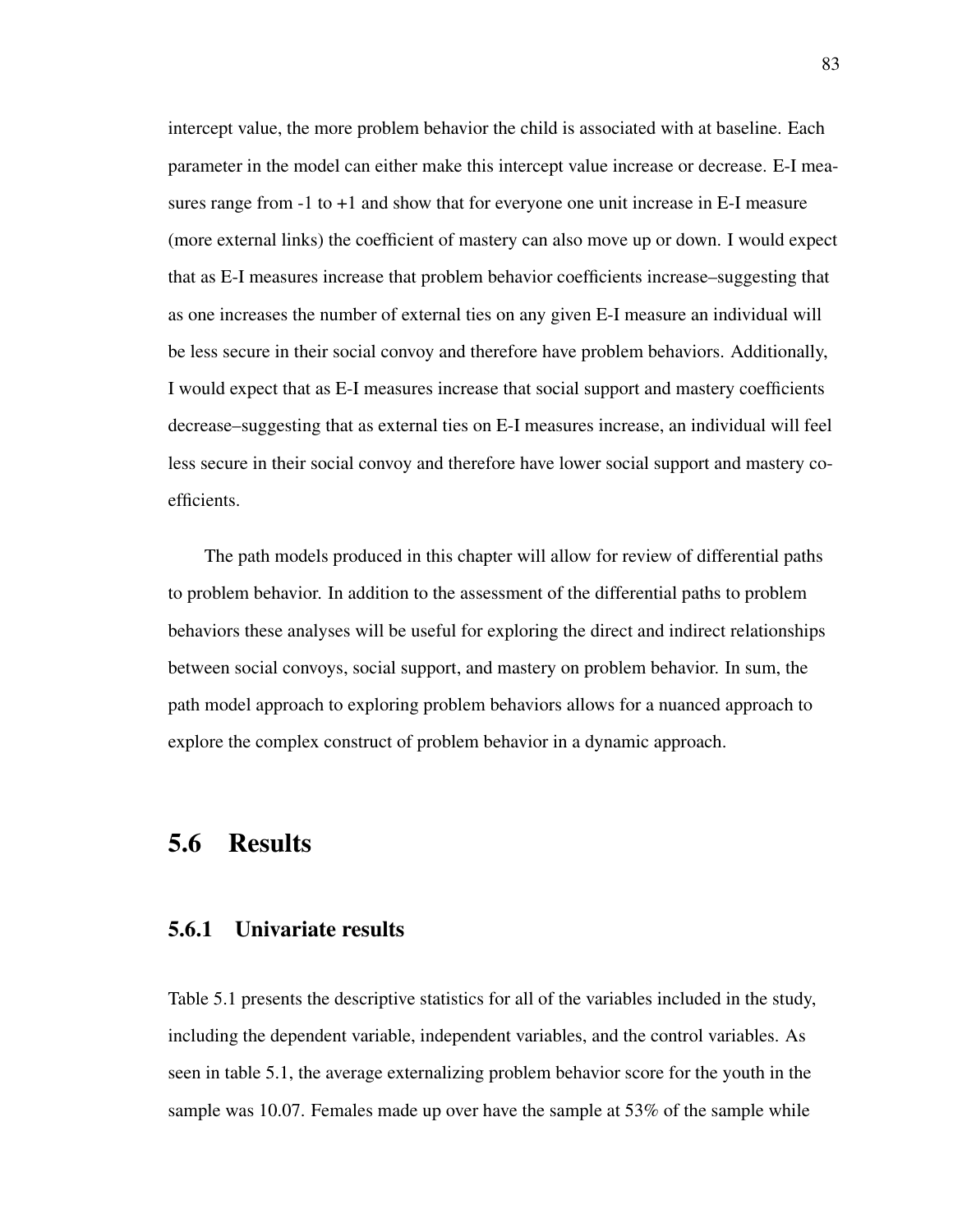intercept value, the more problem behavior the child is associated with at baseline. Each parameter in the model can either make this intercept value increase or decrease. E-I measures range from -1 to +1 and show that for everyone one unit increase in E-I measure (more external links) the coefficient of mastery can also move up or down. I would expect that as E-I measures increase that problem behavior coefficients increase–suggesting that as one increases the number of external ties on any given E-I measure an individual will be less secure in their social convoy and therefore have problem behaviors. Additionally, I would expect that as E-I measures increase that social support and mastery coefficients decrease–suggesting that as external ties on E-I measures increase, an individual will feel less secure in their social convoy and therefore have lower social support and mastery coefficients.

The path models produced in this chapter will allow for review of differential paths to problem behavior. In addition to the assessment of the differential paths to problem behaviors these analyses will be useful for exploring the direct and indirect relationships between social convoys, social support, and mastery on problem behavior. In sum, the path model approach to exploring problem behaviors allows for a nuanced approach to explore the complex construct of problem behavior in a dynamic approach.

## 5.6 Results

### 5.6.1 Univariate results

Table 5.1 presents the descriptive statistics for all of the variables included in the study, including the dependent variable, independent variables, and the control variables. As seen in table 5.1, the average externalizing problem behavior score for the youth in the sample was 10.07. Females made up over have the sample at 53% of the sample while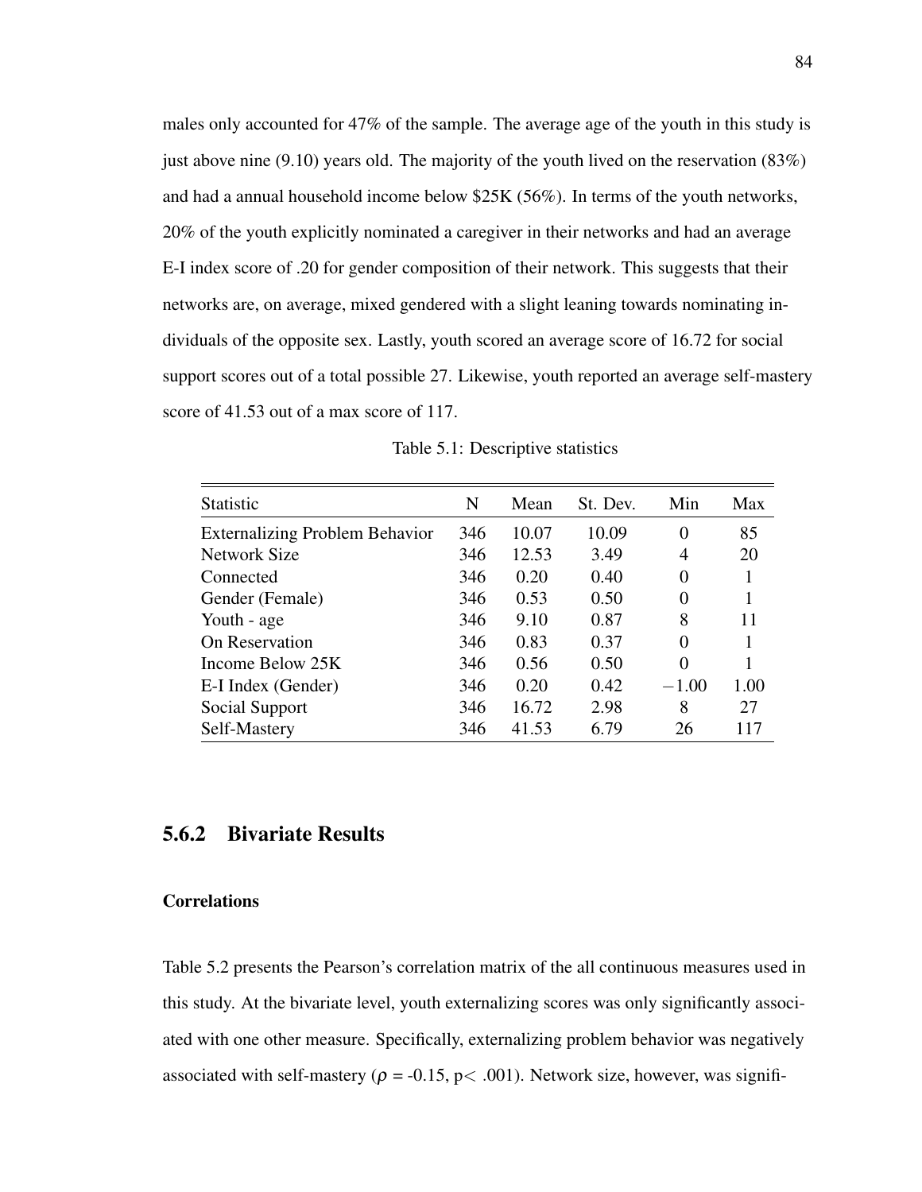males only accounted for 47% of the sample. The average age of the youth in this study is just above nine (9.10) years old. The majority of the youth lived on the reservation (83%) and had a annual household income below \$25K (56%). In terms of the youth networks, 20% of the youth explicitly nominated a caregiver in their networks and had an average E-I index score of .20 for gender composition of their network. This suggests that their networks are, on average, mixed gendered with a slight leaning towards nominating individuals of the opposite sex. Lastly, youth scored an average score of 16.72 for social support scores out of a total possible 27. Likewise, youth reported an average self-mastery score of 41.53 out of a max score of 117.

Table 5.1: Descriptive statistics

| Statistic | N | Mean | St. Dev. | Min | Max |
|---|---|---|---|---|---|
| Externalizing Problem Behavior | 346 | 10.07 | 10.09 | 0 | 85 |
| Network Size | 346 | 12.53 | 3.49 | 4 | 20 |
| Connected | 346 | 0.20 | 0.40 | 0 | 1 |
| Gender (Female) | 346 | 0.53 | 0.50 | 0 | 1 |
| Youth - age | 346 | 9.10 | 0.87 | 8 | 11 |
| On Reservation | 346 | 0.83 | 0.37 | 0 | 1 |
| Income Below 25K | 346 | 0.56 | 0.50 | 0 | 1 |
| E-I Index (Gender) | 346 | 0.20 | 0.42 | $-1.00$ | 1.00 |
| Social Support | 346 | 16.72 | 2.98 | 8 | 27 |
| Self-Mastery | 346 | 41.53 | 6.79 | 26 | 117 |

### 5.6.2 Bivariate Results

#### Correlations

Table 5.2 presents the Pearson's correlation matrix of the all continuous measures used in this study. At the bivariate level, youth externalizing scores was only significantly associated with one other measure. Specifically, externalizing problem behavior was negatively associated with self-mastery ($\rho$ = -0.15, p< .001). Network size, however, was signifi-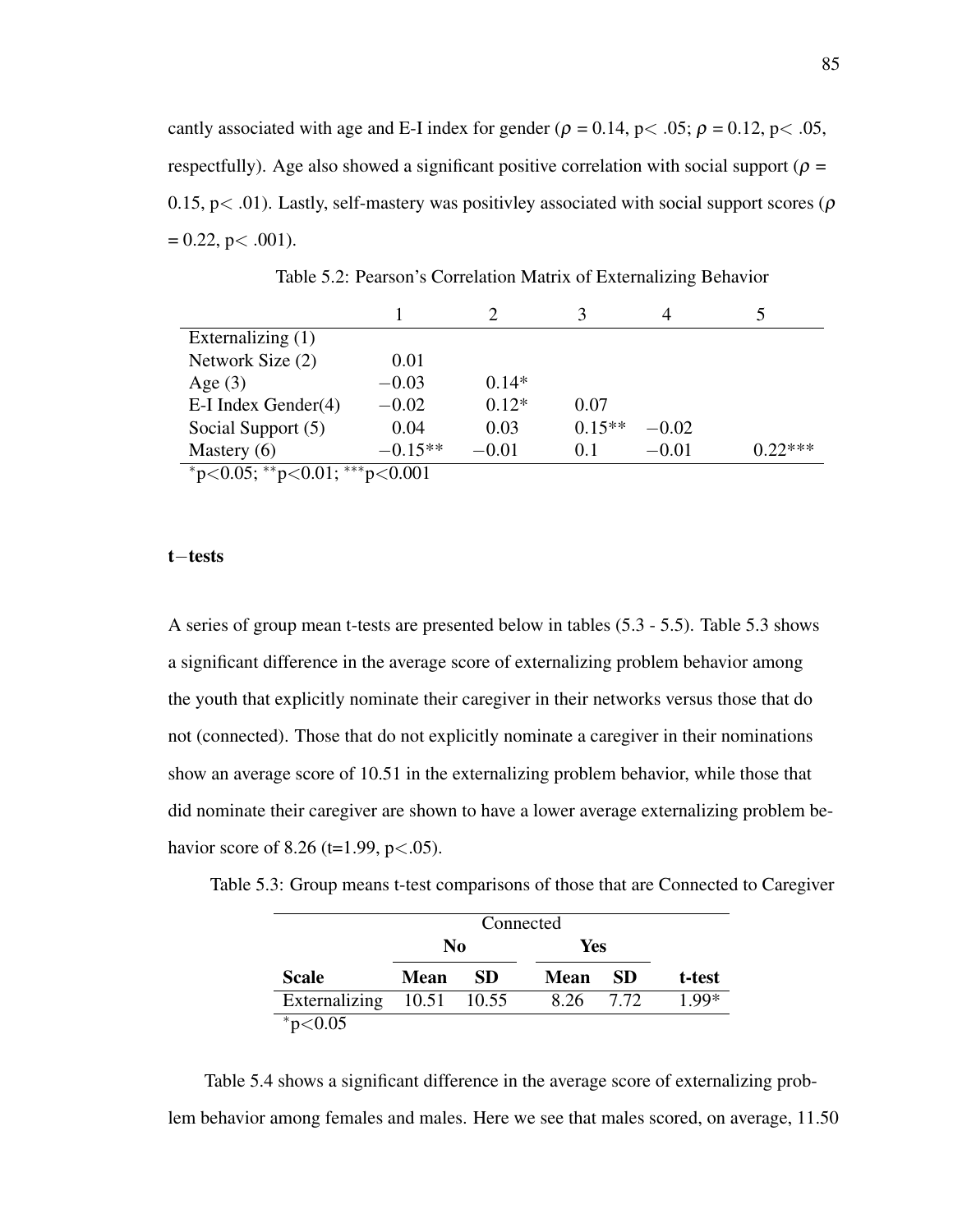cantly associated with age and E-I index for gender ($\rho$ = 0.14, p< .05; $\rho$ = 0.12, p< .05, respectfully). Age also showed a significant positive correlation with social support ($\rho$ = 0.15, p< .01). Lastly, self-mastery was positivley associated with social support scores ($\rho$ = 0.22, p< .001).

Table 5.2: Pearson's Correlation Matrix of Externalizing Behavior

| | 1 | 2 | 3 | 4 | 5 |
|---|---|---|---|---|---|
| Externalizing (1) | | | | | |
| Network Size (2) | 0.01 | | | | |
| Age (3) | −0.03 | 0.14* | | | |
| E-I Index Gender(4) | −0.02 | 0.12* | 0.07 | | |
| Social Support (5) | 0.04 | 0.03 | 0.15** | −0.02 | |
| Mastery (6) | −0.15** | −0.01 | 0.1 | −0.01 | 0.22*** |

*p<0.05; **p<0.01; ***p<0.001

#### t−tests

A series of group mean t-tests are presented below in tables (5.3 - 5.5). Table 5.3 shows a significant difference in the average score of externalizing problem behavior among the youth that explicitly nominate their caregiver in their networks versus those that do not (connected). Those that do not explicitly nominate a caregiver in their nominations show an average score of 10.51 in the externalizing problem behavior, while those that did nominate their caregiver are shown to have a lower average externalizing problem behavior score of 8.26 (t=1.99, p<.05).

Table 5.3: Group means t-test comparisons of those that are Connected to Caregiver

| | Connected | | | | |
|---|---|---|---|---|---|
| | **No** | | **Yes** | | |
| **Scale** | **Mean** | **SD** | **Mean** | **SD** | **t-test** |
| Externalizing | 10.51 | 10.55 | 8.26 | 7.72 | 1.99* |

*p<0.05

Table 5.4 shows a significant difference in the average score of externalizing problem behavior among females and males. Here we see that males scored, on average, 11.50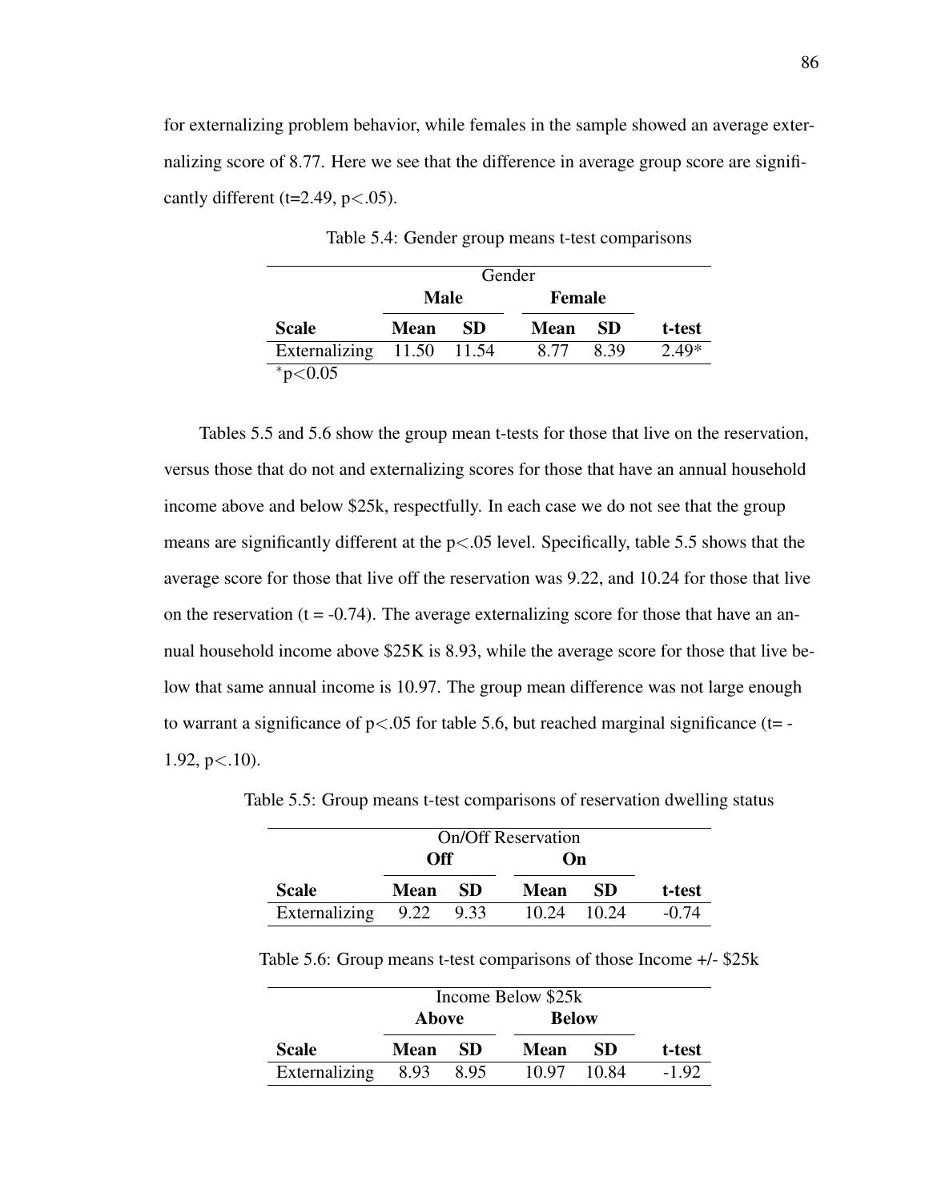for externalizing problem behavior, while females in the sample showed an average externalizing score of 8.77. Here we see that the difference in average group score are significantly different (t=2.49, $p<.05$).

Table 5.4: Gender group means t-test comparisons

| | Gender | | | | |
|---|---|---|---|---|---|
| | **Male** | | **Female** | | |
| **Scale** | **Mean** | **SD** | **Mean** | **SD** | **t-test** |
| Externalizing | 11.50 | 11.54 | 8.77 | 8.39 | 2.49* |

*$p<0.05$

Tables 5.5 and 5.6 show the group mean t-tests for those that live on the reservation, versus those that do not and externalizing scores for those that have an annual household income above and below $25k, respectfully. In each case we do not see that the group means are significantly different at the $p<.05$ level. Specifically, table 5.5 shows that the average score for those that live off the reservation was 9.22, and 10.24 for those that live on the reservation (t = -0.74). The average externalizing score for those that have an annual household income above $25K is 8.93, while the average score for those that live below that same annual income is 10.97. The group mean difference was not large enough to warrant a significance of $p<.05$ for table 5.6, but reached marginal significance (t= -1.92, $p<.10$).

Table 5.5: Group means t-test comparisons of reservation dwelling status

| | On/Off Reservation | | | | |
|---|---|---|---|---|---|
| | **Off** | | **On** | | |
| **Scale** | **Mean** | **SD** | **Mean** | **SD** | **t-test** |
| Externalizing | 9.22 | 9.33 | 10.24 | 10.24 | -0.74 |

Table 5.6: Group means t-test comparisons of those Income +/- $25k

| | Income Below $25k | | | | |
|---|---|---|---|---|---|
| | **Above** | | **Below** | | |
| **Scale** | **Mean** | **SD** | **Mean** | **SD** | **t-test** |
| Externalizing | 8.93 | 8.95 | 10.97 | 10.84 | -1.92 |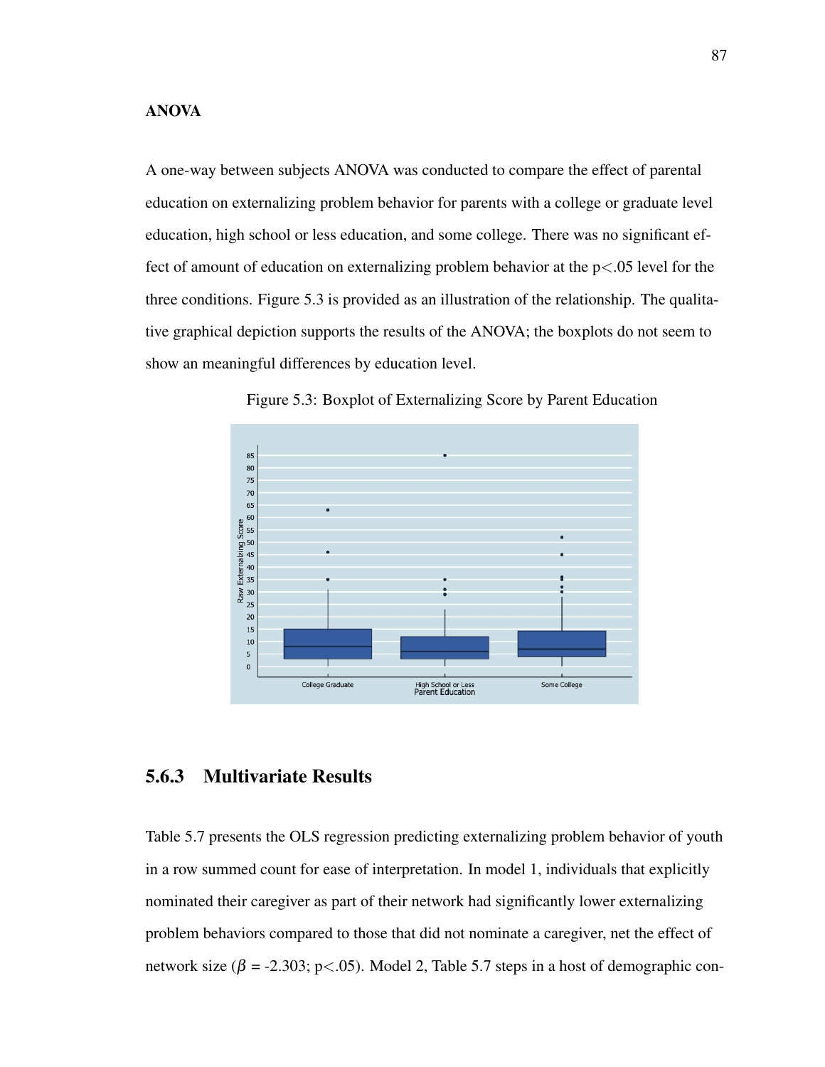**ANOVA**

A one-way between subjects ANOVA was conducted to compare the effect of parental education on externalizing problem behavior for parents with a college or graduate level education, high school or less education, and some college. There was no significant effect of amount of education on externalizing problem behavior at the p<.05 level for the three conditions. Figure 5.3 is provided as an illustration of the relationship. The qualitative graphical depiction supports the results of the ANOVA; the boxplots do not seem to show an meaningful differences by education level.

Figure 5.3: Boxplot of Externalizing Score by Parent Education

### 5.6.3 Multivariate Results

Table 5.7 presents the OLS regression predicting externalizing problem behavior of youth in a row summed count for ease of interpretation. In model 1, individuals that explicitly nominated their caregiver as part of their network had significantly lower externalizing problem behaviors compared to those that did not nominate a caregiver, net the effect of network size ($\beta$ = -2.303; p<.05). Model 2, Table 5.7 steps in a host of demographic con-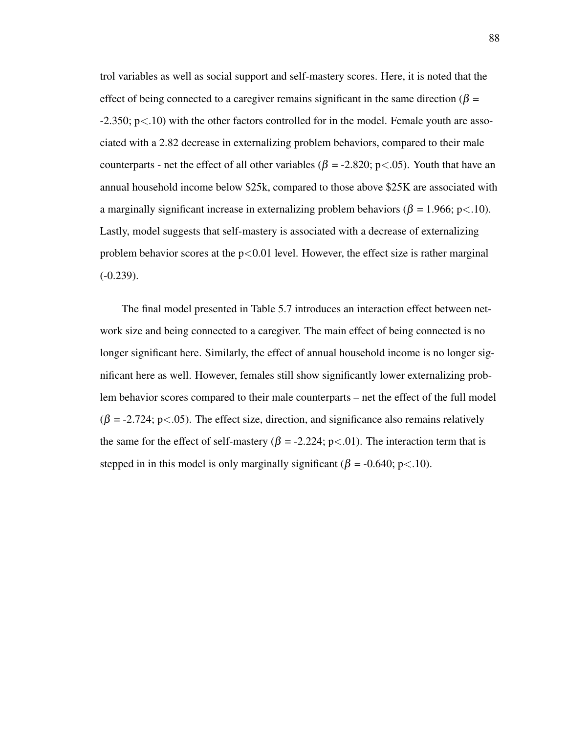trol variables as well as social support and self-mastery scores. Here, it is noted that the effect of being connected to a caregiver remains significant in the same direction ($\beta$ = -2.350; $p<.10$) with the other factors controlled for in the model. Female youth are associated with a 2.82 decrease in externalizing problem behaviors, compared to their male counterparts - net the effect of all other variables ($\beta$ = -2.820; $p<.05$). Youth that have an annual household income below $25k, compared to those above $25K are associated with a marginally significant increase in externalizing problem behaviors ($\beta$ = 1.966; $p<.10$). Lastly, model suggests that self-mastery is associated with a decrease of externalizing problem behavior scores at the $p<0.01$ level. However, the effect size is rather marginal (-0.239).

The final model presented in Table 5.7 introduces an interaction effect between network size and being connected to a caregiver. The main effect of being connected is no longer significant here. Similarly, the effect of annual household income is no longer significant here as well. However, females still show significantly lower externalizing problem behavior scores compared to their male counterparts – net the effect of the full model ($\beta$ = -2.724; $p<.05$). The effect size, direction, and significance also remains relatively the same for the effect of self-mastery ($\beta$ = -2.224; $p<.01$). The interaction term that is stepped in in this model is only marginally significant ($\beta$ = -0.640; $p<.10$).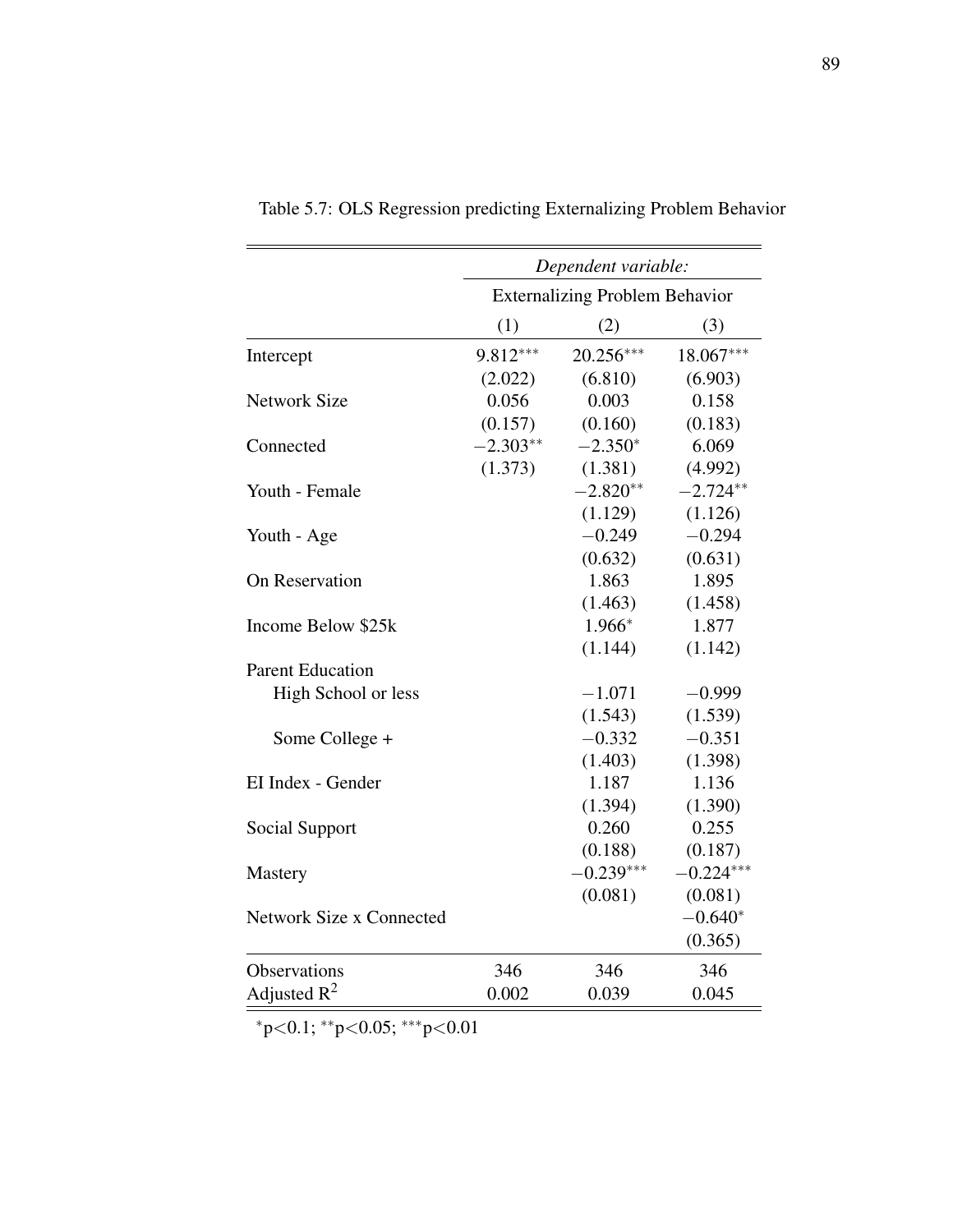Table 5.7: OLS Regression predicting Externalizing Problem Behavior

| | *Dependent variable:* | | |
|---|---|---|---|
| | Externalizing Problem Behavior | | |
| | (1) | (2) | (3) |
| Intercept | 9.812*** | 20.256*** | 18.067*** |
| | (2.022) | (6.810) | (6.903) |
| Network Size | 0.056 | 0.003 | 0.158 |
| | (0.157) | (0.160) | (0.183) |
| Connected | −2.303** | −2.350* | 6.069 |
| | (1.373) | (1.381) | (4.992) |
| Youth - Female | | −2.820** | −2.724** |
| | | (1.129) | (1.126) |
| Youth - Age | | −0.249 | −0.294 |
| | | (0.632) | (0.631) |
| On Reservation | | 1.863 | 1.895 |
| | | (1.463) | (1.458) |
| Income Below $25k | | 1.966* | 1.877 |
| | | (1.144) | (1.142) |
| Parent Education | | | |
| High School or less | | −1.071 | −0.999 |
| | | (1.543) | (1.539) |
| Some College + | | −0.332 | −0.351 |
| | | (1.403) | (1.398) |
| EI Index - Gender | | 1.187 | 1.136 |
| | | (1.394) | (1.390) |
| Social Support | | 0.260 | 0.255 |
| | | (0.188) | (0.187) |
| Mastery | | −0.239*** | −0.224*** |
| | | (0.081) | (0.081) |
| Network Size x Connected | | | −0.640* |
| | | | (0.365) |
| Observations | 346 | 346 | 346 |
| Adjusted $R^2$ | 0.002 | 0.039 | 0.045 |

*p<0.1; **p<0.05; ***p<0.01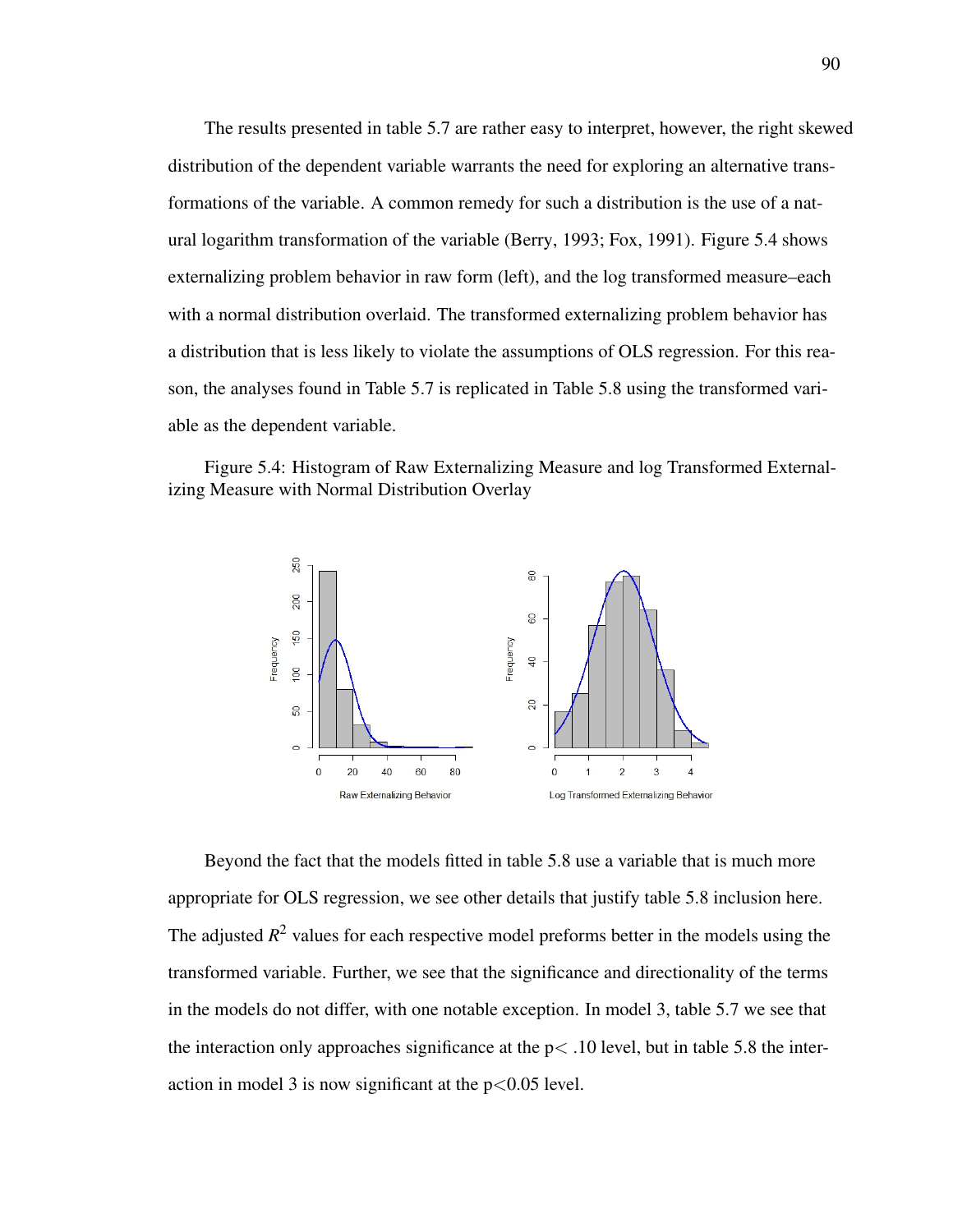The results presented in table 5.7 are rather easy to interpret, however, the right skewed distribution of the dependent variable warrants the need for exploring an alternative transformations of the variable. A common remedy for such a distribution is the use of a natural logarithm transformation of the variable (Berry, 1993; Fox, 1991). Figure 5.4 shows externalizing problem behavior in raw form (left), and the log transformed measure–each with a normal distribution overlaid. The transformed externalizing problem behavior has a distribution that is less likely to violate the assumptions of OLS regression. For this reason, the analyses found in Table 5.7 is replicated in Table 5.8 using the transformed variable as the dependent variable.

Figure 5.4: Histogram of Raw Externalizing Measure and log Transformed Externalizing Measure with Normal Distribution Overlay

Beyond the fact that the models fitted in table 5.8 use a variable that is much more appropriate for OLS regression, we see other details that justify table 5.8 inclusion here. The adjusted $R^2$ values for each respective model preforms better in the models using the transformed variable. Further, we see that the significance and directionality of the terms in the models do not differ, with one notable exception. In model 3, table 5.7 we see that the interaction only approaches significance at the $p < .10$ level, but in table 5.8 the interaction in model 3 is now significant at the $p < 0.05$ level.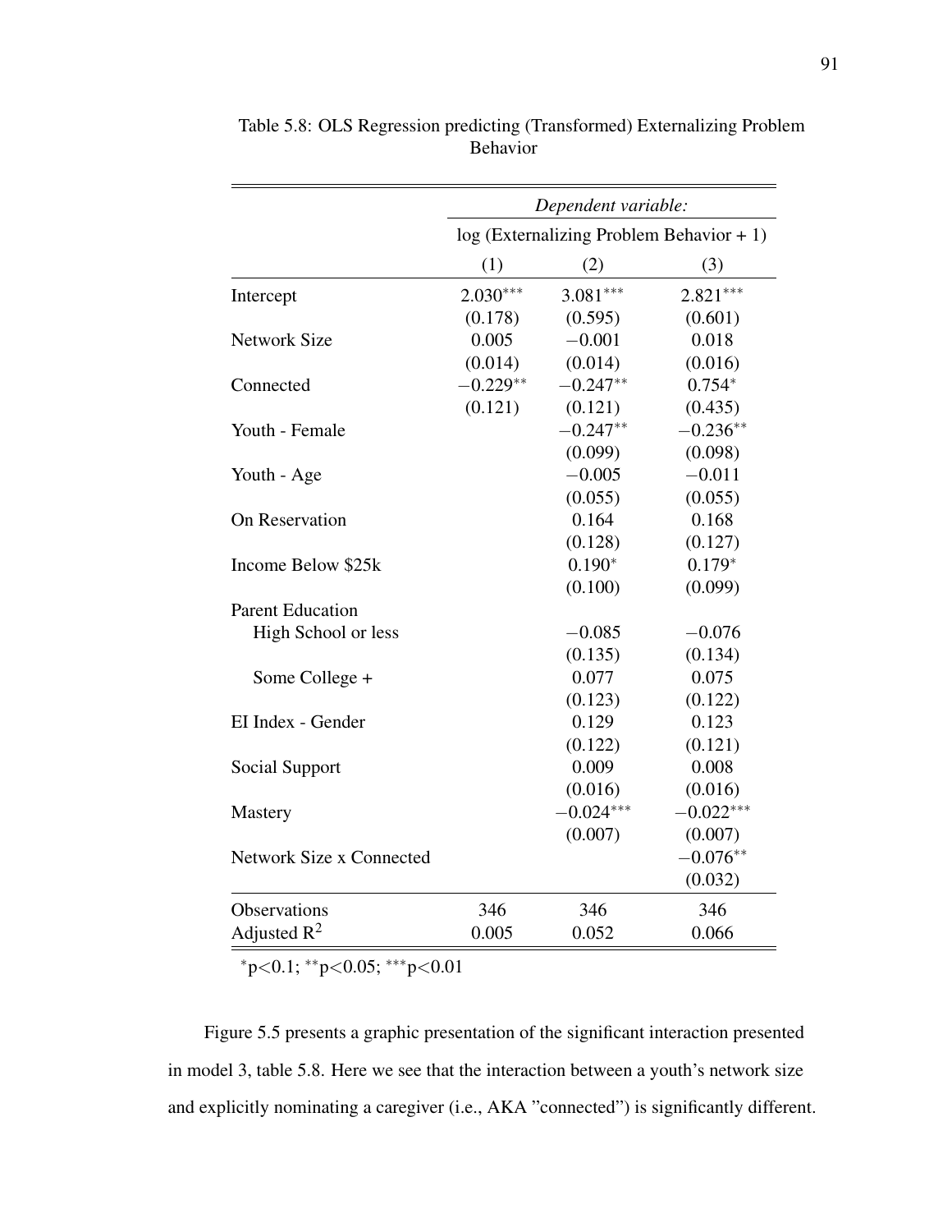Table 5.8: OLS Regression predicting (Transformed) Externalizing Problem Behavior

| | *Dependent variable:* | | |
|---|---|---|---|
| | log (Externalizing Problem Behavior + 1) | | |
| | (1) | (2) | (3) |
| Intercept | $2.030^{***}$ | $3.081^{***}$ | $2.821^{***}$ |
| | (0.178) | (0.595) | (0.601) |
| Network Size | 0.005 | $-0.001$ | 0.018 |
| | (0.014) | (0.014) | (0.016) |
| Connected | $-0.229^{**}$ | $-0.247^{**}$ | $0.754^{*}$ |
| | (0.121) | (0.121) | (0.435) |
| Youth - Female | | $-0.247^{**}$ | $-0.236^{**}$ |
| | | (0.099) | (0.098) |
| Youth - Age | | $-0.005$ | $-0.011$ |
| | | (0.055) | (0.055) |
| On Reservation | | 0.164 | 0.168 |
| | | (0.128) | (0.127) |
| Income Below $25k | | $0.190^{*}$ | $0.179^{*}$ |
| | | (0.100) | (0.099) |
| Parent Education | | | |
| High School or less | | $-0.085$ | $-0.076$ |
| | | (0.135) | (0.134) |
| Some College + | | 0.077 | 0.075 |
| | | (0.123) | (0.122) |
| EI Index - Gender | | 0.129 | 0.123 |
| | | (0.122) | (0.121) |
| Social Support | | 0.009 | 0.008 |
| | | (0.016) | (0.016) |
| Mastery | | $-0.024^{***}$ | $-0.022^{***}$ |
| | | (0.007) | (0.007) |
| Network Size x Connected | | | $-0.076^{**}$ |
| | | | (0.032) |
| Observations | 346 | 346 | 346 |
| Adjusted $R^2$ | 0.005 | 0.052 | 0.066 |

$^{*}p<0.1$; $^{**}p<0.05$; $^{***}p<0.01$

Figure 5.5 presents a graphic presentation of the significant interaction presented in model 3, table 5.8. Here we see that the interaction between a youth's network size and explicitly nominating a caregiver (i.e., AKA "connected") is significantly different.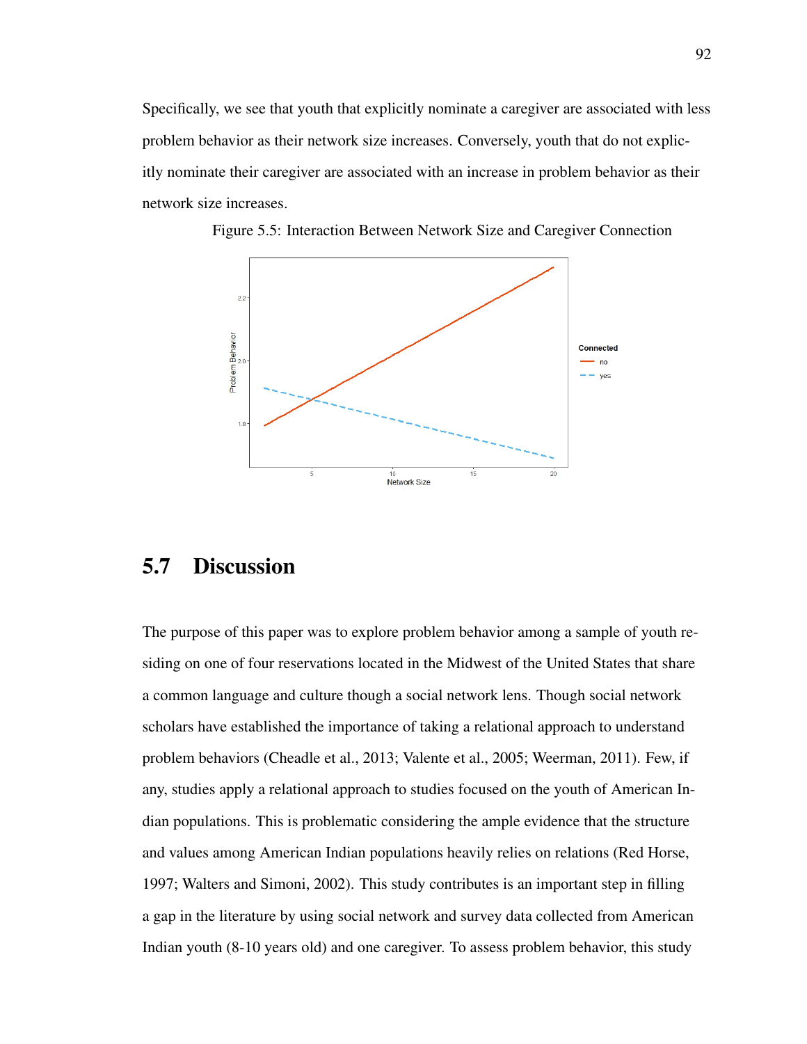Specifically, we see that youth that explicitly nominate a caregiver are associated with less problem behavior as their network size increases. Conversely, youth that do not explicitly nominate their caregiver are associated with an increase in problem behavior as their network size increases.

Figure 5.5: Interaction Between Network Size and Caregiver Connection

## 5.7 Discussion

The purpose of this paper was to explore problem behavior among a sample of youth residing on one of four reservations located in the Midwest of the United States that share a common language and culture though a social network lens. Though social network scholars have established the importance of taking a relational approach to understand problem behaviors (Cheadle et al., 2013; Valente et al., 2005; Weerman, 2011). Few, if any, studies apply a relational approach to studies focused on the youth of American Indian populations. This is problematic considering the ample evidence that the structure and values among American Indian populations heavily relies on relations (Red Horse, 1997; Walters and Simoni, 2002). This study contributes is an important step in filling a gap in the literature by using social network and survey data collected from American Indian youth (8-10 years old) and one caregiver. To assess problem behavior, this study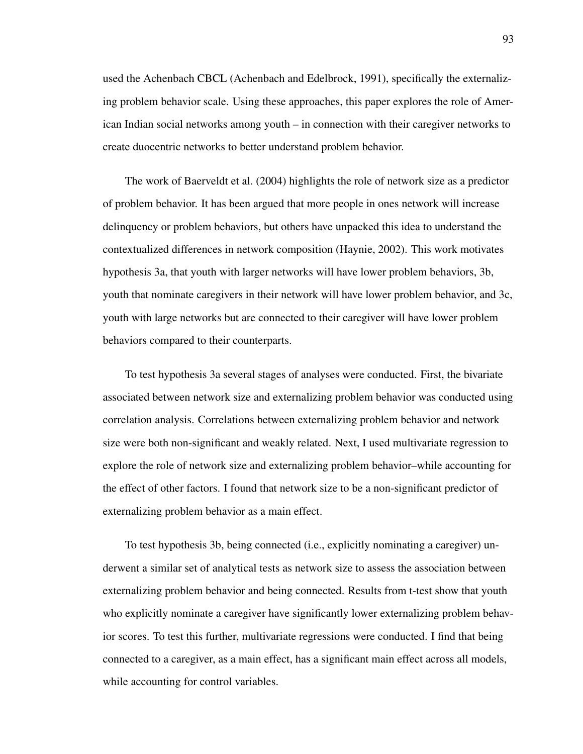used the Achenbach CBCL (Achenbach and Edelbrock, 1991), specifically the externalizing problem behavior scale. Using these approaches, this paper explores the role of American Indian social networks among youth – in connection with their caregiver networks to create duocentric networks to better understand problem behavior.

The work of Baerveldt et al. (2004) highlights the role of network size as a predictor of problem behavior. It has been argued that more people in ones network will increase delinquency or problem behaviors, but others have unpacked this idea to understand the contextualized differences in network composition (Haynie, 2002). This work motivates hypothesis 3a, that youth with larger networks will have lower problem behaviors, 3b, youth that nominate caregivers in their network will have lower problem behavior, and 3c, youth with large networks but are connected to their caregiver will have lower problem behaviors compared to their counterparts.

To test hypothesis 3a several stages of analyses were conducted. First, the bivariate associated between network size and externalizing problem behavior was conducted using correlation analysis. Correlations between externalizing problem behavior and network size were both non-significant and weakly related. Next, I used multivariate regression to explore the role of network size and externalizing problem behavior–while accounting for the effect of other factors. I found that network size to be a non-significant predictor of externalizing problem behavior as a main effect.

To test hypothesis 3b, being connected (i.e., explicitly nominating a caregiver) underwent a similar set of analytical tests as network size to assess the association between externalizing problem behavior and being connected. Results from t-test show that youth who explicitly nominate a caregiver have significantly lower externalizing problem behavior scores. To test this further, multivariate regressions were conducted. I find that being connected to a caregiver, as a main effect, has a significant main effect across all models, while accounting for control variables.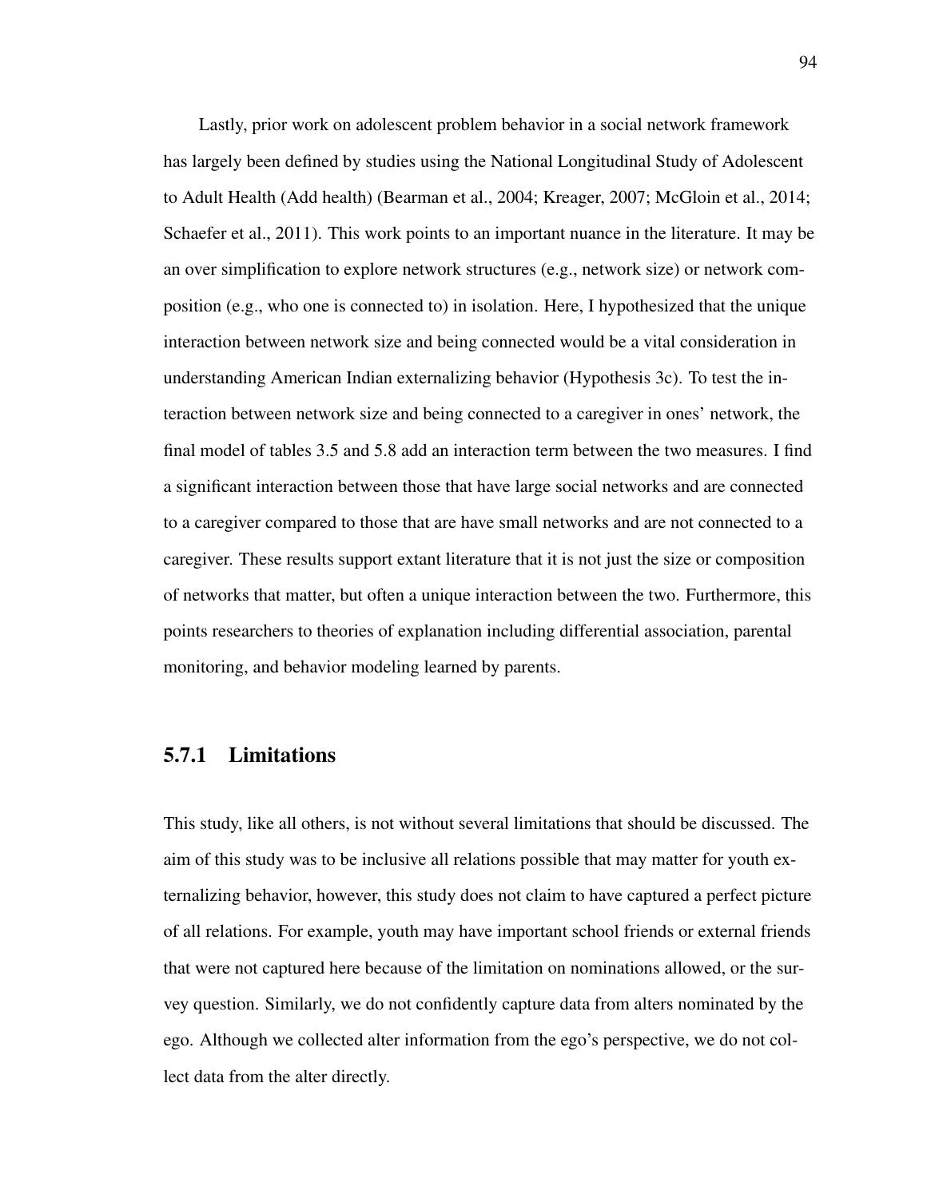Lastly, prior work on adolescent problem behavior in a social network framework has largely been defined by studies using the National Longitudinal Study of Adolescent to Adult Health (Add health) (Bearman et al., 2004; Kreager, 2007; McGloin et al., 2014; Schaefer et al., 2011). This work points to an important nuance in the literature. It may be an over simplification to explore network structures (e.g., network size) or network composition (e.g., who one is connected to) in isolation. Here, I hypothesized that the unique interaction between network size and being connected would be a vital consideration in understanding American Indian externalizing behavior (Hypothesis 3c). To test the interaction between network size and being connected to a caregiver in ones' network, the final model of tables 3.5 and 5.8 add an interaction term between the two measures. I find a significant interaction between those that have large social networks and are connected to a caregiver compared to those that are have small networks and are not connected to a caregiver. These results support extant literature that it is not just the size or composition of networks that matter, but often a unique interaction between the two. Furthermore, this points researchers to theories of explanation including differential association, parental monitoring, and behavior modeling learned by parents.

### 5.7.1 Limitations

This study, like all others, is not without several limitations that should be discussed. The aim of this study was to be inclusive all relations possible that may matter for youth externalizing behavior, however, this study does not claim to have captured a perfect picture of all relations. For example, youth may have important school friends or external friends that were not captured here because of the limitation on nominations allowed, or the survey question. Similarly, we do not confidently capture data from alters nominated by the ego. Although we collected alter information from the ego's perspective, we do not collect data from the alter directly.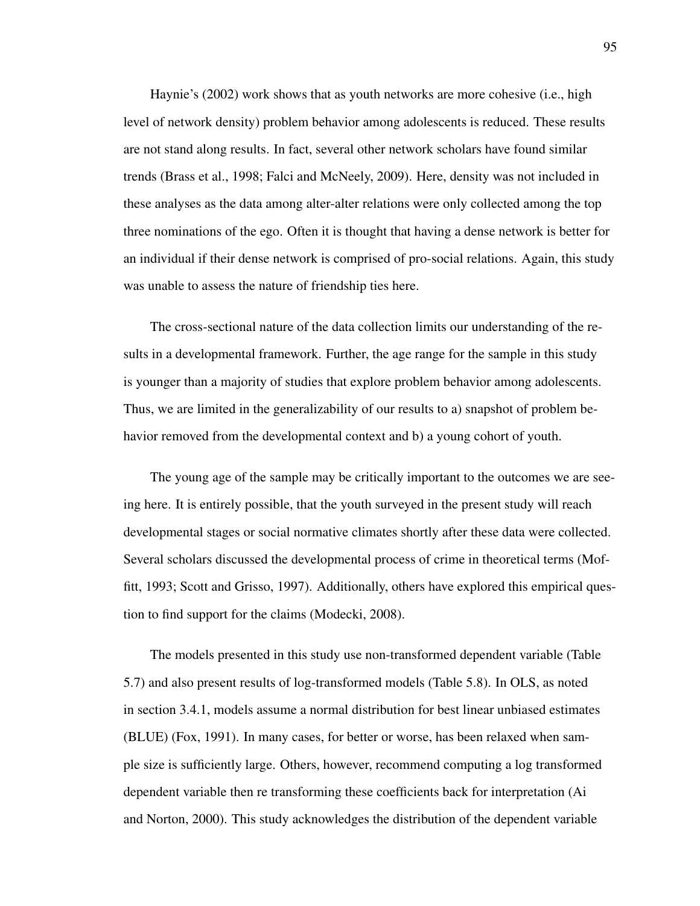Haynie's (2002) work shows that as youth networks are more cohesive (i.e., high level of network density) problem behavior among adolescents is reduced. These results are not stand along results. In fact, several other network scholars have found similar trends (Brass et al., 1998; Falci and McNeely, 2009). Here, density was not included in these analyses as the data among alter-alter relations were only collected among the top three nominations of the ego. Often it is thought that having a dense network is better for an individual if their dense network is comprised of pro-social relations. Again, this study was unable to assess the nature of friendship ties here.

The cross-sectional nature of the data collection limits our understanding of the results in a developmental framework. Further, the age range for the sample in this study is younger than a majority of studies that explore problem behavior among adolescents. Thus, we are limited in the generalizability of our results to a) snapshot of problem behavior removed from the developmental context and b) a young cohort of youth.

The young age of the sample may be critically important to the outcomes we are seeing here. It is entirely possible, that the youth surveyed in the present study will reach developmental stages or social normative climates shortly after these data were collected. Several scholars discussed the developmental process of crime in theoretical terms (Moffitt, 1993; Scott and Grisso, 1997). Additionally, others have explored this empirical question to find support for the claims (Modecki, 2008).

The models presented in this study use non-transformed dependent variable (Table 5.7) and also present results of log-transformed models (Table 5.8). In OLS, as noted in section 3.4.1, models assume a normal distribution for best linear unbiased estimates (BLUE) (Fox, 1991). In many cases, for better or worse, has been relaxed when sample size is sufficiently large. Others, however, recommend computing a log transformed dependent variable then re transforming these coefficients back for interpretation (Ai and Norton, 2000). This study acknowledges the distribution of the dependent variable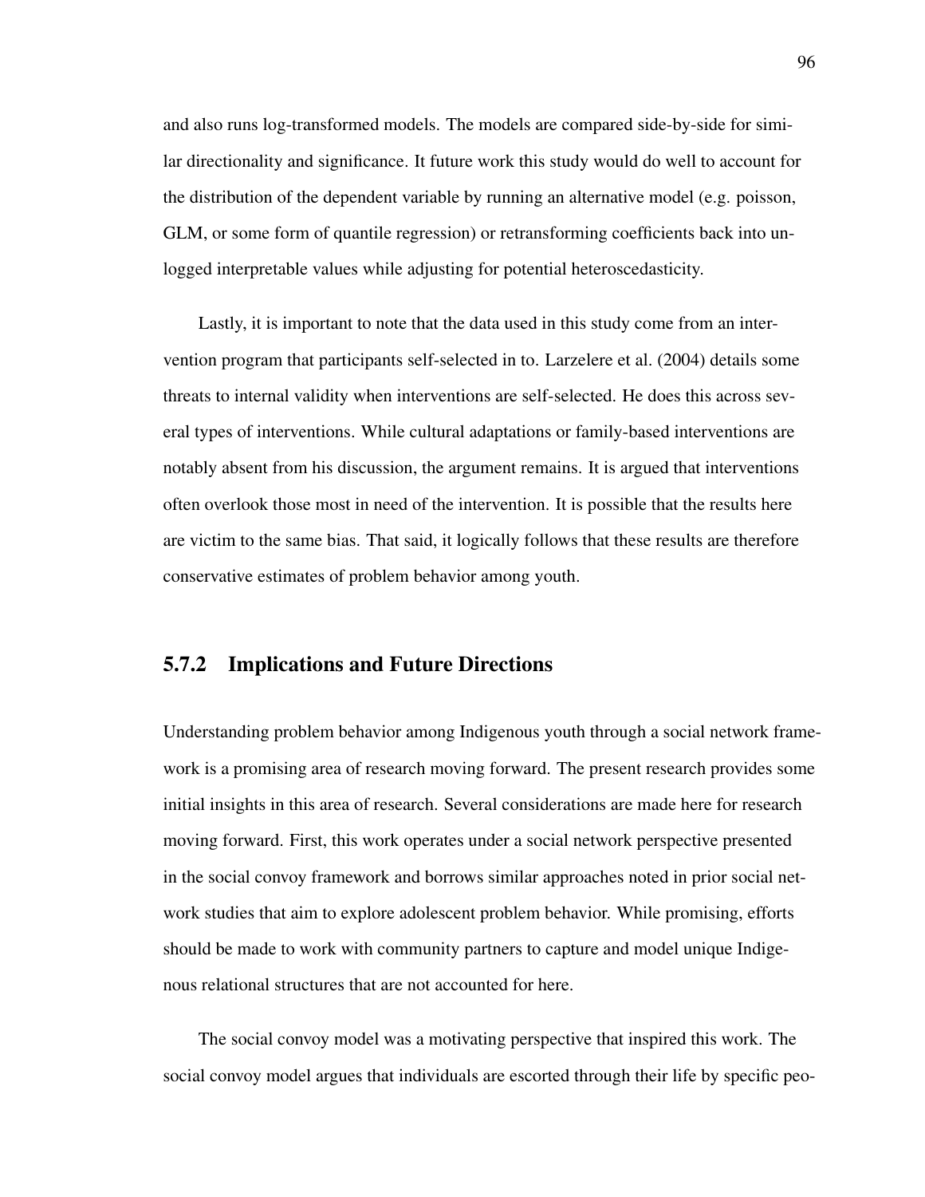and also runs log-transformed models. The models are compared side-by-side for similar directionality and significance. It future work this study would do well to account for the distribution of the dependent variable by running an alternative model (e.g. poisson, GLM, or some form of quantile regression) or retransforming coefficients back into unlogged interpretable values while adjusting for potential heteroscedasticity.

Lastly, it is important to note that the data used in this study come from an intervention program that participants self-selected in to. Larzelere et al. (2004) details some threats to internal validity when interventions are self-selected. He does this across several types of interventions. While cultural adaptations or family-based interventions are notably absent from his discussion, the argument remains. It is argued that interventions often overlook those most in need of the intervention. It is possible that the results here are victim to the same bias. That said, it logically follows that these results are therefore conservative estimates of problem behavior among youth.

### 5.7.2 Implications and Future Directions

Understanding problem behavior among Indigenous youth through a social network framework is a promising area of research moving forward. The present research provides some initial insights in this area of research. Several considerations are made here for research moving forward. First, this work operates under a social network perspective presented in the social convoy framework and borrows similar approaches noted in prior social network studies that aim to explore adolescent problem behavior. While promising, efforts should be made to work with community partners to capture and model unique Indigenous relational structures that are not accounted for here.

The social convoy model was a motivating perspective that inspired this work. The social convoy model argues that individuals are escorted through their life by specific peo-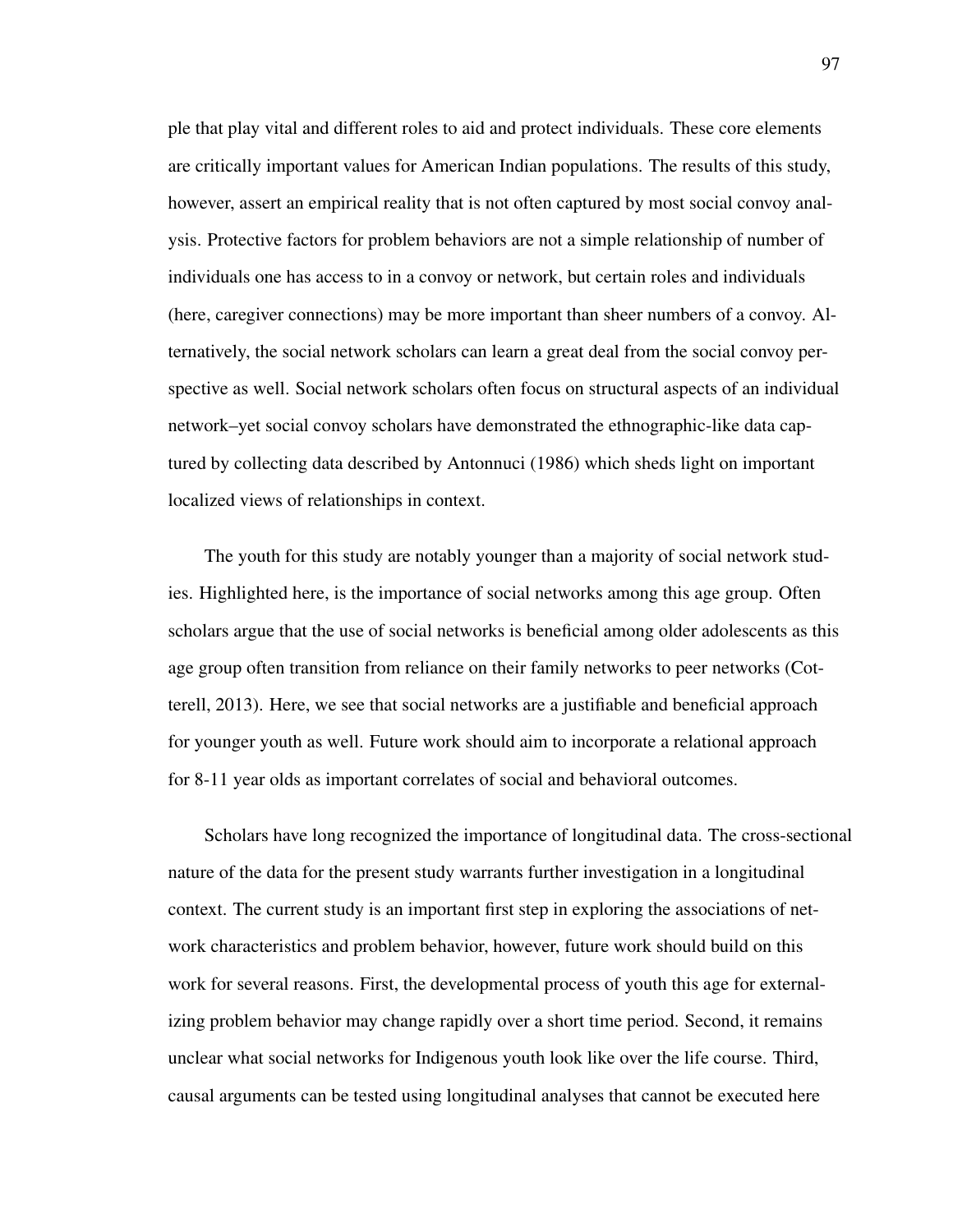ple that play vital and different roles to aid and protect individuals. These core elements are critically important values for American Indian populations. The results of this study, however, assert an empirical reality that is not often captured by most social convoy analysis. Protective factors for problem behaviors are not a simple relationship of number of individuals one has access to in a convoy or network, but certain roles and individuals (here, caregiver connections) may be more important than sheer numbers of a convoy. Alternatively, the social network scholars can learn a great deal from the social convoy perspective as well. Social network scholars often focus on structural aspects of an individual network–yet social convoy scholars have demonstrated the ethnographic-like data captured by collecting data described by Antonnuci (1986) which sheds light on important localized views of relationships in context.

The youth for this study are notably younger than a majority of social network studies. Highlighted here, is the importance of social networks among this age group. Often scholars argue that the use of social networks is beneficial among older adolescents as this age group often transition from reliance on their family networks to peer networks (Cotterell, 2013). Here, we see that social networks are a justifiable and beneficial approach for younger youth as well. Future work should aim to incorporate a relational approach for 8-11 year olds as important correlates of social and behavioral outcomes.

Scholars have long recognized the importance of longitudinal data. The cross-sectional nature of the data for the present study warrants further investigation in a longitudinal context. The current study is an important first step in exploring the associations of network characteristics and problem behavior, however, future work should build on this work for several reasons. First, the developmental process of youth this age for externalizing problem behavior may change rapidly over a short time period. Second, it remains unclear what social networks for Indigenous youth look like over the life course. Third, causal arguments can be tested using longitudinal analyses that cannot be executed here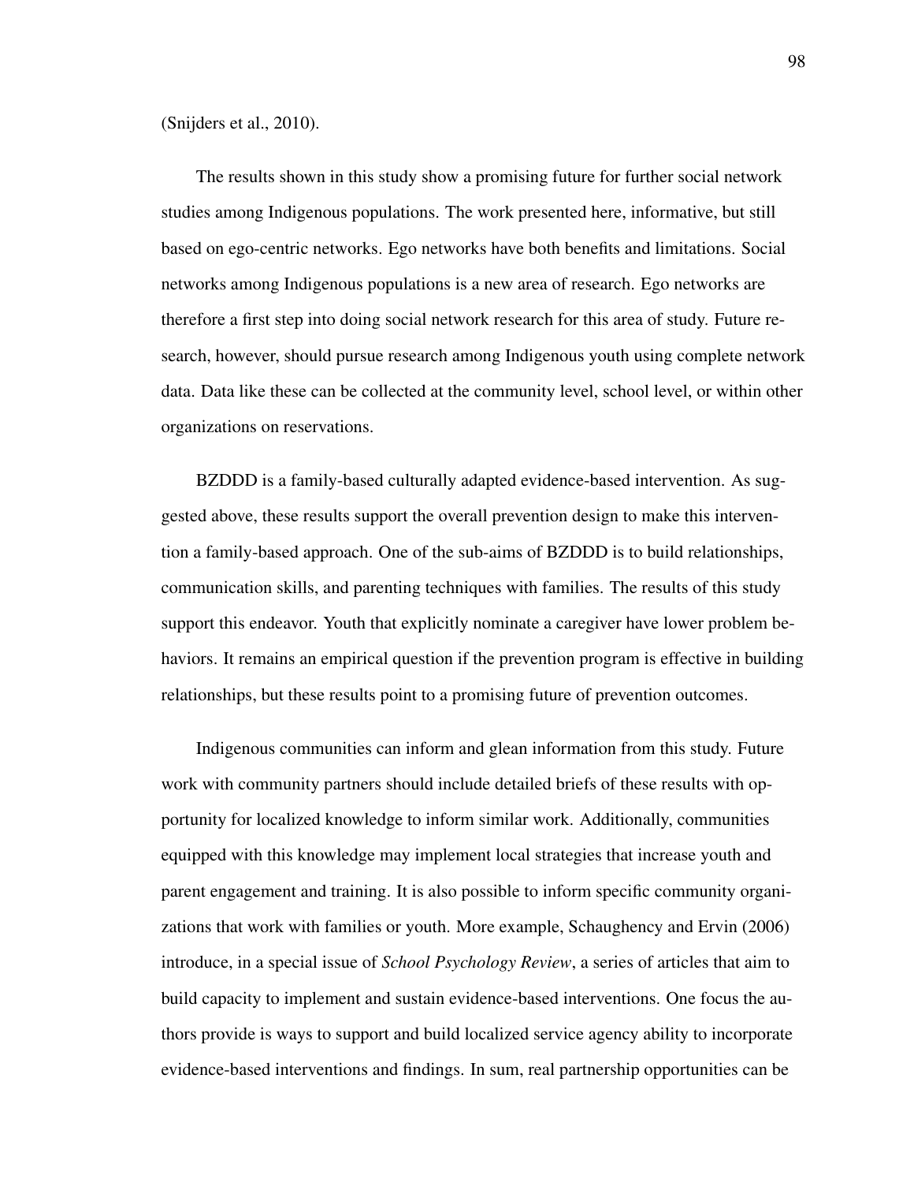(Snijders et al., 2010).

The results shown in this study show a promising future for further social network studies among Indigenous populations. The work presented here, informative, but still based on ego-centric networks. Ego networks have both benefits and limitations. Social networks among Indigenous populations is a new area of research. Ego networks are therefore a first step into doing social network research for this area of study. Future research, however, should pursue research among Indigenous youth using complete network data. Data like these can be collected at the community level, school level, or within other organizations on reservations.

BZDDD is a family-based culturally adapted evidence-based intervention. As suggested above, these results support the overall prevention design to make this intervention a family-based approach. One of the sub-aims of BZDDD is to build relationships, communication skills, and parenting techniques with families. The results of this study support this endeavor. Youth that explicitly nominate a caregiver have lower problem behaviors. It remains an empirical question if the prevention program is effective in building relationships, but these results point to a promising future of prevention outcomes.

Indigenous communities can inform and glean information from this study. Future work with community partners should include detailed briefs of these results with opportunity for localized knowledge to inform similar work. Additionally, communities equipped with this knowledge may implement local strategies that increase youth and parent engagement and training. It is also possible to inform specific community organizations that work with families or youth. More example, Schaughency and Ervin (2006) introduce, in a special issue of *School Psychology Review*, a series of articles that aim to build capacity to implement and sustain evidence-based interventions. One focus the authors provide is ways to support and build localized service agency ability to incorporate evidence-based interventions and findings. In sum, real partnership opportunities can be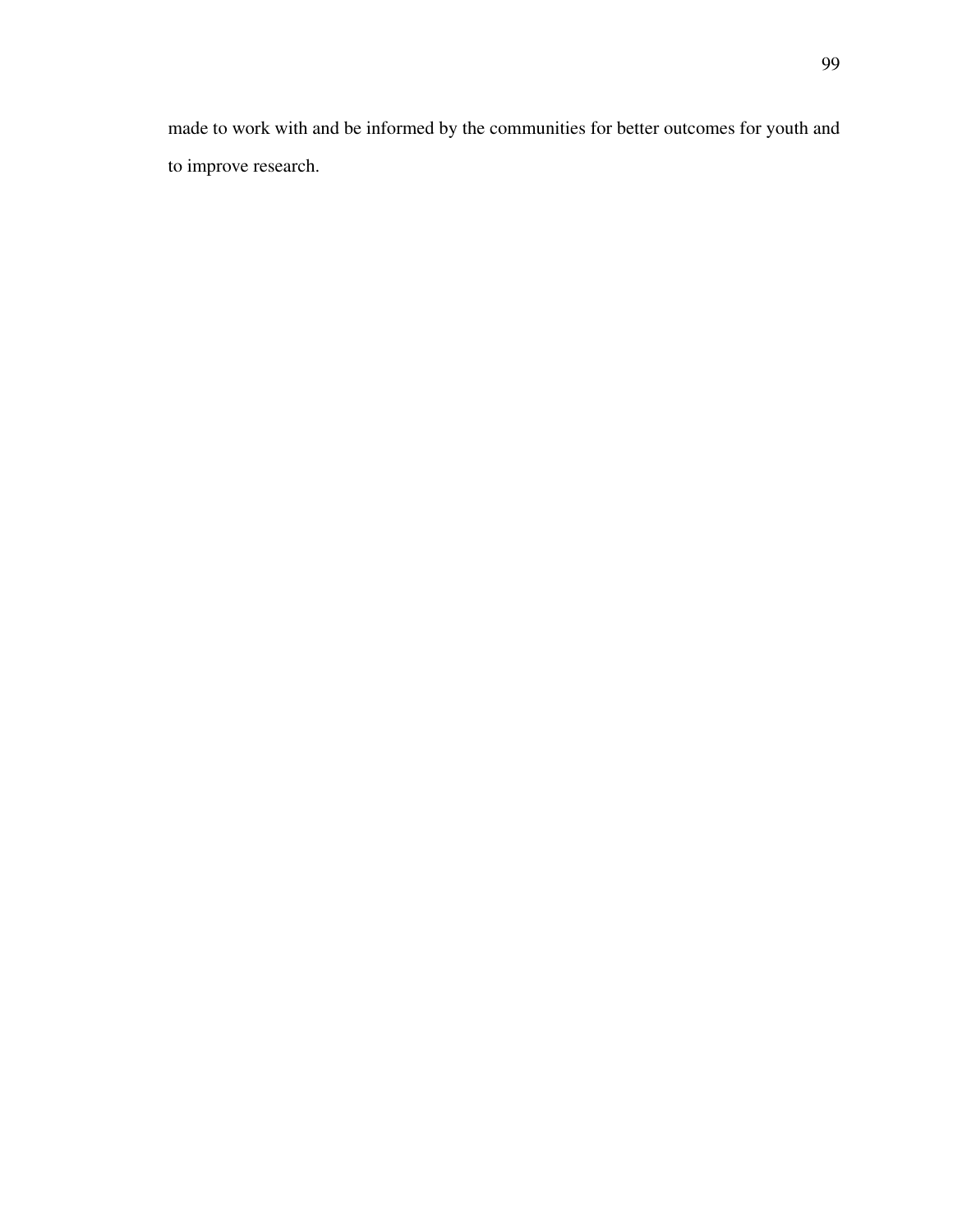made to work with and be informed by the communities for better outcomes for youth and to improve research.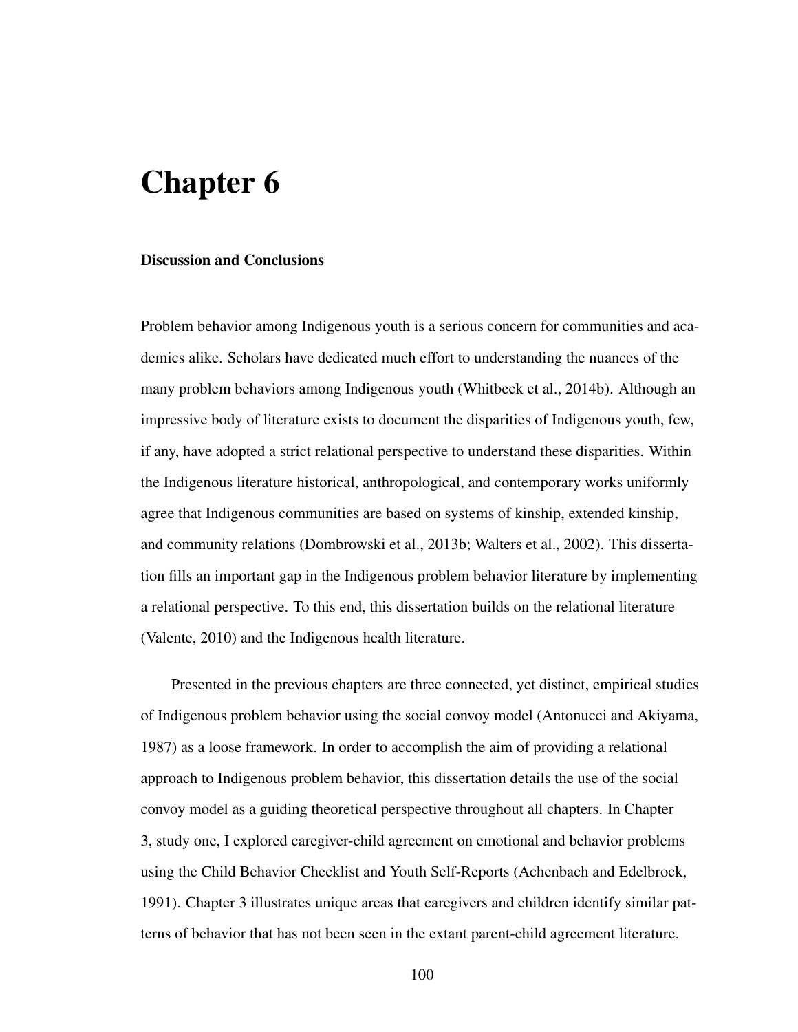# Chapter 6

### Discussion and Conclusions

Problem behavior among Indigenous youth is a serious concern for communities and academics alike. Scholars have dedicated much effort to understanding the nuances of the many problem behaviors among Indigenous youth (Whitbeck et al., 2014b). Although an impressive body of literature exists to document the disparities of Indigenous youth, few, if any, have adopted a strict relational perspective to understand these disparities. Within the Indigenous literature historical, anthropological, and contemporary works uniformly agree that Indigenous communities are based on systems of kinship, extended kinship, and community relations (Dombrowski et al., 2013b; Walters et al., 2002). This dissertation fills an important gap in the Indigenous problem behavior literature by implementing a relational perspective. To this end, this dissertation builds on the relational literature (Valente, 2010) and the Indigenous health literature.

Presented in the previous chapters are three connected, yet distinct, empirical studies of Indigenous problem behavior using the social convoy model (Antonucci and Akiyama, 1987) as a loose framework. In order to accomplish the aim of providing a relational approach to Indigenous problem behavior, this dissertation details the use of the social convoy model as a guiding theoretical perspective throughout all chapters. In Chapter 3, study one, I explored caregiver-child agreement on emotional and behavior problems using the Child Behavior Checklist and Youth Self-Reports (Achenbach and Edelbrock, 1991). Chapter 3 illustrates unique areas that caregivers and children identify similar patterns of behavior that has not been seen in the extant parent-child agreement literature.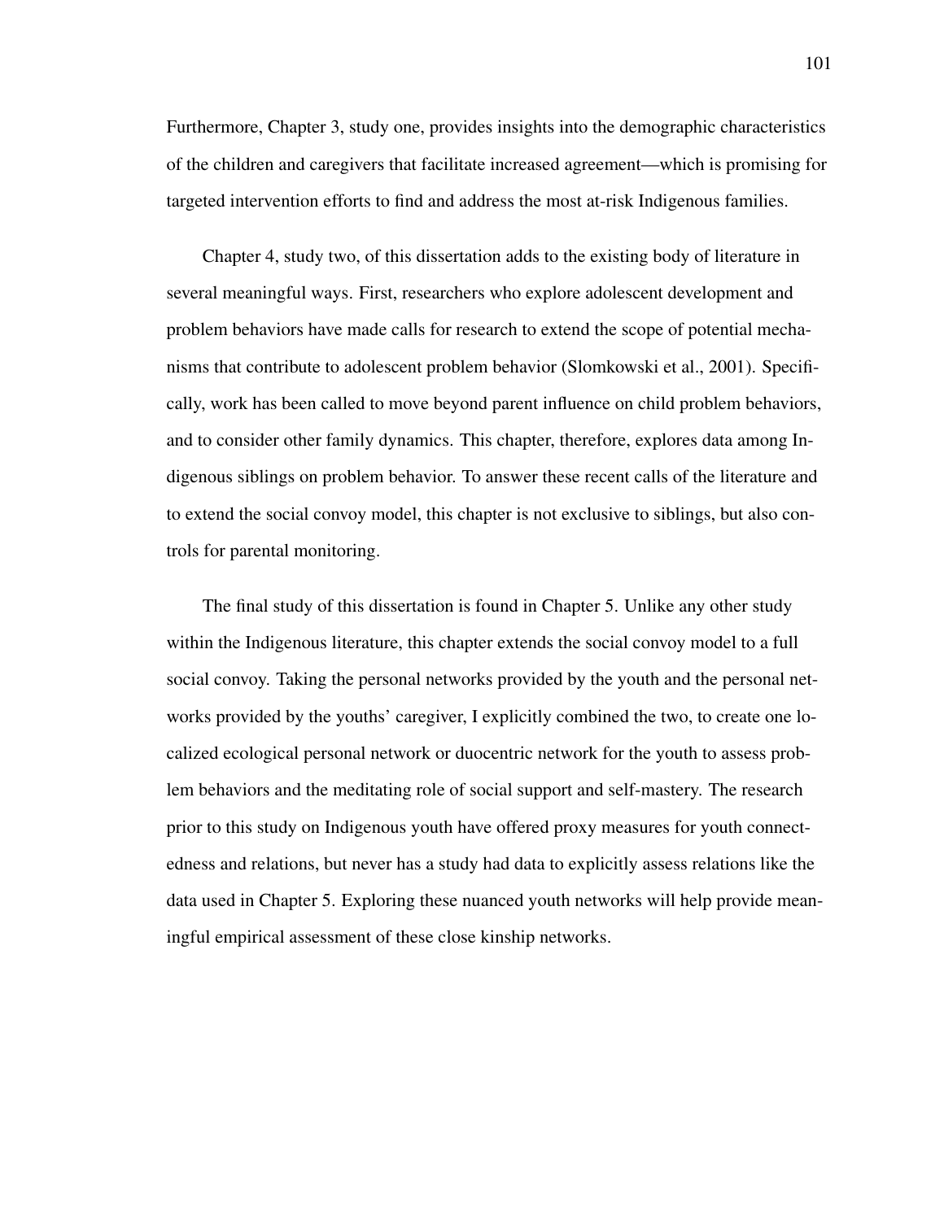Furthermore, Chapter 3, study one, provides insights into the demographic characteristics of the children and caregivers that facilitate increased agreement—which is promising for targeted intervention efforts to find and address the most at-risk Indigenous families.

Chapter 4, study two, of this dissertation adds to the existing body of literature in several meaningful ways. First, researchers who explore adolescent development and problem behaviors have made calls for research to extend the scope of potential mechanisms that contribute to adolescent problem behavior (Slomkowski et al., 2001). Specifically, work has been called to move beyond parent influence on child problem behaviors, and to consider other family dynamics. This chapter, therefore, explores data among Indigenous siblings on problem behavior. To answer these recent calls of the literature and to extend the social convoy model, this chapter is not exclusive to siblings, but also controls for parental monitoring.

The final study of this dissertation is found in Chapter 5. Unlike any other study within the Indigenous literature, this chapter extends the social convoy model to a full social convoy. Taking the personal networks provided by the youth and the personal networks provided by the youths' caregiver, I explicitly combined the two, to create one localized ecological personal network or duocentric network for the youth to assess problem behaviors and the meditating role of social support and self-mastery. The research prior to this study on Indigenous youth have offered proxy measures for youth connectedness and relations, but never has a study had data to explicitly assess relations like the data used in Chapter 5. Exploring these nuanced youth networks will help provide meaningful empirical assessment of these close kinship networks.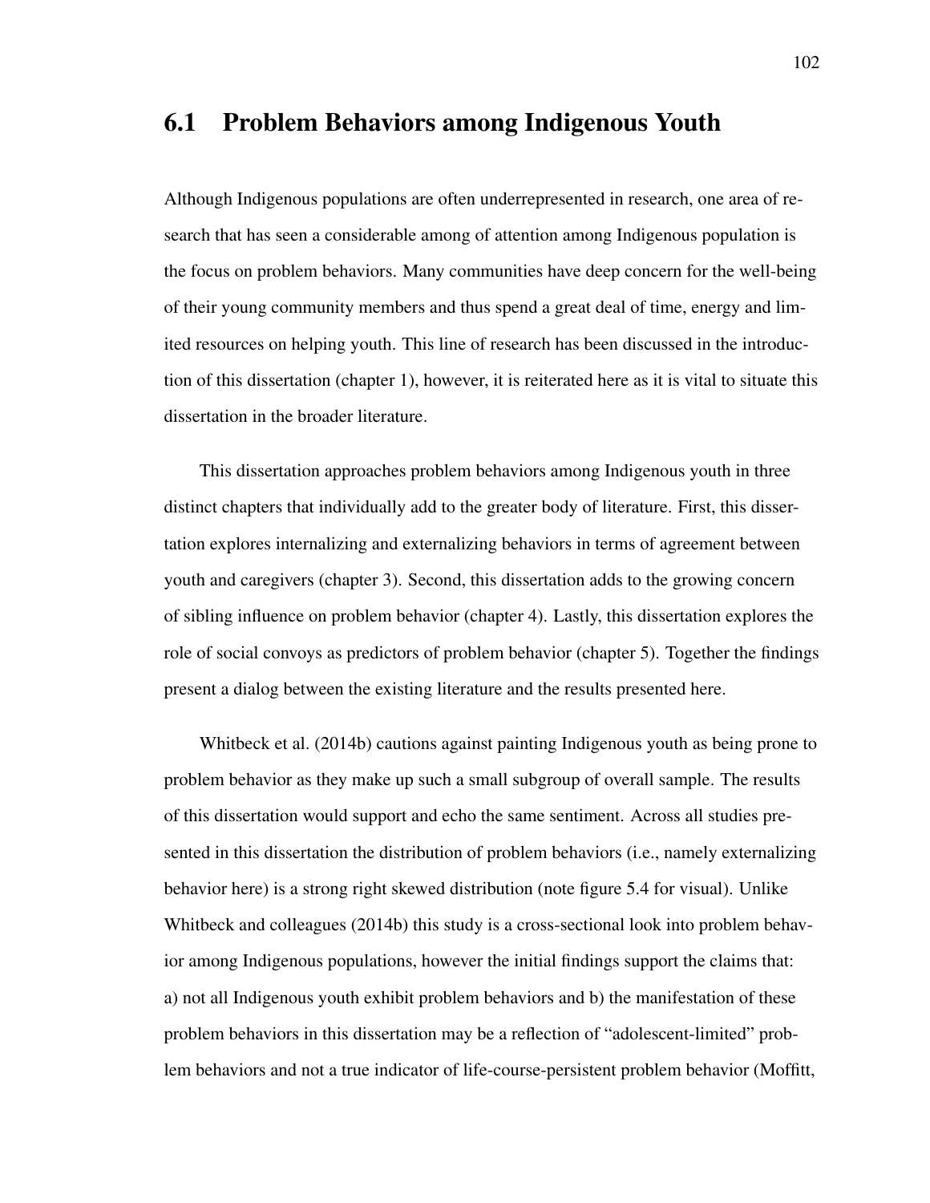## 6.1 Problem Behaviors among Indigenous Youth

Although Indigenous populations are often underrepresented in research, one area of research that has seen a considerable among of attention among Indigenous population is the focus on problem behaviors. Many communities have deep concern for the well-being of their young community members and thus spend a great deal of time, energy and limited resources on helping youth. This line of research has been discussed in the introduction of this dissertation (chapter 1), however, it is reiterated here as it is vital to situate this dissertation in the broader literature.

This dissertation approaches problem behaviors among Indigenous youth in three distinct chapters that individually add to the greater body of literature. First, this dissertation explores internalizing and externalizing behaviors in terms of agreement between youth and caregivers (chapter 3). Second, this dissertation adds to the growing concern of sibling influence on problem behavior (chapter 4). Lastly, this dissertation explores the role of social convoys as predictors of problem behavior (chapter 5). Together the findings present a dialog between the existing literature and the results presented here.

Whitbeck et al. (2014b) cautions against painting Indigenous youth as being prone to problem behavior as they make up such a small subgroup of overall sample. The results of this dissertation would support and echo the same sentiment. Across all studies presented in this dissertation the distribution of problem behaviors (i.e., namely externalizing behavior here) is a strong right skewed distribution (note figure 5.4 for visual). Unlike Whitbeck and colleagues (2014b) this study is a cross-sectional look into problem behavior among Indigenous populations, however the initial findings support the claims that: a) not all Indigenous youth exhibit problem behaviors and b) the manifestation of these problem behaviors in this dissertation may be a reflection of "adolescent-limited" problem behaviors and not a true indicator of life-course-persistent problem behavior (Moffitt,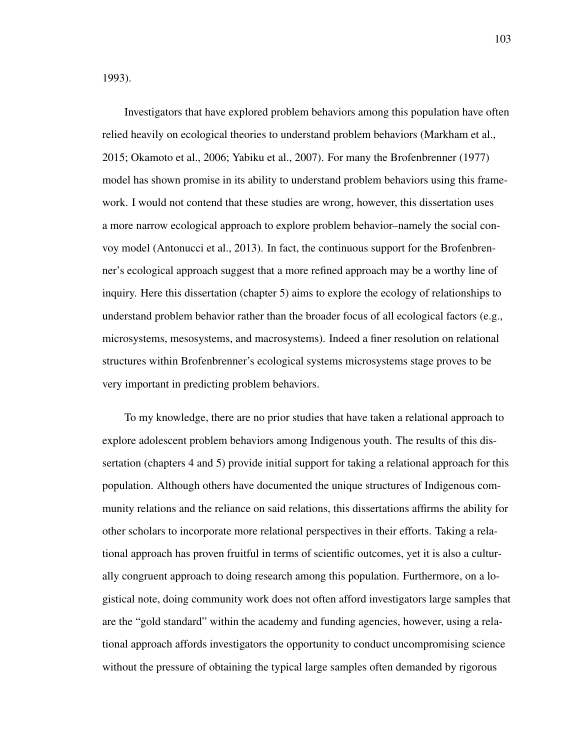1993).

Investigators that have explored problem behaviors among this population have often relied heavily on ecological theories to understand problem behaviors (Markham et al., 2015; Okamoto et al., 2006; Yabiku et al., 2007). For many the Brofenbrenner (1977) model has shown promise in its ability to understand problem behaviors using this framework. I would not contend that these studies are wrong, however, this dissertation uses a more narrow ecological approach to explore problem behavior–namely the social convoy model (Antonucci et al., 2013). In fact, the continuous support for the Brofenbrenner's ecological approach suggest that a more refined approach may be a worthy line of inquiry. Here this dissertation (chapter 5) aims to explore the ecology of relationships to understand problem behavior rather than the broader focus of all ecological factors (e.g., microsystems, mesosystems, and macrosystems). Indeed a finer resolution on relational structures within Brofenbrenner's ecological systems microsystems stage proves to be very important in predicting problem behaviors.

To my knowledge, there are no prior studies that have taken a relational approach to explore adolescent problem behaviors among Indigenous youth. The results of this dissertation (chapters 4 and 5) provide initial support for taking a relational approach for this population. Although others have documented the unique structures of Indigenous community relations and the reliance on said relations, this dissertations affirms the ability for other scholars to incorporate more relational perspectives in their efforts. Taking a relational approach has proven fruitful in terms of scientific outcomes, yet it is also a culturally congruent approach to doing research among this population. Furthermore, on a logistical note, doing community work does not often afford investigators large samples that are the "gold standard" within the academy and funding agencies, however, using a relational approach affords investigators the opportunity to conduct uncompromising science without the pressure of obtaining the typical large samples often demanded by rigorous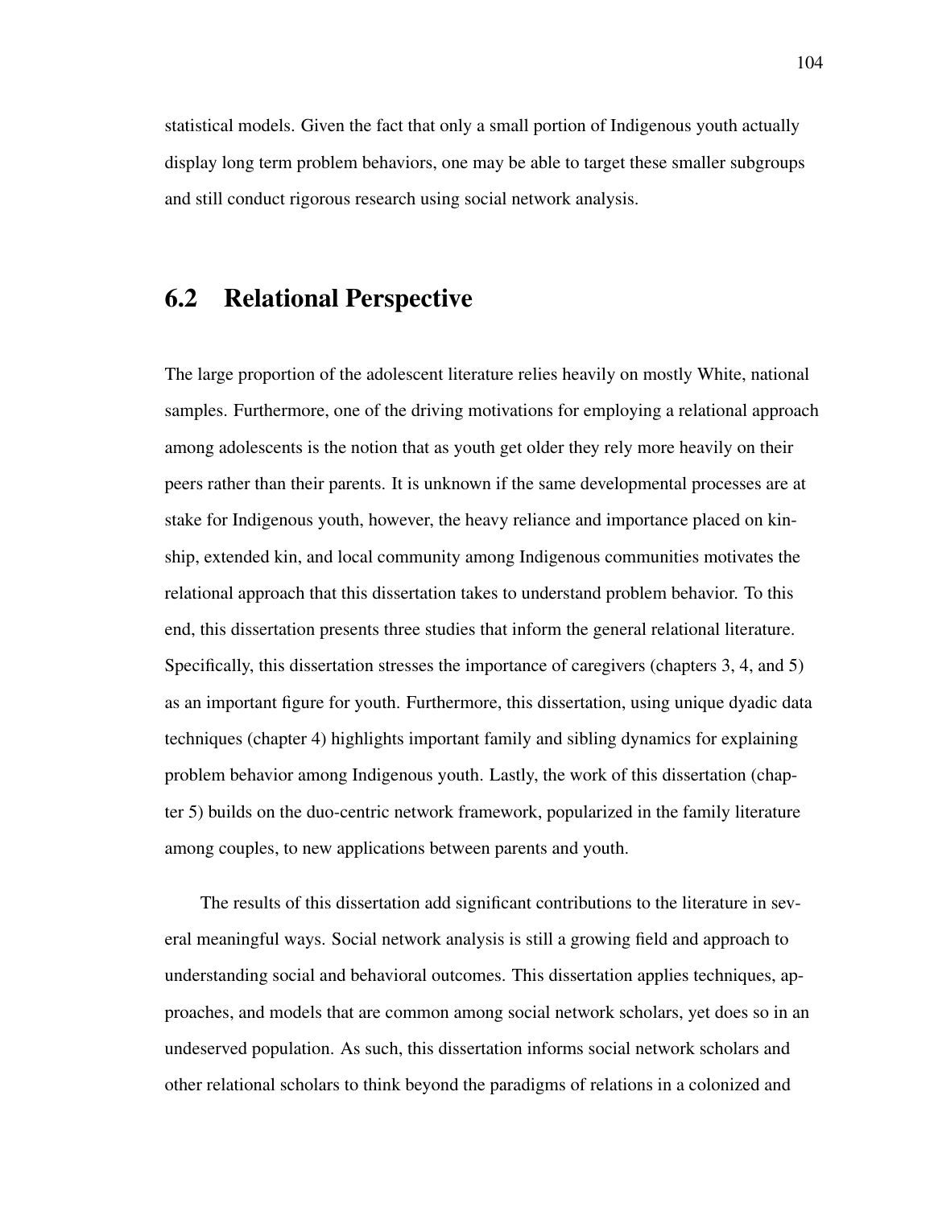statistical models. Given the fact that only a small portion of Indigenous youth actually display long term problem behaviors, one may be able to target these smaller subgroups and still conduct rigorous research using social network analysis.

## 6.2 Relational Perspective

The large proportion of the adolescent literature relies heavily on mostly White, national samples. Furthermore, one of the driving motivations for employing a relational approach among adolescents is the notion that as youth get older they rely more heavily on their peers rather than their parents. It is unknown if the same developmental processes are at stake for Indigenous youth, however, the heavy reliance and importance placed on kinship, extended kin, and local community among Indigenous communities motivates the relational approach that this dissertation takes to understand problem behavior. To this end, this dissertation presents three studies that inform the general relational literature. Specifically, this dissertation stresses the importance of caregivers (chapters 3, 4, and 5) as an important figure for youth. Furthermore, this dissertation, using unique dyadic data techniques (chapter 4) highlights important family and sibling dynamics for explaining problem behavior among Indigenous youth. Lastly, the work of this dissertation (chapter 5) builds on the duo-centric network framework, popularized in the family literature among couples, to new applications between parents and youth.

The results of this dissertation add significant contributions to the literature in several meaningful ways. Social network analysis is still a growing field and approach to understanding social and behavioral outcomes. This dissertation applies techniques, approaches, and models that are common among social network scholars, yet does so in an undeserved population. As such, this dissertation informs social network scholars and other relational scholars to think beyond the paradigms of relations in a colonized and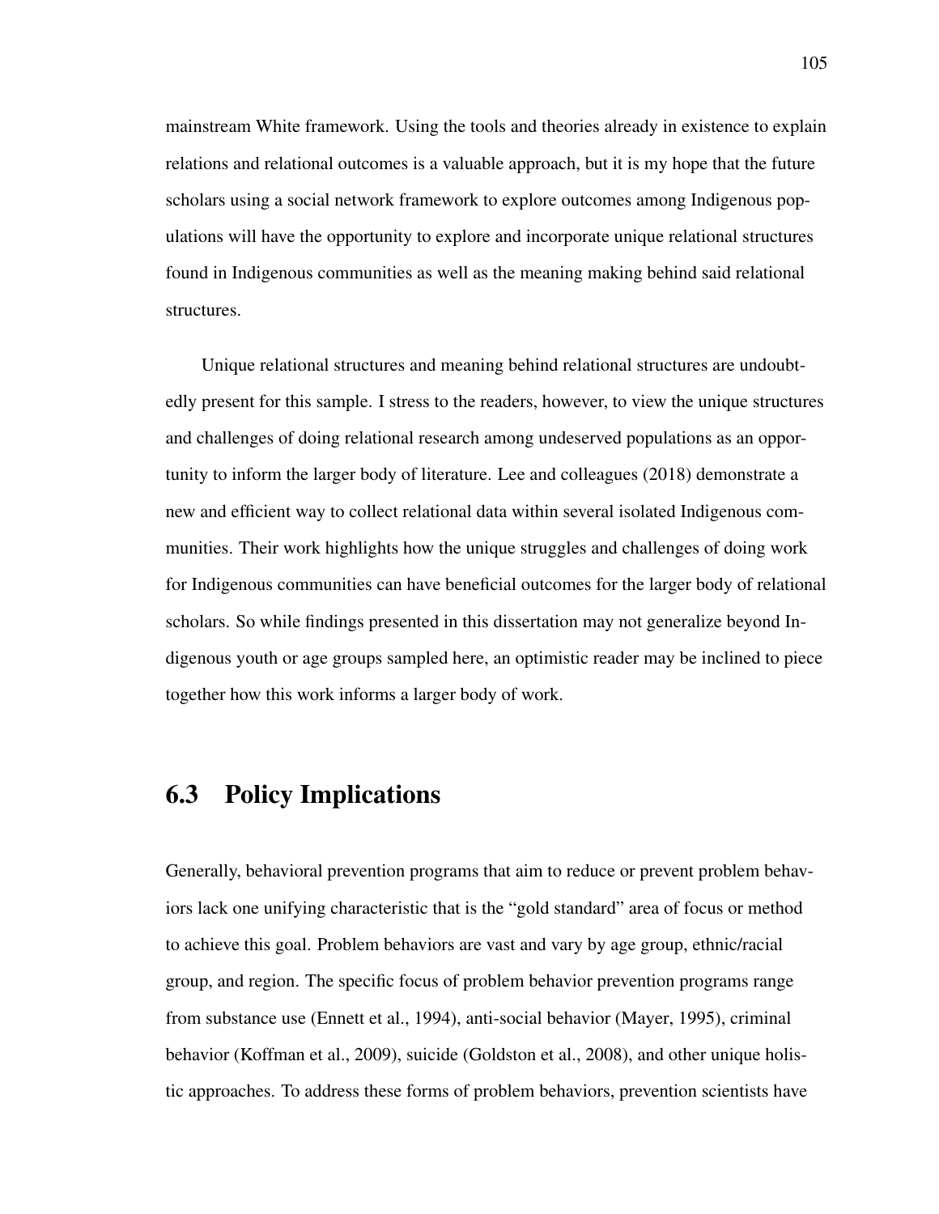mainstream White framework. Using the tools and theories already in existence to explain relations and relational outcomes is a valuable approach, but it is my hope that the future scholars using a social network framework to explore outcomes among Indigenous populations will have the opportunity to explore and incorporate unique relational structures found in Indigenous communities as well as the meaning making behind said relational structures.

Unique relational structures and meaning behind relational structures are undoubtedly present for this sample. I stress to the readers, however, to view the unique structures and challenges of doing relational research among undeserved populations as an opportunity to inform the larger body of literature. Lee and colleagues (2018) demonstrate a new and efficient way to collect relational data within several isolated Indigenous communities. Their work highlights how the unique struggles and challenges of doing work for Indigenous communities can have beneficial outcomes for the larger body of relational scholars. So while findings presented in this dissertation may not generalize beyond Indigenous youth or age groups sampled here, an optimistic reader may be inclined to piece together how this work informs a larger body of work.

## 6.3 Policy Implications

Generally, behavioral prevention programs that aim to reduce or prevent problem behaviors lack one unifying characteristic that is the "gold standard" area of focus or method to achieve this goal. Problem behaviors are vast and vary by age group, ethnic/racial group, and region. The specific focus of problem behavior prevention programs range from substance use (Ennett et al., 1994), anti-social behavior (Mayer, 1995), criminal behavior (Koffman et al., 2009), suicide (Goldston et al., 2008), and other unique holistic approaches. To address these forms of problem behaviors, prevention scientists have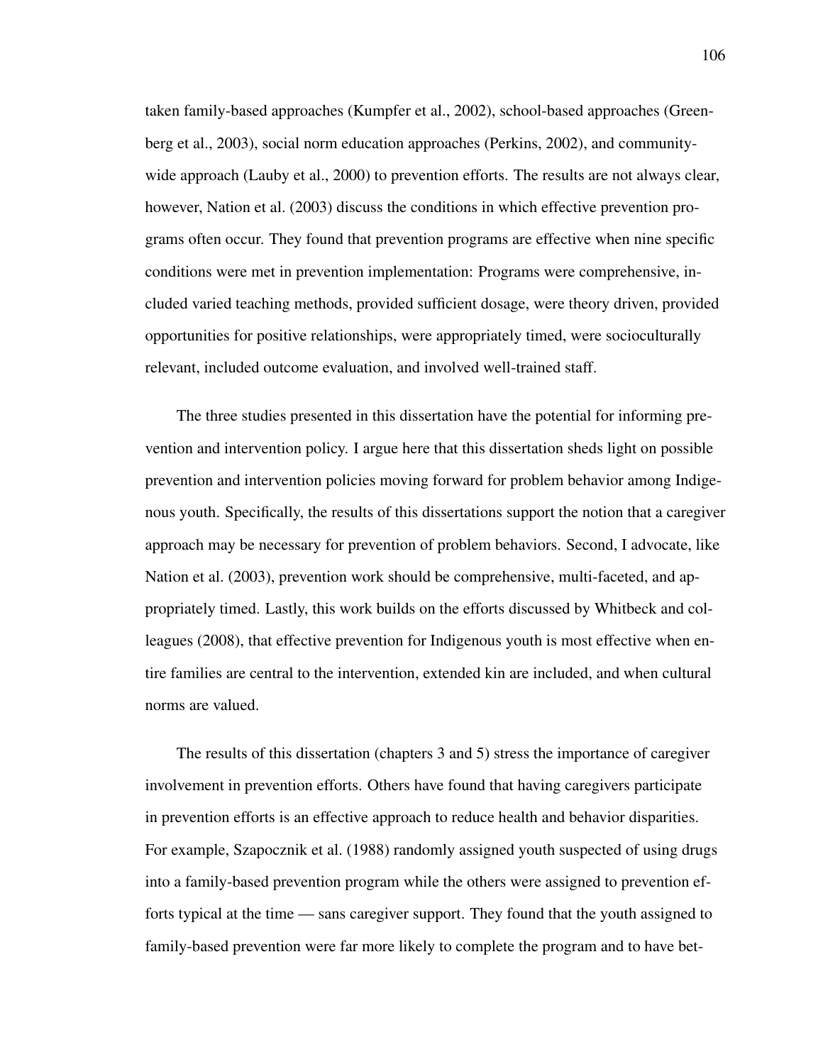taken family-based approaches (Kumpfer et al., 2002), school-based approaches (Greenberg et al., 2003), social norm education approaches (Perkins, 2002), and community-wide approach (Lauby et al., 2000) to prevention efforts. The results are not always clear, however, Nation et al. (2003) discuss the conditions in which effective prevention programs often occur. They found that prevention programs are effective when nine specific conditions were met in prevention implementation: Programs were comprehensive, included varied teaching methods, provided sufficient dosage, were theory driven, provided opportunities for positive relationships, were appropriately timed, were socioculturally relevant, included outcome evaluation, and involved well-trained staff.

The three studies presented in this dissertation have the potential for informing prevention and intervention policy. I argue here that this dissertation sheds light on possible prevention and intervention policies moving forward for problem behavior among Indigenous youth. Specifically, the results of this dissertations support the notion that a caregiver approach may be necessary for prevention of problem behaviors. Second, I advocate, like Nation et al. (2003), prevention work should be comprehensive, multi-faceted, and appropriately timed. Lastly, this work builds on the efforts discussed by Whitbeck and colleagues (2008), that effective prevention for Indigenous youth is most effective when entire families are central to the intervention, extended kin are included, and when cultural norms are valued.

The results of this dissertation (chapters 3 and 5) stress the importance of caregiver involvement in prevention efforts. Others have found that having caregivers participate in prevention efforts is an effective approach to reduce health and behavior disparities. For example, Szapocznik et al. (1988) randomly assigned youth suspected of using drugs into a family-based prevention program while the others were assigned to prevention efforts typical at the time — sans caregiver support. They found that the youth assigned to family-based prevention were far more likely to complete the program and to have bet-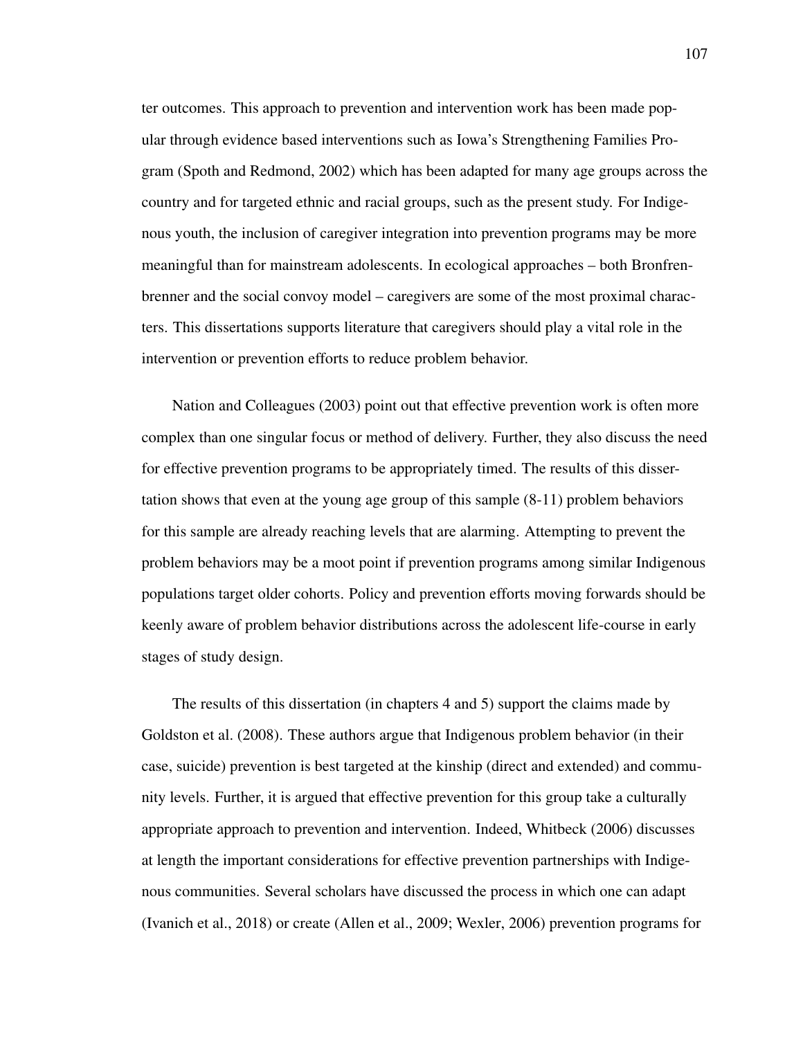ter outcomes. This approach to prevention and intervention work has been made popular through evidence based interventions such as Iowa's Strengthening Families Program (Spoth and Redmond, 2002) which has been adapted for many age groups across the country and for targeted ethnic and racial groups, such as the present study. For Indigenous youth, the inclusion of caregiver integration into prevention programs may be more meaningful than for mainstream adolescents. In ecological approaches – both Bronfrenbrenner and the social convoy model – caregivers are some of the most proximal characters. This dissertations supports literature that caregivers should play a vital role in the intervention or prevention efforts to reduce problem behavior.

Nation and Colleagues (2003) point out that effective prevention work is often more complex than one singular focus or method of delivery. Further, they also discuss the need for effective prevention programs to be appropriately timed. The results of this dissertation shows that even at the young age group of this sample (8-11) problem behaviors for this sample are already reaching levels that are alarming. Attempting to prevent the problem behaviors may be a moot point if prevention programs among similar Indigenous populations target older cohorts. Policy and prevention efforts moving forwards should be keenly aware of problem behavior distributions across the adolescent life-course in early stages of study design.

The results of this dissertation (in chapters 4 and 5) support the claims made by Goldston et al. (2008). These authors argue that Indigenous problem behavior (in their case, suicide) prevention is best targeted at the kinship (direct and extended) and community levels. Further, it is argued that effective prevention for this group take a culturally appropriate approach to prevention and intervention. Indeed, Whitbeck (2006) discusses at length the important considerations for effective prevention partnerships with Indigenous communities. Several scholars have discussed the process in which one can adapt (Ivanich et al., 2018) or create (Allen et al., 2009; Wexler, 2006) prevention programs for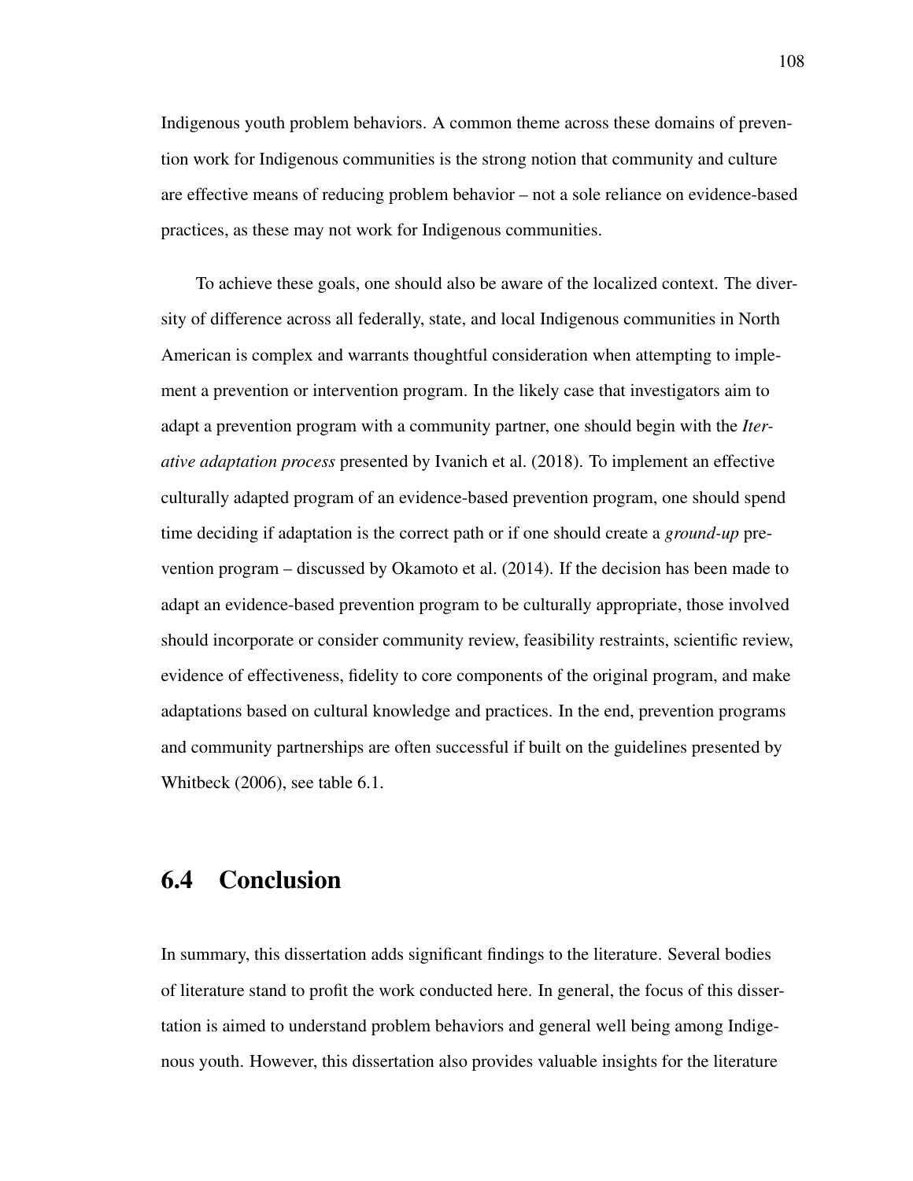Indigenous youth problem behaviors. A common theme across these domains of prevention work for Indigenous communities is the strong notion that community and culture are effective means of reducing problem behavior – not a sole reliance on evidence-based practices, as these may not work for Indigenous communities.

To achieve these goals, one should also be aware of the localized context. The diversity of difference across all federally, state, and local Indigenous communities in North American is complex and warrants thoughtful consideration when attempting to implement a prevention or intervention program. In the likely case that investigators aim to adapt a prevention program with a community partner, one should begin with the *Iterative adaptation process* presented by Ivanich et al. (2018). To implement an effective culturally adapted program of an evidence-based prevention program, one should spend time deciding if adaptation is the correct path or if one should create a *ground-up* prevention program – discussed by Okamoto et al. (2014). If the decision has been made to adapt an evidence-based prevention program to be culturally appropriate, those involved should incorporate or consider community review, feasibility restraints, scientific review, evidence of effectiveness, fidelity to core components of the original program, and make adaptations based on cultural knowledge and practices. In the end, prevention programs and community partnerships are often successful if built on the guidelines presented by Whitbeck (2006), see table 6.1.

## 6.4 Conclusion

In summary, this dissertation adds significant findings to the literature. Several bodies of literature stand to profit the work conducted here. In general, the focus of this dissertation is aimed to understand problem behaviors and general well being among Indigenous youth. However, this dissertation also provides valuable insights for the literature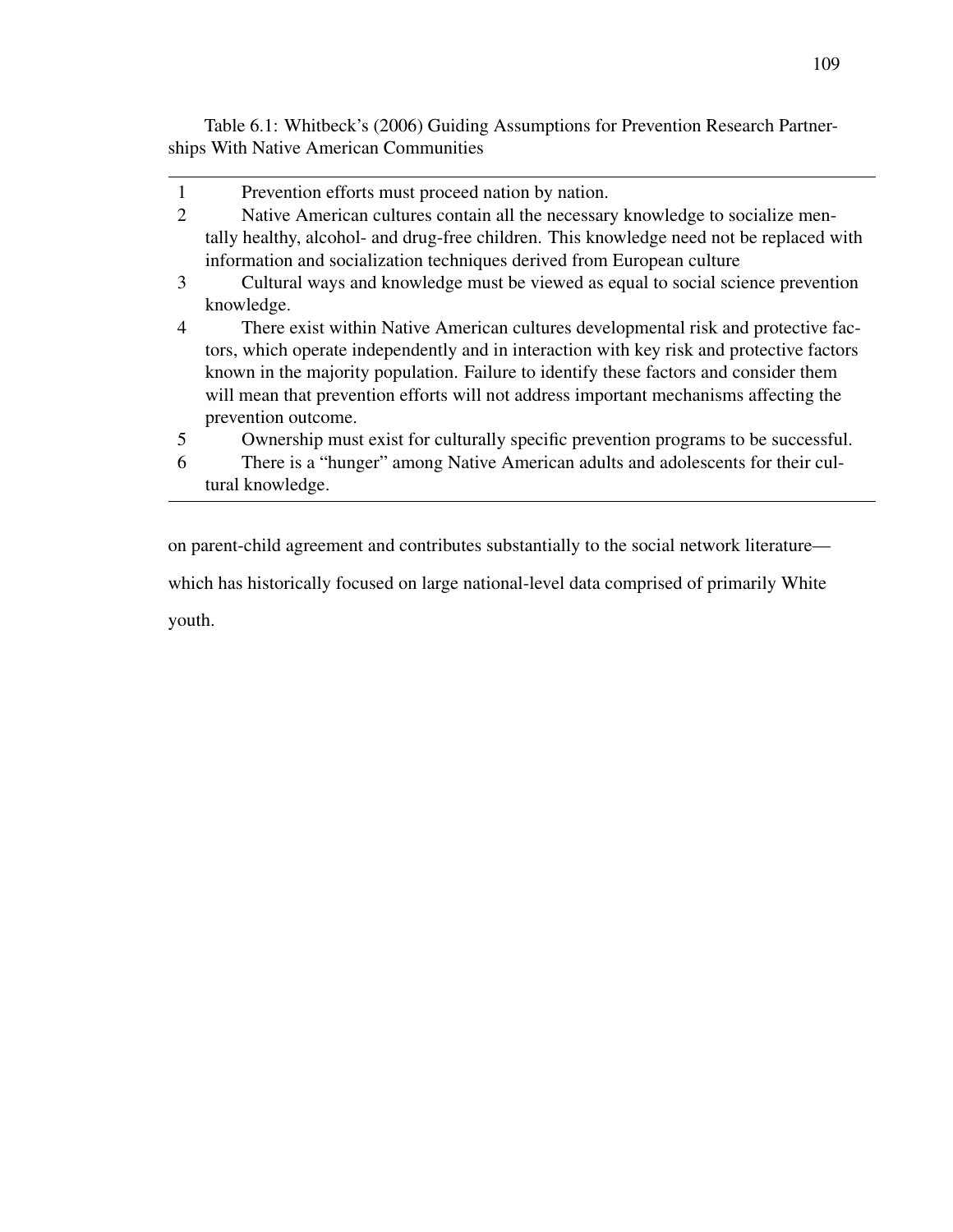Table 6.1: Whitbeck's (2006) Guiding Assumptions for Prevention Research Partnerships With Native American Communities

| | |
|---|---|
| 1 | Prevention efforts must proceed nation by nation. |
| 2 | Native American cultures contain all the necessary knowledge to socialize mentally healthy, alcohol- and drug-free children. This knowledge need not be replaced with information and socialization techniques derived from European culture |
| 3 | Cultural ways and knowledge must be viewed as equal to social science prevention knowledge. |
| 4 | There exist within Native American cultures developmental risk and protective factors, which operate independently and in interaction with key risk and protective factors known in the majority population. Failure to identify these factors and consider them will mean that prevention efforts will not address important mechanisms affecting the prevention outcome. |
| 5 | Ownership must exist for culturally specific prevention programs to be successful. |
| 6 | There is a "hunger" among Native American adults and adolescents for their cultural knowledge. |

on parent-child agreement and contributes substantially to the social network literature—which has historically focused on large national-level data comprised of primarily White youth.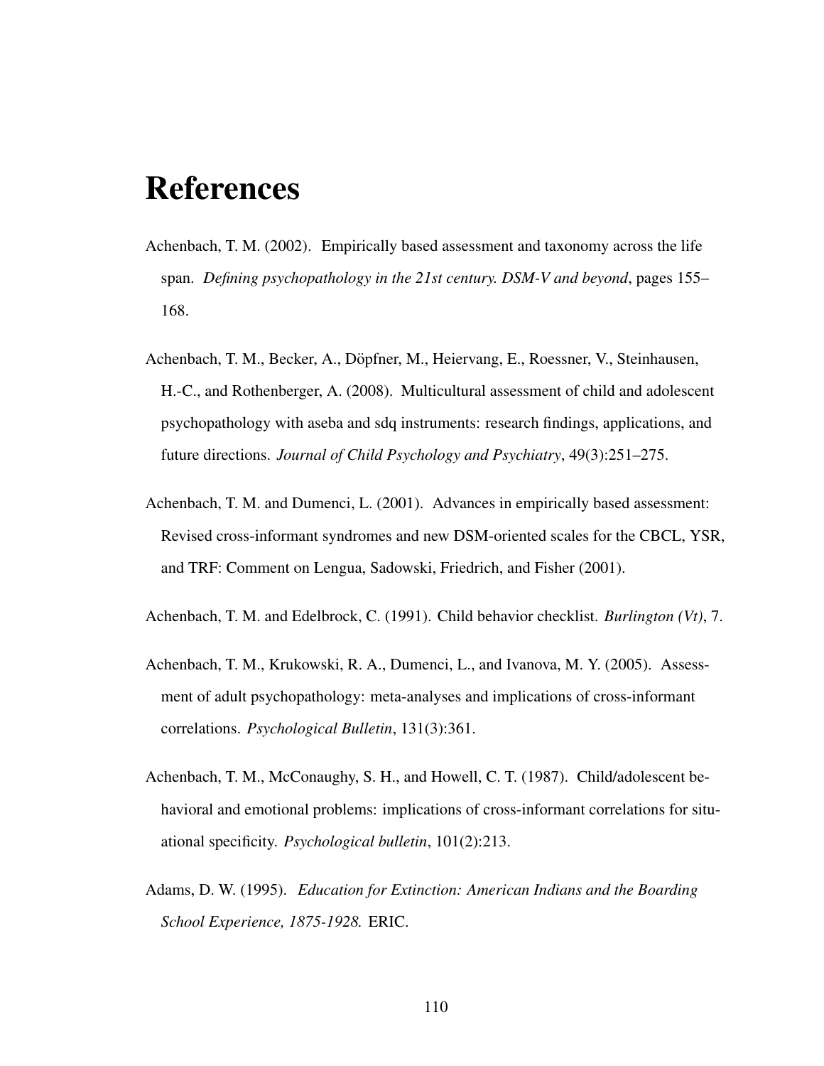# References

Achenbach, T. M. (2002). Empirically based assessment and taxonomy across the life span. *Defining psychopathology in the 21st century. DSM-V and beyond*, pages 155–168.

Achenbach, T. M., Becker, A., Döpfner, M., Heiervang, E., Roessner, V., Steinhausen, H.-C., and Rothenberger, A. (2008). Multicultural assessment of child and adolescent psychopathology with aseba and sdq instruments: research findings, applications, and future directions. *Journal of Child Psychology and Psychiatry*, 49(3):251–275.

Achenbach, T. M. and Dumenci, L. (2001). Advances in empirically based assessment: Revised cross-informant syndromes and new DSM-oriented scales for the CBCL, YSR, and TRF: Comment on Lengua, Sadowski, Friedrich, and Fisher (2001).

Achenbach, T. M. and Edelbrock, C. (1991). Child behavior checklist. *Burlington (Vt)*, 7.

Achenbach, T. M., Krukowski, R. A., Dumenci, L., and Ivanova, M. Y. (2005). Assessment of adult psychopathology: meta-analyses and implications of cross-informant correlations. *Psychological Bulletin*, 131(3):361.

Achenbach, T. M., McConaughy, S. H., and Howell, C. T. (1987). Child/adolescent behavioral and emotional problems: implications of cross-informant correlations for situational specificity. *Psychological bulletin*, 101(2):213.

Adams, D. W. (1995). *Education for Extinction: American Indians and the Boarding School Experience, 1875-1928.* ERIC.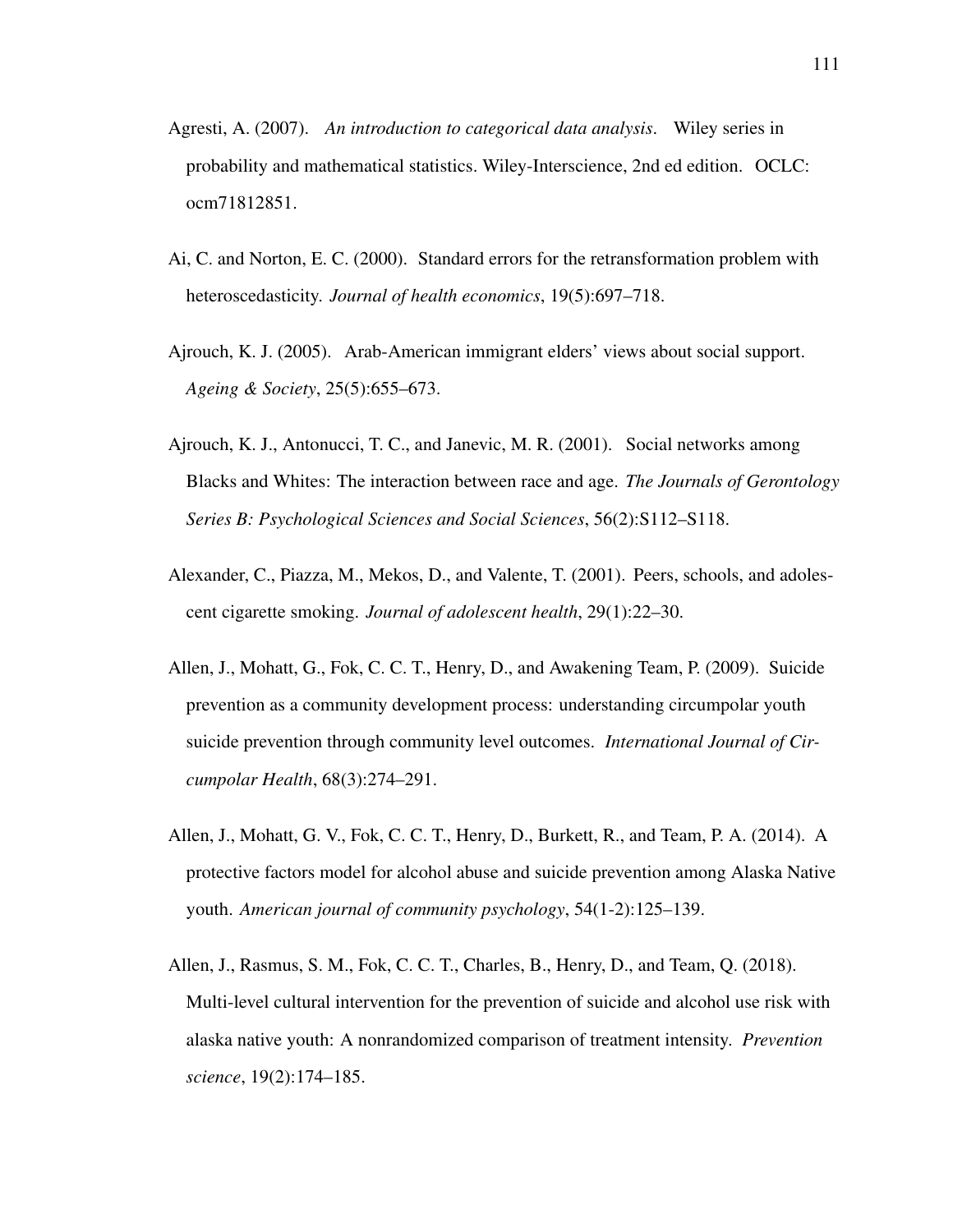Agresti, A. (2007). *An introduction to categorical data analysis*. Wiley series in probability and mathematical statistics. Wiley-Interscience, 2nd ed edition. OCLC: ocm71812851.

Ai, C. and Norton, E. C. (2000). Standard errors for the retransformation problem with heteroscedasticity. *Journal of health economics*, 19(5):697–718.

Ajrouch, K. J. (2005). Arab-American immigrant elders' views about social support. *Ageing & Society*, 25(5):655–673.

Ajrouch, K. J., Antonucci, T. C., and Janevic, M. R. (2001). Social networks among Blacks and Whites: The interaction between race and age. *The Journals of Gerontology Series B: Psychological Sciences and Social Sciences*, 56(2):S112–S118.

Alexander, C., Piazza, M., Mekos, D., and Valente, T. (2001). Peers, schools, and adolescent cigarette smoking. *Journal of adolescent health*, 29(1):22–30.

Allen, J., Mohatt, G., Fok, C. C. T., Henry, D., and Awakening Team, P. (2009). Suicide prevention as a community development process: understanding circumpolar youth suicide prevention through community level outcomes. *International Journal of Circumpolar Health*, 68(3):274–291.

Allen, J., Mohatt, G. V., Fok, C. C. T., Henry, D., Burkett, R., and Team, P. A. (2014). A protective factors model for alcohol abuse and suicide prevention among Alaska Native youth. *American journal of community psychology*, 54(1-2):125–139.

Allen, J., Rasmus, S. M., Fok, C. C. T., Charles, B., Henry, D., and Team, Q. (2018). Multi-level cultural intervention for the prevention of suicide and alcohol use risk with alaska native youth: A nonrandomized comparison of treatment intensity. *Prevention science*, 19(2):174–185.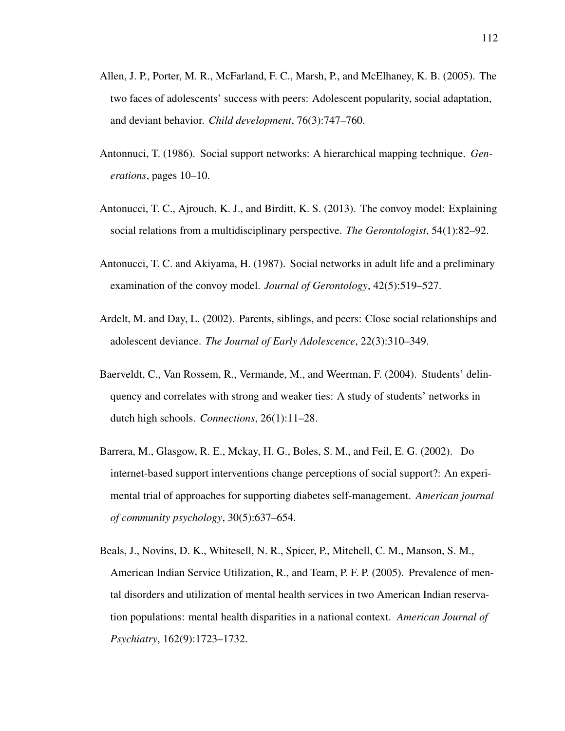Allen, J. P., Porter, M. R., McFarland, F. C., Marsh, P., and McElhaney, K. B. (2005). The two faces of adolescents' success with peers: Adolescent popularity, social adaptation, and deviant behavior. *Child development*, 76(3):747–760.

Antonnuci, T. (1986). Social support networks: A hierarchical mapping technique. *Generations*, pages 10–10.

Antonucci, T. C., Ajrouch, K. J., and Birditt, K. S. (2013). The convoy model: Explaining social relations from a multidisciplinary perspective. *The Gerontologist*, 54(1):82–92.

Antonucci, T. C. and Akiyama, H. (1987). Social networks in adult life and a preliminary examination of the convoy model. *Journal of Gerontology*, 42(5):519–527.

Ardelt, M. and Day, L. (2002). Parents, siblings, and peers: Close social relationships and adolescent deviance. *The Journal of Early Adolescence*, 22(3):310–349.

Baerveldt, C., Van Rossem, R., Vermande, M., and Weerman, F. (2004). Students' delinquency and correlates with strong and weaker ties: A study of students' networks in dutch high schools. *Connections*, 26(1):11–28.

Barrera, M., Glasgow, R. E., Mckay, H. G., Boles, S. M., and Feil, E. G. (2002). Do internet-based support interventions change perceptions of social support?: An experimental trial of approaches for supporting diabetes self-management. *American journal of community psychology*, 30(5):637–654.

Beals, J., Novins, D. K., Whitesell, N. R., Spicer, P., Mitchell, C. M., Manson, S. M., American Indian Service Utilization, R., and Team, P. F. P. (2005). Prevalence of mental disorders and utilization of mental health services in two American Indian reservation populations: mental health disparities in a national context. *American Journal of Psychiatry*, 162(9):1723–1732.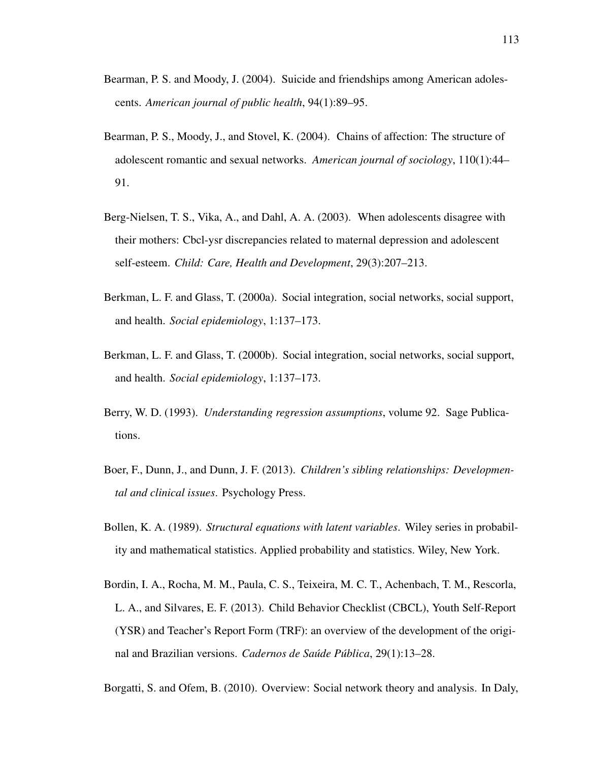Bearman, P. S. and Moody, J. (2004). Suicide and friendships among American adolescents. *American journal of public health*, 94(1):89–95.

Bearman, P. S., Moody, J., and Stovel, K. (2004). Chains of affection: The structure of adolescent romantic and sexual networks. *American journal of sociology*, 110(1):44–91.

Berg-Nielsen, T. S., Vika, A., and Dahl, A. A. (2003). When adolescents disagree with their mothers: Cbcl-ysr discrepancies related to maternal depression and adolescent self-esteem. *Child: Care, Health and Development*, 29(3):207–213.

Berkman, L. F. and Glass, T. (2000a). Social integration, social networks, social support, and health. *Social epidemiology*, 1:137–173.

Berkman, L. F. and Glass, T. (2000b). Social integration, social networks, social support, and health. *Social epidemiology*, 1:137–173.

Berry, W. D. (1993). *Understanding regression assumptions*, volume 92. Sage Publications.

Boer, F., Dunn, J., and Dunn, J. F. (2013). *Children's sibling relationships: Developmental and clinical issues*. Psychology Press.

Bollen, K. A. (1989). *Structural equations with latent variables*. Wiley series in probability and mathematical statistics. Applied probability and statistics. Wiley, New York.

Bordin, I. A., Rocha, M. M., Paula, C. S., Teixeira, M. C. T., Achenbach, T. M., Rescorla, L. A., and Silvares, E. F. (2013). Child Behavior Checklist (CBCL), Youth Self-Report (YSR) and Teacher's Report Form (TRF): an overview of the development of the original and Brazilian versions. *Cadernos de Saúde Pública*, 29(1):13–28.

Borgatti, S. and Ofem, B. (2010). Overview: Social network theory and analysis. In Daly,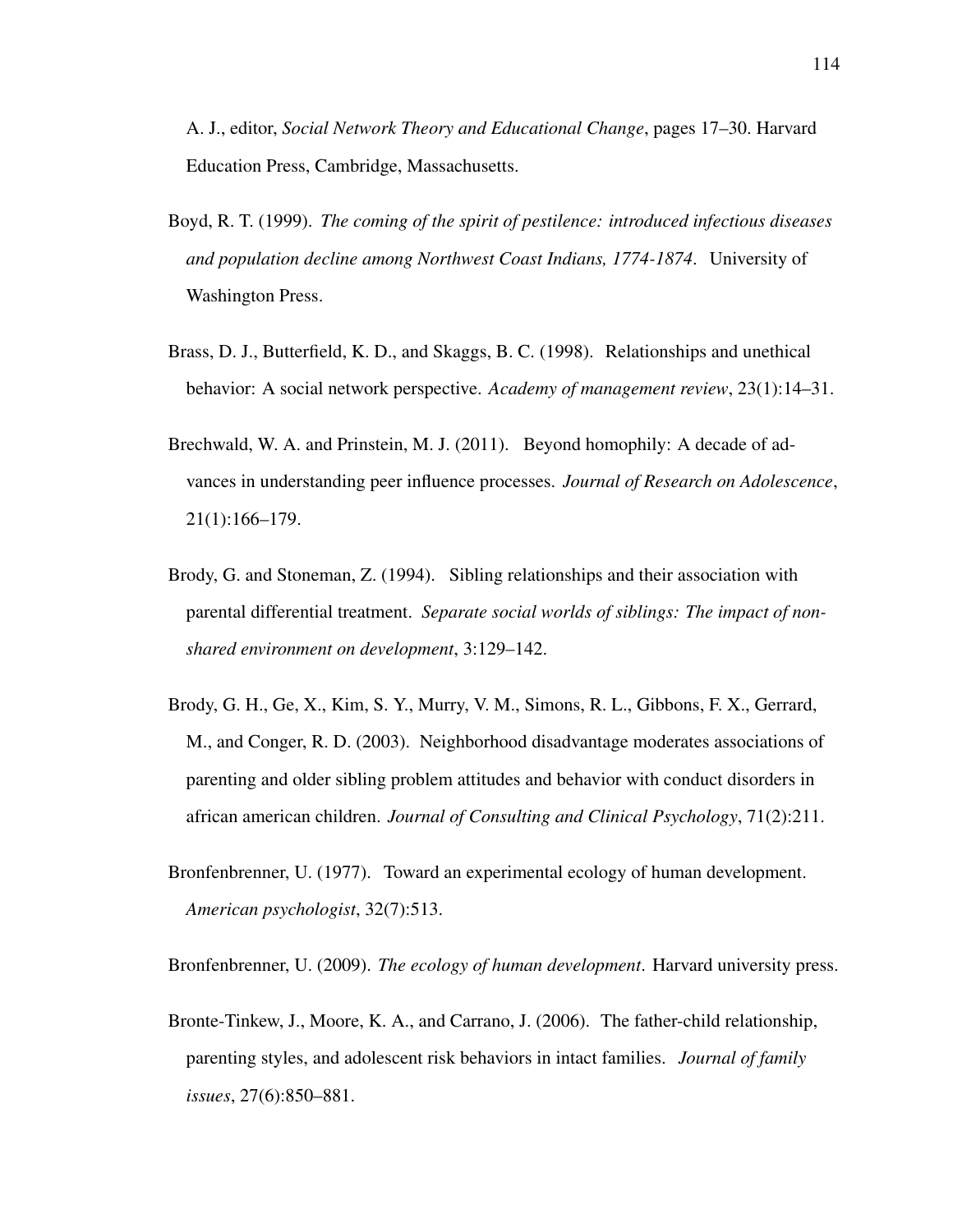A. J., editor, *Social Network Theory and Educational Change*, pages 17–30. Harvard Education Press, Cambridge, Massachusetts.

Boyd, R. T. (1999). *The coming of the spirit of pestilence: introduced infectious diseases and population decline among Northwest Coast Indians, 1774-1874*. University of Washington Press.

Brass, D. J., Butterfield, K. D., and Skaggs, B. C. (1998). Relationships and unethical behavior: A social network perspective. *Academy of management review*, 23(1):14–31.

Brechwald, W. A. and Prinstein, M. J. (2011). Beyond homophily: A decade of advances in understanding peer influence processes. *Journal of Research on Adolescence*, 21(1):166–179.

Brody, G. and Stoneman, Z. (1994). Sibling relationships and their association with parental differential treatment. *Separate social worlds of siblings: The impact of non-shared environment on development*, 3:129–142.

Brody, G. H., Ge, X., Kim, S. Y., Murry, V. M., Simons, R. L., Gibbons, F. X., Gerrard, M., and Conger, R. D. (2003). Neighborhood disadvantage moderates associations of parenting and older sibling problem attitudes and behavior with conduct disorders in african american children. *Journal of Consulting and Clinical Psychology*, 71(2):211.

Bronfenbrenner, U. (1977). Toward an experimental ecology of human development. *American psychologist*, 32(7):513.

Bronfenbrenner, U. (2009). *The ecology of human development*. Harvard university press.

Bronte-Tinkew, J., Moore, K. A., and Carrano, J. (2006). The father-child relationship, parenting styles, and adolescent risk behaviors in intact families. *Journal of family issues*, 27(6):850–881.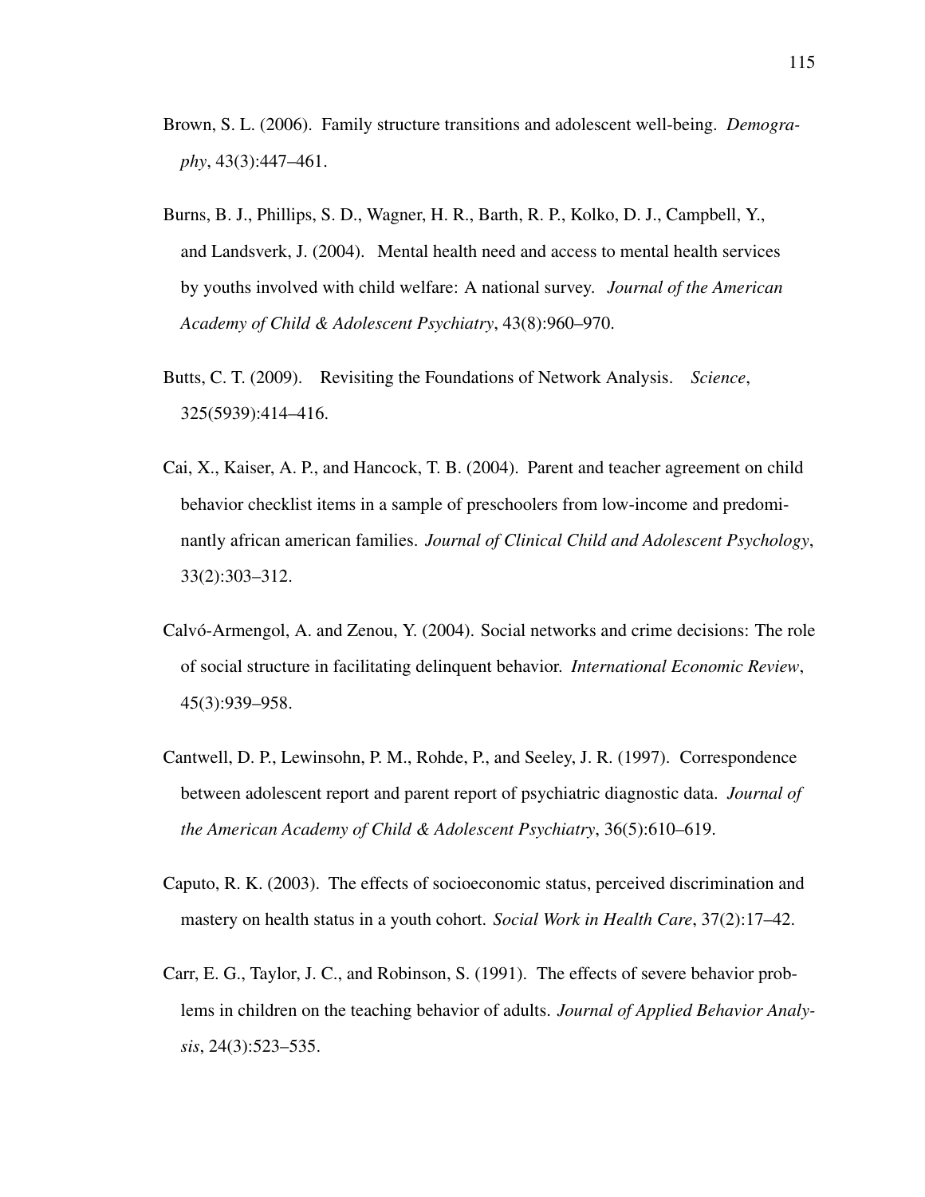Brown, S. L. (2006). Family structure transitions and adolescent well-being. *Demography*, 43(3):447–461.

Burns, B. J., Phillips, S. D., Wagner, H. R., Barth, R. P., Kolko, D. J., Campbell, Y., and Landsverk, J. (2004). Mental health need and access to mental health services by youths involved with child welfare: A national survey. *Journal of the American Academy of Child & Adolescent Psychiatry*, 43(8):960–970.

Butts, C. T. (2009). Revisiting the Foundations of Network Analysis. *Science*, 325(5939):414–416.

Cai, X., Kaiser, A. P., and Hancock, T. B. (2004). Parent and teacher agreement on child behavior checklist items in a sample of preschoolers from low-income and predominantly african american families. *Journal of Clinical Child and Adolescent Psychology*, 33(2):303–312.

Calvó-Armengol, A. and Zenou, Y. (2004). Social networks and crime decisions: The role of social structure in facilitating delinquent behavior. *International Economic Review*, 45(3):939–958.

Cantwell, D. P., Lewinsohn, P. M., Rohde, P., and Seeley, J. R. (1997). Correspondence between adolescent report and parent report of psychiatric diagnostic data. *Journal of the American Academy of Child & Adolescent Psychiatry*, 36(5):610–619.

Caputo, R. K. (2003). The effects of socioeconomic status, perceived discrimination and mastery on health status in a youth cohort. *Social Work in Health Care*, 37(2):17–42.

Carr, E. G., Taylor, J. C., and Robinson, S. (1991). The effects of severe behavior problems in children on the teaching behavior of adults. *Journal of Applied Behavior Analysis*, 24(3):523–535.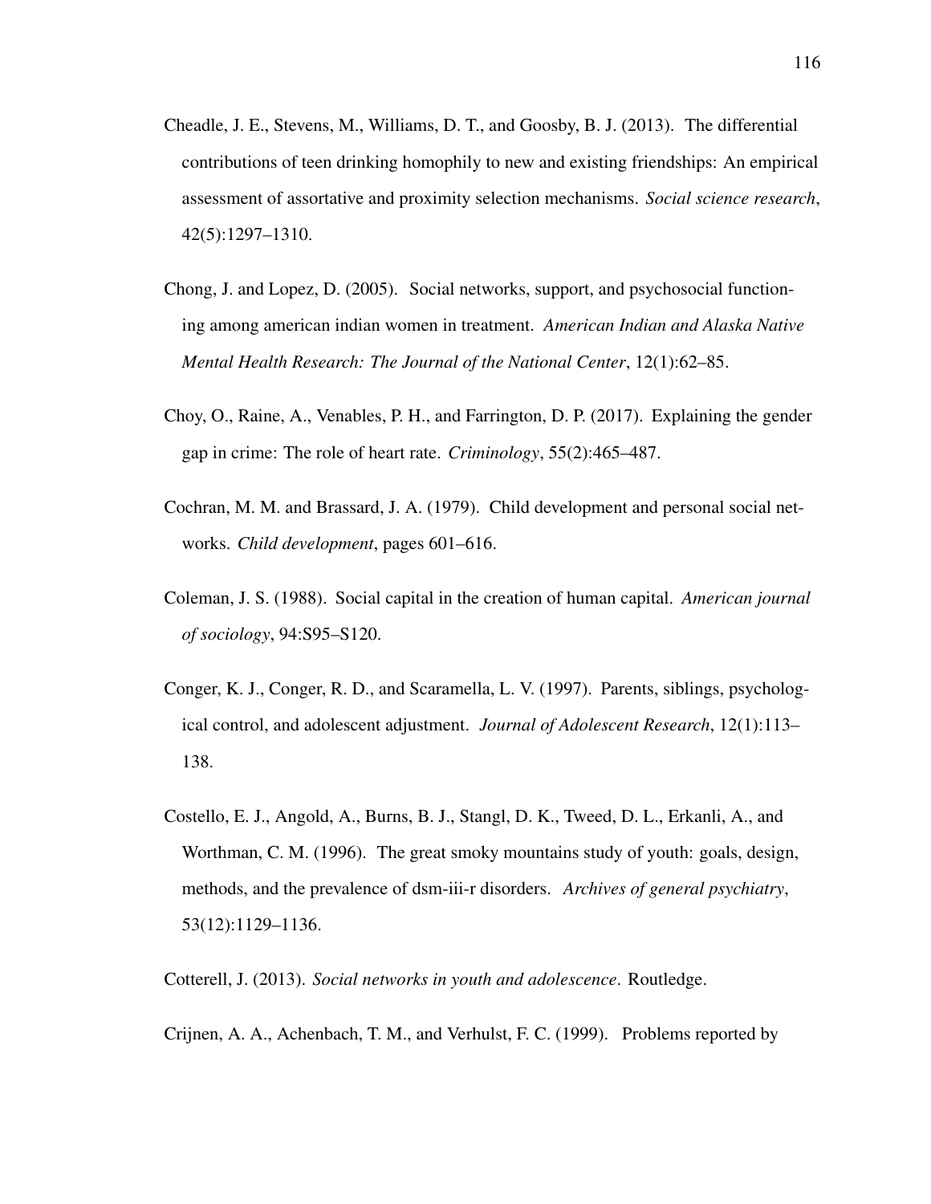Cheadle, J. E., Stevens, M., Williams, D. T., and Goosby, B. J. (2013). The differential contributions of teen drinking homophily to new and existing friendships: An empirical assessment of assortative and proximity selection mechanisms. *Social science research*, 42(5):1297–1310.

Chong, J. and Lopez, D. (2005). Social networks, support, and psychosocial functioning among american indian women in treatment. *American Indian and Alaska Native Mental Health Research: The Journal of the National Center*, 12(1):62–85.

Choy, O., Raine, A., Venables, P. H., and Farrington, D. P. (2017). Explaining the gender gap in crime: The role of heart rate. *Criminology*, 55(2):465–487.

Cochran, M. M. and Brassard, J. A. (1979). Child development and personal social networks. *Child development*, pages 601–616.

Coleman, J. S. (1988). Social capital in the creation of human capital. *American journal of sociology*, 94:S95–S120.

Conger, K. J., Conger, R. D., and Scaramella, L. V. (1997). Parents, siblings, psychological control, and adolescent adjustment. *Journal of Adolescent Research*, 12(1):113–138.

Costello, E. J., Angold, A., Burns, B. J., Stangl, D. K., Tweed, D. L., Erkanli, A., and Worthman, C. M. (1996). The great smoky mountains study of youth: goals, design, methods, and the prevalence of dsm-iii-r disorders. *Archives of general psychiatry*, 53(12):1129–1136.

Cotterell, J. (2013). *Social networks in youth and adolescence*. Routledge.

Crijnen, A. A., Achenbach, T. M., and Verhulst, F. C. (1999). Problems reported by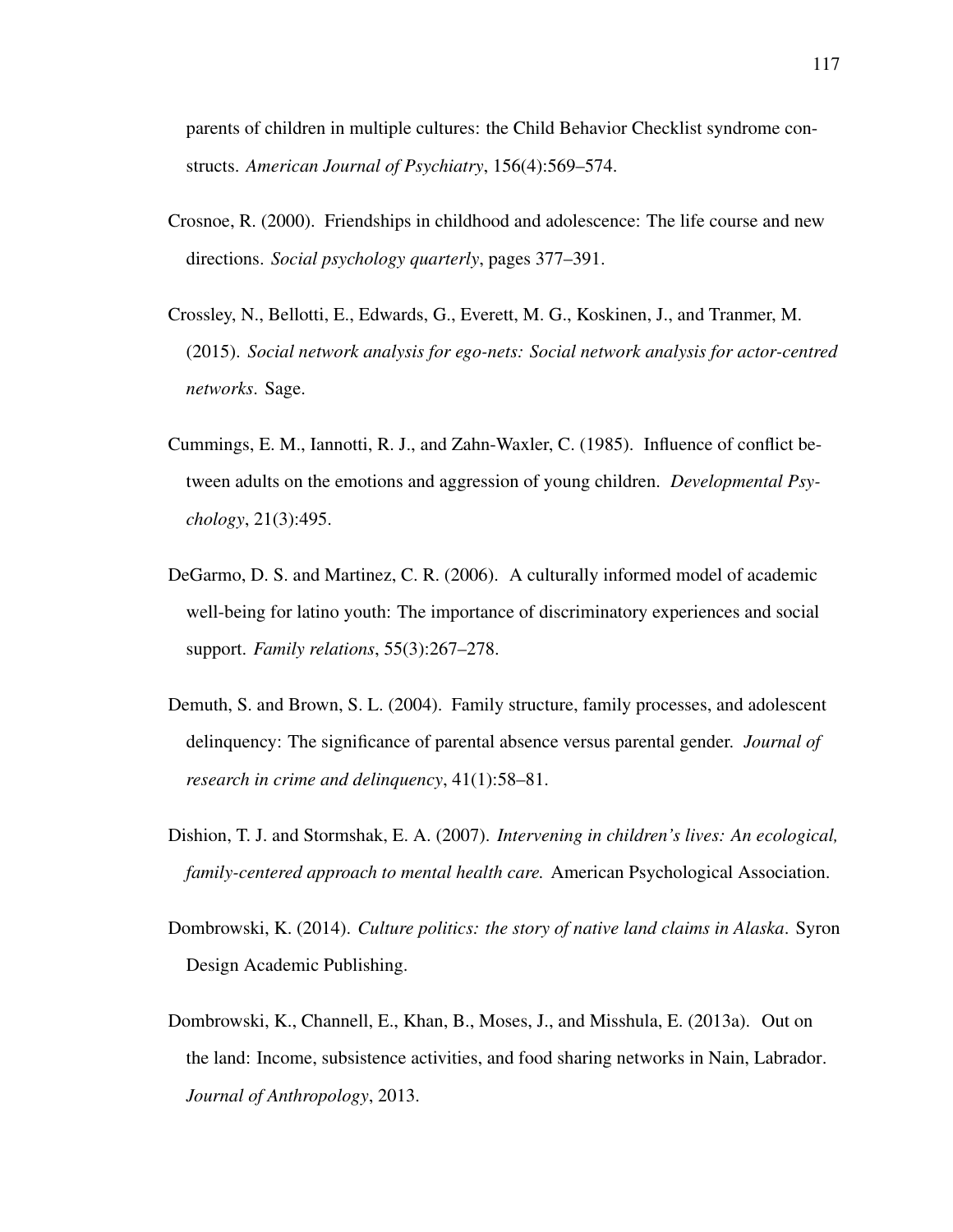parents of children in multiple cultures: the Child Behavior Checklist syndrome constructs. *American Journal of Psychiatry*, 156(4):569–574.

Crosnoe, R. (2000). Friendships in childhood and adolescence: The life course and new directions. *Social psychology quarterly*, pages 377–391.

Crossley, N., Bellotti, E., Edwards, G., Everett, M. G., Koskinen, J., and Tranmer, M. (2015). *Social network analysis for ego-nets: Social network analysis for actor-centred networks*. Sage.

Cummings, E. M., Iannotti, R. J., and Zahn-Waxler, C. (1985). Influence of conflict between adults on the emotions and aggression of young children. *Developmental Psychology*, 21(3):495.

DeGarmo, D. S. and Martinez, C. R. (2006). A culturally informed model of academic well-being for latino youth: The importance of discriminatory experiences and social support. *Family relations*, 55(3):267–278.

Demuth, S. and Brown, S. L. (2004). Family structure, family processes, and adolescent delinquency: The significance of parental absence versus parental gender. *Journal of research in crime and delinquency*, 41(1):58–81.

Dishion, T. J. and Stormshak, E. A. (2007). *Intervening in children's lives: An ecological, family-centered approach to mental health care.* American Psychological Association.

Dombrowski, K. (2014). *Culture politics: the story of native land claims in Alaska*. Syron Design Academic Publishing.

Dombrowski, K., Channell, E., Khan, B., Moses, J., and Misshula, E. (2013a). Out on the land: Income, subsistence activities, and food sharing networks in Nain, Labrador. *Journal of Anthropology*, 2013.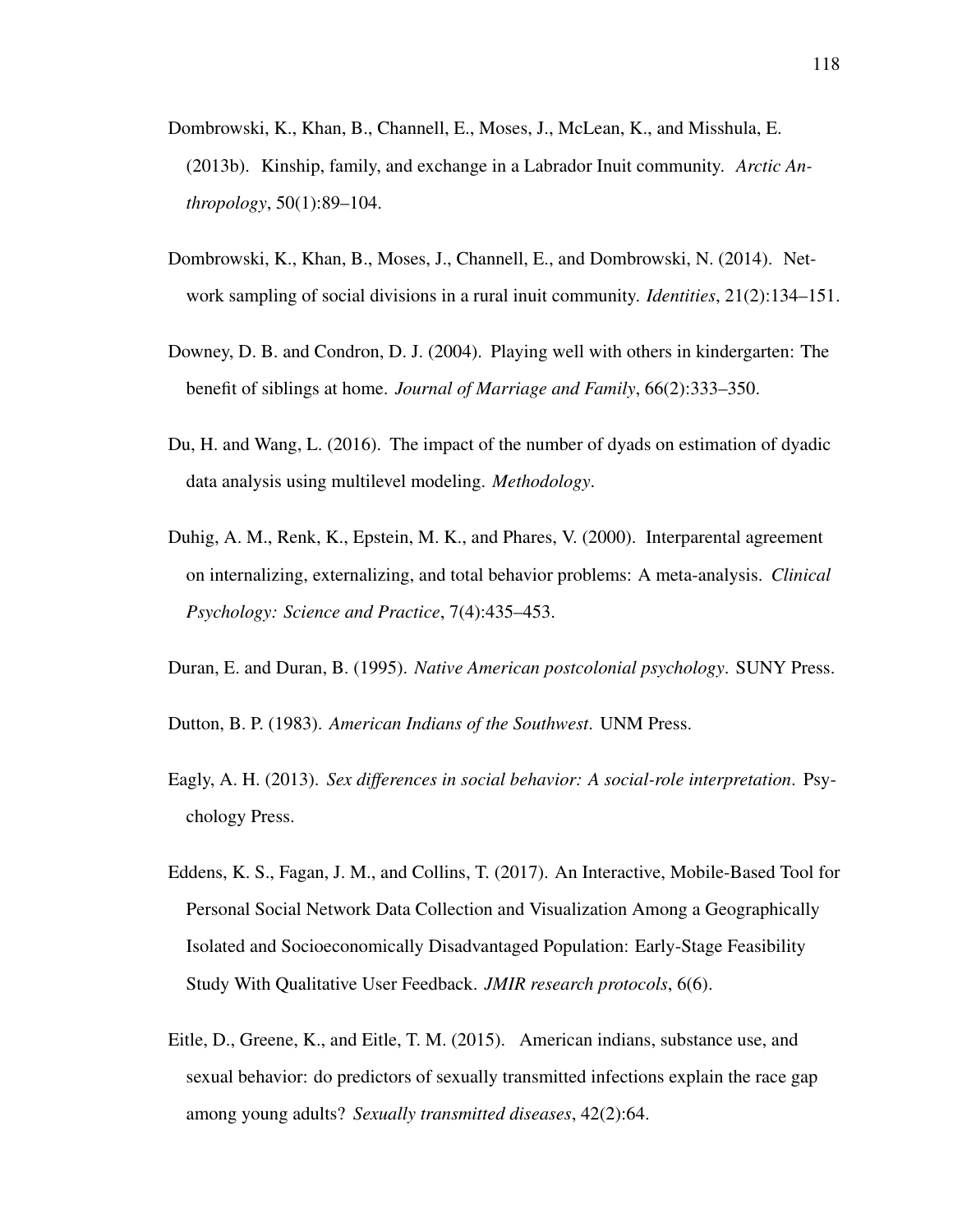Dombrowski, K., Khan, B., Channell, E., Moses, J., McLean, K., and Misshula, E. (2013b). Kinship, family, and exchange in a Labrador Inuit community. *Arctic Anthropology*, 50(1):89–104.

Dombrowski, K., Khan, B., Moses, J., Channell, E., and Dombrowski, N. (2014). Network sampling of social divisions in a rural inuit community. *Identities*, 21(2):134–151.

Downey, D. B. and Condron, D. J. (2004). Playing well with others in kindergarten: The benefit of siblings at home. *Journal of Marriage and Family*, 66(2):333–350.

Du, H. and Wang, L. (2016). The impact of the number of dyads on estimation of dyadic data analysis using multilevel modeling. *Methodology*.

Duhig, A. M., Renk, K., Epstein, M. K., and Phares, V. (2000). Interparental agreement on internalizing, externalizing, and total behavior problems: A meta-analysis. *Clinical Psychology: Science and Practice*, 7(4):435–453.

Duran, E. and Duran, B. (1995). *Native American postcolonial psychology*. SUNY Press.

Dutton, B. P. (1983). *American Indians of the Southwest*. UNM Press.

Eagly, A. H. (2013). *Sex differences in social behavior: A social-role interpretation*. Psychology Press.

Eddens, K. S., Fagan, J. M., and Collins, T. (2017). An Interactive, Mobile-Based Tool for Personal Social Network Data Collection and Visualization Among a Geographically Isolated and Socioeconomically Disadvantaged Population: Early-Stage Feasibility Study With Qualitative User Feedback. *JMIR research protocols*, 6(6).

Eitle, D., Greene, K., and Eitle, T. M. (2015). American indians, substance use, and sexual behavior: do predictors of sexually transmitted infections explain the race gap among young adults? *Sexually transmitted diseases*, 42(2):64.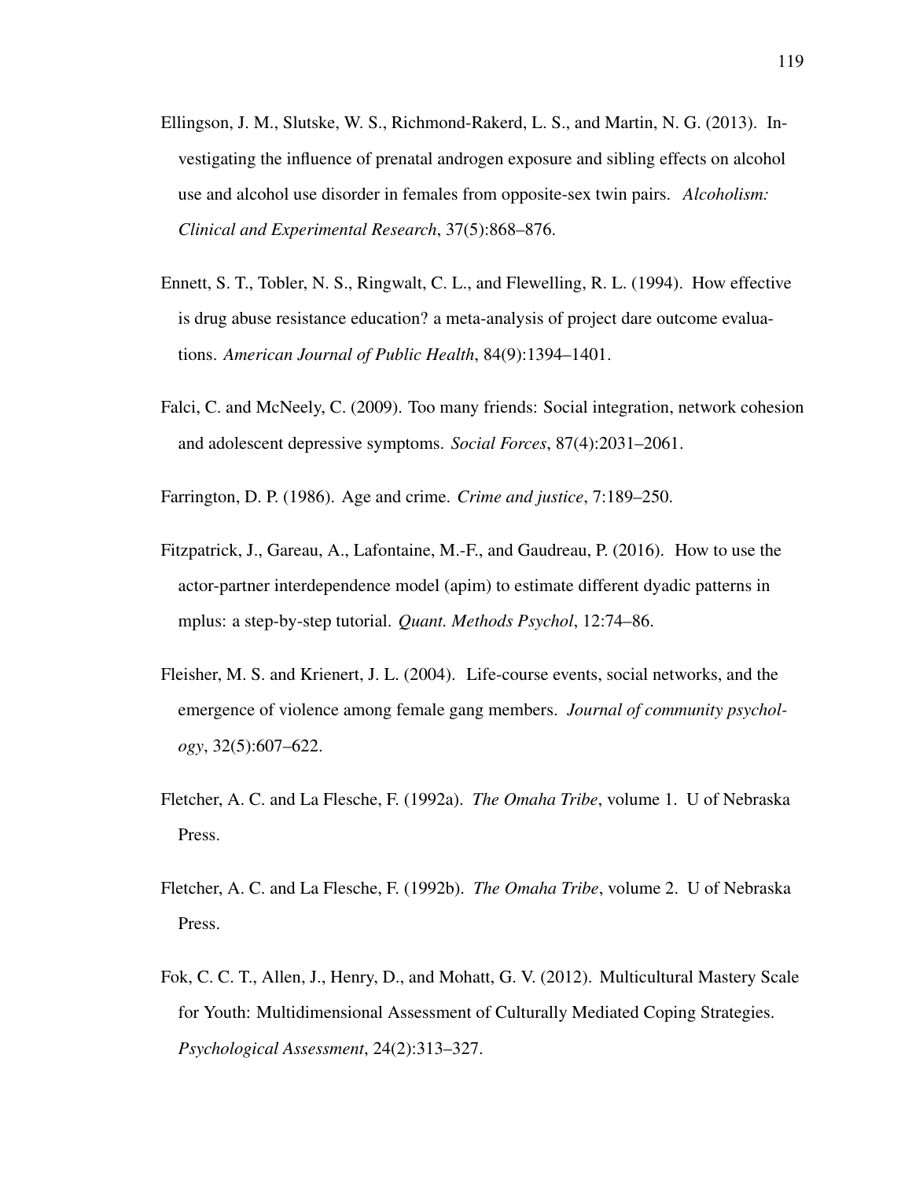Ellingson, J. M., Slutske, W. S., Richmond-Rakerd, L. S., and Martin, N. G. (2013). Investigating the influence of prenatal androgen exposure and sibling effects on alcohol use and alcohol use disorder in females from opposite-sex twin pairs. *Alcoholism: Clinical and Experimental Research*, 37(5):868–876.

Ennett, S. T., Tobler, N. S., Ringwalt, C. L., and Flewelling, R. L. (1994). How effective is drug abuse resistance education? a meta-analysis of project dare outcome evaluations. *American Journal of Public Health*, 84(9):1394–1401.

Falci, C. and McNeely, C. (2009). Too many friends: Social integration, network cohesion and adolescent depressive symptoms. *Social Forces*, 87(4):2031–2061.

Farrington, D. P. (1986). Age and crime. *Crime and justice*, 7:189–250.

Fitzpatrick, J., Gareau, A., Lafontaine, M.-F., and Gaudreau, P. (2016). How to use the actor-partner interdependence model (apim) to estimate different dyadic patterns in mplus: a step-by-step tutorial. *Quant. Methods Psychol*, 12:74–86.

Fleisher, M. S. and Krienert, J. L. (2004). Life-course events, social networks, and the emergence of violence among female gang members. *Journal of community psychology*, 32(5):607–622.

Fletcher, A. C. and La Flesche, F. (1992a). *The Omaha Tribe*, volume 1. U of Nebraska Press.

Fletcher, A. C. and La Flesche, F. (1992b). *The Omaha Tribe*, volume 2. U of Nebraska Press.

Fok, C. C. T., Allen, J., Henry, D., and Mohatt, G. V. (2012). Multicultural Mastery Scale for Youth: Multidimensional Assessment of Culturally Mediated Coping Strategies. *Psychological Assessment*, 24(2):313–327.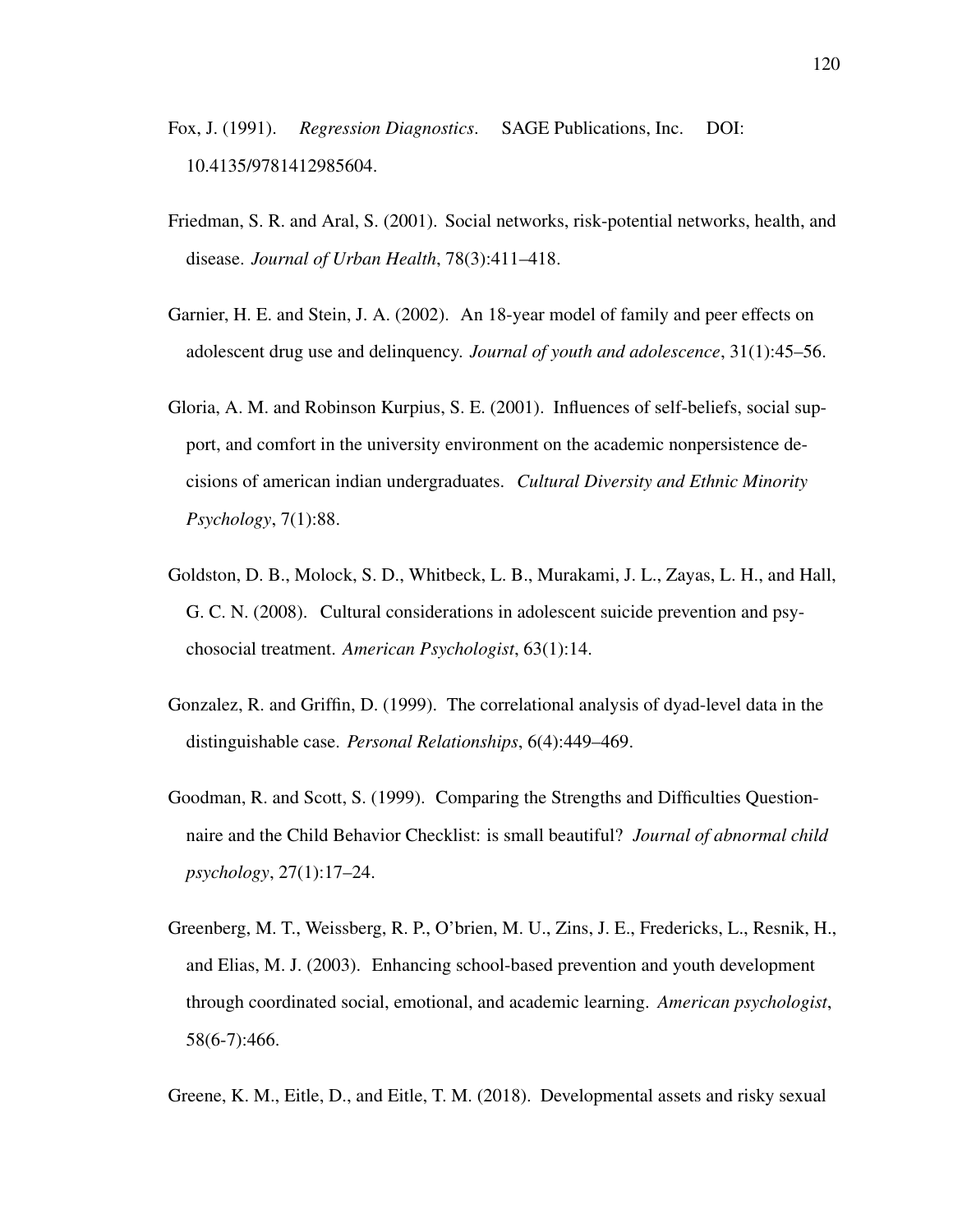Fox, J. (1991). *Regression Diagnostics*. SAGE Publications, Inc. DOI: 10.4135/9781412985604.

Friedman, S. R. and Aral, S. (2001). Social networks, risk-potential networks, health, and disease. *Journal of Urban Health*, 78(3):411–418.

Garnier, H. E. and Stein, J. A. (2002). An 18-year model of family and peer effects on adolescent drug use and delinquency. *Journal of youth and adolescence*, 31(1):45–56.

Gloria, A. M. and Robinson Kurpius, S. E. (2001). Influences of self-beliefs, social support, and comfort in the university environment on the academic nonpersistence decisions of american indian undergraduates. *Cultural Diversity and Ethnic Minority Psychology*, 7(1):88.

Goldston, D. B., Molock, S. D., Whitbeck, L. B., Murakami, J. L., Zayas, L. H., and Hall, G. C. N. (2008). Cultural considerations in adolescent suicide prevention and psychosocial treatment. *American Psychologist*, 63(1):14.

Gonzalez, R. and Griffin, D. (1999). The correlational analysis of dyad-level data in the distinguishable case. *Personal Relationships*, 6(4):449–469.

Goodman, R. and Scott, S. (1999). Comparing the Strengths and Difficulties Questionnaire and the Child Behavior Checklist: is small beautiful? *Journal of abnormal child psychology*, 27(1):17–24.

Greenberg, M. T., Weissberg, R. P., O'brien, M. U., Zins, J. E., Fredericks, L., Resnik, H., and Elias, M. J. (2003). Enhancing school-based prevention and youth development through coordinated social, emotional, and academic learning. *American psychologist*, 58(6-7):466.

Greene, K. M., Eitle, D., and Eitle, T. M. (2018). Developmental assets and risky sexual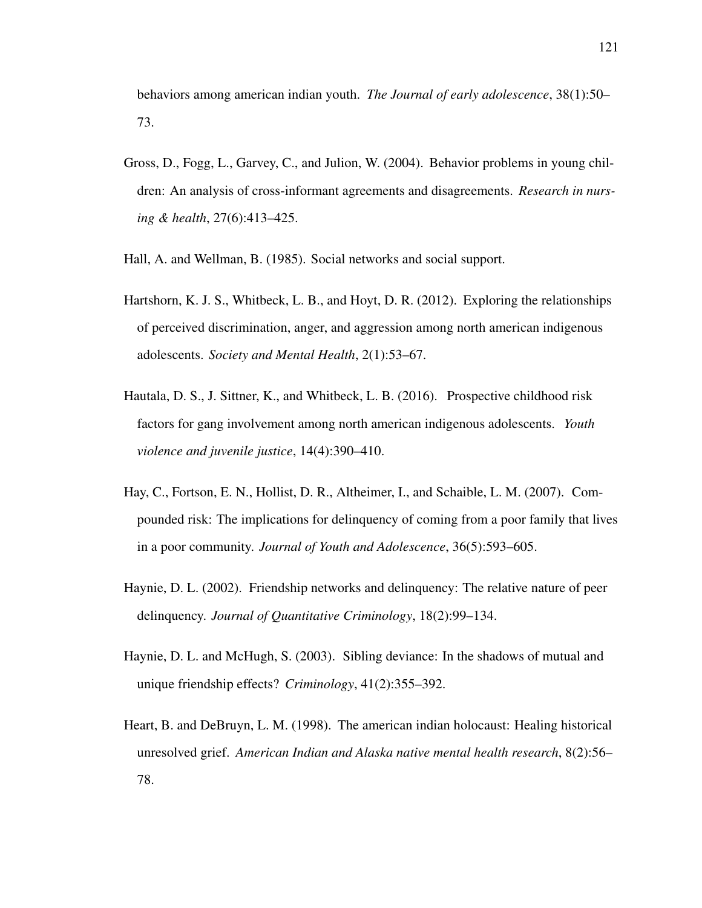behaviors among american indian youth. *The Journal of early adolescence*, 38(1):50–73.

Gross, D., Fogg, L., Garvey, C., and Julion, W. (2004). Behavior problems in young children: An analysis of cross-informant agreements and disagreements. *Research in nursing & health*, 27(6):413–425.

Hall, A. and Wellman, B. (1985). Social networks and social support.

Hartshorn, K. J. S., Whitbeck, L. B., and Hoyt, D. R. (2012). Exploring the relationships of perceived discrimination, anger, and aggression among north american indigenous adolescents. *Society and Mental Health*, 2(1):53–67.

Hautala, D. S., J. Sittner, K., and Whitbeck, L. B. (2016). Prospective childhood risk factors for gang involvement among north american indigenous adolescents. *Youth violence and juvenile justice*, 14(4):390–410.

Hay, C., Fortson, E. N., Hollist, D. R., Altheimer, I., and Schaible, L. M. (2007). Compounded risk: The implications for delinquency of coming from a poor family that lives in a poor community. *Journal of Youth and Adolescence*, 36(5):593–605.

Haynie, D. L. (2002). Friendship networks and delinquency: The relative nature of peer delinquency. *Journal of Quantitative Criminology*, 18(2):99–134.

Haynie, D. L. and McHugh, S. (2003). Sibling deviance: In the shadows of mutual and unique friendship effects? *Criminology*, 41(2):355–392.

Heart, B. and DeBruyn, L. M. (1998). The american indian holocaust: Healing historical unresolved grief. *American Indian and Alaska native mental health research*, 8(2):56–78.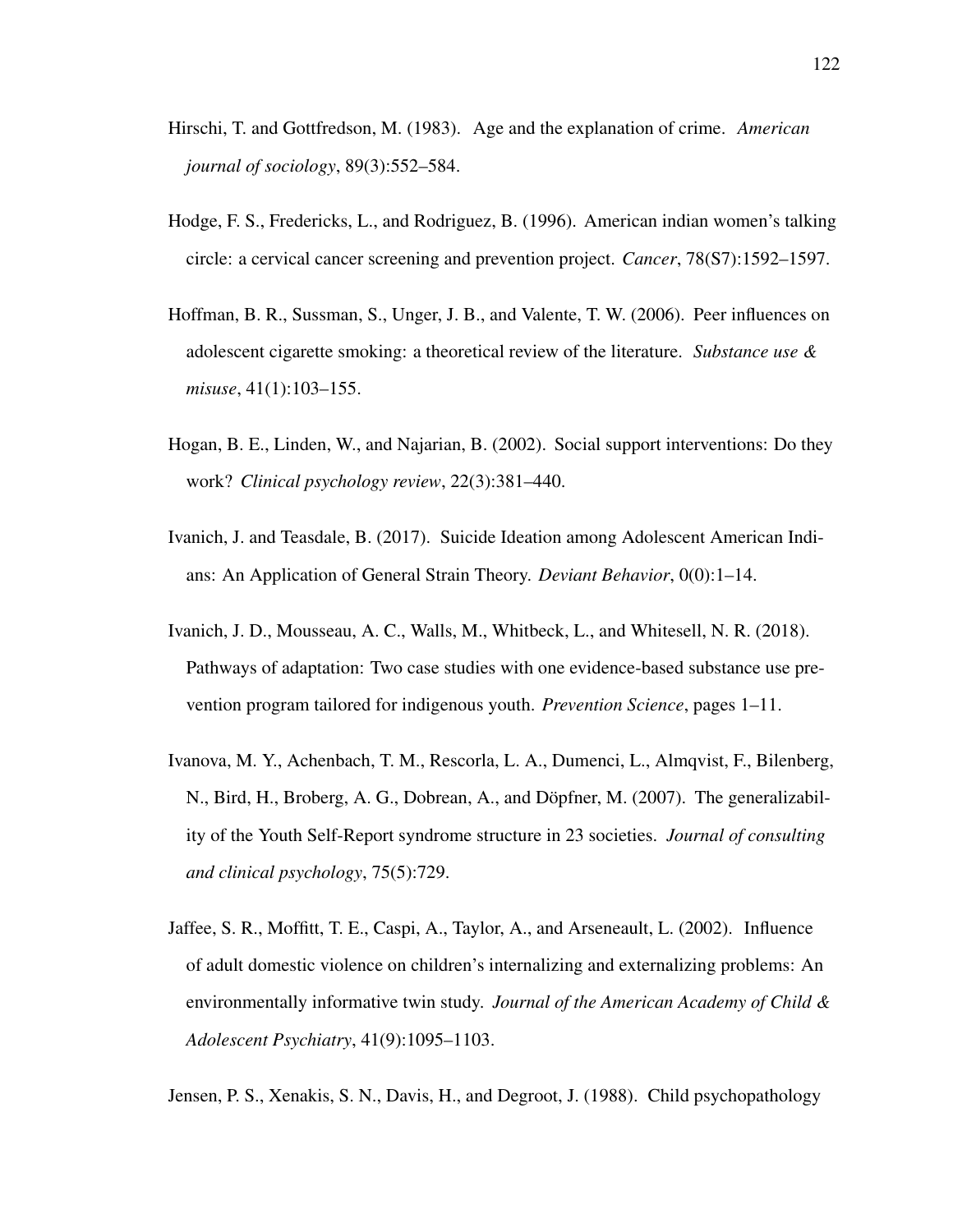Hirschi, T. and Gottfredson, M. (1983). Age and the explanation of crime. *American journal of sociology*, 89(3):552–584.

Hodge, F. S., Fredericks, L., and Rodriguez, B. (1996). American indian women's talking circle: a cervical cancer screening and prevention project. *Cancer*, 78(S7):1592–1597.

Hoffman, B. R., Sussman, S., Unger, J. B., and Valente, T. W. (2006). Peer influences on adolescent cigarette smoking: a theoretical review of the literature. *Substance use & misuse*, 41(1):103–155.

Hogan, B. E., Linden, W., and Najarian, B. (2002). Social support interventions: Do they work? *Clinical psychology review*, 22(3):381–440.

Ivanich, J. and Teasdale, B. (2017). Suicide Ideation among Adolescent American Indians: An Application of General Strain Theory. *Deviant Behavior*, 0(0):1–14.

Ivanich, J. D., Mousseau, A. C., Walls, M., Whitbeck, L., and Whitesell, N. R. (2018). Pathways of adaptation: Two case studies with one evidence-based substance use prevention program tailored for indigenous youth. *Prevention Science*, pages 1–11.

Ivanova, M. Y., Achenbach, T. M., Rescorla, L. A., Dumenci, L., Almqvist, F., Bilenberg, N., Bird, H., Broberg, A. G., Dobrean, A., and Döpfner, M. (2007). The generalizability of the Youth Self-Report syndrome structure in 23 societies. *Journal of consulting and clinical psychology*, 75(5):729.

Jaffee, S. R., Moffitt, T. E., Caspi, A., Taylor, A., and Arseneault, L. (2002). Influence of adult domestic violence on children's internalizing and externalizing problems: An environmentally informative twin study. *Journal of the American Academy of Child & Adolescent Psychiatry*, 41(9):1095–1103.

Jensen, P. S., Xenakis, S. N., Davis, H., and Degroot, J. (1988). Child psychopathology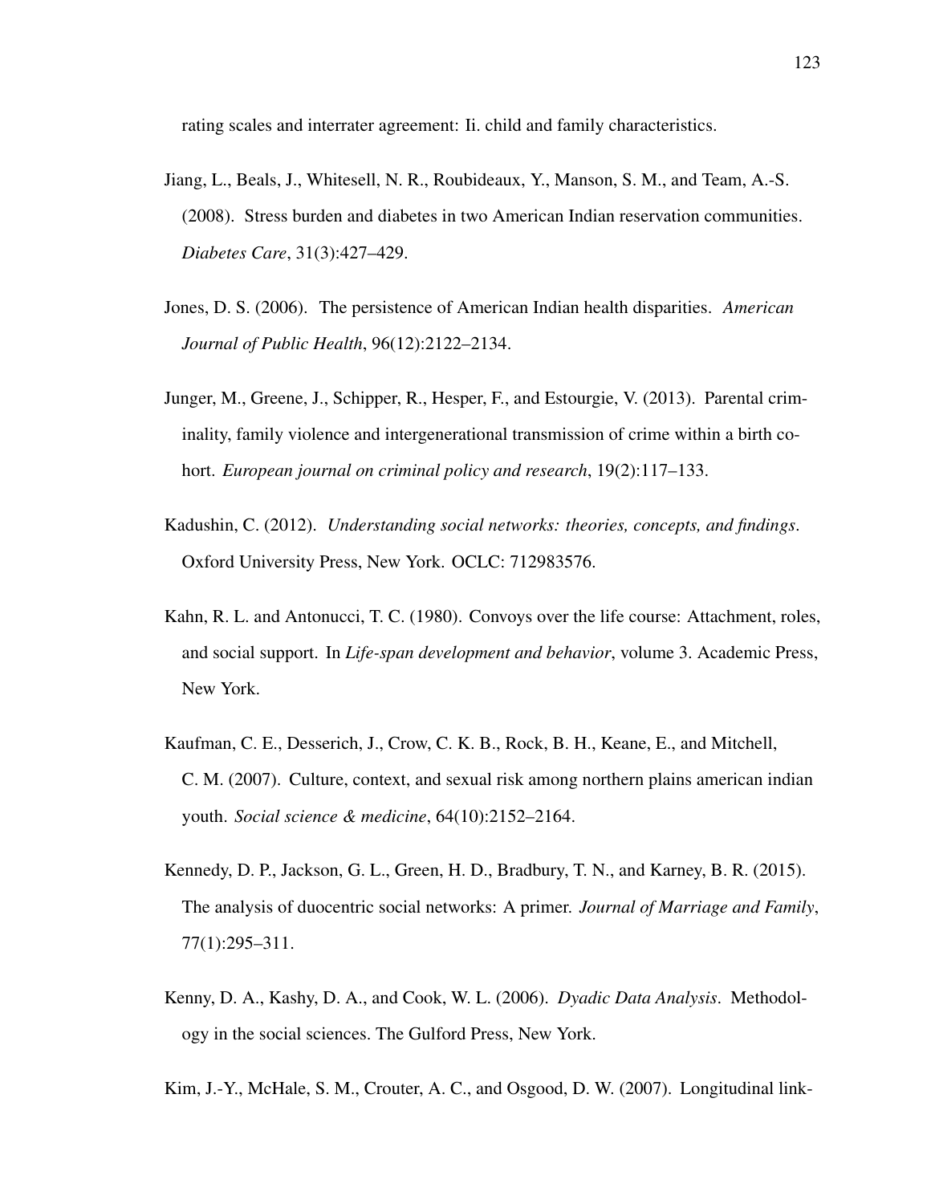rating scales and interrater agreement: Ii. child and family characteristics.

Jiang, L., Beals, J., Whitesell, N. R., Roubideaux, Y., Manson, S. M., and Team, A.-S. (2008). Stress burden and diabetes in two American Indian reservation communities. *Diabetes Care*, 31(3):427–429.

Jones, D. S. (2006). The persistence of American Indian health disparities. *American Journal of Public Health*, 96(12):2122–2134.

Junger, M., Greene, J., Schipper, R., Hesper, F., and Estourgie, V. (2013). Parental criminality, family violence and intergenerational transmission of crime within a birth cohort. *European journal on criminal policy and research*, 19(2):117–133.

Kadushin, C. (2012). *Understanding social networks: theories, concepts, and findings*. Oxford University Press, New York. OCLC: 712983576.

Kahn, R. L. and Antonucci, T. C. (1980). Convoys over the life course: Attachment, roles, and social support. In *Life-span development and behavior*, volume 3. Academic Press, New York.

Kaufman, C. E., Desserich, J., Crow, C. K. B., Rock, B. H., Keane, E., and Mitchell, C. M. (2007). Culture, context, and sexual risk among northern plains american indian youth. *Social science & medicine*, 64(10):2152–2164.

Kennedy, D. P., Jackson, G. L., Green, H. D., Bradbury, T. N., and Karney, B. R. (2015). The analysis of duocentric social networks: A primer. *Journal of Marriage and Family*, 77(1):295–311.

Kenny, D. A., Kashy, D. A., and Cook, W. L. (2006). *Dyadic Data Analysis*. Methodology in the social sciences. The Gulford Press, New York.

Kim, J.-Y., McHale, S. M., Crouter, A. C., and Osgood, D. W. (2007). Longitudinal link-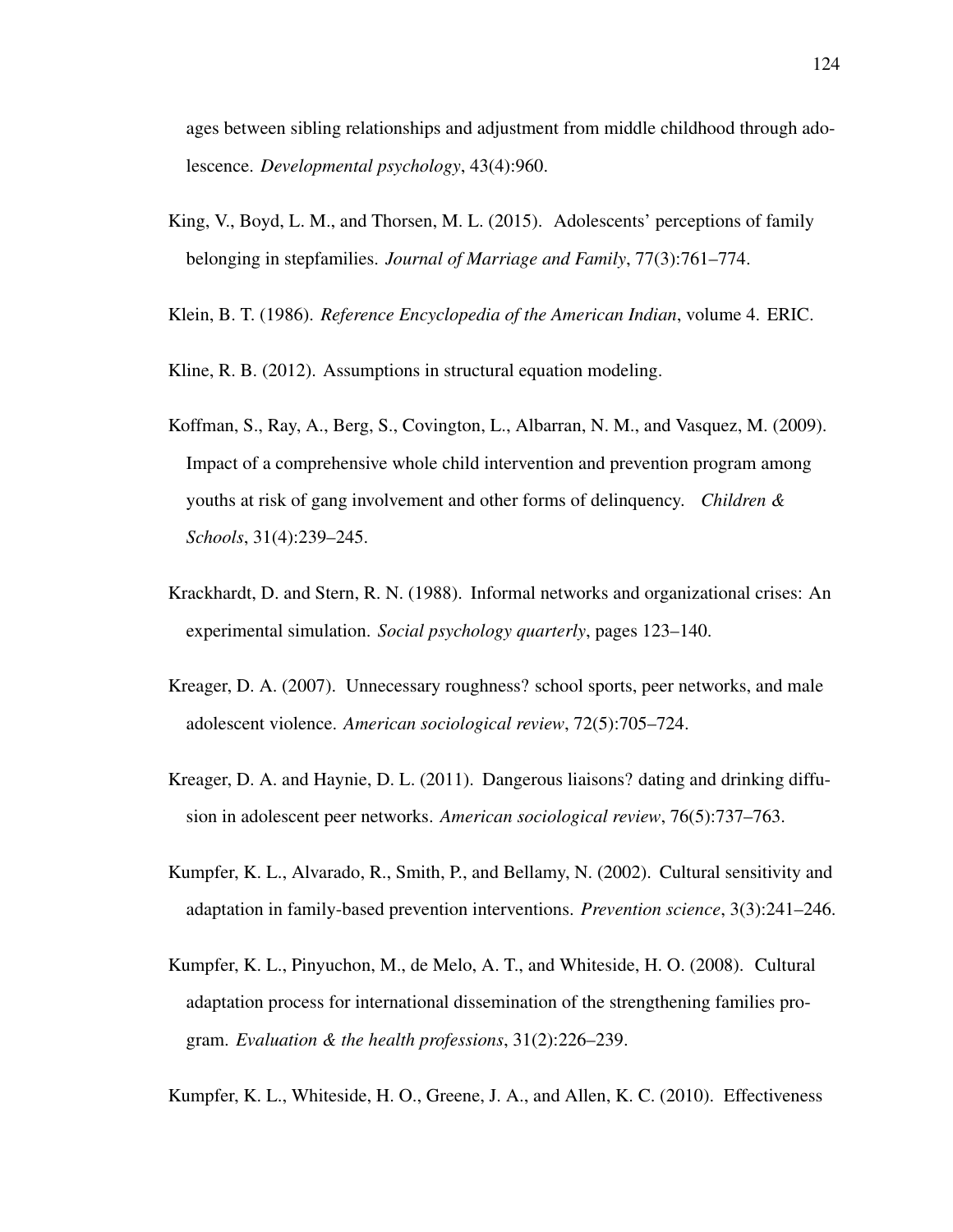ages between sibling relationships and adjustment from middle childhood through adolescence. *Developmental psychology*, 43(4):960.

King, V., Boyd, L. M., and Thorsen, M. L. (2015). Adolescents' perceptions of family belonging in stepfamilies. *Journal of Marriage and Family*, 77(3):761–774.

Klein, B. T. (1986). *Reference Encyclopedia of the American Indian*, volume 4. ERIC.

Kline, R. B. (2012). Assumptions in structural equation modeling.

Koffman, S., Ray, A., Berg, S., Covington, L., Albarran, N. M., and Vasquez, M. (2009). Impact of a comprehensive whole child intervention and prevention program among youths at risk of gang involvement and other forms of delinquency. *Children & Schools*, 31(4):239–245.

Krackhardt, D. and Stern, R. N. (1988). Informal networks and organizational crises: An experimental simulation. *Social psychology quarterly*, pages 123–140.

Kreager, D. A. (2007). Unnecessary roughness? school sports, peer networks, and male adolescent violence. *American sociological review*, 72(5):705–724.

Kreager, D. A. and Haynie, D. L. (2011). Dangerous liaisons? dating and drinking diffusion in adolescent peer networks. *American sociological review*, 76(5):737–763.

Kumpfer, K. L., Alvarado, R., Smith, P., and Bellamy, N. (2002). Cultural sensitivity and adaptation in family-based prevention interventions. *Prevention science*, 3(3):241–246.

Kumpfer, K. L., Pinyuchon, M., de Melo, A. T., and Whiteside, H. O. (2008). Cultural adaptation process for international dissemination of the strengthening families program. *Evaluation & the health professions*, 31(2):226–239.

Kumpfer, K. L., Whiteside, H. O., Greene, J. A., and Allen, K. C. (2010). Effectiveness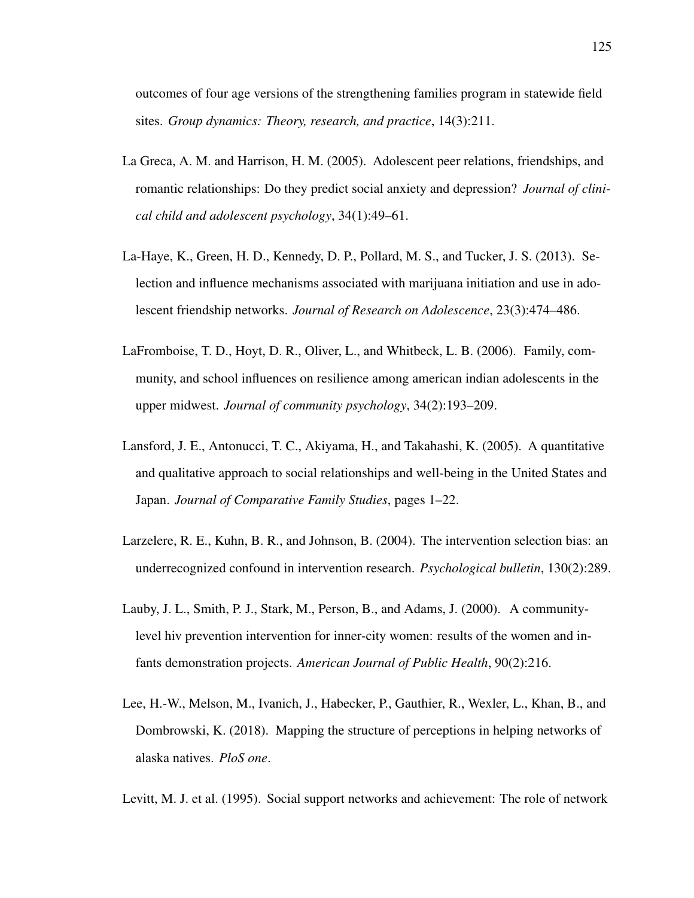outcomes of four age versions of the strengthening families program in statewide field sites. *Group dynamics: Theory, research, and practice*, 14(3):211.

La Greca, A. M. and Harrison, H. M. (2005). Adolescent peer relations, friendships, and romantic relationships: Do they predict social anxiety and depression? *Journal of clinical child and adolescent psychology*, 34(1):49–61.

La-Haye, K., Green, H. D., Kennedy, D. P., Pollard, M. S., and Tucker, J. S. (2013). Selection and influence mechanisms associated with marijuana initiation and use in adolescent friendship networks. *Journal of Research on Adolescence*, 23(3):474–486.

LaFromboise, T. D., Hoyt, D. R., Oliver, L., and Whitbeck, L. B. (2006). Family, community, and school influences on resilience among american indian adolescents in the upper midwest. *Journal of community psychology*, 34(2):193–209.

Lansford, J. E., Antonucci, T. C., Akiyama, H., and Takahashi, K. (2005). A quantitative and qualitative approach to social relationships and well-being in the United States and Japan. *Journal of Comparative Family Studies*, pages 1–22.

Larzelere, R. E., Kuhn, B. R., and Johnson, B. (2004). The intervention selection bias: an underrecognized confound in intervention research. *Psychological bulletin*, 130(2):289.

Lauby, J. L., Smith, P. J., Stark, M., Person, B., and Adams, J. (2000). A community-level hiv prevention intervention for inner-city women: results of the women and infants demonstration projects. *American Journal of Public Health*, 90(2):216.

Lee, H.-W., Melson, M., Ivanich, J., Habecker, P., Gauthier, R., Wexler, L., Khan, B., and Dombrowski, K. (2018). Mapping the structure of perceptions in helping networks of alaska natives. *PloS one*.

Levitt, M. J. et al. (1995). Social support networks and achievement: The role of network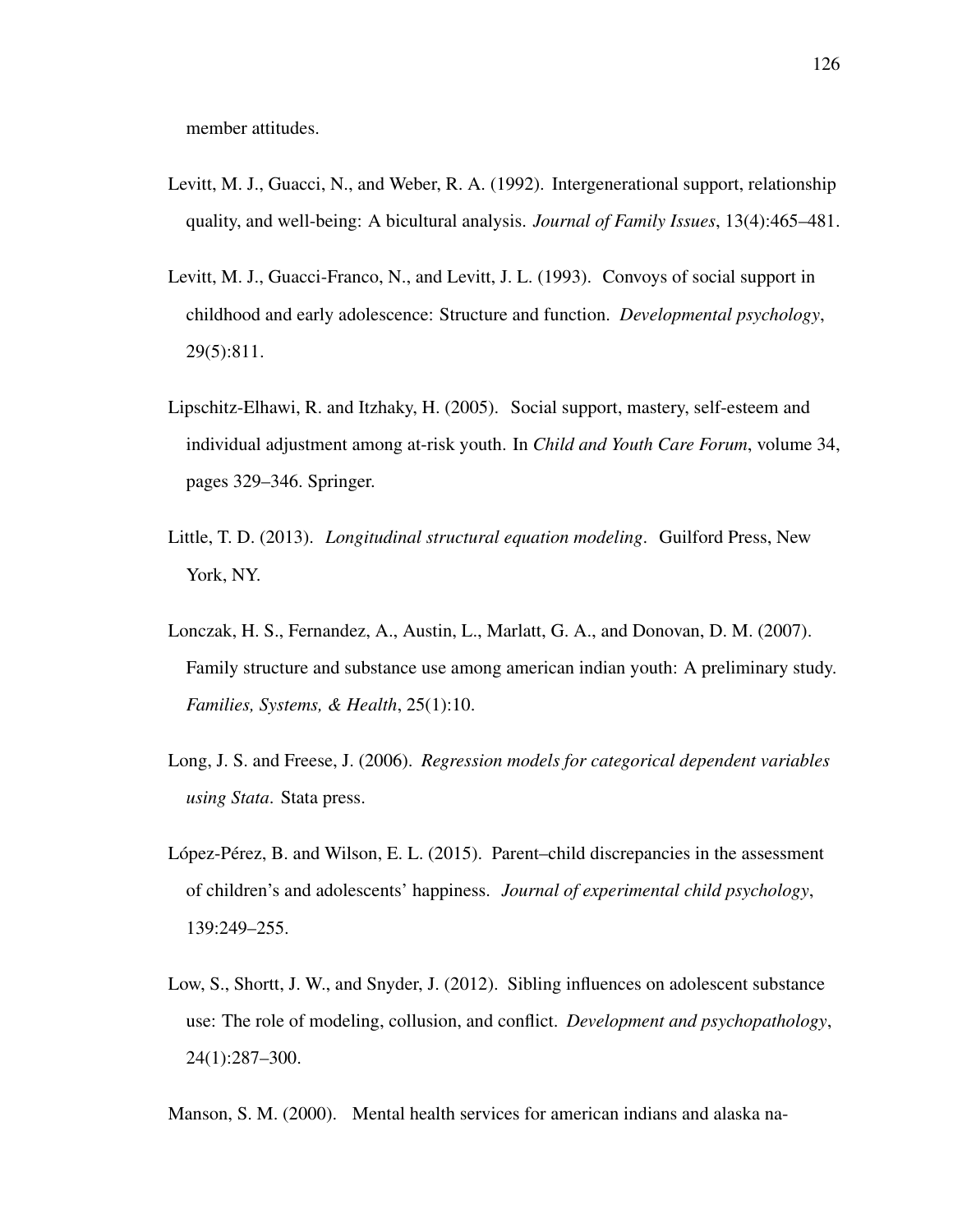member attitudes.

Levitt, M. J., Guacci, N., and Weber, R. A. (1992). Intergenerational support, relationship quality, and well-being: A bicultural analysis. *Journal of Family Issues*, 13(4):465–481.

Levitt, M. J., Guacci-Franco, N., and Levitt, J. L. (1993). Convoys of social support in childhood and early adolescence: Structure and function. *Developmental psychology*, 29(5):811.

Lipschitz-Elhawi, R. and Itzhaky, H. (2005). Social support, mastery, self-esteem and individual adjustment among at-risk youth. In *Child and Youth Care Forum*, volume 34, pages 329–346. Springer.

Little, T. D. (2013). *Longitudinal structural equation modeling*. Guilford Press, New York, NY.

Lonczak, H. S., Fernandez, A., Austin, L., Marlatt, G. A., and Donovan, D. M. (2007). Family structure and substance use among american indian youth: A preliminary study. *Families, Systems, & Health*, 25(1):10.

Long, J. S. and Freese, J. (2006). *Regression models for categorical dependent variables using Stata*. Stata press.

López-Pérez, B. and Wilson, E. L. (2015). Parent–child discrepancies in the assessment of children's and adolescents' happiness. *Journal of experimental child psychology*, 139:249–255.

Low, S., Shortt, J. W., and Snyder, J. (2012). Sibling influences on adolescent substance use: The role of modeling, collusion, and conflict. *Development and psychopathology*, 24(1):287–300.

Manson, S. M. (2000). Mental health services for american indians and alaska na-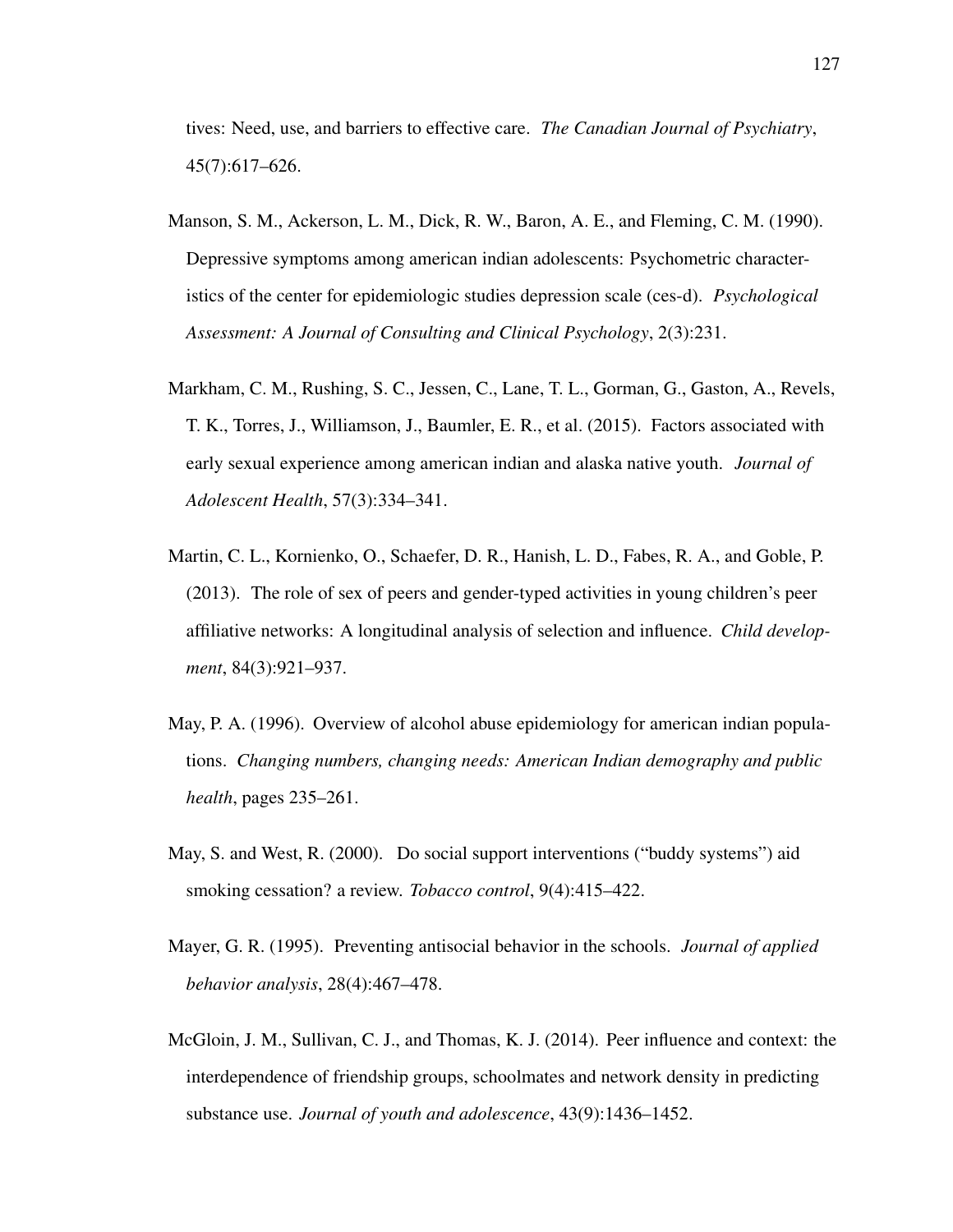tives: Need, use, and barriers to effective care. *The Canadian Journal of Psychiatry*, 45(7):617–626.

Manson, S. M., Ackerson, L. M., Dick, R. W., Baron, A. E., and Fleming, C. M. (1990). Depressive symptoms among american indian adolescents: Psychometric characteristics of the center for epidemiologic studies depression scale (ces-d). *Psychological Assessment: A Journal of Consulting and Clinical Psychology*, 2(3):231.

Markham, C. M., Rushing, S. C., Jessen, C., Lane, T. L., Gorman, G., Gaston, A., Revels, T. K., Torres, J., Williamson, J., Baumler, E. R., et al. (2015). Factors associated with early sexual experience among american indian and alaska native youth. *Journal of Adolescent Health*, 57(3):334–341.

Martin, C. L., Kornienko, O., Schaefer, D. R., Hanish, L. D., Fabes, R. A., and Goble, P. (2013). The role of sex of peers and gender-typed activities in young children's peer affiliative networks: A longitudinal analysis of selection and influence. *Child development*, 84(3):921–937.

May, P. A. (1996). Overview of alcohol abuse epidemiology for american indian populations. *Changing numbers, changing needs: American Indian demography and public health*, pages 235–261.

May, S. and West, R. (2000). Do social support interventions ("buddy systems") aid smoking cessation? a review. *Tobacco control*, 9(4):415–422.

Mayer, G. R. (1995). Preventing antisocial behavior in the schools. *Journal of applied behavior analysis*, 28(4):467–478.

McGloin, J. M., Sullivan, C. J., and Thomas, K. J. (2014). Peer influence and context: the interdependence of friendship groups, schoolmates and network density in predicting substance use. *Journal of youth and adolescence*, 43(9):1436–1452.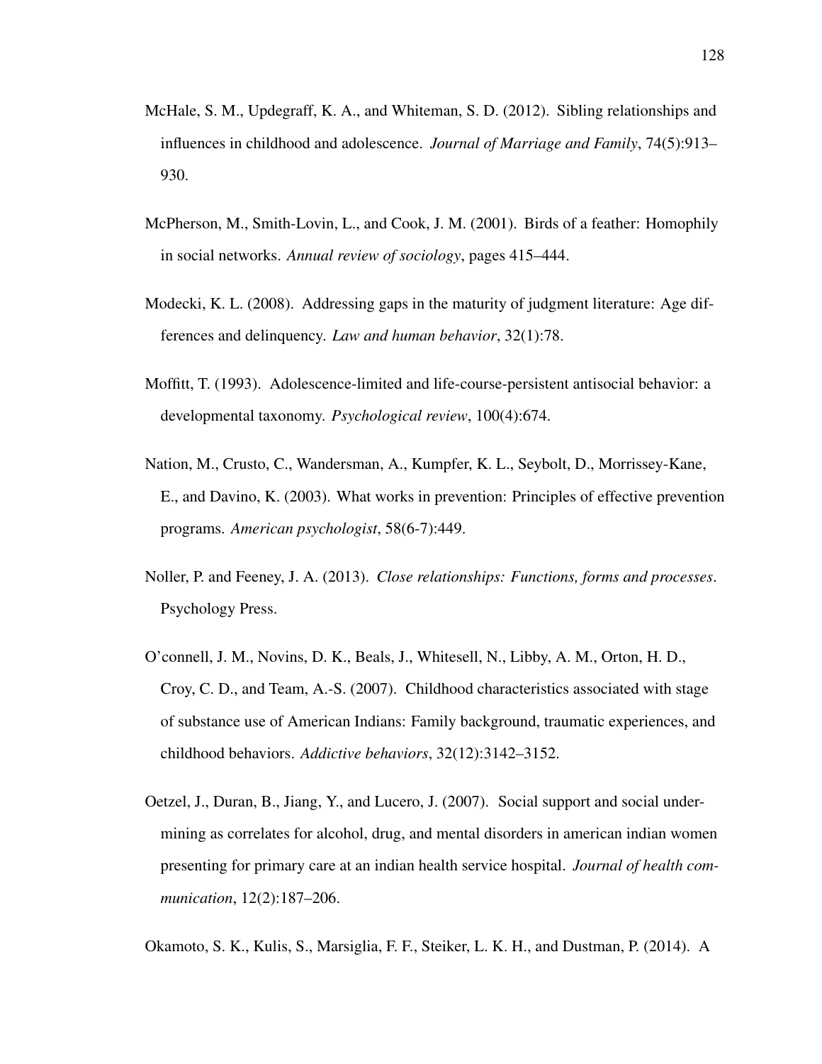McHale, S. M., Updegraff, K. A., and Whiteman, S. D. (2012). Sibling relationships and influences in childhood and adolescence. *Journal of Marriage and Family*, 74(5):913–930.

McPherson, M., Smith-Lovin, L., and Cook, J. M. (2001). Birds of a feather: Homophily in social networks. *Annual review of sociology*, pages 415–444.

Modecki, K. L. (2008). Addressing gaps in the maturity of judgment literature: Age differences and delinquency. *Law and human behavior*, 32(1):78.

Moffitt, T. (1993). Adolescence-limited and life-course-persistent antisocial behavior: a developmental taxonomy. *Psychological review*, 100(4):674.

Nation, M., Crusto, C., Wandersman, A., Kumpfer, K. L., Seybolt, D., Morrissey-Kane, E., and Davino, K. (2003). What works in prevention: Principles of effective prevention programs. *American psychologist*, 58(6-7):449.

Noller, P. and Feeney, J. A. (2013). *Close relationships: Functions, forms and processes*. Psychology Press.

O'connell, J. M., Novins, D. K., Beals, J., Whitesell, N., Libby, A. M., Orton, H. D., Croy, C. D., and Team, A.-S. (2007). Childhood characteristics associated with stage of substance use of American Indians: Family background, traumatic experiences, and childhood behaviors. *Addictive behaviors*, 32(12):3142–3152.

Oetzel, J., Duran, B., Jiang, Y., and Lucero, J. (2007). Social support and social undermining as correlates for alcohol, drug, and mental disorders in american indian women presenting for primary care at an indian health service hospital. *Journal of health communication*, 12(2):187–206.

Okamoto, S. K., Kulis, S., Marsiglia, F. F., Steiker, L. K. H., and Dustman, P. (2014). A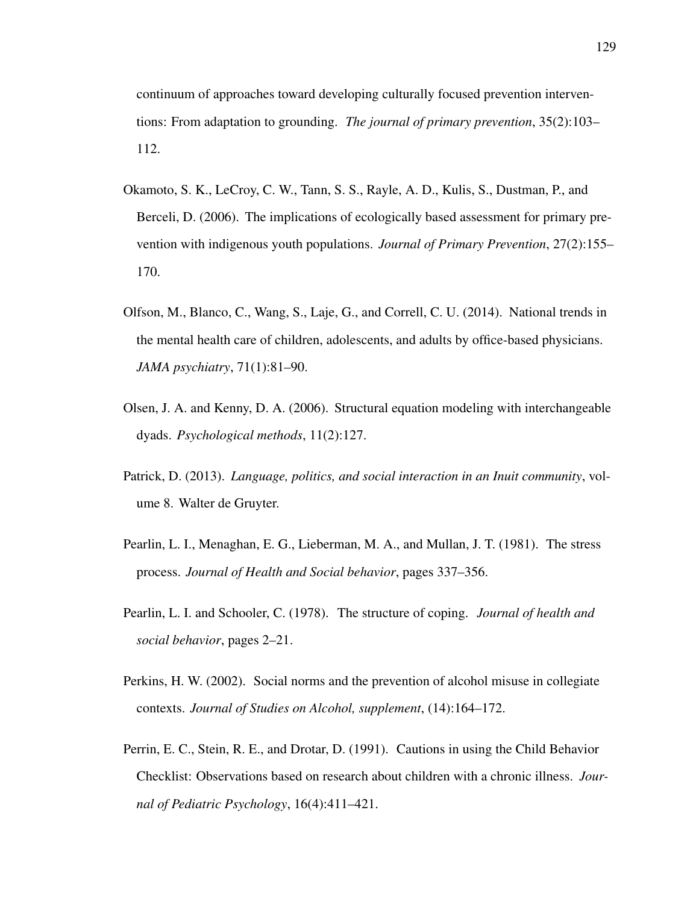continuum of approaches toward developing culturally focused prevention interventions: From adaptation to grounding. *The journal of primary prevention*, 35(2):103–112.

Okamoto, S. K., LeCroy, C. W., Tann, S. S., Rayle, A. D., Kulis, S., Dustman, P., and Berceli, D. (2006). The implications of ecologically based assessment for primary prevention with indigenous youth populations. *Journal of Primary Prevention*, 27(2):155–170.

Olfson, M., Blanco, C., Wang, S., Laje, G., and Correll, C. U. (2014). National trends in the mental health care of children, adolescents, and adults by office-based physicians. *JAMA psychiatry*, 71(1):81–90.

Olsen, J. A. and Kenny, D. A. (2006). Structural equation modeling with interchangeable dyads. *Psychological methods*, 11(2):127.

Patrick, D. (2013). *Language, politics, and social interaction in an Inuit community*, volume 8. Walter de Gruyter.

Pearlin, L. I., Menaghan, E. G., Lieberman, M. A., and Mullan, J. T. (1981). The stress process. *Journal of Health and Social behavior*, pages 337–356.

Pearlin, L. I. and Schooler, C. (1978). The structure of coping. *Journal of health and social behavior*, pages 2–21.

Perkins, H. W. (2002). Social norms and the prevention of alcohol misuse in collegiate contexts. *Journal of Studies on Alcohol, supplement*, (14):164–172.

Perrin, E. C., Stein, R. E., and Drotar, D. (1991). Cautions in using the Child Behavior Checklist: Observations based on research about children with a chronic illness. *Journal of Pediatric Psychology*, 16(4):411–421.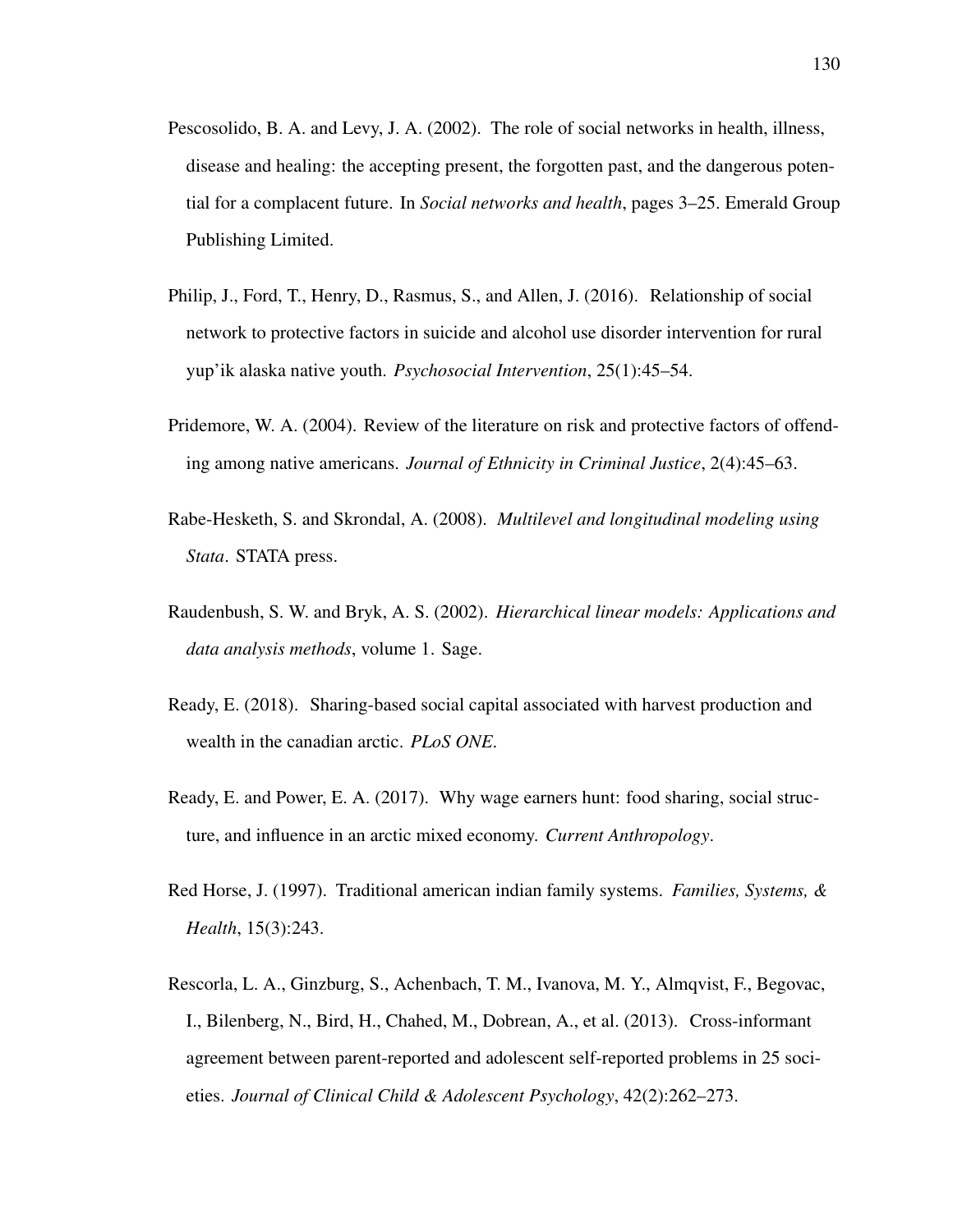Pescosolido, B. A. and Levy, J. A. (2002). The role of social networks in health, illness, disease and healing: the accepting present, the forgotten past, and the dangerous potential for a complacent future. In *Social networks and health*, pages 3–25. Emerald Group Publishing Limited.

Philip, J., Ford, T., Henry, D., Rasmus, S., and Allen, J. (2016). Relationship of social network to protective factors in suicide and alcohol use disorder intervention for rural yup'ik alaska native youth. *Psychosocial Intervention*, 25(1):45–54.

Pridemore, W. A. (2004). Review of the literature on risk and protective factors of offending among native americans. *Journal of Ethnicity in Criminal Justice*, 2(4):45–63.

Rabe-Hesketh, S. and Skrondal, A. (2008). *Multilevel and longitudinal modeling using Stata*. STATA press.

Raudenbush, S. W. and Bryk, A. S. (2002). *Hierarchical linear models: Applications and data analysis methods*, volume 1. Sage.

Ready, E. (2018). Sharing-based social capital associated with harvest production and wealth in the canadian arctic. *PLoS ONE*.

Ready, E. and Power, E. A. (2017). Why wage earners hunt: food sharing, social structure, and influence in an arctic mixed economy. *Current Anthropology*.

Red Horse, J. (1997). Traditional american indian family systems. *Families, Systems, & Health*, 15(3):243.

Rescorla, L. A., Ginzburg, S., Achenbach, T. M., Ivanova, M. Y., Almqvist, F., Begovac, I., Bilenberg, N., Bird, H., Chahed, M., Dobrean, A., et al. (2013). Cross-informant agreement between parent-reported and adolescent self-reported problems in 25 societies. *Journal of Clinical Child & Adolescent Psychology*, 42(2):262–273.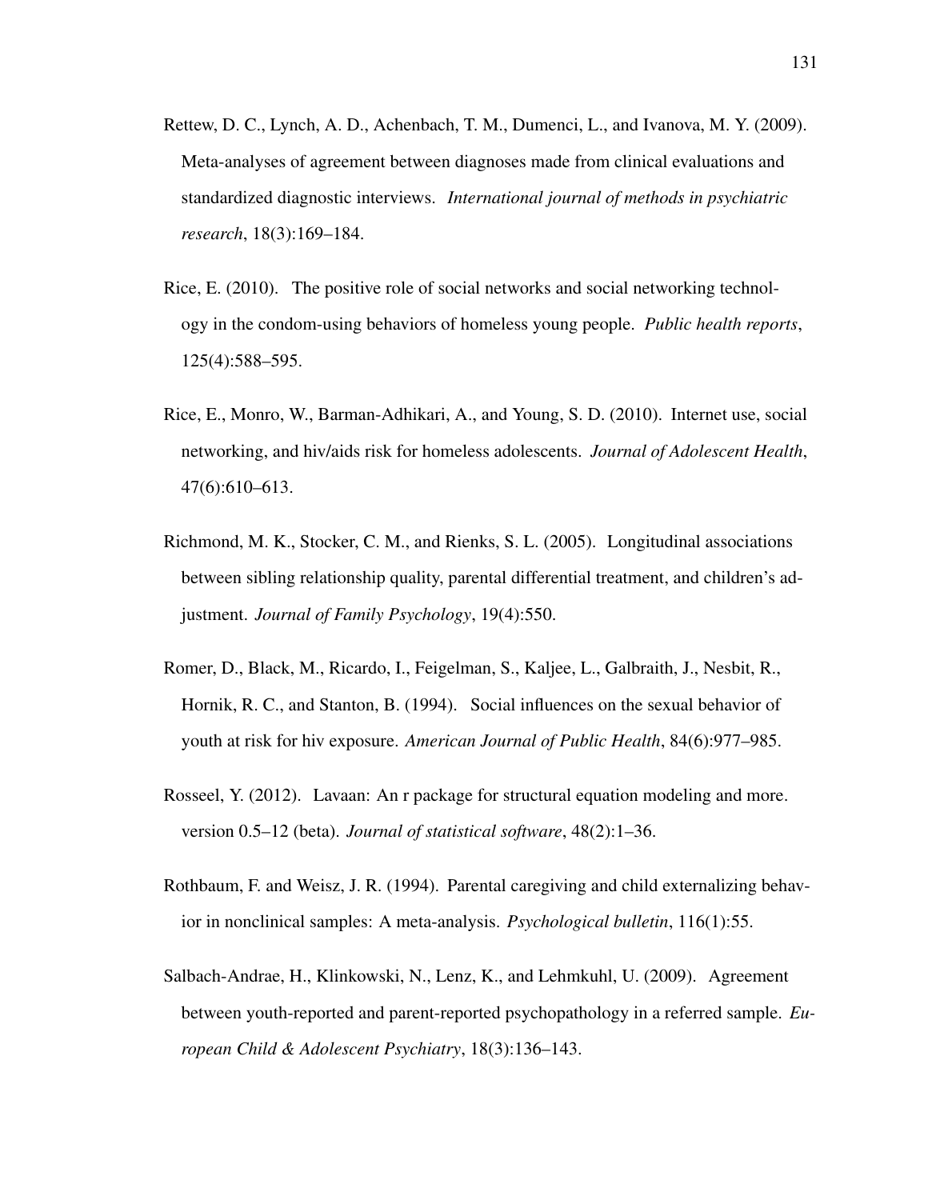Rettew, D. C., Lynch, A. D., Achenbach, T. M., Dumenci, L., and Ivanova, M. Y. (2009). Meta-analyses of agreement between diagnoses made from clinical evaluations and standardized diagnostic interviews. *International journal of methods in psychiatric research*, 18(3):169–184.

Rice, E. (2010). The positive role of social networks and social networking technology in the condom-using behaviors of homeless young people. *Public health reports*, 125(4):588–595.

Rice, E., Monro, W., Barman-Adhikari, A., and Young, S. D. (2010). Internet use, social networking, and hiv/aids risk for homeless adolescents. *Journal of Adolescent Health*, 47(6):610–613.

Richmond, M. K., Stocker, C. M., and Rienks, S. L. (2005). Longitudinal associations between sibling relationship quality, parental differential treatment, and children's adjustment. *Journal of Family Psychology*, 19(4):550.

Romer, D., Black, M., Ricardo, I., Feigelman, S., Kaljee, L., Galbraith, J., Nesbit, R., Hornik, R. C., and Stanton, B. (1994). Social influences on the sexual behavior of youth at risk for hiv exposure. *American Journal of Public Health*, 84(6):977–985.

Rosseel, Y. (2012). Lavaan: An r package for structural equation modeling and more. version 0.5–12 (beta). *Journal of statistical software*, 48(2):1–36.

Rothbaum, F. and Weisz, J. R. (1994). Parental caregiving and child externalizing behavior in nonclinical samples: A meta-analysis. *Psychological bulletin*, 116(1):55.

Salbach-Andrae, H., Klinkowski, N., Lenz, K., and Lehmkuhl, U. (2009). Agreement between youth-reported and parent-reported psychopathology in a referred sample. *European Child & Adolescent Psychiatry*, 18(3):136–143.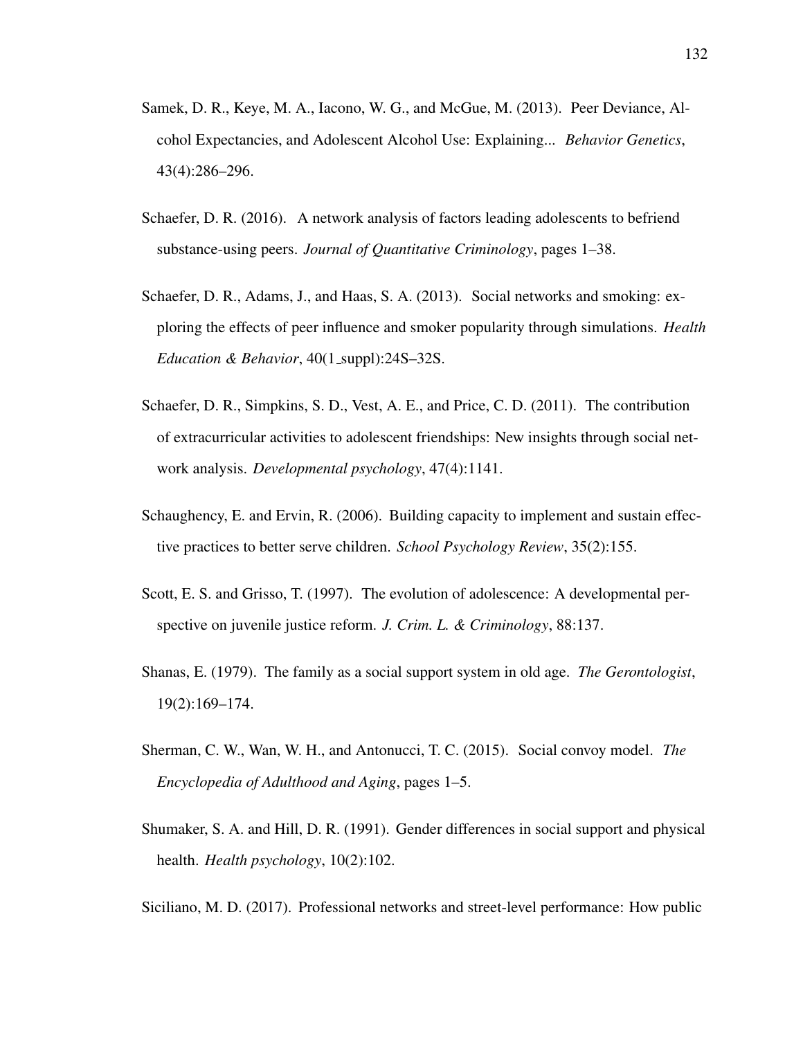Samek, D. R., Keye, M. A., Iacono, W. G., and McGue, M. (2013). Peer Deviance, Alcohol Expectancies, and Adolescent Alcohol Use: Explaining... *Behavior Genetics*, 43(4):286–296.

Schaefer, D. R. (2016). A network analysis of factors leading adolescents to befriend substance-using peers. *Journal of Quantitative Criminology*, pages 1–38.

Schaefer, D. R., Adams, J., and Haas, S. A. (2013). Social networks and smoking: exploring the effects of peer influence and smoker popularity through simulations. *Health Education & Behavior*, 40(1_suppl):24S–32S.

Schaefer, D. R., Simpkins, S. D., Vest, A. E., and Price, C. D. (2011). The contribution of extracurricular activities to adolescent friendships: New insights through social network analysis. *Developmental psychology*, 47(4):1141.

Schaughency, E. and Ervin, R. (2006). Building capacity to implement and sustain effective practices to better serve children. *School Psychology Review*, 35(2):155.

Scott, E. S. and Grisso, T. (1997). The evolution of adolescence: A developmental perspective on juvenile justice reform. *J. Crim. L. & Criminology*, 88:137.

Shanas, E. (1979). The family as a social support system in old age. *The Gerontologist*, 19(2):169–174.

Sherman, C. W., Wan, W. H., and Antonucci, T. C. (2015). Social convoy model. *The Encyclopedia of Adulthood and Aging*, pages 1–5.

Shumaker, S. A. and Hill, D. R. (1991). Gender differences in social support and physical health. *Health psychology*, 10(2):102.

Siciliano, M. D. (2017). Professional networks and street-level performance: How public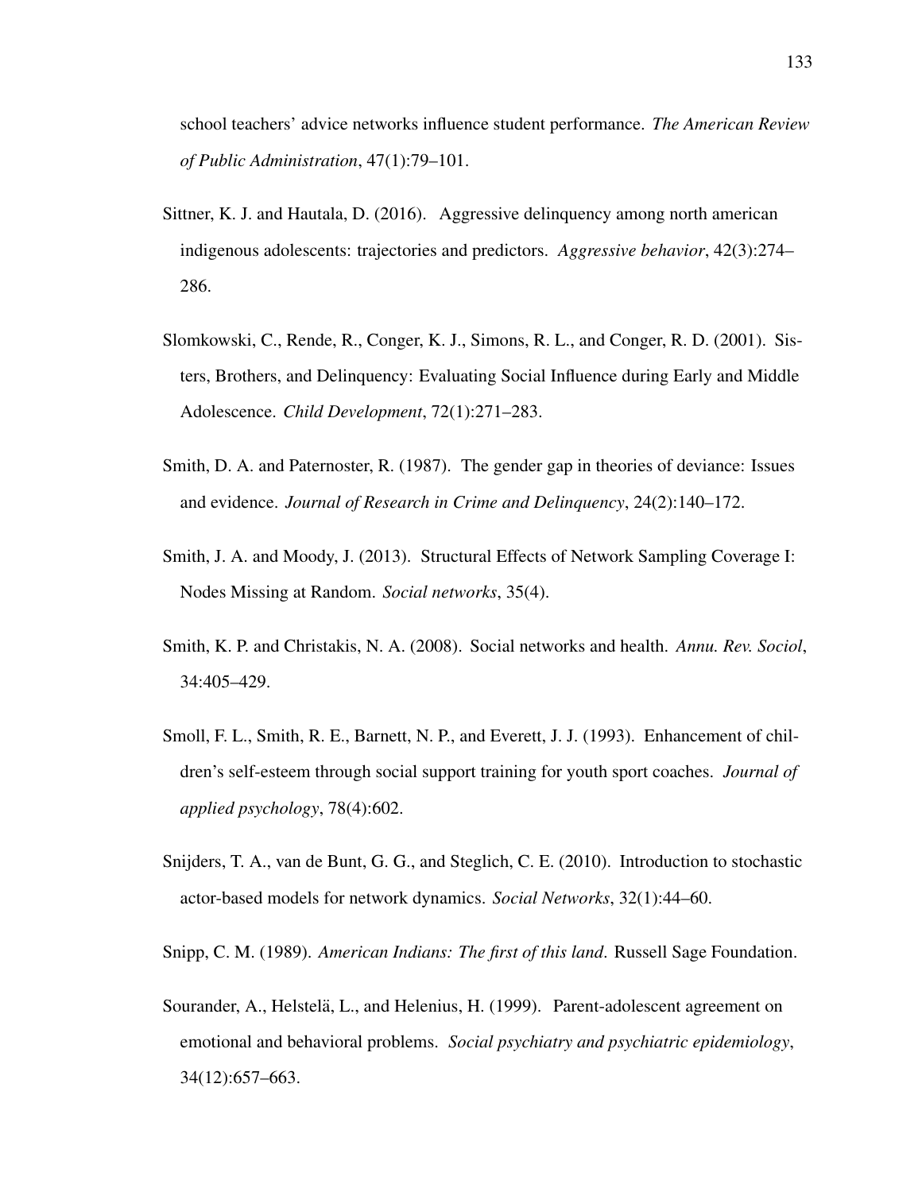school teachers' advice networks influence student performance. *The American Review of Public Administration*, 47(1):79–101.

Sittner, K. J. and Hautala, D. (2016). Aggressive delinquency among north american indigenous adolescents: trajectories and predictors. *Aggressive behavior*, 42(3):274–286.

Slomkowski, C., Rende, R., Conger, K. J., Simons, R. L., and Conger, R. D. (2001). Sisters, Brothers, and Delinquency: Evaluating Social Influence during Early and Middle Adolescence. *Child Development*, 72(1):271–283.

Smith, D. A. and Paternoster, R. (1987). The gender gap in theories of deviance: Issues and evidence. *Journal of Research in Crime and Delinquency*, 24(2):140–172.

Smith, J. A. and Moody, J. (2013). Structural Effects of Network Sampling Coverage I: Nodes Missing at Random. *Social networks*, 35(4).

Smith, K. P. and Christakis, N. A. (2008). Social networks and health. *Annu. Rev. Sociol*, 34:405–429.

Smoll, F. L., Smith, R. E., Barnett, N. P., and Everett, J. J. (1993). Enhancement of children's self-esteem through social support training for youth sport coaches. *Journal of applied psychology*, 78(4):602.

Snijders, T. A., van de Bunt, G. G., and Steglich, C. E. (2010). Introduction to stochastic actor-based models for network dynamics. *Social Networks*, 32(1):44–60.

Snipp, C. M. (1989). *American Indians: The first of this land*. Russell Sage Foundation.

Sourander, A., Helstelä, L., and Helenius, H. (1999). Parent-adolescent agreement on emotional and behavioral problems. *Social psychiatry and psychiatric epidemiology*, 34(12):657–663.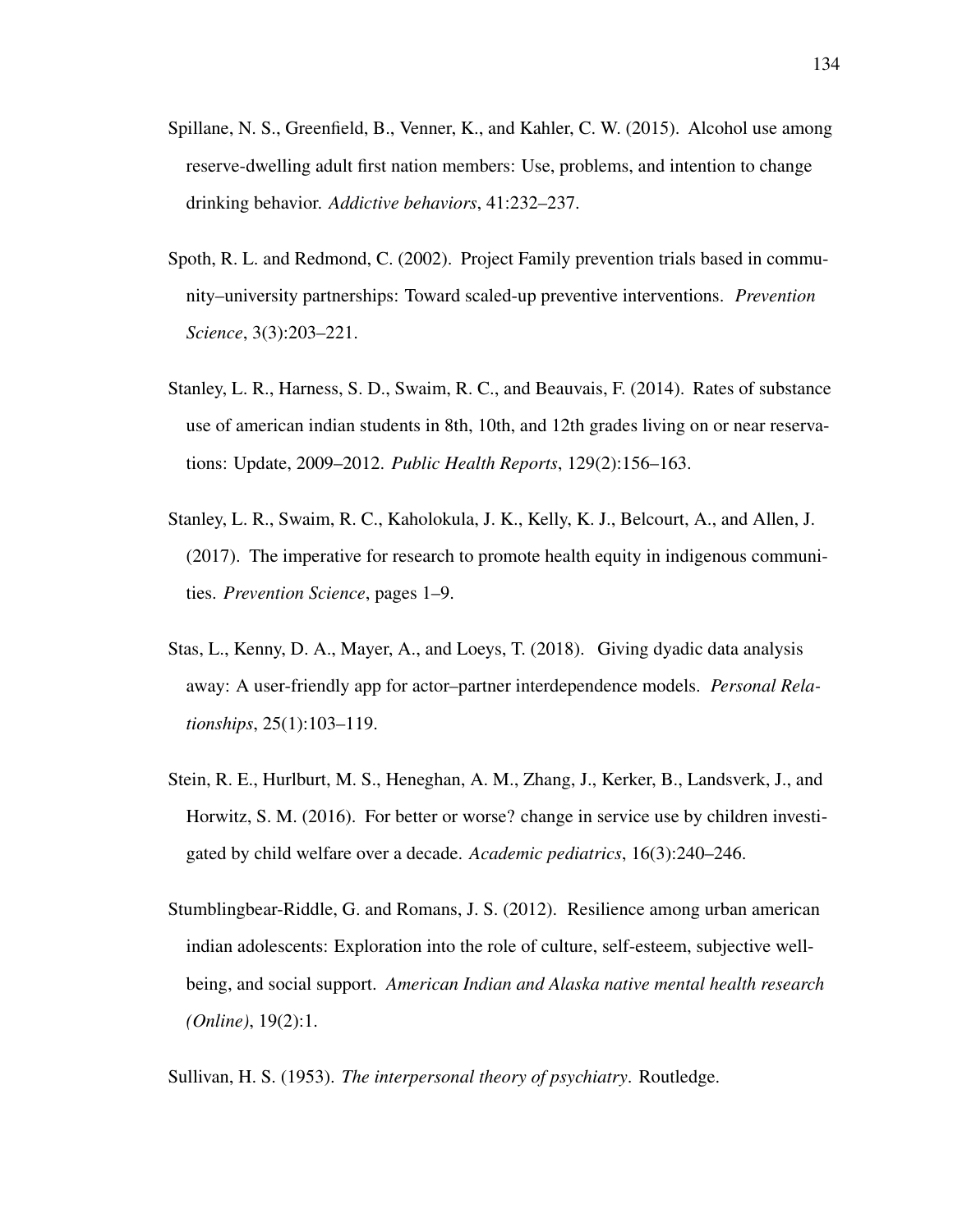Spillane, N. S., Greenfield, B., Venner, K., and Kahler, C. W. (2015). Alcohol use among reserve-dwelling adult first nation members: Use, problems, and intention to change drinking behavior. *Addictive behaviors*, 41:232–237.

Spoth, R. L. and Redmond, C. (2002). Project Family prevention trials based in community–university partnerships: Toward scaled-up preventive interventions. *Prevention Science*, 3(3):203–221.

Stanley, L. R., Harness, S. D., Swaim, R. C., and Beauvais, F. (2014). Rates of substance use of american indian students in 8th, 10th, and 12th grades living on or near reservations: Update, 2009–2012. *Public Health Reports*, 129(2):156–163.

Stanley, L. R., Swaim, R. C., Kaholokula, J. K., Kelly, K. J., Belcourt, A., and Allen, J. (2017). The imperative for research to promote health equity in indigenous communities. *Prevention Science*, pages 1–9.

Stas, L., Kenny, D. A., Mayer, A., and Loeys, T. (2018). Giving dyadic data analysis away: A user-friendly app for actor–partner interdependence models. *Personal Relationships*, 25(1):103–119.

Stein, R. E., Hurlburt, M. S., Heneghan, A. M., Zhang, J., Kerker, B., Landsverk, J., and Horwitz, S. M. (2016). For better or worse? change in service use by children investigated by child welfare over a decade. *Academic pediatrics*, 16(3):240–246.

Stumblingbear-Riddle, G. and Romans, J. S. (2012). Resilience among urban american indian adolescents: Exploration into the role of culture, self-esteem, subjective well-being, and social support. *American Indian and Alaska native mental health research (Online)*, 19(2):1.

Sullivan, H. S. (1953). *The interpersonal theory of psychiatry*. Routledge.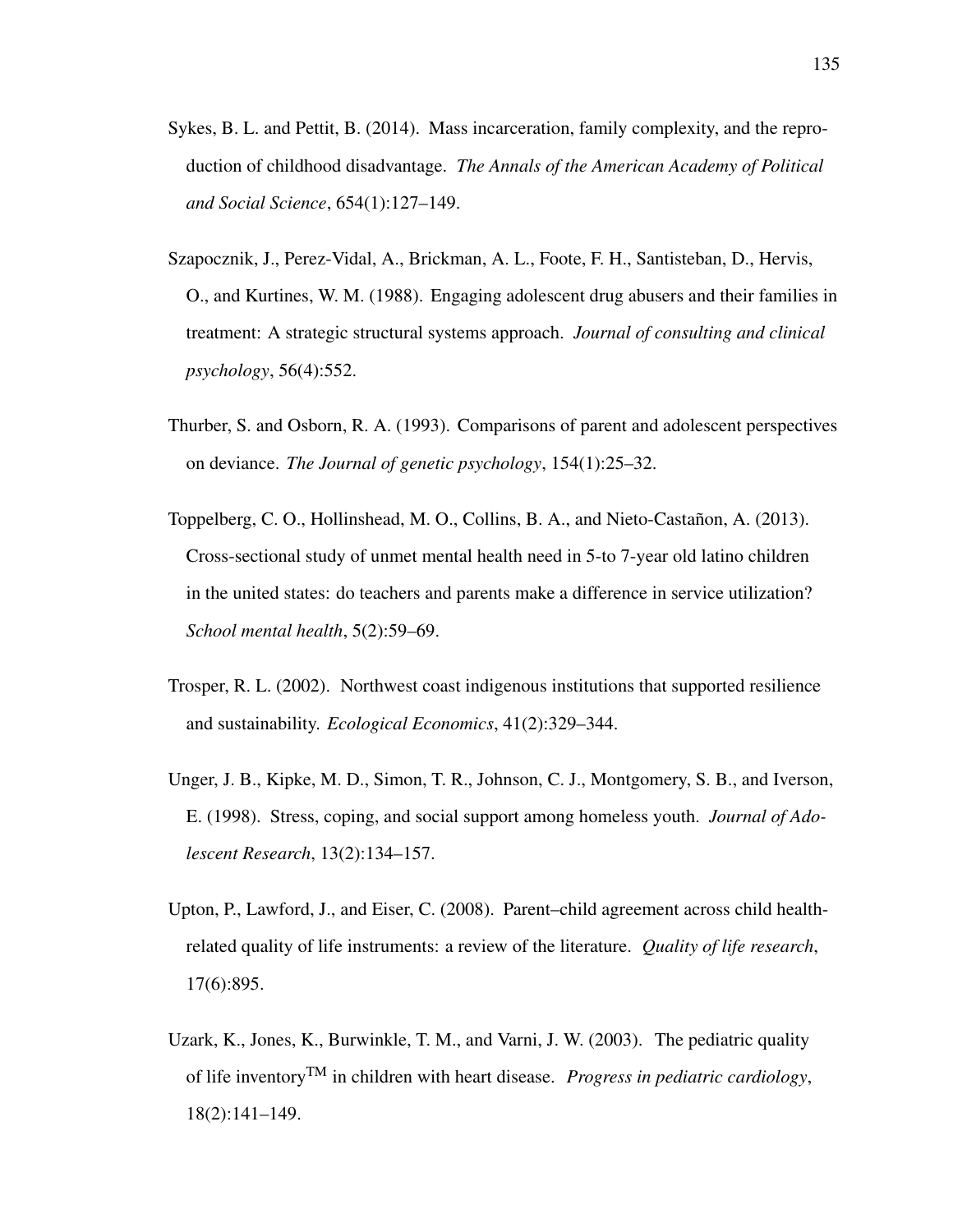Sykes, B. L. and Pettit, B. (2014). Mass incarceration, family complexity, and the reproduction of childhood disadvantage. *The Annals of the American Academy of Political and Social Science*, 654(1):127–149.

Szapocznik, J., Perez-Vidal, A., Brickman, A. L., Foote, F. H., Santisteban, D., Hervis, O., and Kurtines, W. M. (1988). Engaging adolescent drug abusers and their families in treatment: A strategic structural systems approach. *Journal of consulting and clinical psychology*, 56(4):552.

Thurber, S. and Osborn, R. A. (1993). Comparisons of parent and adolescent perspectives on deviance. *The Journal of genetic psychology*, 154(1):25–32.

Toppelberg, C. O., Hollinshead, M. O., Collins, B. A., and Nieto-Castañon, A. (2013). Cross-sectional study of unmet mental health need in 5-to 7-year old latino children in the united states: do teachers and parents make a difference in service utilization? *School mental health*, 5(2):59–69.

Trosper, R. L. (2002). Northwest coast indigenous institutions that supported resilience and sustainability. *Ecological Economics*, 41(2):329–344.

Unger, J. B., Kipke, M. D., Simon, T. R., Johnson, C. J., Montgomery, S. B., and Iverson, E. (1998). Stress, coping, and social support among homeless youth. *Journal of Adolescent Research*, 13(2):134–157.

Upton, P., Lawford, J., and Eiser, C. (2008). Parent–child agreement across child health-related quality of life instruments: a review of the literature. *Quality of life research*, 17(6):895.

Uzark, K., Jones, K., Burwinkle, T. M., and Varni, J. W. (2003). The pediatric quality of life inventory$^{TM}$ in children with heart disease. *Progress in pediatric cardiology*, 18(2):141–149.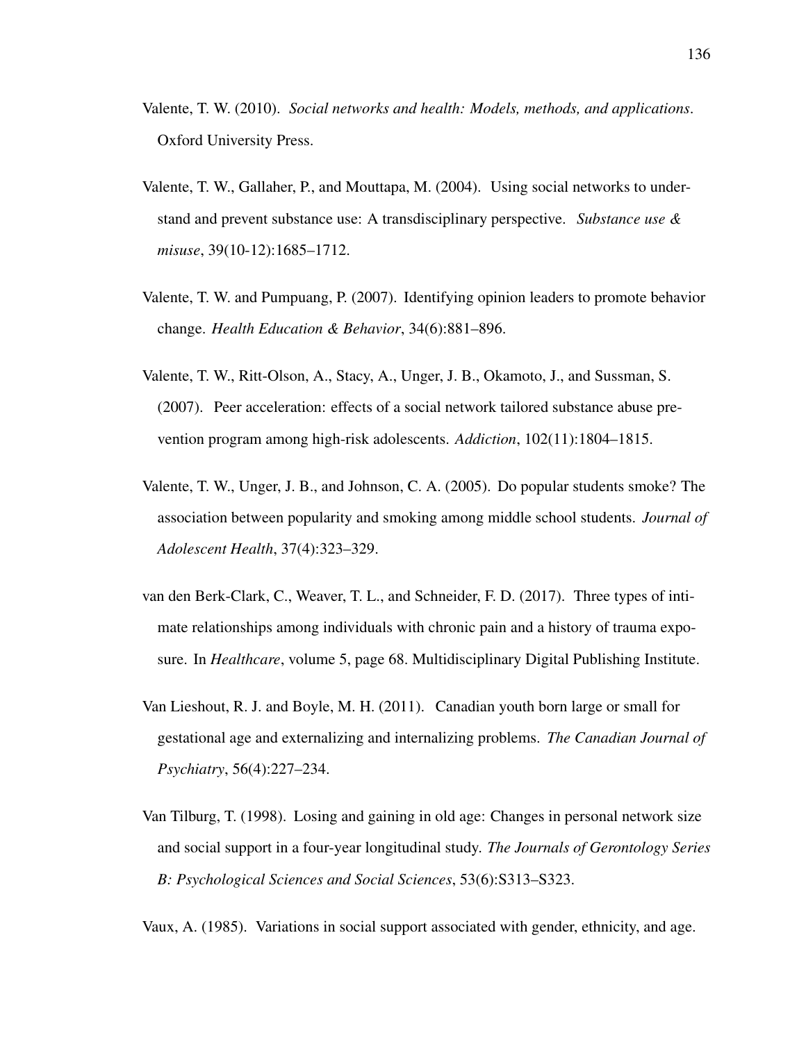Valente, T. W. (2010). *Social networks and health: Models, methods, and applications*. Oxford University Press.

Valente, T. W., Gallaher, P., and Mouttapa, M. (2004). Using social networks to understand and prevent substance use: A transdisciplinary perspective. *Substance use & misuse*, 39(10-12):1685–1712.

Valente, T. W. and Pumpuang, P. (2007). Identifying opinion leaders to promote behavior change. *Health Education & Behavior*, 34(6):881–896.

Valente, T. W., Ritt-Olson, A., Stacy, A., Unger, J. B., Okamoto, J., and Sussman, S. (2007). Peer acceleration: effects of a social network tailored substance abuse prevention program among high-risk adolescents. *Addiction*, 102(11):1804–1815.

Valente, T. W., Unger, J. B., and Johnson, C. A. (2005). Do popular students smoke? The association between popularity and smoking among middle school students. *Journal of Adolescent Health*, 37(4):323–329.

van den Berk-Clark, C., Weaver, T. L., and Schneider, F. D. (2017). Three types of intimate relationships among individuals with chronic pain and a history of trauma exposure. In *Healthcare*, volume 5, page 68. Multidisciplinary Digital Publishing Institute.

Van Lieshout, R. J. and Boyle, M. H. (2011). Canadian youth born large or small for gestational age and externalizing and internalizing problems. *The Canadian Journal of Psychiatry*, 56(4):227–234.

Van Tilburg, T. (1998). Losing and gaining in old age: Changes in personal network size and social support in a four-year longitudinal study. *The Journals of Gerontology Series B: Psychological Sciences and Social Sciences*, 53(6):S313–S323.

Vaux, A. (1985). Variations in social support associated with gender, ethnicity, and age.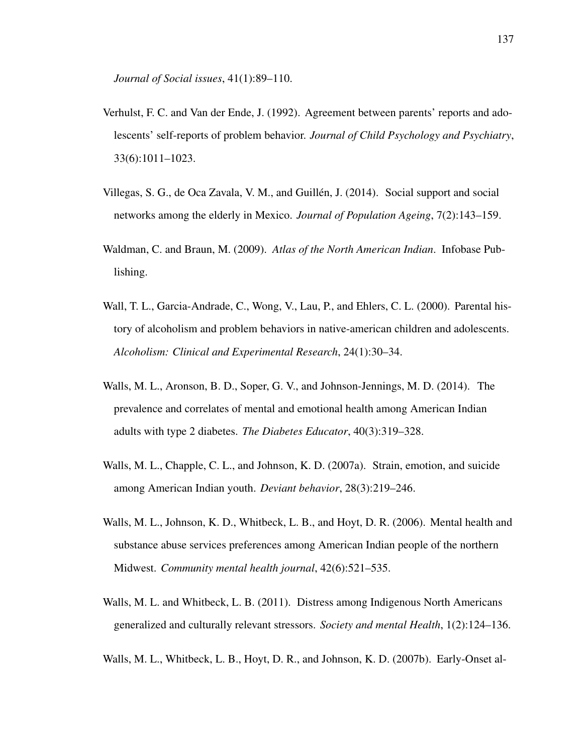*Journal of Social issues*, 41(1):89–110.

Verhulst, F. C. and Van der Ende, J. (1992). Agreement between parents' reports and adolescents' self-reports of problem behavior. *Journal of Child Psychology and Psychiatry*, 33(6):1011–1023.

Villegas, S. G., de Oca Zavala, V. M., and Guillén, J. (2014). Social support and social networks among the elderly in Mexico. *Journal of Population Ageing*, 7(2):143–159.

Waldman, C. and Braun, M. (2009). *Atlas of the North American Indian*. Infobase Publishing.

Wall, T. L., Garcia-Andrade, C., Wong, V., Lau, P., and Ehlers, C. L. (2000). Parental history of alcoholism and problem behaviors in native-american children and adolescents. *Alcoholism: Clinical and Experimental Research*, 24(1):30–34.

Walls, M. L., Aronson, B. D., Soper, G. V., and Johnson-Jennings, M. D. (2014). The prevalence and correlates of mental and emotional health among American Indian adults with type 2 diabetes. *The Diabetes Educator*, 40(3):319–328.

Walls, M. L., Chapple, C. L., and Johnson, K. D. (2007a). Strain, emotion, and suicide among American Indian youth. *Deviant behavior*, 28(3):219–246.

Walls, M. L., Johnson, K. D., Whitbeck, L. B., and Hoyt, D. R. (2006). Mental health and substance abuse services preferences among American Indian people of the northern Midwest. *Community mental health journal*, 42(6):521–535.

Walls, M. L. and Whitbeck, L. B. (2011). Distress among Indigenous North Americans generalized and culturally relevant stressors. *Society and mental Health*, 1(2):124–136.

Walls, M. L., Whitbeck, L. B., Hoyt, D. R., and Johnson, K. D. (2007b). Early-Onset al-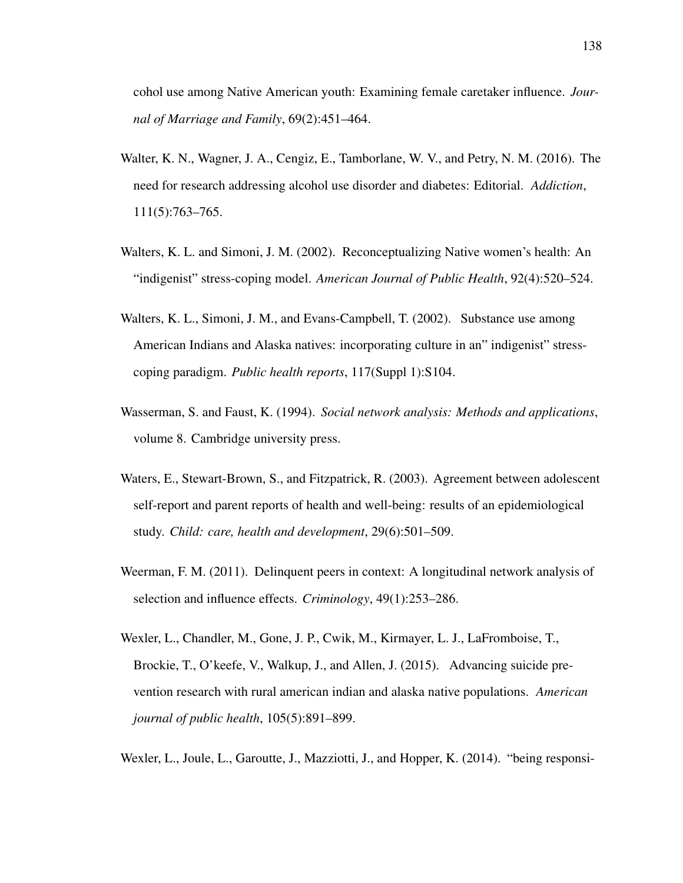cohol use among Native American youth: Examining female caretaker influence. *Journal of Marriage and Family*, 69(2):451–464.

Walter, K. N., Wagner, J. A., Cengiz, E., Tamborlane, W. V., and Petry, N. M. (2016). The need for research addressing alcohol use disorder and diabetes: Editorial. *Addiction*, 111(5):763–765.

Walters, K. L. and Simoni, J. M. (2002). Reconceptualizing Native women's health: An "indigenist" stress-coping model. *American Journal of Public Health*, 92(4):520–524.

Walters, K. L., Simoni, J. M., and Evans-Campbell, T. (2002). Substance use among American Indians and Alaska natives: incorporating culture in an" indigenist" stress-coping paradigm. *Public health reports*, 117(Suppl 1):S104.

Wasserman, S. and Faust, K. (1994). *Social network analysis: Methods and applications*, volume 8. Cambridge university press.

Waters, E., Stewart-Brown, S., and Fitzpatrick, R. (2003). Agreement between adolescent self-report and parent reports of health and well-being: results of an epidemiological study. *Child: care, health and development*, 29(6):501–509.

Weerman, F. M. (2011). Delinquent peers in context: A longitudinal network analysis of selection and influence effects. *Criminology*, 49(1):253–286.

Wexler, L., Chandler, M., Gone, J. P., Cwik, M., Kirmayer, L. J., LaFromboise, T., Brockie, T., O'keefe, V., Walkup, J., and Allen, J. (2015). Advancing suicide prevention research with rural american indian and alaska native populations. *American journal of public health*, 105(5):891–899.

Wexler, L., Joule, L., Garoutte, J., Mazziotti, J., and Hopper, K. (2014). "being responsi-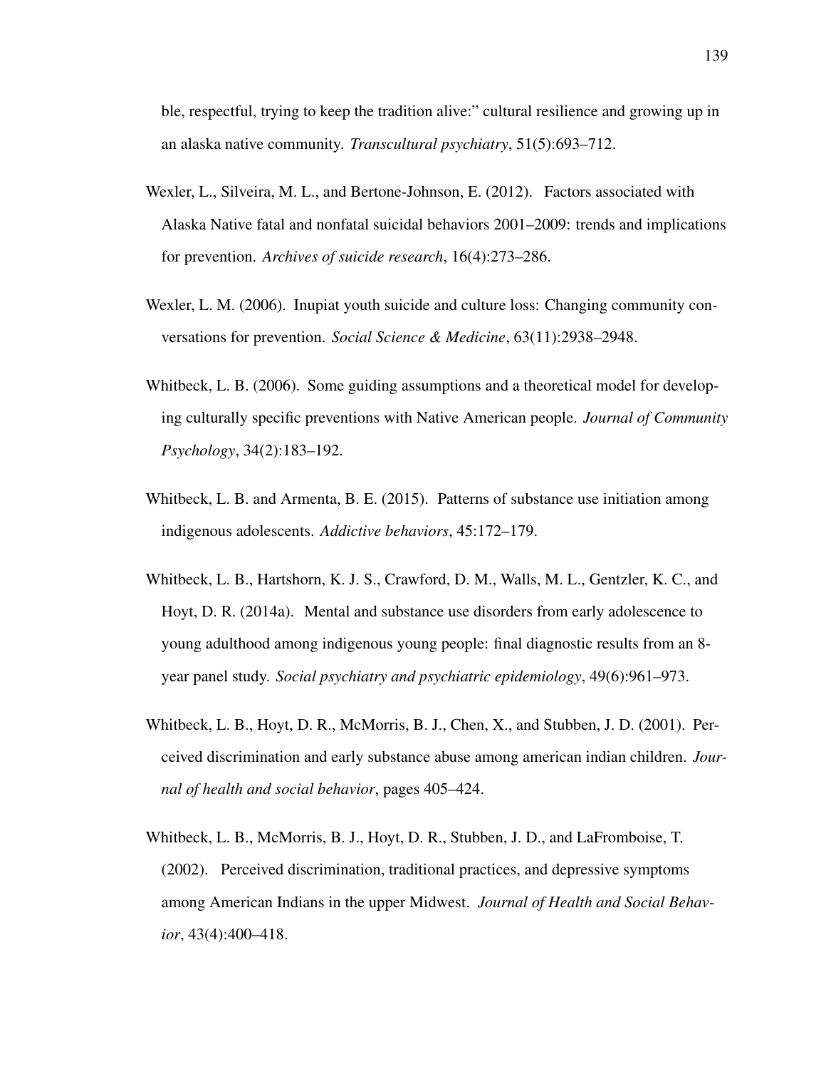ble, respectful, trying to keep the tradition alive:" cultural resilience and growing up in an alaska native community. *Transcultural psychiatry*, 51(5):693–712.

Wexler, L., Silveira, M. L., and Bertone-Johnson, E. (2012). Factors associated with Alaska Native fatal and nonfatal suicidal behaviors 2001–2009: trends and implications for prevention. *Archives of suicide research*, 16(4):273–286.

Wexler, L. M. (2006). Inupiat youth suicide and culture loss: Changing community conversations for prevention. *Social Science & Medicine*, 63(11):2938–2948.

Whitbeck, L. B. (2006). Some guiding assumptions and a theoretical model for developing culturally specific preventions with Native American people. *Journal of Community Psychology*, 34(2):183–192.

Whitbeck, L. B. and Armenta, B. E. (2015). Patterns of substance use initiation among indigenous adolescents. *Addictive behaviors*, 45:172–179.

Whitbeck, L. B., Hartshorn, K. J. S., Crawford, D. M., Walls, M. L., Gentzler, K. C., and Hoyt, D. R. (2014a). Mental and substance use disorders from early adolescence to young adulthood among indigenous young people: final diagnostic results from an 8-year panel study. *Social psychiatry and psychiatric epidemiology*, 49(6):961–973.

Whitbeck, L. B., Hoyt, D. R., McMorris, B. J., Chen, X., and Stubben, J. D. (2001). Perceived discrimination and early substance abuse among american indian children. *Journal of health and social behavior*, pages 405–424.

Whitbeck, L. B., McMorris, B. J., Hoyt, D. R., Stubben, J. D., and LaFromboise, T. (2002). Perceived discrimination, traditional practices, and depressive symptoms among American Indians in the upper Midwest. *Journal of Health and Social Behavior*, 43(4):400–418.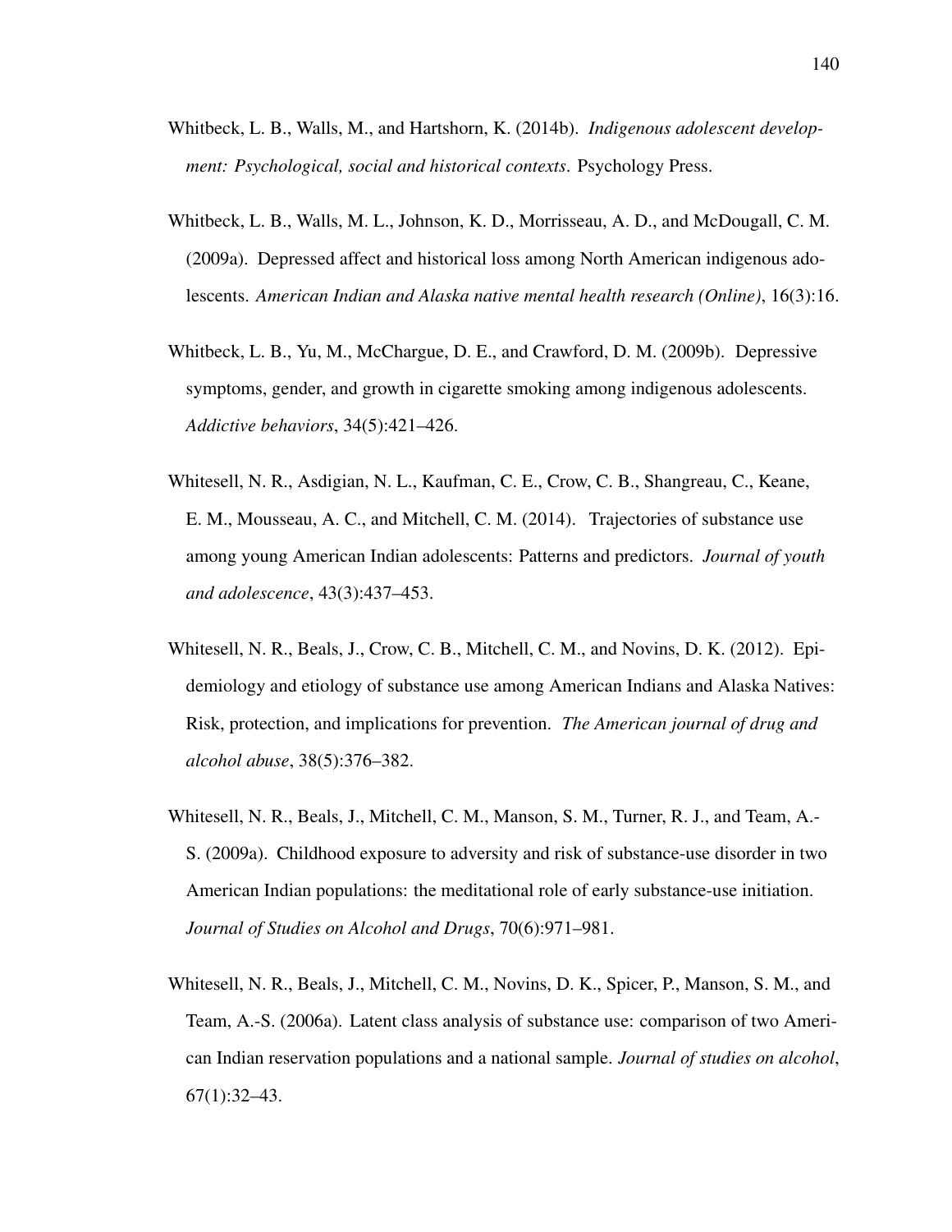Whitbeck, L. B., Walls, M., and Hartshorn, K. (2014b). *Indigenous adolescent development: Psychological, social and historical contexts*. Psychology Press.

Whitbeck, L. B., Walls, M. L., Johnson, K. D., Morrisseau, A. D., and McDougall, C. M. (2009a). Depressed affect and historical loss among North American indigenous adolescents. *American Indian and Alaska native mental health research (Online)*, 16(3):16.

Whitbeck, L. B., Yu, M., McChargue, D. E., and Crawford, D. M. (2009b). Depressive symptoms, gender, and growth in cigarette smoking among indigenous adolescents. *Addictive behaviors*, 34(5):421–426.

Whitesell, N. R., Asdigian, N. L., Kaufman, C. E., Crow, C. B., Shangreau, C., Keane, E. M., Mousseau, A. C., and Mitchell, C. M. (2014). Trajectories of substance use among young American Indian adolescents: Patterns and predictors. *Journal of youth and adolescence*, 43(3):437–453.

Whitesell, N. R., Beals, J., Crow, C. B., Mitchell, C. M., and Novins, D. K. (2012). Epidemiology and etiology of substance use among American Indians and Alaska Natives: Risk, protection, and implications for prevention. *The American journal of drug and alcohol abuse*, 38(5):376–382.

Whitesell, N. R., Beals, J., Mitchell, C. M., Manson, S. M., Turner, R. J., and Team, A.-S. (2009a). Childhood exposure to adversity and risk of substance-use disorder in two American Indian populations: the meditational role of early substance-use initiation. *Journal of Studies on Alcohol and Drugs*, 70(6):971–981.

Whitesell, N. R., Beals, J., Mitchell, C. M., Novins, D. K., Spicer, P., Manson, S. M., and Team, A.-S. (2006a). Latent class analysis of substance use: comparison of two American Indian reservation populations and a national sample. *Journal of studies on alcohol*, 67(1):32–43.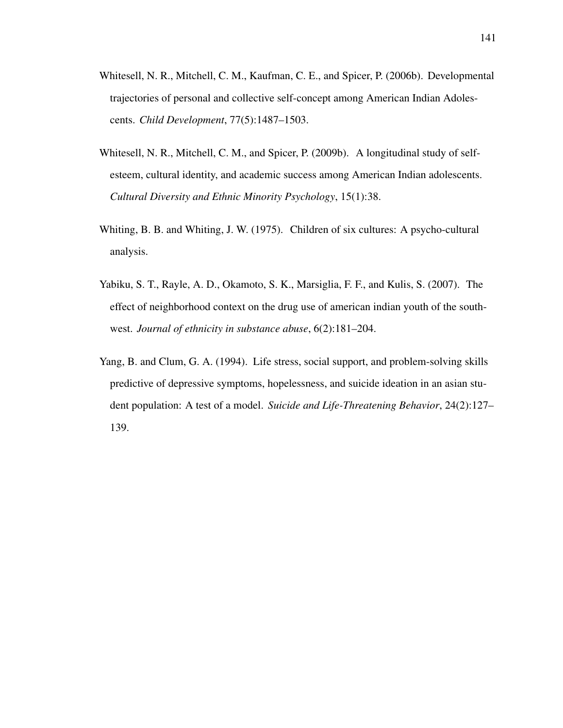Whitesell, N. R., Mitchell, C. M., Kaufman, C. E., and Spicer, P. (2006b). Developmental trajectories of personal and collective self-concept among American Indian Adolescents. *Child Development*, 77(5):1487–1503.

Whitesell, N. R., Mitchell, C. M., and Spicer, P. (2009b). A longitudinal study of self-esteem, cultural identity, and academic success among American Indian adolescents. *Cultural Diversity and Ethnic Minority Psychology*, 15(1):38.

Whiting, B. B. and Whiting, J. W. (1975). Children of six cultures: A psycho-cultural analysis.

Yabiku, S. T., Rayle, A. D., Okamoto, S. K., Marsiglia, F. F., and Kulis, S. (2007). The effect of neighborhood context on the drug use of american indian youth of the southwest. *Journal of ethnicity in substance abuse*, 6(2):181–204.

Yang, B. and Clum, G. A. (1994). Life stress, social support, and problem-solving skills predictive of depressive symptoms, hopelessness, and suicide ideation in an asian student population: A test of a model. *Suicide and Life-Threatening Behavior*, 24(2):127–139.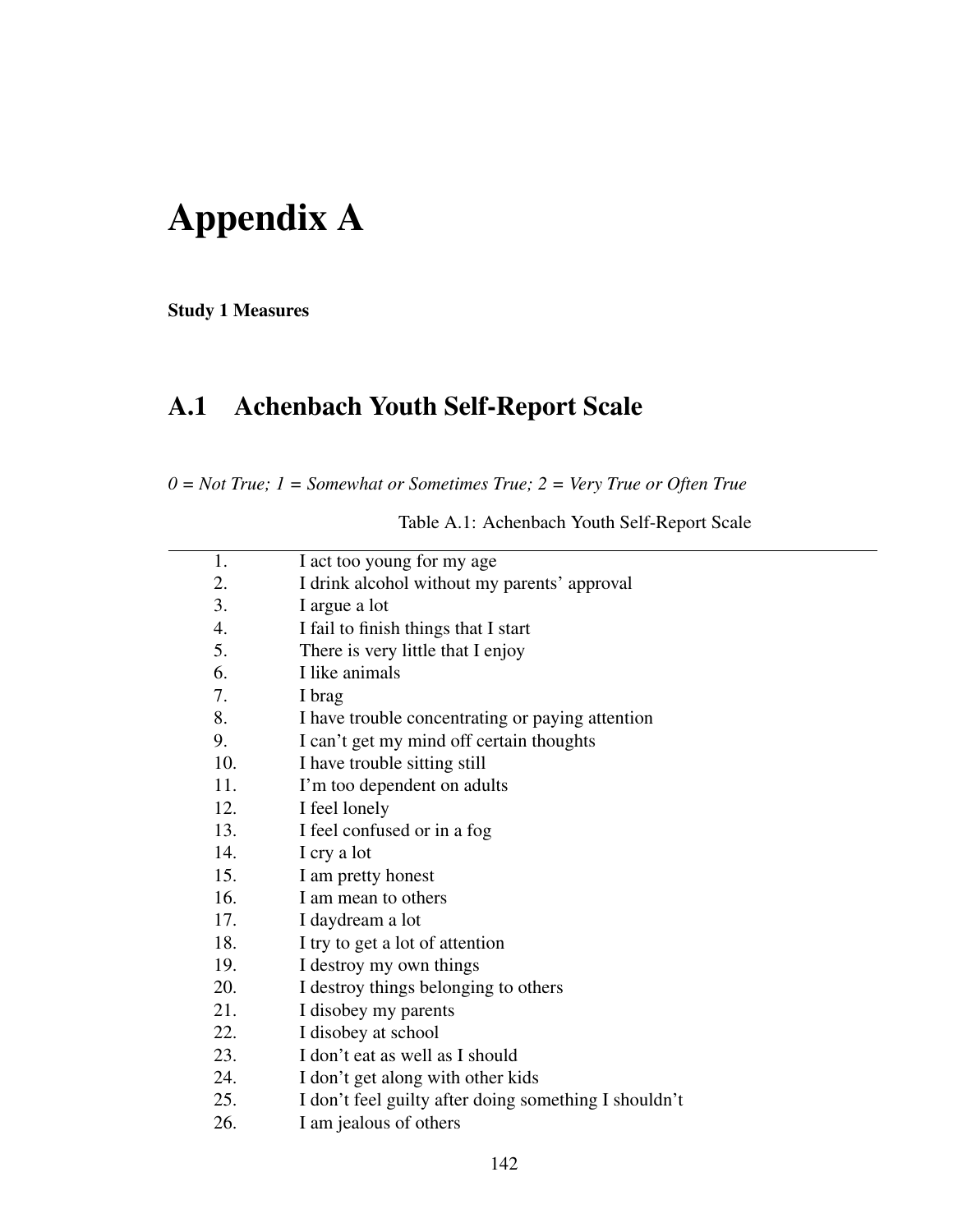# Appendix A

**Study 1 Measures**

## A.1 Achenbach Youth Self-Report Scale

*0 = Not True; 1 = Somewhat or Sometimes True; 2 = Very True or Often True*

Table A.1: Achenbach Youth Self-Report Scale

| | |
|---|---|
| 1. | I act too young for my age |
| 2. | I drink alcohol without my parents' approval |
| 3. | I argue a lot |
| 4. | I fail to finish things that I start |
| 5. | There is very little that I enjoy |
| 6. | I like animals |
| 7. | I brag |
| 8. | I have trouble concentrating or paying attention |
| 9. | I can't get my mind off certain thoughts |
| 10. | I have trouble sitting still |
| 11. | I'm too dependent on adults |
| 12. | I feel lonely |
| 13. | I feel confused or in a fog |
| 14. | I cry a lot |
| 15. | I am pretty honest |
| 16. | I am mean to others |
| 17. | I daydream a lot |
| 18. | I try to get a lot of attention |
| 19. | I destroy my own things |
| 20. | I destroy things belonging to others |
| 21. | I disobey my parents |
| 22. | I disobey at school |
| 23. | I don't eat as well as I should |
| 24. | I don't get along with other kids |
| 25. | I don't feel guilty after doing something I shouldn't |
| 26. | I am jealous of others |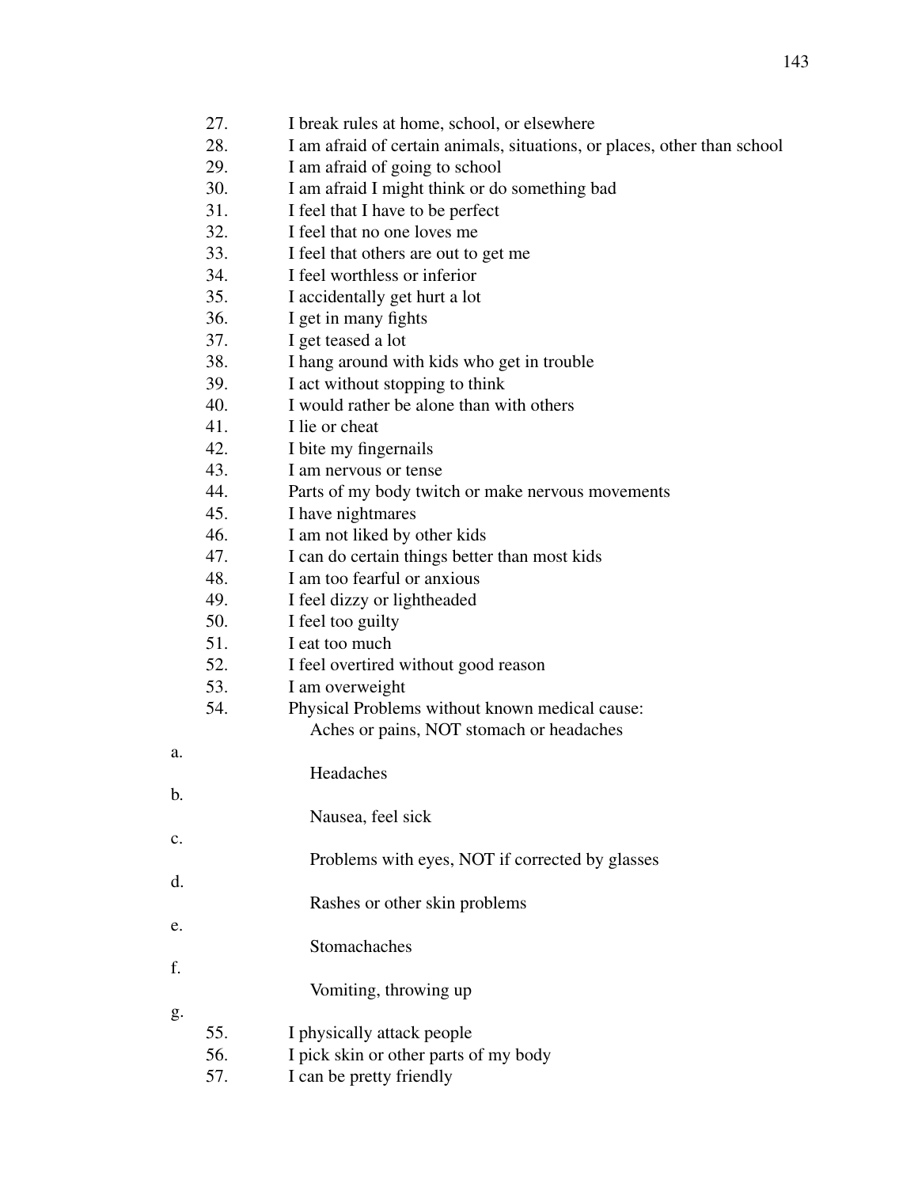27. I break rules at home, school, or elsewhere
28. I am afraid of certain animals, situations, or places, other than school
29. I am afraid of going to school
30. I am afraid I might think or do something bad
31. I feel that I have to be perfect
32. I feel that no one loves me
33. I feel that others are out to get me
34. I feel worthless or inferior
35. I accidentally get hurt a lot
36. I get in many fights
37. I get teased a lot
38. I hang around with kids who get in trouble
39. I act without stopping to think
40. I would rather be alone than with others
41. I lie or cheat
42. I bite my fingernails
43. I am nervous or tense
44. Parts of my body twitch or make nervous movements
45. I have nightmares
46. I am not liked by other kids
47. I can do certain things better than most kids
48. I am too fearful or anxious
49. I feel dizzy or lightheaded
50. I feel too guilty
51. I eat too much
52. I feel overtired without good reason
53. I am overweight
54. Physical Problems without known medical cause:

   Aches or pains, NOT stomach or headaches

a.

   Headaches

b.

   Nausea, feel sick

c.

   Problems with eyes, NOT if corrected by glasses

d.

   Rashes or other skin problems

e.

   Stomachaches

f.

   Vomiting, throwing up

g.

55. I physically attack people
56. I pick skin or other parts of my body
57. I can be pretty friendly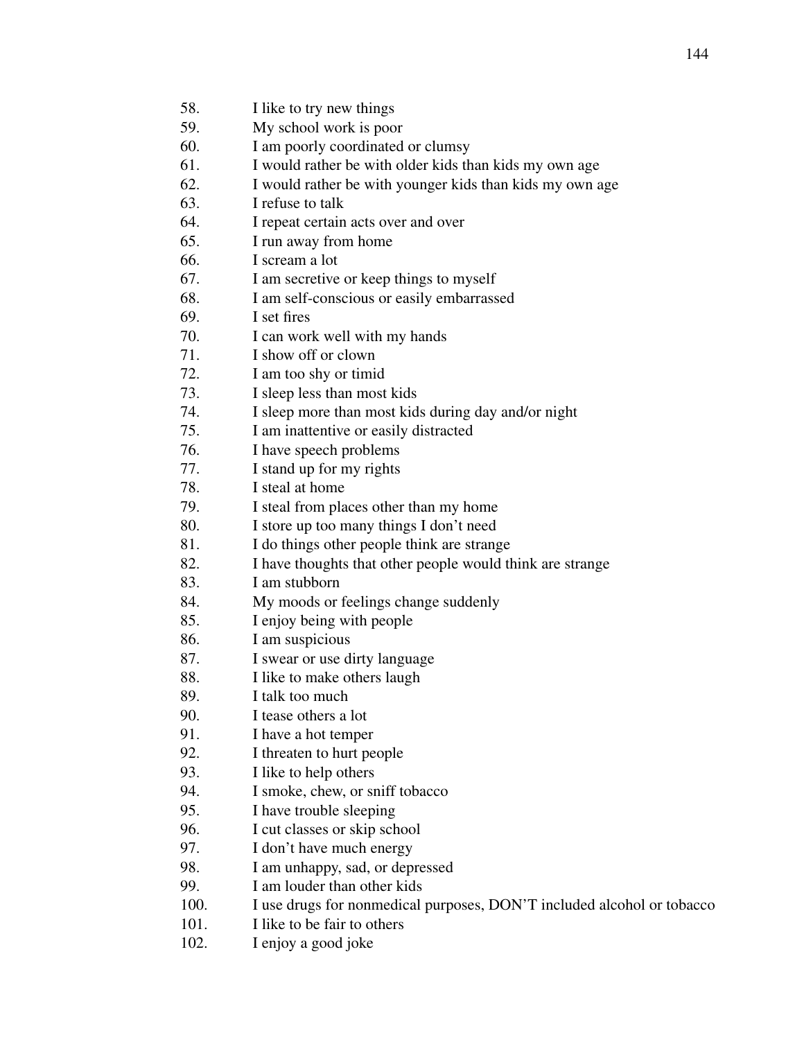58. I like to try new things
59. My school work is poor
60. I am poorly coordinated or clumsy
61. I would rather be with older kids than kids my own age
62. I would rather be with younger kids than kids my own age
63. I refuse to talk
64. I repeat certain acts over and over
65. I run away from home
66. I scream a lot
67. I am secretive or keep things to myself
68. I am self-conscious or easily embarrassed
69. I set fires
70. I can work well with my hands
71. I show off or clown
72. I am too shy or timid
73. I sleep less than most kids
74. I sleep more than most kids during day and/or night
75. I am inattentive or easily distracted
76. I have speech problems
77. I stand up for my rights
78. I steal at home
79. I steal from places other than my home
80. I store up too many things I don't need
81. I do things other people think are strange
82. I have thoughts that other people would think are strange
83. I am stubborn
84. My moods or feelings change suddenly
85. I enjoy being with people
86. I am suspicious
87. I swear or use dirty language
88. I like to make others laugh
89. I talk too much
90. I tease others a lot
91. I have a hot temper
92. I threaten to hurt people
93. I like to help others
94. I smoke, chew, or sniff tobacco
95. I have trouble sleeping
96. I cut classes or skip school
97. I don't have much energy
98. I am unhappy, sad, or depressed
99. I am louder than other kids
100. I use drugs for nonmedical purposes, DON'T included alcohol or tobacco
101. I like to be fair to others
102. I enjoy a good joke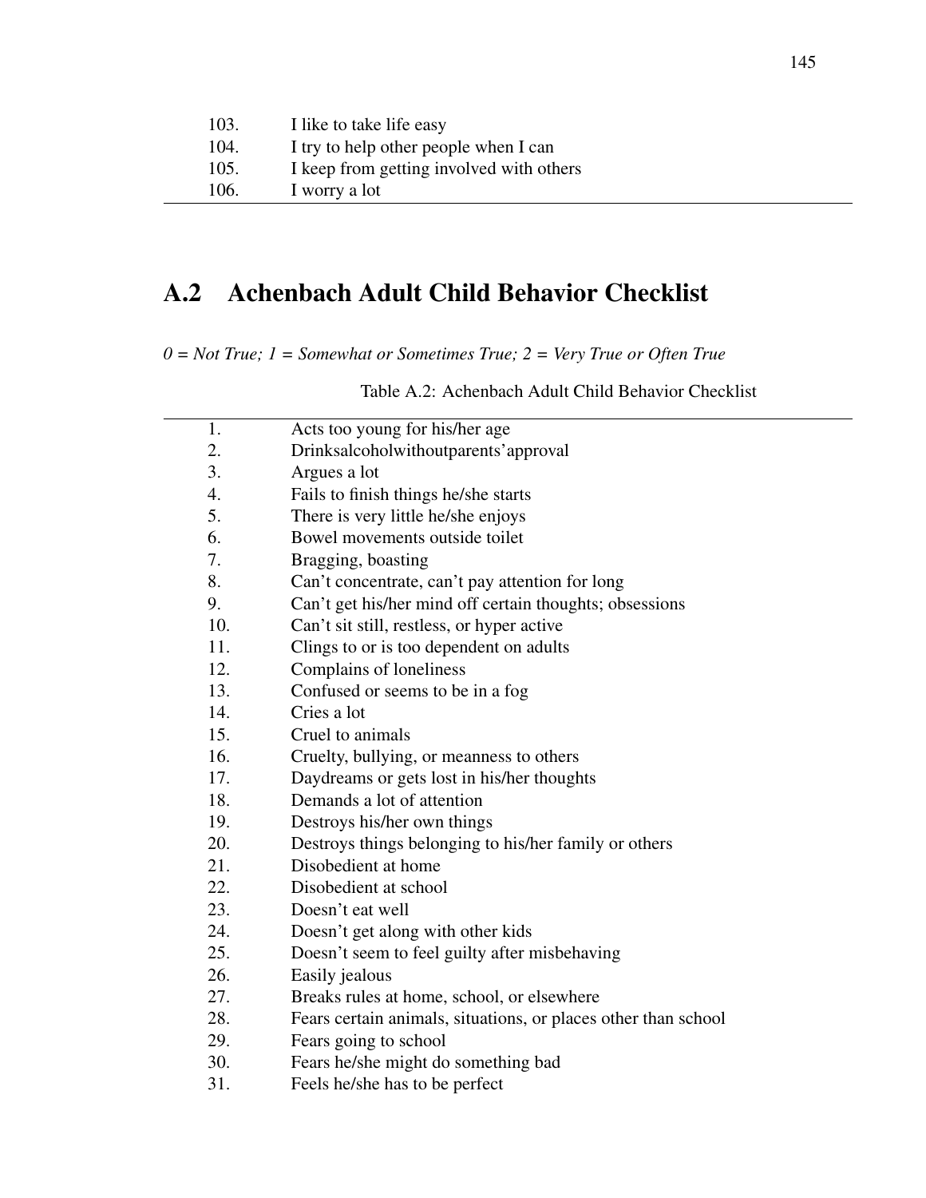| | |
|---|---|
| 103. | I like to take life easy |
| 104. | I try to help other people when I can |
| 105. | I keep from getting involved with others |
| 106. | I worry a lot |

## A.2 Achenbach Adult Child Behavior Checklist

*0 = Not True; 1 = Somewhat or Sometimes True; 2 = Very True or Often True*

Table A.2: Achenbach Adult Child Behavior Checklist

| | |
|---|---|
| 1. | Acts too young for his/her age |
| 2. | Drinksalcoholwithoutparents'approval |
| 3. | Argues a lot |
| 4. | Fails to finish things he/she starts |
| 5. | There is very little he/she enjoys |
| 6. | Bowel movements outside toilet |
| 7. | Bragging, boasting |
| 8. | Can't concentrate, can't pay attention for long |
| 9. | Can't get his/her mind off certain thoughts; obsessions |
| 10. | Can't sit still, restless, or hyper active |
| 11. | Clings to or is too dependent on adults |
| 12. | Complains of loneliness |
| 13. | Confused or seems to be in a fog |
| 14. | Cries a lot |
| 15. | Cruel to animals |
| 16. | Cruelty, bullying, or meanness to others |
| 17. | Daydreams or gets lost in his/her thoughts |
| 18. | Demands a lot of attention |
| 19. | Destroys his/her own things |
| 20. | Destroys things belonging to his/her family or others |
| 21. | Disobedient at home |
| 22. | Disobedient at school |
| 23. | Doesn't eat well |
| 24. | Doesn't get along with other kids |
| 25. | Doesn't seem to feel guilty after misbehaving |
| 26. | Easily jealous |
| 27. | Breaks rules at home, school, or elsewhere |
| 28. | Fears certain animals, situations, or places other than school |
| 29. | Fears going to school |
| 30. | Fears he/she might do something bad |
| 31. | Feels he/she has to be perfect |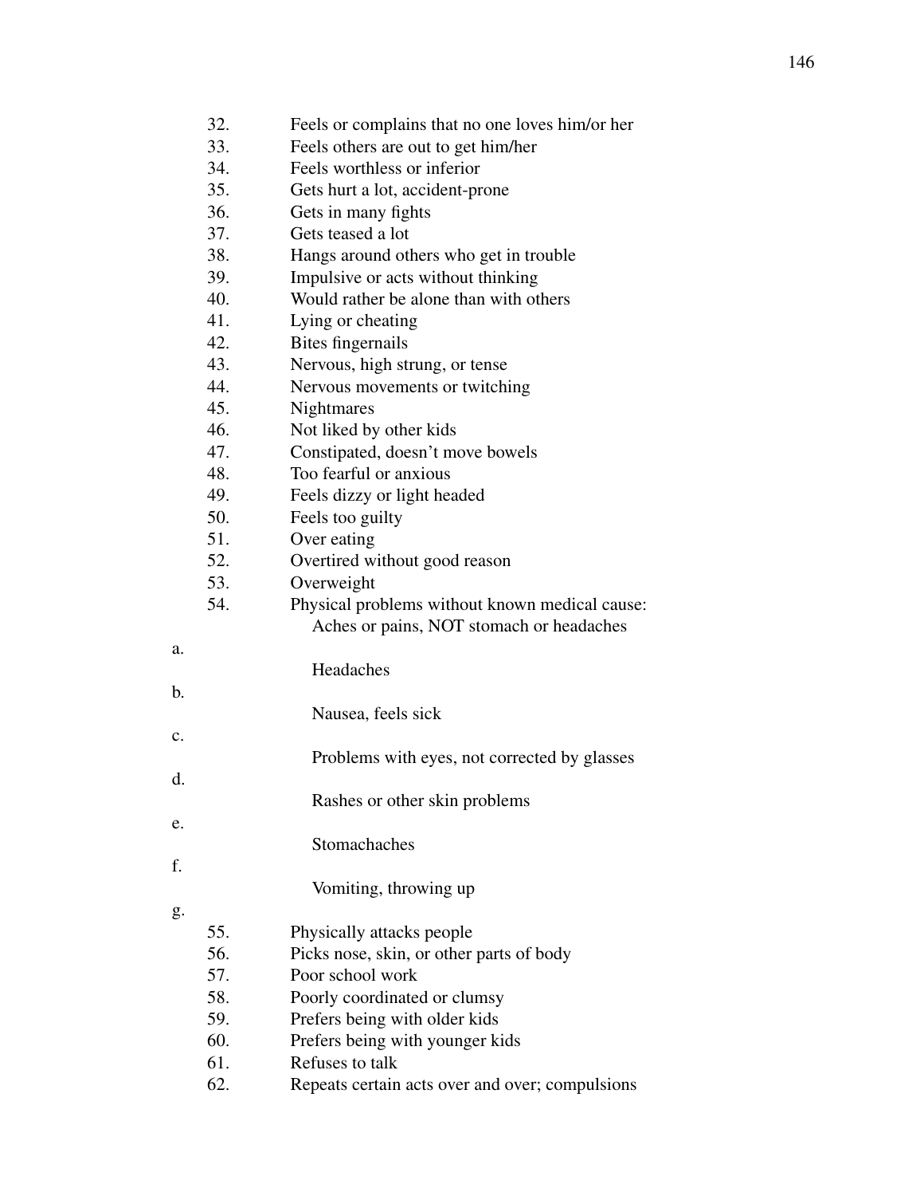32. Feels or complains that no one loves him/or her
33. Feels others are out to get him/her
34. Feels worthless or inferior
35. Gets hurt a lot, accident-prone
36. Gets in many fights
37. Gets teased a lot
38. Hangs around others who get in trouble
39. Impulsive or acts without thinking
40. Would rather be alone than with others
41. Lying or cheating
42. Bites fingernails
43. Nervous, high strung, or tense
44. Nervous movements or twitching
45. Nightmares
46. Not liked by other kids
47. Constipated, doesn't move bowels
48. Too fearful or anxious
49. Feels dizzy or light headed
50. Feels too guilty
51. Over eating
52. Overtired without good reason
53. Overweight
54. Physical problems without known medical cause:
    - a. Aches or pains, NOT stomach or headaches
    - b. Headaches
    - c. Nausea, feels sick
    - d. Problems with eyes, not corrected by glasses
    - e. Rashes or other skin problems
    - f. Stomachaches
    - g. Vomiting, throwing up
55. Physically attacks people
56. Picks nose, skin, or other parts of body
57. Poor school work
58. Poorly coordinated or clumsy
59. Prefers being with older kids
60. Prefers being with younger kids
61. Refuses to talk
62. Repeats certain acts over and over; compulsions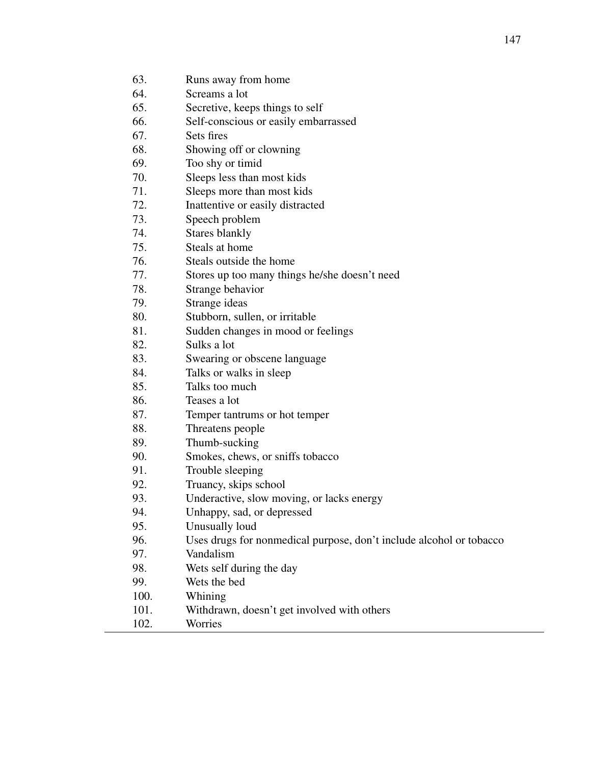| | |
|---|---|
| 63. | Runs away from home |
| 64. | Screams a lot |
| 65. | Secretive, keeps things to self |
| 66. | Self-conscious or easily embarrassed |
| 67. | Sets fires |
| 68. | Showing off or clowning |
| 69. | Too shy or timid |
| 70. | Sleeps less than most kids |
| 71. | Sleeps more than most kids |
| 72. | Inattentive or easily distracted |
| 73. | Speech problem |
| 74. | Stares blankly |
| 75. | Steals at home |
| 76. | Steals outside the home |
| 77. | Stores up too many things he/she doesn't need |
| 78. | Strange behavior |
| 79. | Strange ideas |
| 80. | Stubborn, sullen, or irritable |
| 81. | Sudden changes in mood or feelings |
| 82. | Sulks a lot |
| 83. | Swearing or obscene language |
| 84. | Talks or walks in sleep |
| 85. | Talks too much |
| 86. | Teases a lot |
| 87. | Temper tantrums or hot temper |
| 88. | Threatens people |
| 89. | Thumb-sucking |
| 90. | Smokes, chews, or sniffs tobacco |
| 91. | Trouble sleeping |
| 92. | Truancy, skips school |
| 93. | Underactive, slow moving, or lacks energy |
| 94. | Unhappy, sad, or depressed |
| 95. | Unusually loud |
| 96. | Uses drugs for nonmedical purpose, don't include alcohol or tobacco |
| 97. | Vandalism |
| 98. | Wets self during the day |
| 99. | Wets the bed |
| 100. | Whining |
| 101. | Withdrawn, doesn't get involved with others |
| 102. | Worries |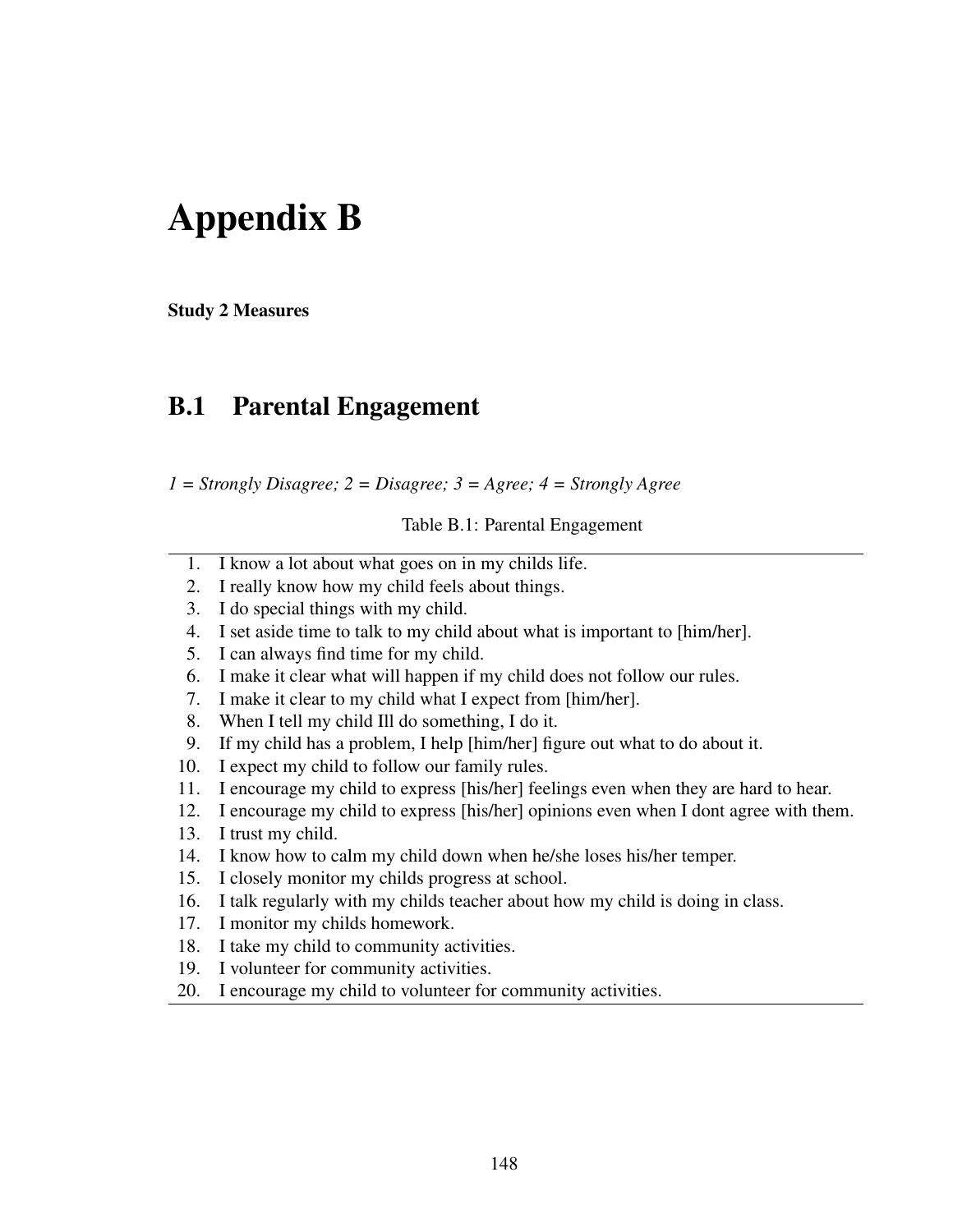# Appendix B

**Study 2 Measures**

## B.1 Parental Engagement

*1 = Strongly Disagree; 2 = Disagree; 3 = Agree; 4 = Strongly Agree*

Table B.1: Parental Engagement

| | |
|---|---|
| 1. | I know a lot about what goes on in my childs life. |
| 2. | I really know how my child feels about things. |
| 3. | I do special things with my child. |
| 4. | I set aside time to talk to my child about what is important to [him/her]. |
| 5. | I can always find time for my child. |
| 6. | I make it clear what will happen if my child does not follow our rules. |
| 7. | I make it clear to my child what I expect from [him/her]. |
| 8. | When I tell my child Ill do something, I do it. |
| 9. | If my child has a problem, I help [him/her] figure out what to do about it. |
| 10. | I expect my child to follow our family rules. |
| 11. | I encourage my child to express [his/her] feelings even when they are hard to hear. |
| 12. | I encourage my child to express [his/her] opinions even when I dont agree with them. |
| 13. | I trust my child. |
| 14. | I know how to calm my child down when he/she loses his/her temper. |
| 15. | I closely monitor my childs progress at school. |
| 16. | I talk regularly with my childs teacher about how my child is doing in class. |
| 17. | I monitor my childs homework. |
| 18. | I take my child to community activities. |
| 19. | I volunteer for community activities. |
| 20. | I encourage my child to volunteer for community activities. |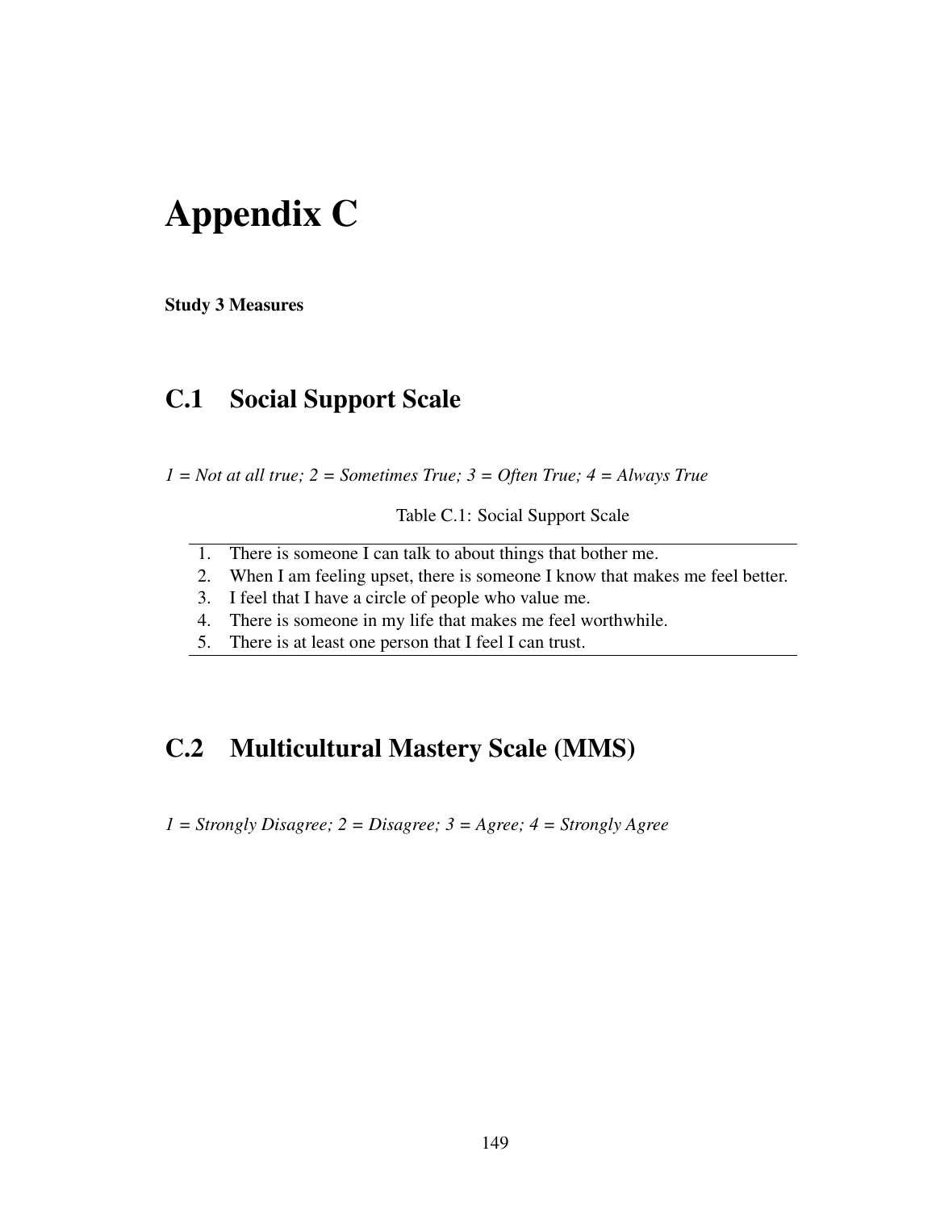# Appendix C

**Study 3 Measures**

## C.1 Social Support Scale

*1 = Not at all true; 2 = Sometimes True; 3 = Often True; 4 = Always True*

Table C.1: Social Support Scale

| | |
|---|---|
| 1. | There is someone I can talk to about things that bother me. |
| 2. | When I am feeling upset, there is someone I know that makes me feel better. |
| 3. | I feel that I have a circle of people who value me. |
| 4. | There is someone in my life that makes me feel worthwhile. |
| 5. | There is at least one person that I feel I can trust. |

## C.2 Multicultural Mastery Scale (MMS)

*1 = Strongly Disagree; 2 = Disagree; 3 = Agree; 4 = Strongly Agree*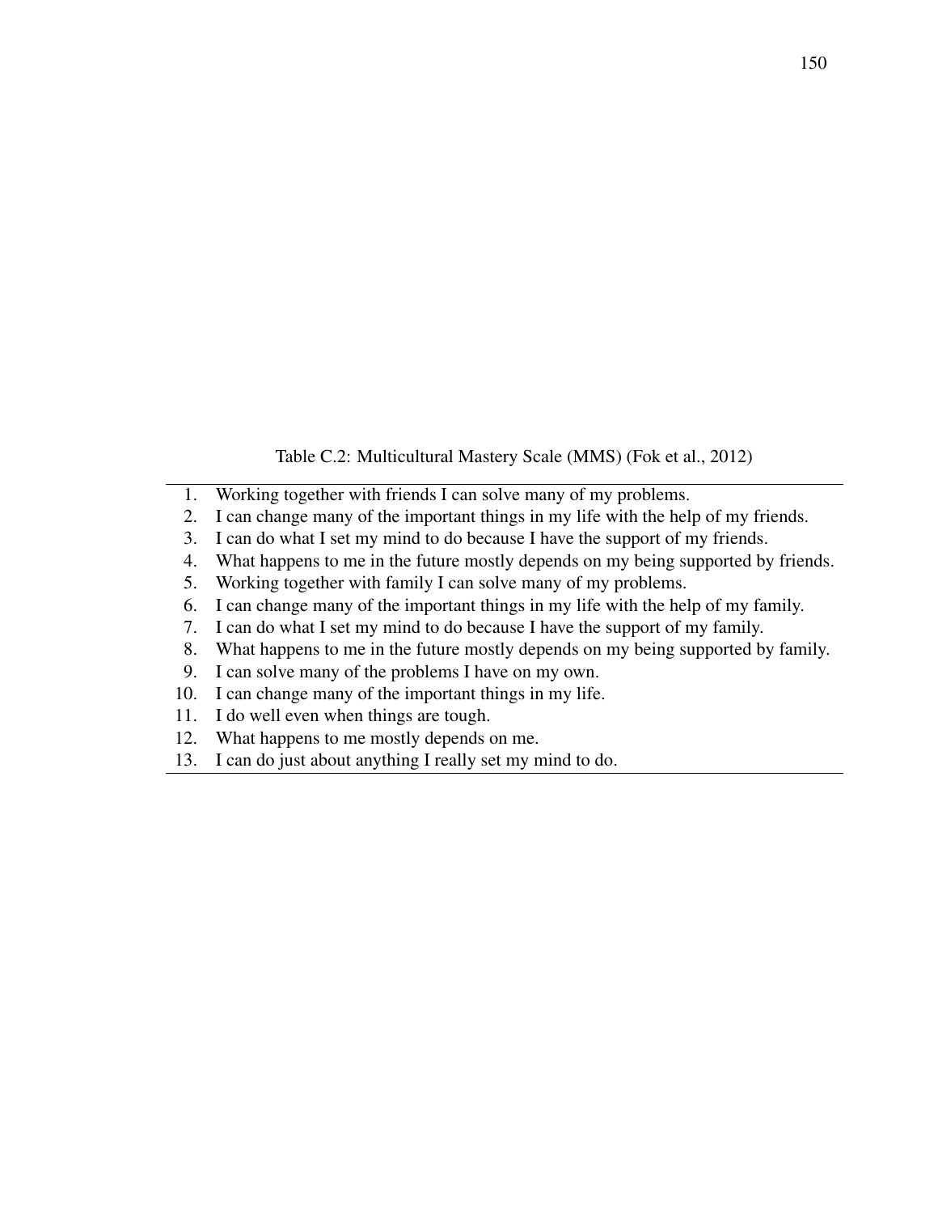Table C.2: Multicultural Mastery Scale (MMS) (Fok et al., 2012)

| | |
|---|---|
| 1. | Working together with friends I can solve many of my problems. |
| 2. | I can change many of the important things in my life with the help of my friends. |
| 3. | I can do what I set my mind to do because I have the support of my friends. |
| 4. | What happens to me in the future mostly depends on my being supported by friends. |
| 5. | Working together with family I can solve many of my problems. |
| 6. | I can change many of the important things in my life with the help of my family. |
| 7. | I can do what I set my mind to do because I have the support of my family. |
| 8. | What happens to me in the future mostly depends on my being supported by family. |
| 9. | I can solve many of the problems I have on my own. |
| 10. | I can change many of the important things in my life. |
| 11. | I do well even when things are tough. |
| 12. | What happens to me mostly depends on me. |
| 13. | I can do just about anything I really set my mind to do. |